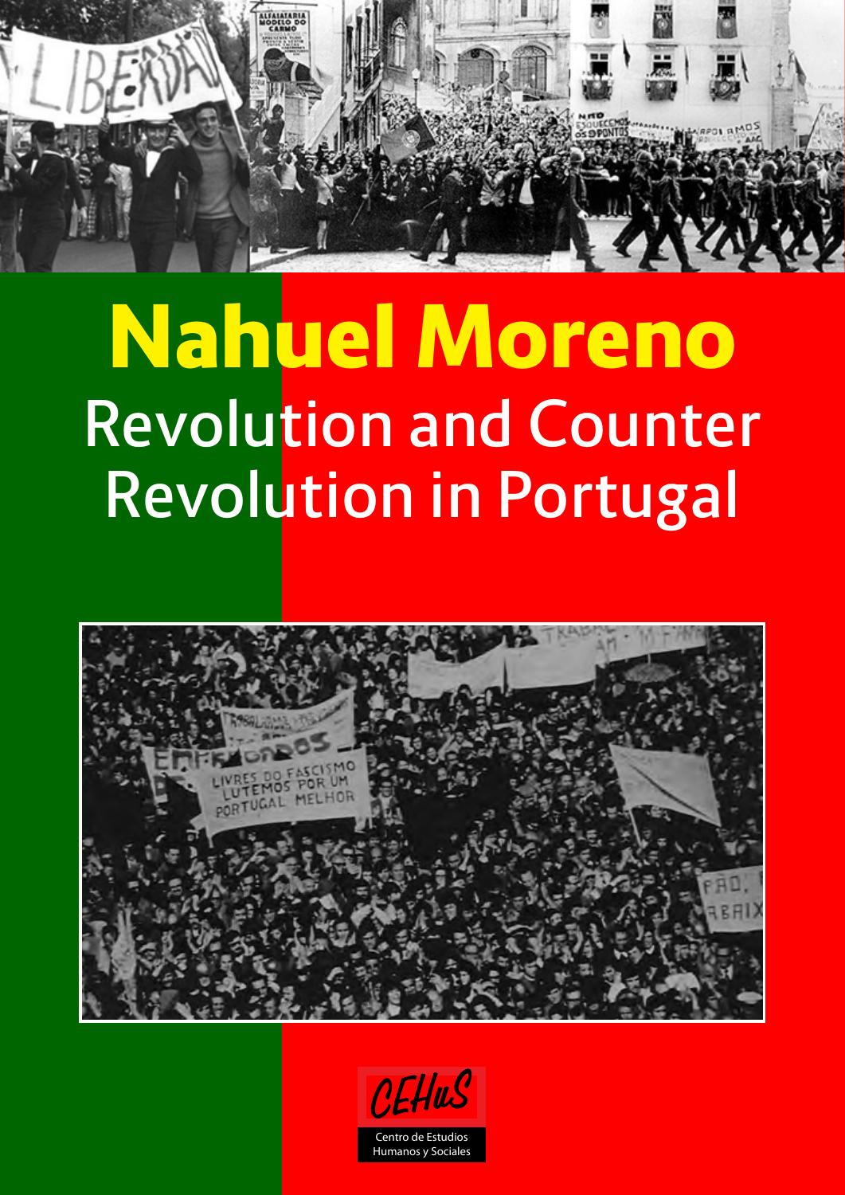# Nahuel Moreno

## Revolution and Counter Revolution in Portugal

CEHuS

Centro de Estudios Humanos y Sociales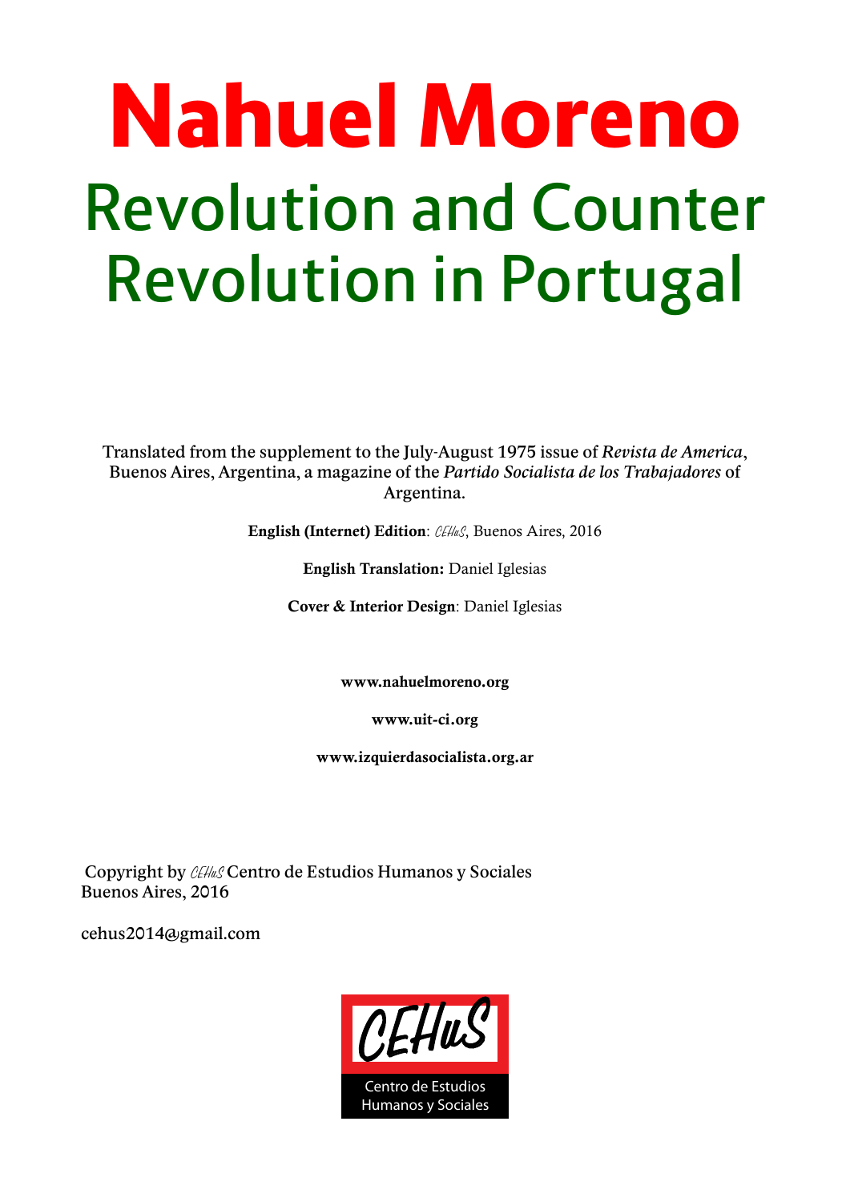# Nahuel Moreno

## Revolution and Counter Revolution in Portugal

Translated from the supplement to the July-August 1975 issue of *Revista de America*, Buenos Aires, Argentina, a magazine of the *Partido Socialista de los Trabajadores* of Argentina.

**English (Internet) Edition**: CEHuS, Buenos Aires, 2016

**English Translation:** Daniel Iglesias

**Cover & Interior Design**: Daniel Iglesias

**www.nahuelmoreno.org**

**www.uit-ci.org**

**www.izquierdasocialista.org.ar**

Copyright by CEHuS Centro de Estudios Humanos y Sociales
Buenos Aires, 2016

cehus2014@gmail.com

CEHuS
Centro de Estudios Humanos y Sociales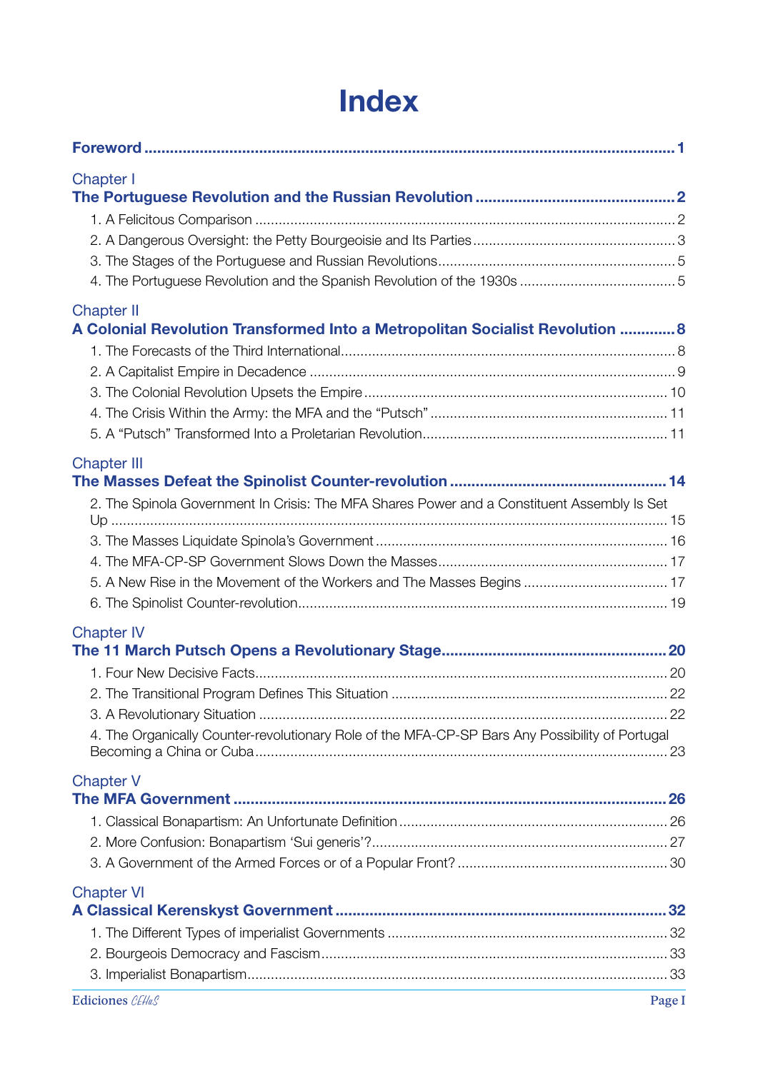# Index

**Foreword** ........ **1**

Chapter I
**The Portuguese Revolution and the Russian Revolution** ........ **2**

1. A Felicitous Comparison ........ 2
2. A Dangerous Oversight: the Petty Bourgeoisie and Its Parties ........ 3
3. The Stages of the Portuguese and Russian Revolutions ........ 5
4. The Portuguese Revolution and the Spanish Revolution of the 1930s ........ 5

Chapter II
**A Colonial Revolution Transformed Into a Metropolitan Socialist Revolution** ........ **8**

1. The Forecasts of the Third International ........ 8
2. A Capitalist Empire in Decadence ........ 9
3. The Colonial Revolution Upsets the Empire ........ 10
4. The Crisis Within the Army: the MFA and the "Putsch" ........ 11
5. A "Putsch" Transformed Into a Proletarian Revolution ........ 11

Chapter III
**The Masses Defeat the Spinolist Counter-revolution** ........ **14**

2. The Spinola Government In Crisis: The MFA Shares Power and a Constituent Assembly Is Set Up ........ 15
3. The Masses Liquidate Spinola's Government ........ 16
4. The MFA-CP-SP Government Slows Down the Masses ........ 17
5. A New Rise in the Movement of the Workers and The Masses Begins ........ 17
6. The Spinolist Counter-revolution ........ 19

Chapter IV
**The 11 March Putsch Opens a Revolutionary Stage** ........ **20**

1. Four New Decisive Facts ........ 20
2. The Transitional Program Defines This Situation ........ 22
3. A Revolutionary Situation ........ 22
4. The Organically Counter-revolutionary Role of the MFA-CP-SP Bars Any Possibility of Portugal Becoming a China or Cuba ........ 23

Chapter V
**The MFA Government** ........ **26**

1. Classical Bonapartism: An Unfortunate Definition ........ 26
2. More Confusion: Bonapartism 'Sui generis'? ........ 27
3. A Government of the Armed Forces or of a Popular Front? ........ 30

Chapter VI
**A Classical Kerenskyst Government** ........ **32**

1. The Different Types of imperialist Governments ........ 32
2. Bourgeois Democracy and Fascism ........ 33
3. Imperialist Bonapartism ........ 33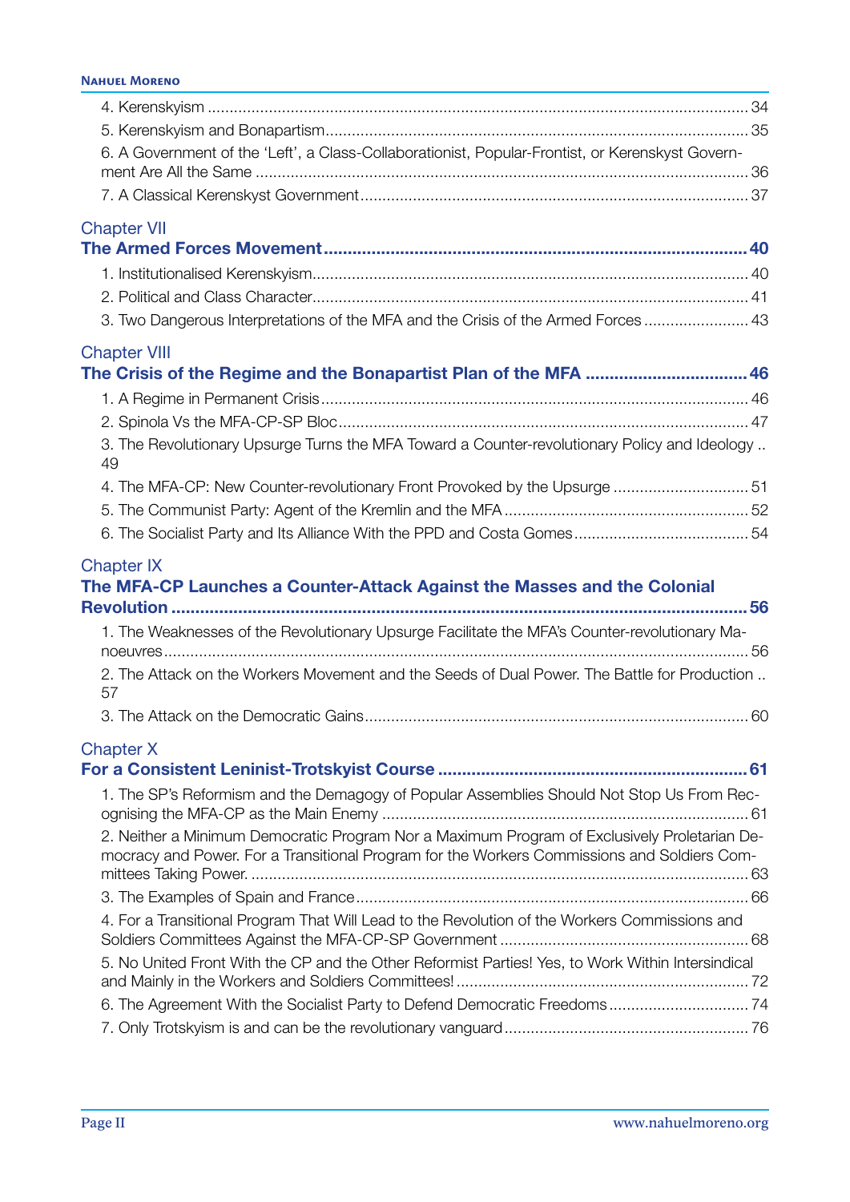4. Kerenskyism ... 34

5. Kerenskyism and Bonapartism ... 35

6. A Government of the 'Left', a Class-Collaborationist, Popular-Frontist, or Kerenskyst Government Are All the Same ... 36

7. A Classical Kerenskyst Government ... 37

## Chapter VII
## The Armed Forces Movement ... 40

1. Institutionalised Kerenskyism ... 40

2. Political and Class Character ... 41

3. Two Dangerous Interpretations of the MFA and the Crisis of the Armed Forces ... 43

## Chapter VIII
## The Crisis of the Regime and the Bonapartist Plan of the MFA ... 46

1. A Regime in Permanent Crisis ... 46

2. Spinola Vs the MFA-CP-SP Bloc ... 47

3. The Revolutionary Upsurge Turns the MFA Toward a Counter-revolutionary Policy and Ideology .. 49

4. The MFA-CP: New Counter-revolutionary Front Provoked by the Upsurge ... 51

5. The Communist Party: Agent of the Kremlin and the MFA ... 52

6. The Socialist Party and Its Alliance With the PPD and Costa Gomes ... 54

## Chapter IX
## The MFA-CP Launches a Counter-Attack Against the Masses and the Colonial Revolution ... 56

1. The Weaknesses of the Revolutionary Upsurge Facilitate the MFA's Counter-revolutionary Manoeuvres ... 56

2. The Attack on the Workers Movement and the Seeds of Dual Power. The Battle for Production .. 57

3. The Attack on the Democratic Gains ... 60

## Chapter X
## For a Consistent Leninist-Trotskyist Course ... 61

1. The SP's Reformism and the Demagogy of Popular Assemblies Should Not Stop Us From Recognising the MFA-CP as the Main Enemy ... 61

2. Neither a Minimum Democratic Program Nor a Maximum Program of Exclusively Proletarian Democracy and Power. For a Transitional Program for the Workers Commissions and Soldiers Committees Taking Power. ... 63

3. The Examples of Spain and France ... 66

4. For a Transitional Program That Will Lead to the Revolution of the Workers Commissions and Soldiers Committees Against the MFA-CP-SP Government ... 68

5. No United Front With the CP and the Other Reformist Parties! Yes, to Work Within Intersindical and Mainly in the Workers and Soldiers Committees! ... 72

6. The Agreement With the Socialist Party to Defend Democratic Freedoms ... 74

7. Only Trotskyism is and can be the revolutionary vanguard ... 76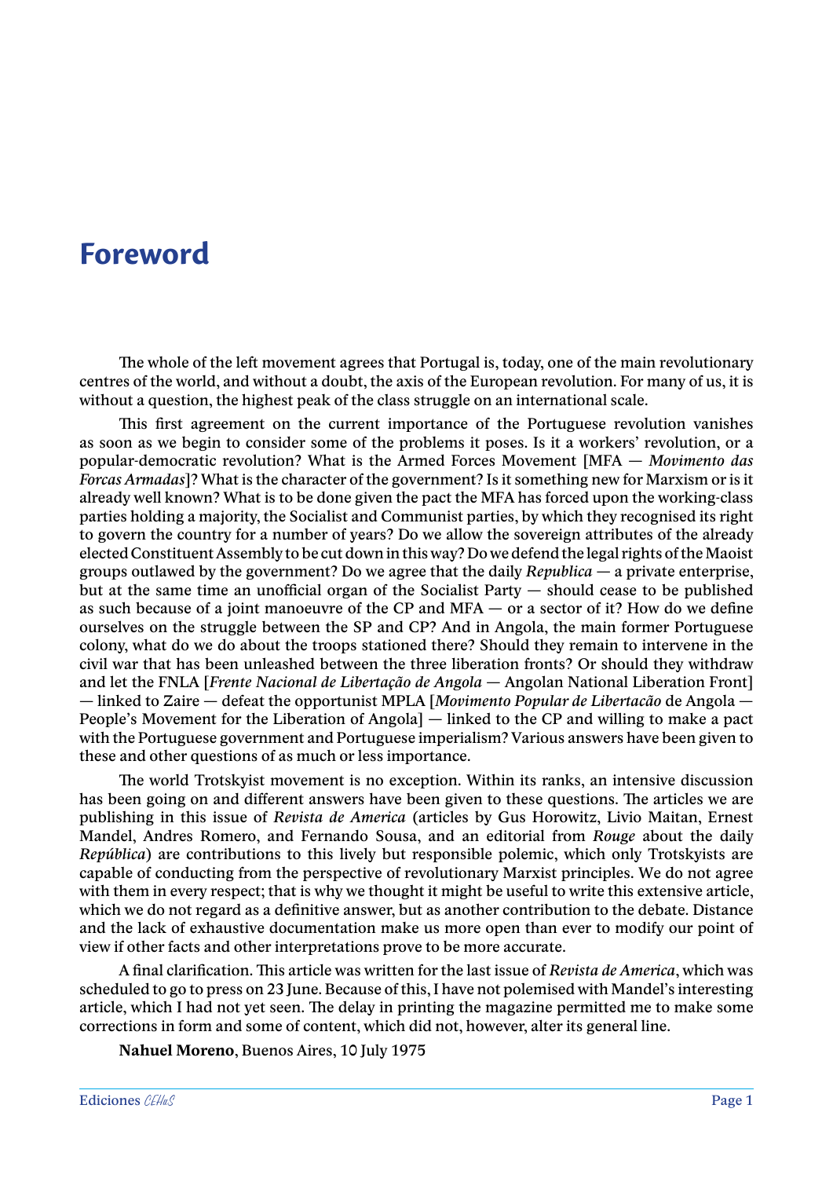# Foreword

The whole of the left movement agrees that Portugal is, today, one of the main revolutionary centres of the world, and without a doubt, the axis of the European revolution. For many of us, it is without a question, the highest peak of the class struggle on an international scale.

This first agreement on the current importance of the Portuguese revolution vanishes as soon as we begin to consider some of the problems it poses. Is it a workers' revolution, or a popular-democratic revolution? What is the Armed Forces Movement [MFA — *Movimento das Forcas Armadas*]? What is the character of the government? Is it something new for Marxism or is it already well known? What is to be done given the pact the MFA has forced upon the working-class parties holding a majority, the Socialist and Communist parties, by which they recognised its right to govern the country for a number of years? Do we allow the sovereign attributes of the already elected Constituent Assembly to be cut down in this way? Do we defend the legal rights of the Maoist groups outlawed by the government? Do we agree that the daily *Republica* — a private enterprise, but at the same time an unofficial organ of the Socialist Party — should cease to be published as such because of a joint manoeuvre of the CP and MFA — or a sector of it? How do we define ourselves on the struggle between the SP and CP? And in Angola, the main former Portuguese colony, what do we do about the troops stationed there? Should they remain to intervene in the civil war that has been unleashed between the three liberation fronts? Or should they withdraw and let the FNLA [*Frente Nacional de Libertação de Angola* — Angolan National Liberation Front] — linked to Zaire — defeat the opportunist MPLA [*Movimento Popular de Libertacão* de Angola — People's Movement for the Liberation of Angola] — linked to the CP and willing to make a pact with the Portuguese government and Portuguese imperialism? Various answers have been given to these and other questions of as much or less importance.

The world Trotskyist movement is no exception. Within its ranks, an intensive discussion has been going on and different answers have been given to these questions. The articles we are publishing in this issue of *Revista de America* (articles by Gus Horowitz, Livio Maitan, Ernest Mandel, Andres Romero, and Fernando Sousa, and an editorial from *Rouge* about the daily *República*) are contributions to this lively but responsible polemic, which only Trotskyists are capable of conducting from the perspective of revolutionary Marxist principles. We do not agree with them in every respect; that is why we thought it might be useful to write this extensive article, which we do not regard as a definitive answer, but as another contribution to the debate. Distance and the lack of exhaustive documentation make us more open than ever to modify our point of view if other facts and other interpretations prove to be more accurate.

A final clarification. This article was written for the last issue of *Revista de America*, which was scheduled to go to press on 23 June. Because of this, I have not polemised with Mandel's interesting article, which I had not yet seen. The delay in printing the magazine permitted me to make some corrections in form and some of content, which did not, however, alter its general line.

**Nahuel Moreno**, Buenos Aires, 10 July 1975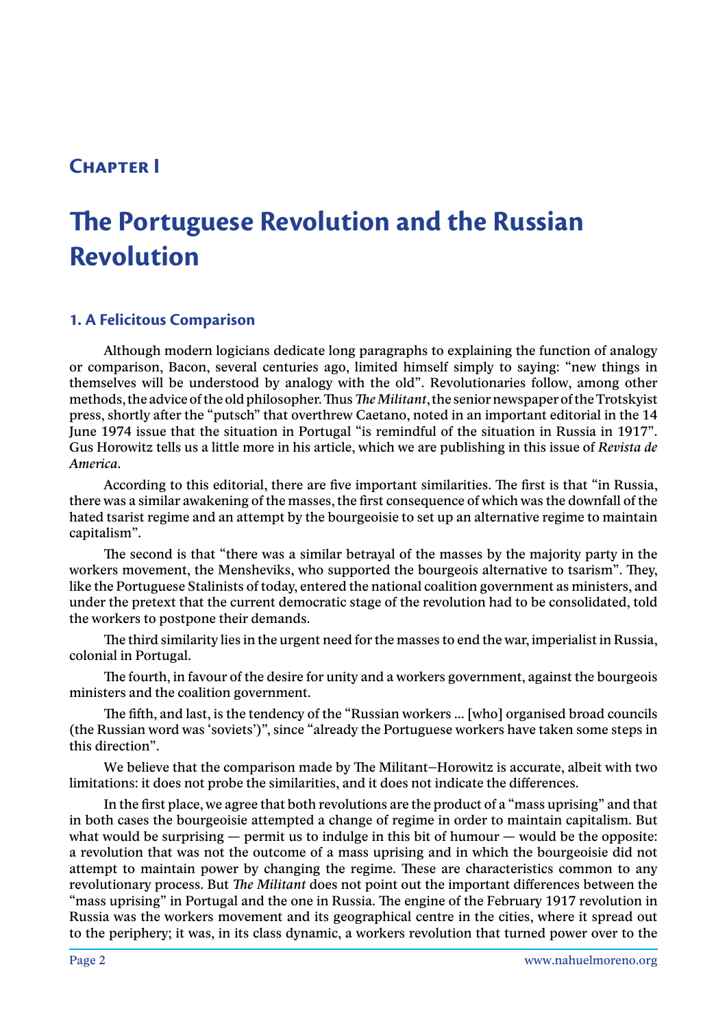# Chapter I

# The Portuguese Revolution and the Russian Revolution

## 1. A Felicitous Comparison

Although modern logicians dedicate long paragraphs to explaining the function of analogy or comparison, Bacon, several centuries ago, limited himself simply to saying: "new things in themselves will be understood by analogy with the old". Revolutionaries follow, among other methods, the advice of the old philosopher. Thus *The Militant*, the senior newspaper of the Trotskyist press, shortly after the "putsch" that overthrew Caetano, noted in an important editorial in the 14 June 1974 issue that the situation in Portugal "is remindful of the situation in Russia in 1917". Gus Horowitz tells us a little more in his article, which we are publishing in this issue of *Revista de America*.

According to this editorial, there are five important similarities. The first is that "in Russia, there was a similar awakening of the masses, the first consequence of which was the downfall of the hated tsarist regime and an attempt by the bourgeoisie to set up an alternative regime to maintain capitalism".

The second is that "there was a similar betrayal of the masses by the majority party in the workers movement, the Mensheviks, who supported the bourgeois alternative to tsarism". They, like the Portuguese Stalinists of today, entered the national coalition government as ministers, and under the pretext that the current democratic stage of the revolution had to be consolidated, told the workers to postpone their demands.

The third similarity lies in the urgent need for the masses to end the war, imperialist in Russia, colonial in Portugal.

The fourth, in favour of the desire for unity and a workers government, against the bourgeois ministers and the coalition government.

The fifth, and last, is the tendency of the "Russian workers ... [who] organised broad councils (the Russian word was 'soviets')", since "already the Portuguese workers have taken some steps in this direction".

We believe that the comparison made by The Militant–Horowitz is accurate, albeit with two limitations: it does not probe the similarities, and it does not indicate the differences.

In the first place, we agree that both revolutions are the product of a "mass uprising" and that in both cases the bourgeoisie attempted a change of regime in order to maintain capitalism. But what would be surprising — permit us to indulge in this bit of humour — would be the opposite: a revolution that was not the outcome of a mass uprising and in which the bourgeoisie did not attempt to maintain power by changing the regime. These are characteristics common to any revolutionary process. But *The Militant* does not point out the important differences between the "mass uprising" in Portugal and the one in Russia. The engine of the February 1917 revolution in Russia was the workers movement and its geographical centre in the cities, where it spread out to the periphery; it was, in its class dynamic, a workers revolution that turned power over to the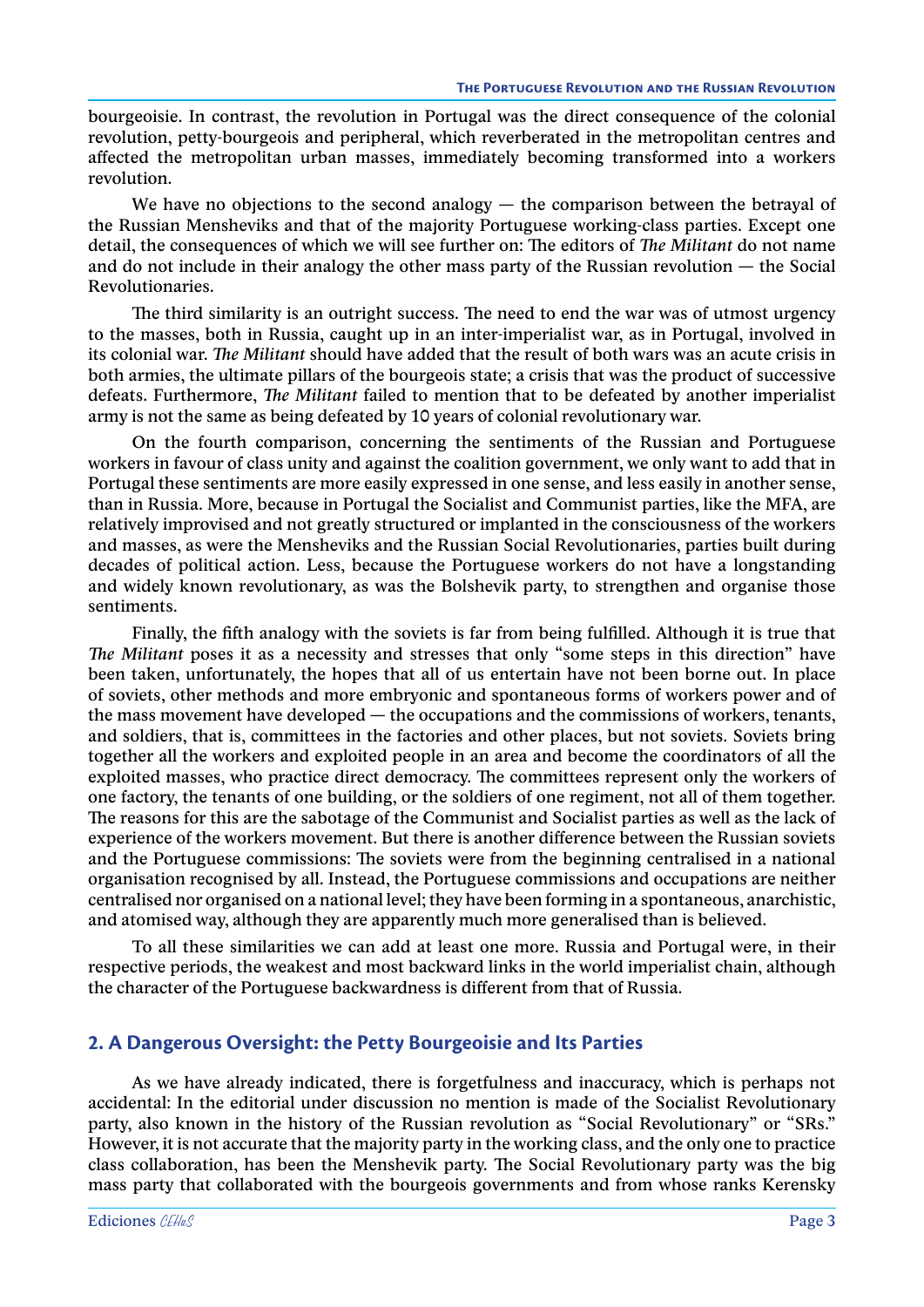bourgeoisie. In contrast, the revolution in Portugal was the direct consequence of the colonial revolution, petty-bourgeois and peripheral, which reverberated in the metropolitan centres and affected the metropolitan urban masses, immediately becoming transformed into a workers revolution.

We have no objections to the second analogy — the comparison between the betrayal of the Russian Mensheviks and that of the majority Portuguese working-class parties. Except one detail, the consequences of which we will see further on: The editors of *The Militant* do not name and do not include in their analogy the other mass party of the Russian revolution — the Social Revolutionaries.

The third similarity is an outright success. The need to end the war was of utmost urgency to the masses, both in Russia, caught up in an inter-imperialist war, as in Portugal, involved in its colonial war. *The Militant* should have added that the result of both wars was an acute crisis in both armies, the ultimate pillars of the bourgeois state; a crisis that was the product of successive defeats. Furthermore, *The Militant* failed to mention that to be defeated by another imperialist army is not the same as being defeated by 10 years of colonial revolutionary war.

On the fourth comparison, concerning the sentiments of the Russian and Portuguese workers in favour of class unity and against the coalition government, we only want to add that in Portugal these sentiments are more easily expressed in one sense, and less easily in another sense, than in Russia. More, because in Portugal the Socialist and Communist parties, like the MFA, are relatively improvised and not greatly structured or implanted in the consciousness of the workers and masses, as were the Mensheviks and the Russian Social Revolutionaries, parties built during decades of political action. Less, because the Portuguese workers do not have a longstanding and widely known revolutionary, as was the Bolshevik party, to strengthen and organise those sentiments.

Finally, the fifth analogy with the soviets is far from being fulfilled. Although it is true that *The Militant* poses it as a necessity and stresses that only "some steps in this direction" have been taken, unfortunately, the hopes that all of us entertain have not been borne out. In place of soviets, other methods and more embryonic and spontaneous forms of workers power and of the mass movement have developed — the occupations and the commissions of workers, tenants, and soldiers, that is, committees in the factories and other places, but not soviets. Soviets bring together all the workers and exploited people in an area and become the coordinators of all the exploited masses, who practice direct democracy. The committees represent only the workers of one factory, the tenants of one building, or the soldiers of one regiment, not all of them together. The reasons for this are the sabotage of the Communist and Socialist parties as well as the lack of experience of the workers movement. But there is another difference between the Russian soviets and the Portuguese commissions: The soviets were from the beginning centralised in a national organisation recognised by all. Instead, the Portuguese commissions and occupations are neither centralised nor organised on a national level; they have been forming in a spontaneous, anarchistic, and atomised way, although they are apparently much more generalised than is believed.

To all these similarities we can add at least one more. Russia and Portugal were, in their respective periods, the weakest and most backward links in the world imperialist chain, although the character of the Portuguese backwardness is different from that of Russia.

## 2. A Dangerous Oversight: the Petty Bourgeoisie and Its Parties

As we have already indicated, there is forgetfulness and inaccuracy, which is perhaps not accidental: In the editorial under discussion no mention is made of the Socialist Revolutionary party, also known in the history of the Russian revolution as "Social Revolutionary" or "SRs." However, it is not accurate that the majority party in the working class, and the only one to practice class collaboration, has been the Menshevik party. The Social Revolutionary party was the big mass party that collaborated with the bourgeois governments and from whose ranks Kerensky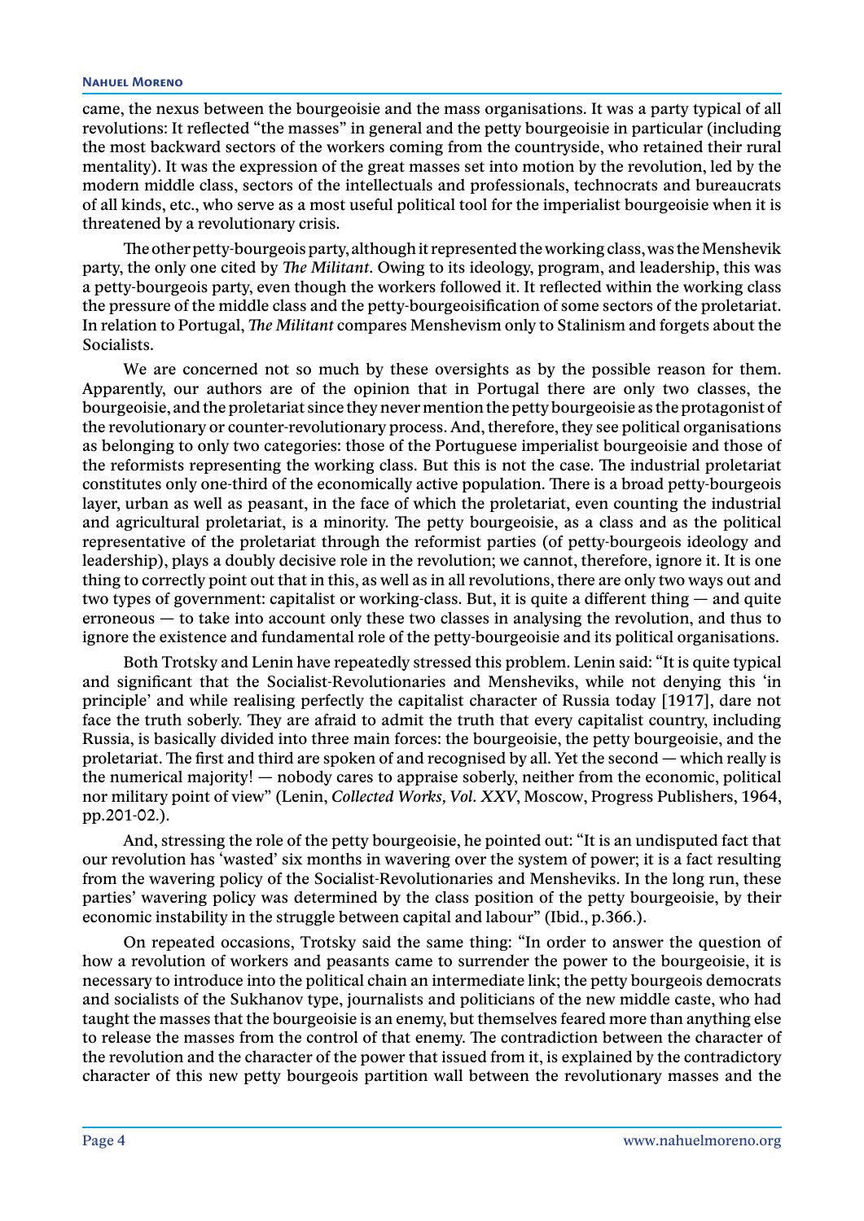came, the nexus between the bourgeoisie and the mass organisations. It was a party typical of all revolutions: It reflected "the masses" in general and the petty bourgeoisie in particular (including the most backward sectors of the workers coming from the countryside, who retained their rural mentality). It was the expression of the great masses set into motion by the revolution, led by the modern middle class, sectors of the intellectuals and professionals, technocrats and bureaucrats of all kinds, etc., who serve as a most useful political tool for the imperialist bourgeoisie when it is threatened by a revolutionary crisis.

The other petty-bourgeois party, although it represented the working class, was the Menshevik party, the only one cited by *The Militant*. Owing to its ideology, program, and leadership, this was a petty-bourgeois party, even though the workers followed it. It reflected within the working class the pressure of the middle class and the petty-bourgeoisification of some sectors of the proletariat. In relation to Portugal, *The Militant* compares Menshevism only to Stalinism and forgets about the Socialists.

We are concerned not so much by these oversights as by the possible reason for them. Apparently, our authors are of the opinion that in Portugal there are only two classes, the bourgeoisie, and the proletariat since they never mention the petty bourgeoisie as the protagonist of the revolutionary or counter-revolutionary process. And, therefore, they see political organisations as belonging to only two categories: those of the Portuguese imperialist bourgeoisie and those of the reformists representing the working class. But this is not the case. The industrial proletariat constitutes only one-third of the economically active population. There is a broad petty-bourgeois layer, urban as well as peasant, in the face of which the proletariat, even counting the industrial and agricultural proletariat, is a minority. The petty bourgeoisie, as a class and as the political representative of the proletariat through the reformist parties (of petty-bourgeois ideology and leadership), plays a doubly decisive role in the revolution; we cannot, therefore, ignore it. It is one thing to correctly point out that in this, as well as in all revolutions, there are only two ways out and two types of government: capitalist or working-class. But, it is quite a different thing — and quite erroneous — to take into account only these two classes in analysing the revolution, and thus to ignore the existence and fundamental role of the petty-bourgeoisie and its political organisations.

Both Trotsky and Lenin have repeatedly stressed this problem. Lenin said: "It is quite typical and significant that the Socialist-Revolutionaries and Mensheviks, while not denying this 'in principle' and while realising perfectly the capitalist character of Russia today [1917], dare not face the truth soberly. They are afraid to admit the truth that every capitalist country, including Russia, is basically divided into three main forces: the bourgeoisie, the petty bourgeoisie, and the proletariat. The first and third are spoken of and recognised by all. Yet the second — which really is the numerical majority! — nobody cares to appraise soberly, neither from the economic, political nor military point of view" (Lenin, *Collected Works, Vol. XXV*, Moscow, Progress Publishers, 1964, pp.201-02.).

And, stressing the role of the petty bourgeoisie, he pointed out: "It is an undisputed fact that our revolution has 'wasted' six months in wavering over the system of power; it is a fact resulting from the wavering policy of the Socialist-Revolutionaries and Mensheviks. In the long run, these parties' wavering policy was determined by the class position of the petty bourgeoisie, by their economic instability in the struggle between capital and labour" (Ibid., p.366.).

On repeated occasions, Trotsky said the same thing: "In order to answer the question of how a revolution of workers and peasants came to surrender the power to the bourgeoisie, it is necessary to introduce into the political chain an intermediate link; the petty bourgeois democrats and socialists of the Sukhanov type, journalists and politicians of the new middle caste, who had taught the masses that the bourgeoisie is an enemy, but themselves feared more than anything else to release the masses from the control of that enemy. The contradiction between the character of the revolution and the character of the power that issued from it, is explained by the contradictory character of this new petty bourgeois partition wall between the revolutionary masses and the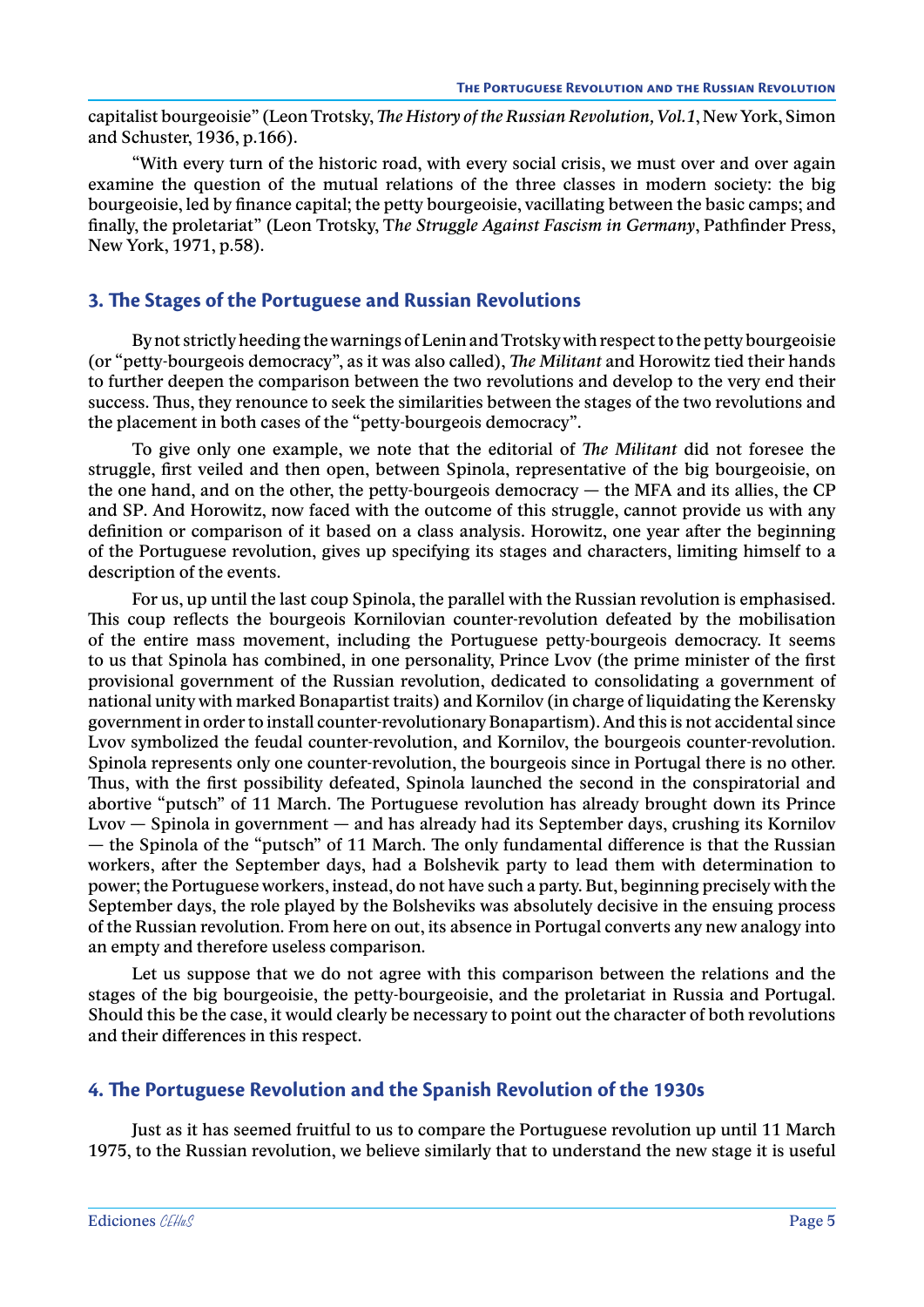capitalist bourgeoisie" (Leon Trotsky, *The History of the Russian Revolution, Vol.1*, New York, Simon and Schuster, 1936, p.166).

"With every turn of the historic road, with every social crisis, we must over and over again examine the question of the mutual relations of the three classes in modern society: the big bourgeoisie, led by finance capital; the petty bourgeoisie, vacillating between the basic camps; and finally, the proletariat" (Leon Trotsky, T*he Struggle Against Fascism in Germany*, Pathfinder Press, New York, 1971, p.58).

## 3. The Stages of the Portuguese and Russian Revolutions

By not strictly heeding the warnings of Lenin and Trotsky with respect to the petty bourgeoisie (or "petty-bourgeois democracy", as it was also called), *The Militant* and Horowitz tied their hands to further deepen the comparison between the two revolutions and develop to the very end their success. Thus, they renounce to seek the similarities between the stages of the two revolutions and the placement in both cases of the "petty-bourgeois democracy".

To give only one example, we note that the editorial of *The Militant* did not foresee the struggle, first veiled and then open, between Spinola, representative of the big bourgeoisie, on the one hand, and on the other, the petty-bourgeois democracy — the MFA and its allies, the CP and SP. And Horowitz, now faced with the outcome of this struggle, cannot provide us with any definition or comparison of it based on a class analysis. Horowitz, one year after the beginning of the Portuguese revolution, gives up specifying its stages and characters, limiting himself to a description of the events.

For us, up until the last coup Spinola, the parallel with the Russian revolution is emphasised. This coup reflects the bourgeois Kornilovian counter-revolution defeated by the mobilisation of the entire mass movement, including the Portuguese petty-bourgeois democracy. It seems to us that Spinola has combined, in one personality, Prince Lvov (the prime minister of the first provisional government of the Russian revolution, dedicated to consolidating a government of national unity with marked Bonapartist traits) and Kornilov (in charge of liquidating the Kerensky government in order to install counter-revolutionary Bonapartism). And this is not accidental since Lvov symbolized the feudal counter-revolution, and Kornilov, the bourgeois counter-revolution. Spinola represents only one counter-revolution, the bourgeois since in Portugal there is no other. Thus, with the first possibility defeated, Spinola launched the second in the conspiratorial and abortive "putsch" of 11 March. The Portuguese revolution has already brought down its Prince Lvov — Spinola in government — and has already had its September days, crushing its Kornilov — the Spinola of the "putsch" of 11 March. The only fundamental difference is that the Russian workers, after the September days, had a Bolshevik party to lead them with determination to power; the Portuguese workers, instead, do not have such a party. But, beginning precisely with the September days, the role played by the Bolsheviks was absolutely decisive in the ensuing process of the Russian revolution. From here on out, its absence in Portugal converts any new analogy into an empty and therefore useless comparison.

Let us suppose that we do not agree with this comparison between the relations and the stages of the big bourgeoisie, the petty-bourgeoisie, and the proletariat in Russia and Portugal. Should this be the case, it would clearly be necessary to point out the character of both revolutions and their differences in this respect.

## 4. The Portuguese Revolution and the Spanish Revolution of the 1930s

Just as it has seemed fruitful to us to compare the Portuguese revolution up until 11 March 1975, to the Russian revolution, we believe similarly that to understand the new stage it is useful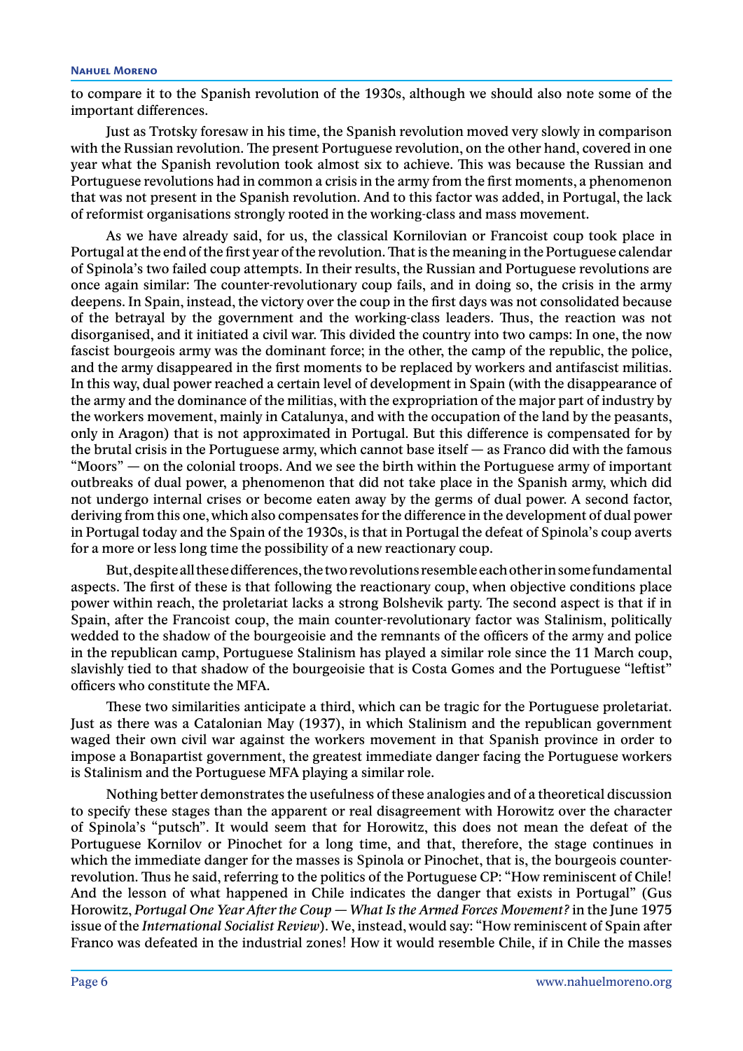to compare it to the Spanish revolution of the 1930s, although we should also note some of the important differences.

Just as Trotsky foresaw in his time, the Spanish revolution moved very slowly in comparison with the Russian revolution. The present Portuguese revolution, on the other hand, covered in one year what the Spanish revolution took almost six to achieve. This was because the Russian and Portuguese revolutions had in common a crisis in the army from the first moments, a phenomenon that was not present in the Spanish revolution. And to this factor was added, in Portugal, the lack of reformist organisations strongly rooted in the working-class and mass movement.

As we have already said, for us, the classical Kornilovian or Francoist coup took place in Portugal at the end of the first year of the revolution. That is the meaning in the Portuguese calendar of Spinola's two failed coup attempts. In their results, the Russian and Portuguese revolutions are once again similar: The counter-revolutionary coup fails, and in doing so, the crisis in the army deepens. In Spain, instead, the victory over the coup in the first days was not consolidated because of the betrayal by the government and the working-class leaders. Thus, the reaction was not disorganised, and it initiated a civil war. This divided the country into two camps: In one, the now fascist bourgeois army was the dominant force; in the other, the camp of the republic, the police, and the army disappeared in the first moments to be replaced by workers and antifascist militias. In this way, dual power reached a certain level of development in Spain (with the disappearance of the army and the dominance of the militias, with the expropriation of the major part of industry by the workers movement, mainly in Catalunya, and with the occupation of the land by the peasants, only in Aragon) that is not approximated in Portugal. But this difference is compensated for by the brutal crisis in the Portuguese army, which cannot base itself — as Franco did with the famous "Moors" — on the colonial troops. And we see the birth within the Portuguese army of important outbreaks of dual power, a phenomenon that did not take place in the Spanish army, which did not undergo internal crises or become eaten away by the germs of dual power. A second factor, deriving from this one, which also compensates for the difference in the development of dual power in Portugal today and the Spain of the 1930s, is that in Portugal the defeat of Spinola's coup averts for a more or less long time the possibility of a new reactionary coup.

But, despite all these differences, the two revolutions resemble each other in some fundamental aspects. The first of these is that following the reactionary coup, when objective conditions place power within reach, the proletariat lacks a strong Bolshevik party. The second aspect is that if in Spain, after the Francoist coup, the main counter-revolutionary factor was Stalinism, politically wedded to the shadow of the bourgeoisie and the remnants of the officers of the army and police in the republican camp, Portuguese Stalinism has played a similar role since the 11 March coup, slavishly tied to that shadow of the bourgeoisie that is Costa Gomes and the Portuguese "leftist" officers who constitute the MFA.

These two similarities anticipate a third, which can be tragic for the Portuguese proletariat. Just as there was a Catalonian May (1937), in which Stalinism and the republican government waged their own civil war against the workers movement in that Spanish province in order to impose a Bonapartist government, the greatest immediate danger facing the Portuguese workers is Stalinism and the Portuguese MFA playing a similar role.

Nothing better demonstrates the usefulness of these analogies and of a theoretical discussion to specify these stages than the apparent or real disagreement with Horowitz over the character of Spinola's "putsch". It would seem that for Horowitz, this does not mean the defeat of the Portuguese Kornilov or Pinochet for a long time, and that, therefore, the stage continues in which the immediate danger for the masses is Spinola or Pinochet, that is, the bourgeois counter-revolution. Thus he said, referring to the politics of the Portuguese CP: "How reminiscent of Chile! And the lesson of what happened in Chile indicates the danger that exists in Portugal" (Gus Horowitz, *Portugal One Year After the Coup — What Is the Armed Forces Movement?* in the June 1975 issue of the *International Socialist Review*). We, instead, would say: "How reminiscent of Spain after Franco was defeated in the industrial zones! How it would resemble Chile, if in Chile the masses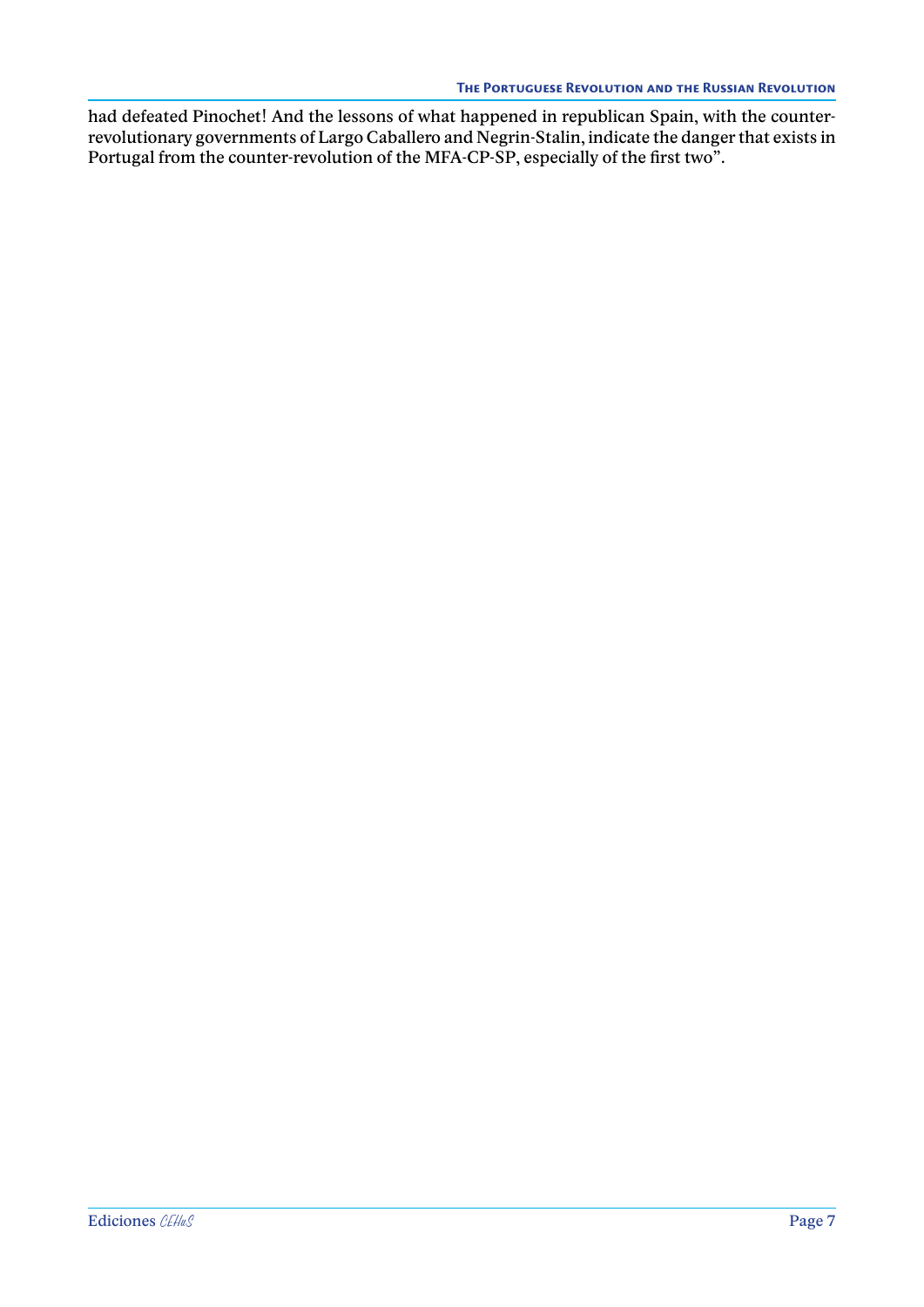had defeated Pinochet! And the lessons of what happened in republican Spain, with the counter-revolutionary governments of Largo Caballero and Negrin-Stalin, indicate the danger that exists in Portugal from the counter-revolution of the MFA-CP-SP, especially of the first two".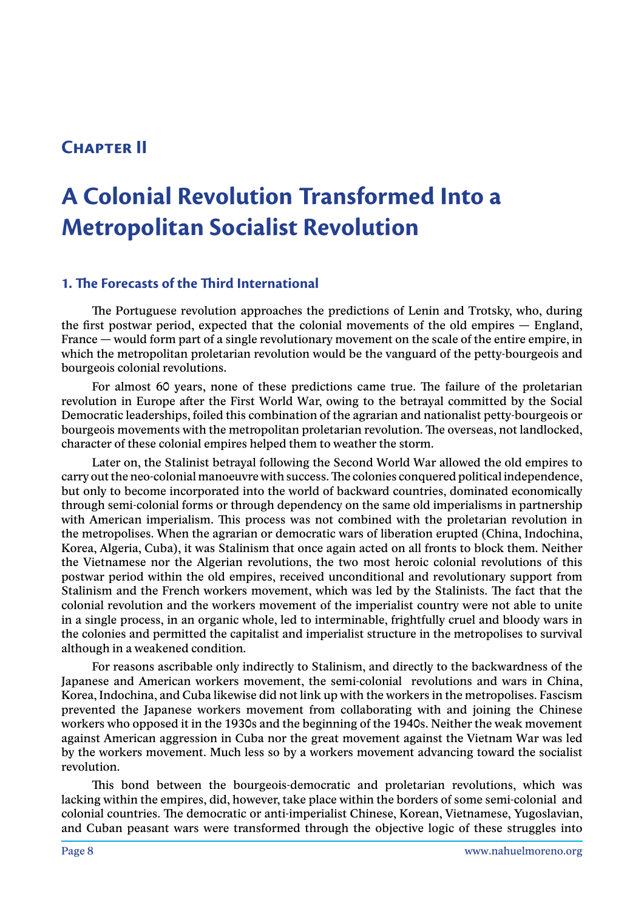## Chapter II

# A Colonial Revolution Transformed Into a Metropolitan Socialist Revolution

### 1. The Forecasts of the Third International

The Portuguese revolution approaches the predictions of Lenin and Trotsky, who, during the first postwar period, expected that the colonial movements of the old empires — England, France — would form part of a single revolutionary movement on the scale of the entire empire, in which the metropolitan proletarian revolution would be the vanguard of the petty-bourgeois and bourgeois colonial revolutions.

For almost 60 years, none of these predictions came true. The failure of the proletarian revolution in Europe after the First World War, owing to the betrayal committed by the Social Democratic leaderships, foiled this combination of the agrarian and nationalist petty-bourgeois or bourgeois movements with the metropolitan proletarian revolution. The overseas, not landlocked, character of these colonial empires helped them to weather the storm.

Later on, the Stalinist betrayal following the Second World War allowed the old empires to carry out the neo-colonial manoeuvre with success. The colonies conquered political independence, but only to become incorporated into the world of backward countries, dominated economically through semi-colonial forms or through dependency on the same old imperialisms in partnership with American imperialism. This process was not combined with the proletarian revolution in the metropolises. When the agrarian or democratic wars of liberation erupted (China, Indochina, Korea, Algeria, Cuba), it was Stalinism that once again acted on all fronts to block them. Neither the Vietnamese nor the Algerian revolutions, the two most heroic colonial revolutions of this postwar period within the old empires, received unconditional and revolutionary support from Stalinism and the French workers movement, which was led by the Stalinists. The fact that the colonial revolution and the workers movement of the imperialist country were not able to unite in a single process, in an organic whole, led to interminable, frightfully cruel and bloody wars in the colonies and permitted the capitalist and imperialist structure in the metropolises to survival although in a weakened condition.

For reasons ascribable only indirectly to Stalinism, and directly to the backwardness of the Japanese and American workers movement, the semi-colonial revolutions and wars in China, Korea, Indochina, and Cuba likewise did not link up with the workers in the metropolises. Fascism prevented the Japanese workers movement from collaborating with and joining the Chinese workers who opposed it in the 1930s and the beginning of the 1940s. Neither the weak movement against American aggression in Cuba nor the great movement against the Vietnam War was led by the workers movement. Much less so by a workers movement advancing toward the socialist revolution.

This bond between the bourgeois-democratic and proletarian revolutions, which was lacking within the empires, did, however, take place within the borders of some semi-colonial and colonial countries. The democratic or anti-imperialist Chinese, Korean, Vietnamese, Yugoslavian, and Cuban peasant wars were transformed through the objective logic of these struggles into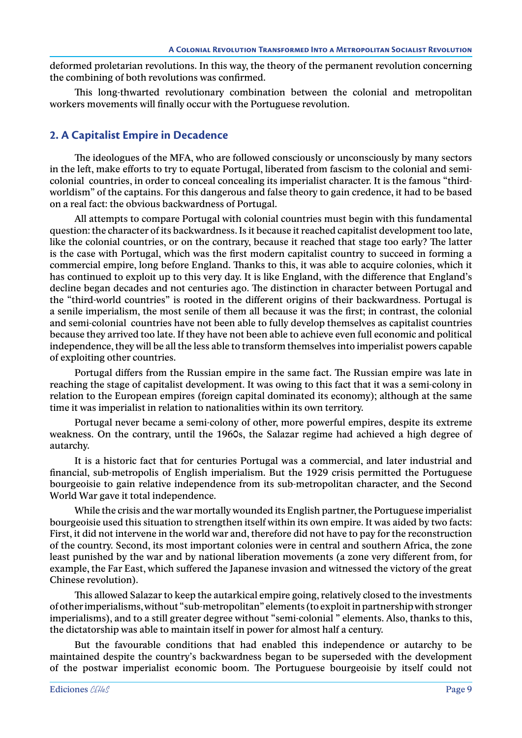deformed proletarian revolutions. In this way, the theory of the permanent revolution concerning the combining of both revolutions was confirmed.

This long-thwarted revolutionary combination between the colonial and metropolitan workers movements will finally occur with the Portuguese revolution.

## 2. A Capitalist Empire in Decadence

The ideologues of the MFA, who are followed consciously or unconsciously by many sectors in the left, make efforts to try to equate Portugal, liberated from fascism to the colonial and semi-colonial countries, in order to conceal concealing its imperialist character. It is the famous "third-worldism" of the captains. For this dangerous and false theory to gain credence, it had to be based on a real fact: the obvious backwardness of Portugal.

All attempts to compare Portugal with colonial countries must begin with this fundamental question: the character of its backwardness. Is it because it reached capitalist development too late, like the colonial countries, or on the contrary, because it reached that stage too early? The latter is the case with Portugal, which was the first modern capitalist country to succeed in forming a commercial empire, long before England. Thanks to this, it was able to acquire colonies, which it has continued to exploit up to this very day. It is like England, with the difference that England's decline began decades and not centuries ago. The distinction in character between Portugal and the "third-world countries" is rooted in the different origins of their backwardness. Portugal is a senile imperialism, the most senile of them all because it was the first; in contrast, the colonial and semi-colonial countries have not been able to fully develop themselves as capitalist countries because they arrived too late. If they have not been able to achieve even full economic and political independence, they will be all the less able to transform themselves into imperialist powers capable of exploiting other countries.

Portugal differs from the Russian empire in the same fact. The Russian empire was late in reaching the stage of capitalist development. It was owing to this fact that it was a semi-colony in relation to the European empires (foreign capital dominated its economy); although at the same time it was imperialist in relation to nationalities within its own territory.

Portugal never became a semi-colony of other, more powerful empires, despite its extreme weakness. On the contrary, until the 1960s, the Salazar regime had achieved a high degree of autarchy.

It is a historic fact that for centuries Portugal was a commercial, and later industrial and financial, sub-metropolis of English imperialism. But the 1929 crisis permitted the Portuguese bourgeoisie to gain relative independence from its sub-metropolitan character, and the Second World War gave it total independence.

While the crisis and the war mortally wounded its English partner, the Portuguese imperialist bourgeoisie used this situation to strengthen itself within its own empire. It was aided by two facts: First, it did not intervene in the world war and, therefore did not have to pay for the reconstruction of the country. Second, its most important colonies were in central and southern Africa, the zone least punished by the war and by national liberation movements (a zone very different from, for example, the Far East, which suffered the Japanese invasion and witnessed the victory of the great Chinese revolution).

This allowed Salazar to keep the autarkical empire going, relatively closed to the investments of other imperialisms, without "sub-metropolitan" elements (to exploit in partnership with stronger imperialisms), and to a still greater degree without "semi-colonial " elements. Also, thanks to this, the dictatorship was able to maintain itself in power for almost half a century.

But the favourable conditions that had enabled this independence or autarchy to be maintained despite the country's backwardness began to be superseded with the development of the postwar imperialist economic boom. The Portuguese bourgeoisie by itself could not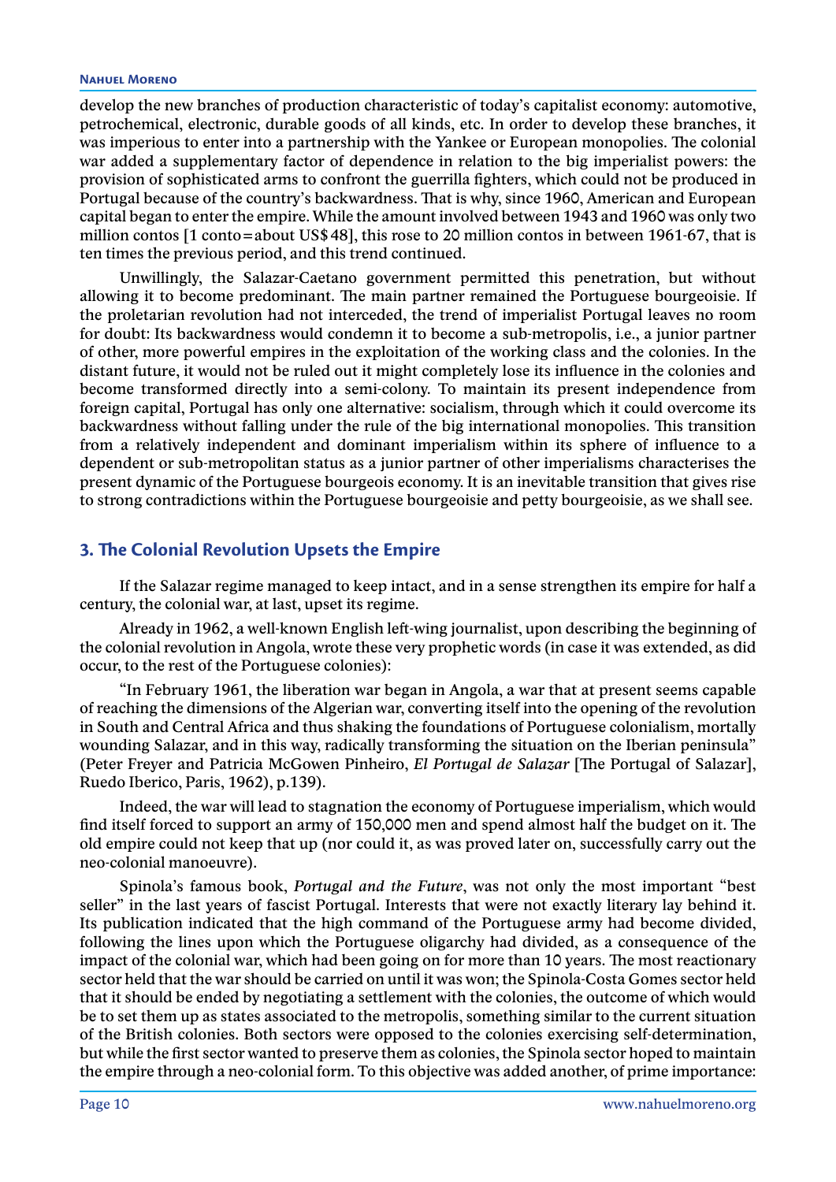develop the new branches of production characteristic of today's capitalist economy: automotive, petrochemical, electronic, durable goods of all kinds, etc. In order to develop these branches, it was imperious to enter into a partnership with the Yankee or European monopolies. The colonial war added a supplementary factor of dependence in relation to the big imperialist powers: the provision of sophisticated arms to confront the guerrilla fighters, which could not be produced in Portugal because of the country's backwardness. That is why, since 1960, American and European capital began to enter the empire. While the amount involved between 1943 and 1960 was only two million contos [1 conto=about US$48], this rose to 20 million contos in between 1961-67, that is ten times the previous period, and this trend continued.

Unwillingly, the Salazar-Caetano government permitted this penetration, but without allowing it to become predominant. The main partner remained the Portuguese bourgeoisie. If the proletarian revolution had not interceded, the trend of imperialist Portugal leaves no room for doubt: Its backwardness would condemn it to become a sub-metropolis, i.e., a junior partner of other, more powerful empires in the exploitation of the working class and the colonies. In the distant future, it would not be ruled out it might completely lose its influence in the colonies and become transformed directly into a semi-colony. To maintain its present independence from foreign capital, Portugal has only one alternative: socialism, through which it could overcome its backwardness without falling under the rule of the big international monopolies. This transition from a relatively independent and dominant imperialism within its sphere of influence to a dependent or sub-metropolitan status as a junior partner of other imperialisms characterises the present dynamic of the Portuguese bourgeois economy. It is an inevitable transition that gives rise to strong contradictions within the Portuguese bourgeoisie and petty bourgeoisie, as we shall see.

## 3. The Colonial Revolution Upsets the Empire

If the Salazar regime managed to keep intact, and in a sense strengthen its empire for half a century, the colonial war, at last, upset its regime.

Already in 1962, a well-known English left-wing journalist, upon describing the beginning of the colonial revolution in Angola, wrote these very prophetic words (in case it was extended, as did occur, to the rest of the Portuguese colonies):

"In February 1961, the liberation war began in Angola, a war that at present seems capable of reaching the dimensions of the Algerian war, converting itself into the opening of the revolution in South and Central Africa and thus shaking the foundations of Portuguese colonialism, mortally wounding Salazar, and in this way, radically transforming the situation on the Iberian peninsula" (Peter Freyer and Patricia McGowen Pinheiro, *El Portugal de Salazar* [The Portugal of Salazar], Ruedo Iberico, Paris, 1962), p.139).

Indeed, the war will lead to stagnation the economy of Portuguese imperialism, which would find itself forced to support an army of 150,000 men and spend almost half the budget on it. The old empire could not keep that up (nor could it, as was proved later on, successfully carry out the neo-colonial manoeuvre).

Spinola's famous book, *Portugal and the Future*, was not only the most important "best seller" in the last years of fascist Portugal. Interests that were not exactly literary lay behind it. Its publication indicated that the high command of the Portuguese army had become divided, following the lines upon which the Portuguese oligarchy had divided, as a consequence of the impact of the colonial war, which had been going on for more than 10 years. The most reactionary sector held that the war should be carried on until it was won; the Spinola-Costa Gomes sector held that it should be ended by negotiating a settlement with the colonies, the outcome of which would be to set them up as states associated to the metropolis, something similar to the current situation of the British colonies. Both sectors were opposed to the colonies exercising self-determination, but while the first sector wanted to preserve them as colonies, the Spinola sector hoped to maintain the empire through a neo-colonial form. To this objective was added another, of prime importance: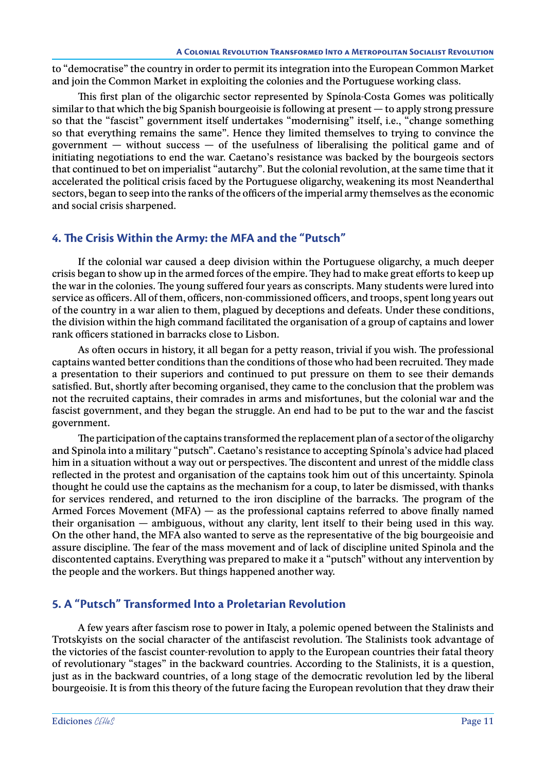to "democratise" the country in order to permit its integration into the European Common Market and join the Common Market in exploiting the colonies and the Portuguese working class.

This first plan of the oligarchic sector represented by Spínola-Costa Gomes was politically similar to that which the big Spanish bourgeoisie is following at present — to apply strong pressure so that the "fascist" government itself undertakes "modernising" itself, i.e., "change something so that everything remains the same". Hence they limited themselves to trying to convince the government — without success — of the usefulness of liberalising the political game and of initiating negotiations to end the war. Caetano's resistance was backed by the bourgeois sectors that continued to bet on imperialist "autarchy". But the colonial revolution, at the same time that it accelerated the political crisis faced by the Portuguese oligarchy, weakening its most Neanderthal sectors, began to seep into the ranks of the officers of the imperial army themselves as the economic and social crisis sharpened.

## 4. The Crisis Within the Army: the MFA and the "Putsch"

If the colonial war caused a deep division within the Portuguese oligarchy, a much deeper crisis began to show up in the armed forces of the empire. They had to make great efforts to keep up the war in the colonies. The young suffered four years as conscripts. Many students were lured into service as officers. All of them, officers, non-commissioned officers, and troops, spent long years out of the country in a war alien to them, plagued by deceptions and defeats. Under these conditions, the division within the high command facilitated the organisation of a group of captains and lower rank officers stationed in barracks close to Lisbon.

As often occurs in history, it all began for a petty reason, trivial if you wish. The professional captains wanted better conditions than the conditions of those who had been recruited. They made a presentation to their superiors and continued to put pressure on them to see their demands satisfied. But, shortly after becoming organised, they came to the conclusion that the problem was not the recruited captains, their comrades in arms and misfortunes, but the colonial war and the fascist government, and they began the struggle. An end had to be put to the war and the fascist government.

The participation of the captains transformed the replacement plan of a sector of the oligarchy and Spinola into a military "putsch". Caetano's resistance to accepting Spínola's advice had placed him in a situation without a way out or perspectives. The discontent and unrest of the middle class reflected in the protest and organisation of the captains took him out of this uncertainty. Spinola thought he could use the captains as the mechanism for a coup, to later be dismissed, with thanks for services rendered, and returned to the iron discipline of the barracks. The program of the Armed Forces Movement (MFA) — as the professional captains referred to above finally named their organisation — ambiguous, without any clarity, lent itself to their being used in this way. On the other hand, the MFA also wanted to serve as the representative of the big bourgeoisie and assure discipline. The fear of the mass movement and of lack of discipline united Spinola and the discontented captains. Everything was prepared to make it a "putsch" without any intervention by the people and the workers. But things happened another way.

## 5. A "Putsch" Transformed Into a Proletarian Revolution

A few years after fascism rose to power in Italy, a polemic opened between the Stalinists and Trotskyists on the social character of the antifascist revolution. The Stalinists took advantage of the victories of the fascist counter-revolution to apply to the European countries their fatal theory of revolutionary "stages" in the backward countries. According to the Stalinists, it is a question, just as in the backward countries, of a long stage of the democratic revolution led by the liberal bourgeoisie. It is from this theory of the future facing the European revolution that they draw their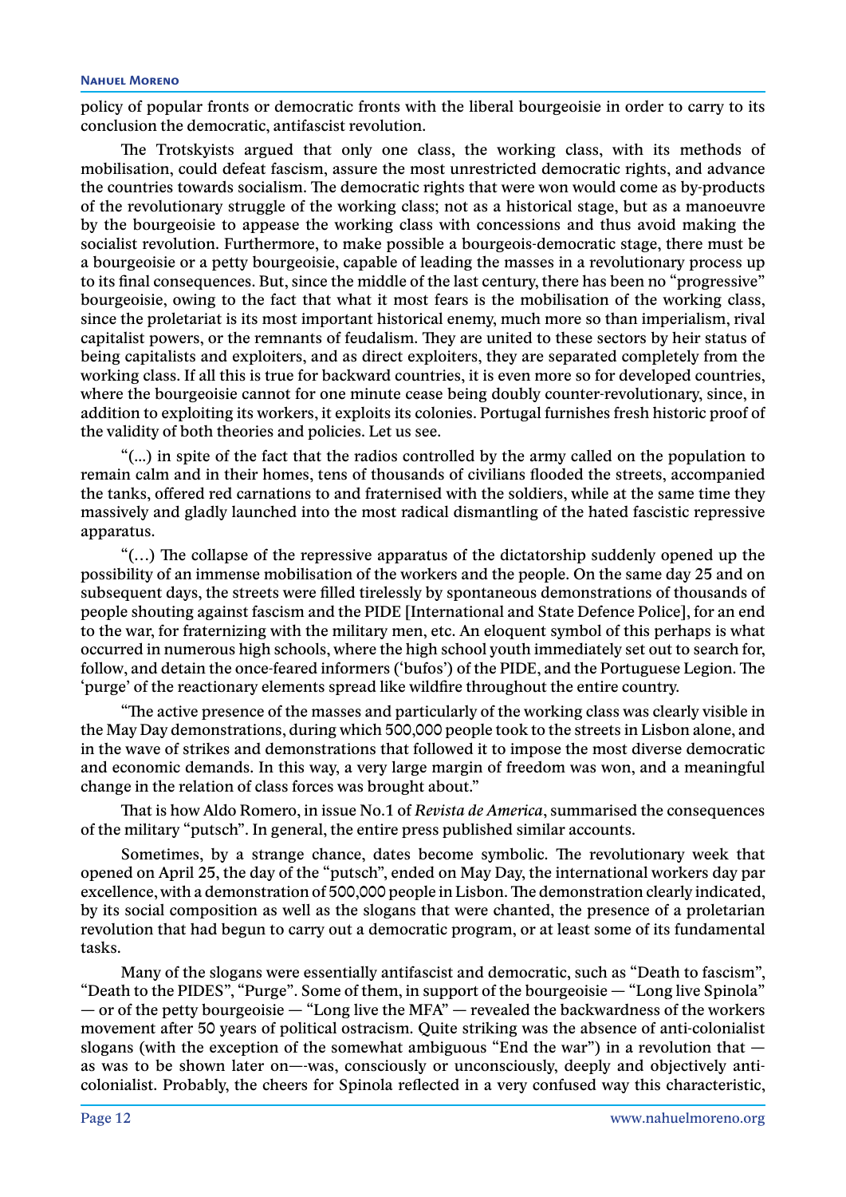policy of popular fronts or democratic fronts with the liberal bourgeoisie in order to carry to its conclusion the democratic, antifascist revolution.

The Trotskyists argued that only one class, the working class, with its methods of mobilisation, could defeat fascism, assure the most unrestricted democratic rights, and advance the countries towards socialism. The democratic rights that were won would come as by-products of the revolutionary struggle of the working class; not as a historical stage, but as a manoeuvre by the bourgeoisie to appease the working class with concessions and thus avoid making the socialist revolution. Furthermore, to make possible a bourgeois-democratic stage, there must be a bourgeoisie or a petty bourgeoisie, capable of leading the masses in a revolutionary process up to its final consequences. But, since the middle of the last century, there has been no "progressive" bourgeoisie, owing to the fact that what it most fears is the mobilisation of the working class, since the proletariat is its most important historical enemy, much more so than imperialism, rival capitalist powers, or the remnants of feudalism. They are united to these sectors by heir status of being capitalists and exploiters, and as direct exploiters, they are separated completely from the working class. If all this is true for backward countries, it is even more so for developed countries, where the bourgeoisie cannot for one minute cease being doubly counter-revolutionary, since, in addition to exploiting its workers, it exploits its colonies. Portugal furnishes fresh historic proof of the validity of both theories and policies. Let us see.

"(...) in spite of the fact that the radios controlled by the army called on the population to remain calm and in their homes, tens of thousands of civilians flooded the streets, accompanied the tanks, offered red carnations to and fraternised with the soldiers, while at the same time they massively and gladly launched into the most radical dismantling of the hated fascistic repressive apparatus.

"(…) The collapse of the repressive apparatus of the dictatorship suddenly opened up the possibility of an immense mobilisation of the workers and the people. On the same day 25 and on subsequent days, the streets were filled tirelessly by spontaneous demonstrations of thousands of people shouting against fascism and the PIDE [International and State Defence Police], for an end to the war, for fraternizing with the military men, etc. An eloquent symbol of this perhaps is what occurred in numerous high schools, where the high school youth immediately set out to search for, follow, and detain the once-feared informers ('bufos') of the PIDE, and the Portuguese Legion. The 'purge' of the reactionary elements spread like wildfire throughout the entire country.

"The active presence of the masses and particularly of the working class was clearly visible in the May Day demonstrations, during which 500,000 people took to the streets in Lisbon alone, and in the wave of strikes and demonstrations that followed it to impose the most diverse democratic and economic demands. In this way, a very large margin of freedom was won, and a meaningful change in the relation of class forces was brought about."

That is how Aldo Romero, in issue No.1 of *Revista de America*, summarised the consequences of the military "putsch". In general, the entire press published similar accounts.

Sometimes, by a strange chance, dates become symbolic. The revolutionary week that opened on April 25, the day of the "putsch", ended on May Day, the international workers day par excellence, with a demonstration of 500,000 people in Lisbon. The demonstration clearly indicated, by its social composition as well as the slogans that were chanted, the presence of a proletarian revolution that had begun to carry out a democratic program, or at least some of its fundamental tasks.

Many of the slogans were essentially antifascist and democratic, such as "Death to fascism", "Death to the PIDES", "Purge". Some of them, in support of the bourgeoisie — "Long live Spinola" — or of the petty bourgeoisie — "Long live the MFA" — revealed the backwardness of the workers movement after 50 years of political ostracism. Quite striking was the absence of anti-colonialist slogans (with the exception of the somewhat ambiguous "End the war") in a revolution that — as was to be shown later on—-was, consciously or unconsciously, deeply and objectively anti-colonialist. Probably, the cheers for Spinola reflected in a very confused way this characteristic,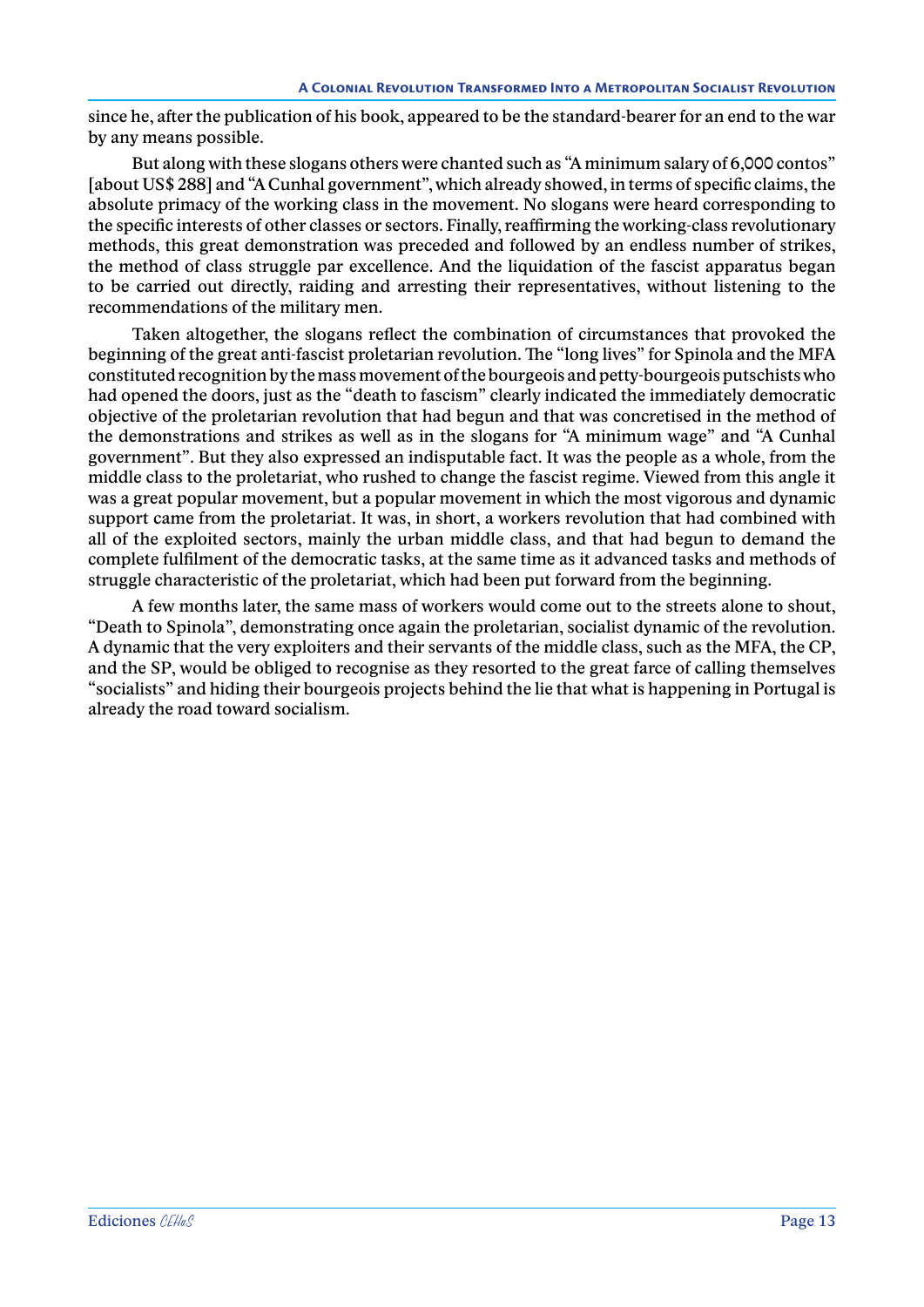since he, after the publication of his book, appeared to be the standard-bearer for an end to the war by any means possible.

But along with these slogans others were chanted such as "A minimum salary of 6,000 contos" [about US$ 288] and "A Cunhal government", which already showed, in terms of specific claims, the absolute primacy of the working class in the movement. No slogans were heard corresponding to the specific interests of other classes or sectors. Finally, reaffirming the working-class revolutionary methods, this great demonstration was preceded and followed by an endless number of strikes, the method of class struggle par excellence. And the liquidation of the fascist apparatus began to be carried out directly, raiding and arresting their representatives, without listening to the recommendations of the military men.

Taken altogether, the slogans reflect the combination of circumstances that provoked the beginning of the great anti-fascist proletarian revolution. The "long lives" for Spinola and the MFA constituted recognition by the mass movement of the bourgeois and petty-bourgeois putschists who had opened the doors, just as the "death to fascism" clearly indicated the immediately democratic objective of the proletarian revolution that had begun and that was concretised in the method of the demonstrations and strikes as well as in the slogans for "A minimum wage" and "A Cunhal government". But they also expressed an indisputable fact. It was the people as a whole, from the middle class to the proletariat, who rushed to change the fascist regime. Viewed from this angle it was a great popular movement, but a popular movement in which the most vigorous and dynamic support came from the proletariat. It was, in short, a workers revolution that had combined with all of the exploited sectors, mainly the urban middle class, and that had begun to demand the complete fulfilment of the democratic tasks, at the same time as it advanced tasks and methods of struggle characteristic of the proletariat, which had been put forward from the beginning.

A few months later, the same mass of workers would come out to the streets alone to shout, "Death to Spinola", demonstrating once again the proletarian, socialist dynamic of the revolution. A dynamic that the very exploiters and their servants of the middle class, such as the MFA, the CP, and the SP, would be obliged to recognise as they resorted to the great farce of calling themselves "socialists" and hiding their bourgeois projects behind the lie that what is happening in Portugal is already the road toward socialism.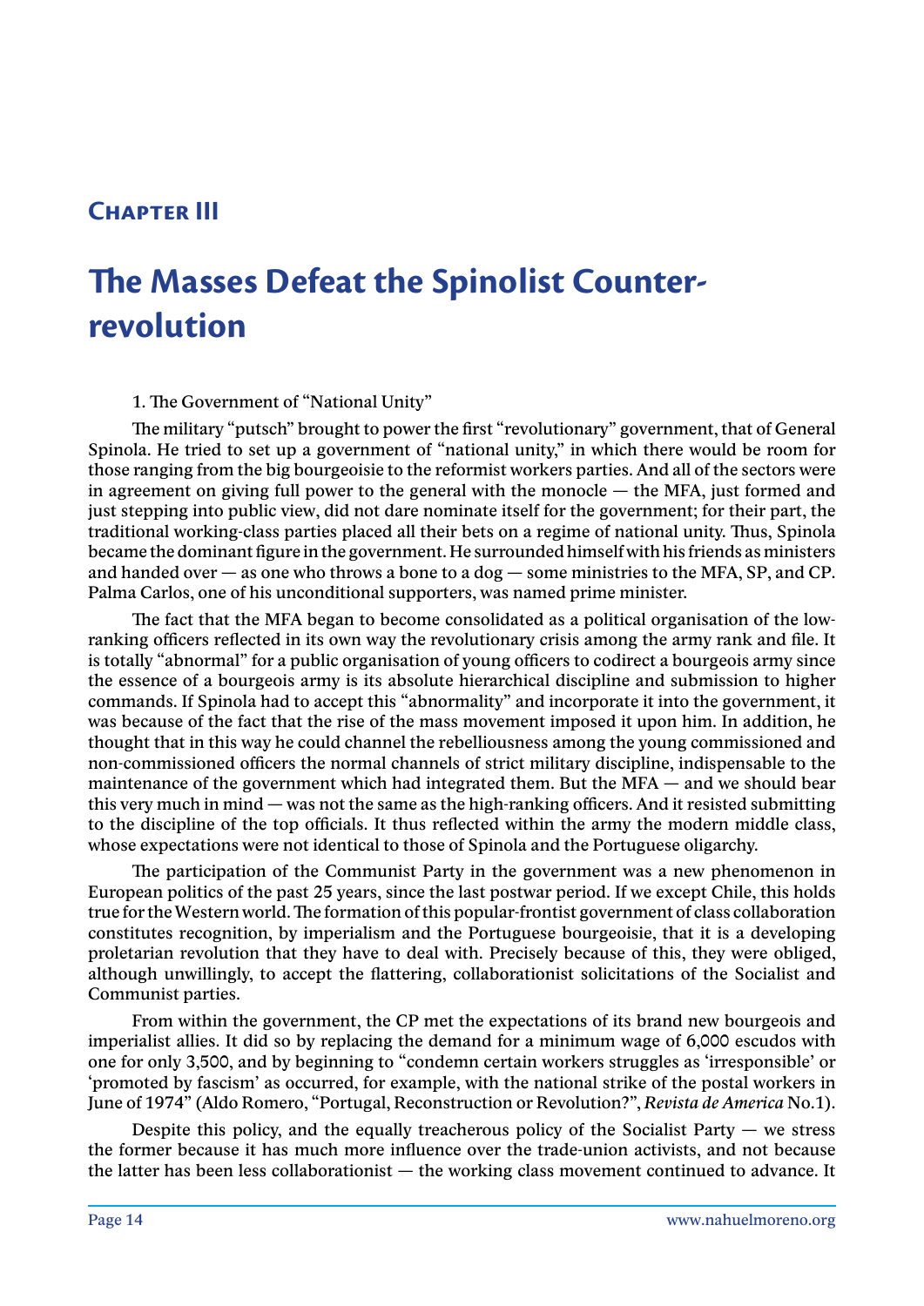# Chapter III

# The Masses Defeat the Spinolist Counter-revolution

1. The Government of "National Unity"

The military "putsch" brought to power the first "revolutionary" government, that of General Spinola. He tried to set up a government of "national unity," in which there would be room for those ranging from the big bourgeoisie to the reformist workers parties. And all of the sectors were in agreement on giving full power to the general with the monocle — the MFA, just formed and just stepping into public view, did not dare nominate itself for the government; for their part, the traditional working-class parties placed all their bets on a regime of national unity. Thus, Spinola became the dominant figure in the government. He surrounded himself with his friends as ministers and handed over — as one who throws a bone to a dog — some ministries to the MFA, SP, and CP. Palma Carlos, one of his unconditional supporters, was named prime minister.

The fact that the MFA began to become consolidated as a political organisation of the low-ranking officers reflected in its own way the revolutionary crisis among the army rank and file. It is totally "abnormal" for a public organisation of young officers to codirect a bourgeois army since the essence of a bourgeois army is its absolute hierarchical discipline and submission to higher commands. If Spinola had to accept this "abnormality" and incorporate it into the government, it was because of the fact that the rise of the mass movement imposed it upon him. In addition, he thought that in this way he could channel the rebelliousness among the young commissioned and non-commissioned officers the normal channels of strict military discipline, indispensable to the maintenance of the government which had integrated them. But the MFA — and we should bear this very much in mind — was not the same as the high-ranking officers. And it resisted submitting to the discipline of the top officials. It thus reflected within the army the modern middle class, whose expectations were not identical to those of Spinola and the Portuguese oligarchy.

The participation of the Communist Party in the government was a new phenomenon in European politics of the past 25 years, since the last postwar period. If we except Chile, this holds true for the Western world. The formation of this popular-frontist government of class collaboration constitutes recognition, by imperialism and the Portuguese bourgeoisie, that it is a developing proletarian revolution that they have to deal with. Precisely because of this, they were obliged, although unwillingly, to accept the flattering, collaborationist solicitations of the Socialist and Communist parties.

From within the government, the CP met the expectations of its brand new bourgeois and imperialist allies. It did so by replacing the demand for a minimum wage of 6,000 escudos with one for only 3,500, and by beginning to "condemn certain workers struggles as 'irresponsible' or 'promoted by fascism' as occurred, for example, with the national strike of the postal workers in June of 1974" (Aldo Romero, "Portugal, Reconstruction or Revolution?", *Revista de America* No.1).

Despite this policy, and the equally treacherous policy of the Socialist Party — we stress the former because it has much more influence over the trade-union activists, and not because the latter has been less collaborationist — the working class movement continued to advance. It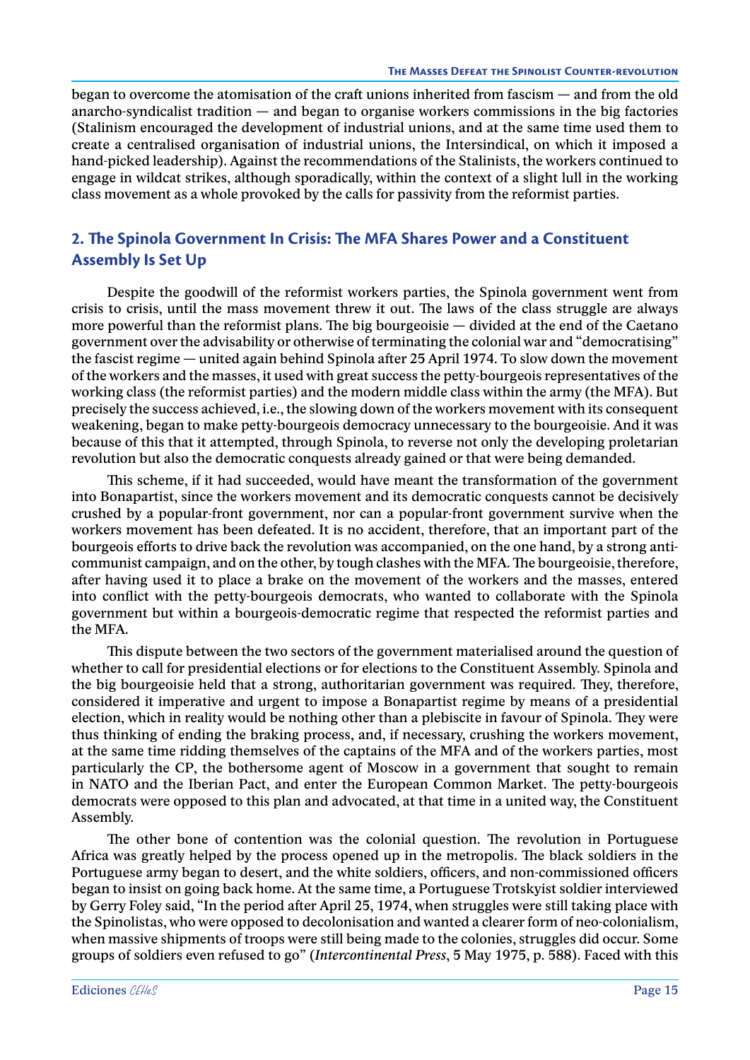began to overcome the atomisation of the craft unions inherited from fascism — and from the old anarcho-syndicalist tradition — and began to organise workers commissions in the big factories (Stalinism encouraged the development of industrial unions, and at the same time used them to create a centralised organisation of industrial unions, the Intersindical, on which it imposed a hand-picked leadership). Against the recommendations of the Stalinists, the workers continued to engage in wildcat strikes, although sporadically, within the context of a slight lull in the working class movement as a whole provoked by the calls for passivity from the reformist parties.

## 2. The Spinola Government In Crisis: The MFA Shares Power and a Constituent Assembly Is Set Up

Despite the goodwill of the reformist workers parties, the Spinola government went from crisis to crisis, until the mass movement threw it out. The laws of the class struggle are always more powerful than the reformist plans. The big bourgeoisie — divided at the end of the Caetano government over the advisability or otherwise of terminating the colonial war and "democratising" the fascist regime — united again behind Spinola after 25 April 1974. To slow down the movement of the workers and the masses, it used with great success the petty-bourgeois representatives of the working class (the reformist parties) and the modern middle class within the army (the MFA). But precisely the success achieved, i.e., the slowing down of the workers movement with its consequent weakening, began to make petty-bourgeois democracy unnecessary to the bourgeoisie. And it was because of this that it attempted, through Spinola, to reverse not only the developing proletarian revolution but also the democratic conquests already gained or that were being demanded.

This scheme, if it had succeeded, would have meant the transformation of the government into Bonapartist, since the workers movement and its democratic conquests cannot be decisively crushed by a popular-front government, nor can a popular-front government survive when the workers movement has been defeated. It is no accident, therefore, that an important part of the bourgeois efforts to drive back the revolution was accompanied, on the one hand, by a strong anti-communist campaign, and on the other, by tough clashes with the MFA. The bourgeoisie, therefore, after having used it to place a brake on the movement of the workers and the masses, entered into conflict with the petty-bourgeois democrats, who wanted to collaborate with the Spinola government but within a bourgeois-democratic regime that respected the reformist parties and the MFA.

This dispute between the two sectors of the government materialised around the question of whether to call for presidential elections or for elections to the Constituent Assembly. Spinola and the big bourgeoisie held that a strong, authoritarian government was required. They, therefore, considered it imperative and urgent to impose a Bonapartist regime by means of a presidential election, which in reality would be nothing other than a plebiscite in favour of Spinola. They were thus thinking of ending the braking process, and, if necessary, crushing the workers movement, at the same time ridding themselves of the captains of the MFA and of the workers parties, most particularly the CP, the bothersome agent of Moscow in a government that sought to remain in NATO and the Iberian Pact, and enter the European Common Market. The petty-bourgeois democrats were opposed to this plan and advocated, at that time in a united way, the Constituent Assembly.

The other bone of contention was the colonial question. The revolution in Portuguese Africa was greatly helped by the process opened up in the metropolis. The black soldiers in the Portuguese army began to desert, and the white soldiers, officers, and non-commissioned officers began to insist on going back home. At the same time, a Portuguese Trotskyist soldier interviewed by Gerry Foley said, "In the period after April 25, 1974, when struggles were still taking place with the Spinolistas, who were opposed to decolonisation and wanted a clearer form of neo-colonialism, when massive shipments of troops were still being made to the colonies, struggles did occur. Some groups of soldiers even refused to go" (*Intercontinental Press*, 5 May 1975, p. 588). Faced with this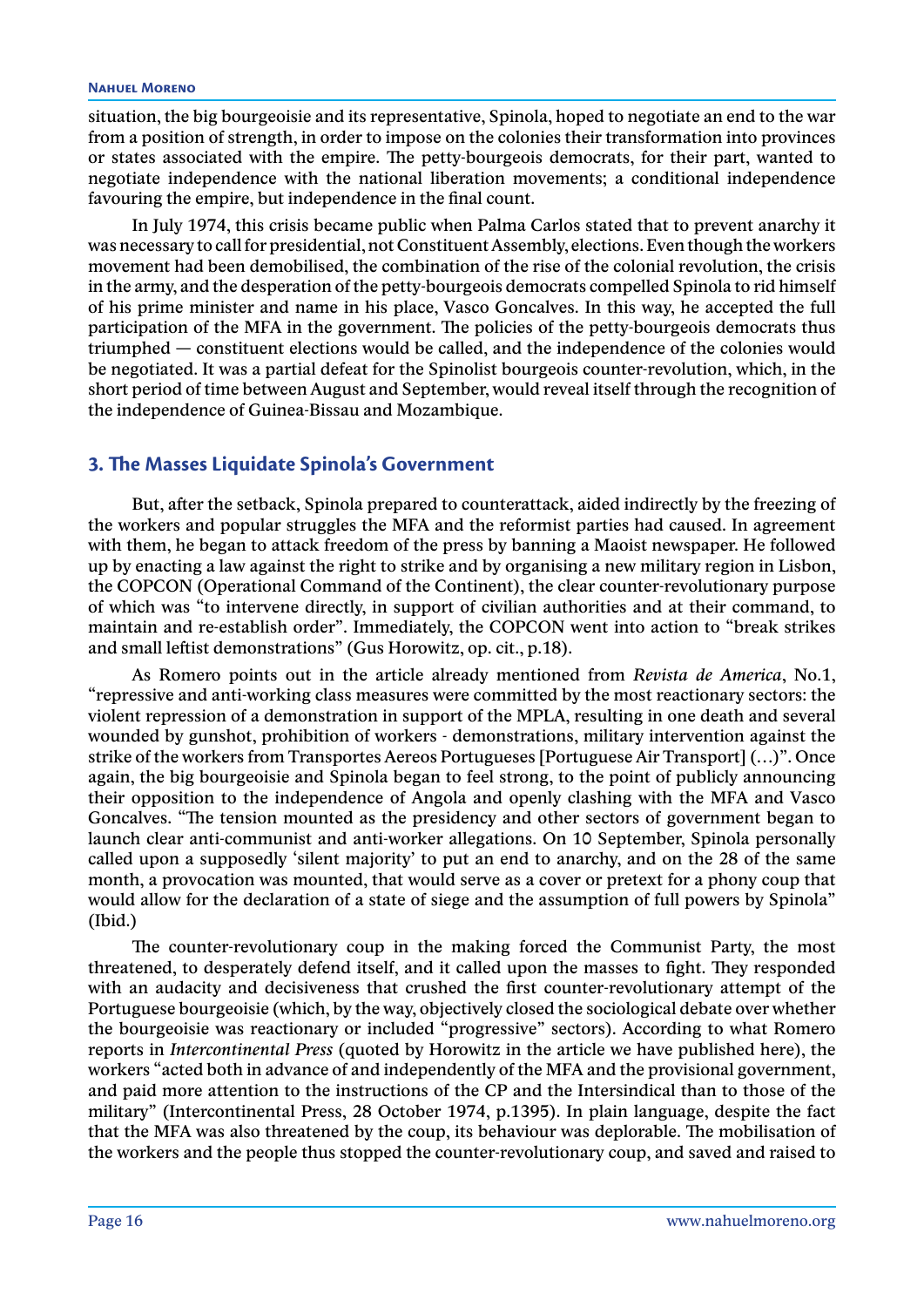situation, the big bourgeoisie and its representative, Spinola, hoped to negotiate an end to the war from a position of strength, in order to impose on the colonies their transformation into provinces or states associated with the empire. The petty-bourgeois democrats, for their part, wanted to negotiate independence with the national liberation movements; a conditional independence favouring the empire, but independence in the final count.

In July 1974, this crisis became public when Palma Carlos stated that to prevent anarchy it was necessary to call for presidential, not Constituent Assembly, elections. Even though the workers movement had been demobilised, the combination of the rise of the colonial revolution, the crisis in the army, and the desperation of the petty-bourgeois democrats compelled Spinola to rid himself of his prime minister and name in his place, Vasco Goncalves. In this way, he accepted the full participation of the MFA in the government. The policies of the petty-bourgeois democrats thus triumphed — constituent elections would be called, and the independence of the colonies would be negotiated. It was a partial defeat for the Spinolist bourgeois counter-revolution, which, in the short period of time between August and September, would reveal itself through the recognition of the independence of Guinea-Bissau and Mozambique.

## 3. The Masses Liquidate Spinola's Government

But, after the setback, Spinola prepared to counterattack, aided indirectly by the freezing of the workers and popular struggles the MFA and the reformist parties had caused. In agreement with them, he began to attack freedom of the press by banning a Maoist newspaper. He followed up by enacting a law against the right to strike and by organising a new military region in Lisbon, the COPCON (Operational Command of the Continent), the clear counter-revolutionary purpose of which was "to intervene directly, in support of civilian authorities and at their command, to maintain and re-establish order". Immediately, the COPCON went into action to "break strikes and small leftist demonstrations" (Gus Horowitz, op. cit., p.18).

As Romero points out in the article already mentioned from *Revista de America*, No.1, "repressive and anti-working class measures were committed by the most reactionary sectors: the violent repression of a demonstration in support of the MPLA, resulting in one death and several wounded by gunshot, prohibition of workers - demonstrations, military intervention against the strike of the workers from Transportes Aereos Portugueses [Portuguese Air Transport] (…)". Once again, the big bourgeoisie and Spinola began to feel strong, to the point of publicly announcing their opposition to the independence of Angola and openly clashing with the MFA and Vasco Goncalves. "The tension mounted as the presidency and other sectors of government began to launch clear anti-communist and anti-worker allegations. On 10 September, Spinola personally called upon a supposedly 'silent majority' to put an end to anarchy, and on the 28 of the same month, a provocation was mounted, that would serve as a cover or pretext for a phony coup that would allow for the declaration of a state of siege and the assumption of full powers by Spinola" (Ibid.)

The counter-revolutionary coup in the making forced the Communist Party, the most threatened, to desperately defend itself, and it called upon the masses to fight. They responded with an audacity and decisiveness that crushed the first counter-revolutionary attempt of the Portuguese bourgeoisie (which, by the way, objectively closed the sociological debate over whether the bourgeoisie was reactionary or included "progressive" sectors). According to what Romero reports in *Intercontinental Press* (quoted by Horowitz in the article we have published here), the workers "acted both in advance of and independently of the MFA and the provisional government, and paid more attention to the instructions of the CP and the Intersindical than to those of the military" (Intercontinental Press, 28 October 1974, p.1395). In plain language, despite the fact that the MFA was also threatened by the coup, its behaviour was deplorable. The mobilisation of the workers and the people thus stopped the counter-revolutionary coup, and saved and raised to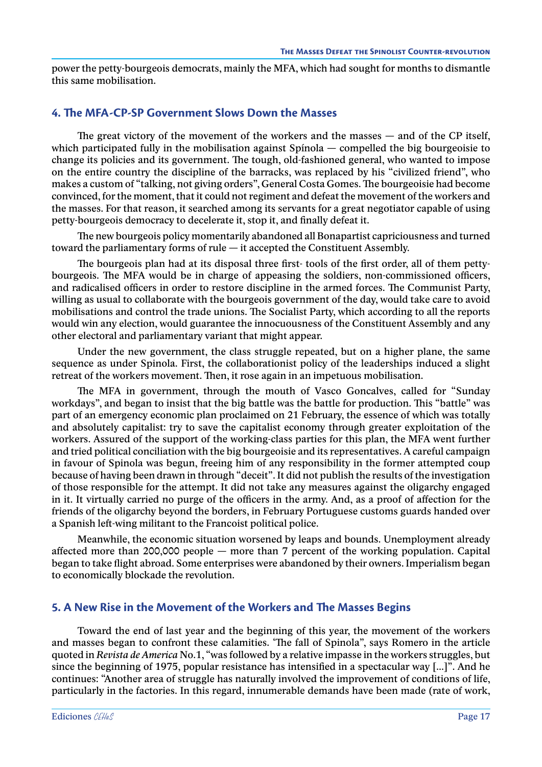power the petty-bourgeois democrats, mainly the MFA, which had sought for months to dismantle this same mobilisation.

## 4. The MFA-CP-SP Government Slows Down the Masses

The great victory of the movement of the workers and the masses — and of the CP itself, which participated fully in the mobilisation against Spínola — compelled the big bourgeoisie to change its policies and its government. The tough, old-fashioned general, who wanted to impose on the entire country the discipline of the barracks, was replaced by his "civilized friend", who makes a custom of "talking, not giving orders", General Costa Gomes. The bourgeoisie had become convinced, for the moment, that it could not regiment and defeat the movement of the workers and the masses. For that reason, it searched among its servants for a great negotiator capable of using petty-bourgeois democracy to decelerate it, stop it, and finally defeat it.

The new bourgeois policy momentarily abandoned all Bonapartist capriciousness and turned toward the parliamentary forms of rule — it accepted the Constituent Assembly.

The bourgeois plan had at its disposal three first- tools of the first order, all of them petty-bourgeois. The MFA would be in charge of appeasing the soldiers, non-commissioned officers, and radicalised officers in order to restore discipline in the armed forces. The Communist Party, willing as usual to collaborate with the bourgeois government of the day, would take care to avoid mobilisations and control the trade unions. The Socialist Party, which according to all the reports would win any election, would guarantee the innocuousness of the Constituent Assembly and any other electoral and parliamentary variant that might appear.

Under the new government, the class struggle repeated, but on a higher plane, the same sequence as under Spinola. First, the collaborationist policy of the leaderships induced a slight retreat of the workers movement. Then, it rose again in an impetuous mobilisation.

The MFA in government, through the mouth of Vasco Goncalves, called for "Sunday workdays", and began to insist that the big battle was the battle for production. This "battle" was part of an emergency economic plan proclaimed on 21 February, the essence of which was totally and absolutely capitalist: try to save the capitalist economy through greater exploitation of the workers. Assured of the support of the working-class parties for this plan, the MFA went further and tried political conciliation with the big bourgeoisie and its representatives. A careful campaign in favour of Spinola was begun, freeing him of any responsibility in the former attempted coup because of having been drawn in through "deceit". It did not publish the results of the investigation of those responsible for the attempt. It did not take any measures against the oligarchy engaged in it. It virtually carried no purge of the officers in the army. And, as a proof of affection for the friends of the oligarchy beyond the borders, in February Portuguese customs guards handed over a Spanish left-wing militant to the Francoist political police.

Meanwhile, the economic situation worsened by leaps and bounds. Unemployment already affected more than 200,000 people — more than 7 percent of the working population. Capital began to take flight abroad. Some enterprises were abandoned by their owners. Imperialism began to economically blockade the revolution.

## 5. A New Rise in the Movement of the Workers and The Masses Begins

Toward the end of last year and the beginning of this year, the movement of the workers and masses began to confront these calamities. 'The fall of Spinola", says Romero in the article quoted in *Revista de America* No.1, "was followed by a relative impasse in the workers struggles, but since the beginning of 1975, popular resistance has intensified in a spectacular way [...]". And he continues: "Another area of struggle has naturally involved the improvement of conditions of life, particularly in the factories. In this regard, innumerable demands have been made (rate of work,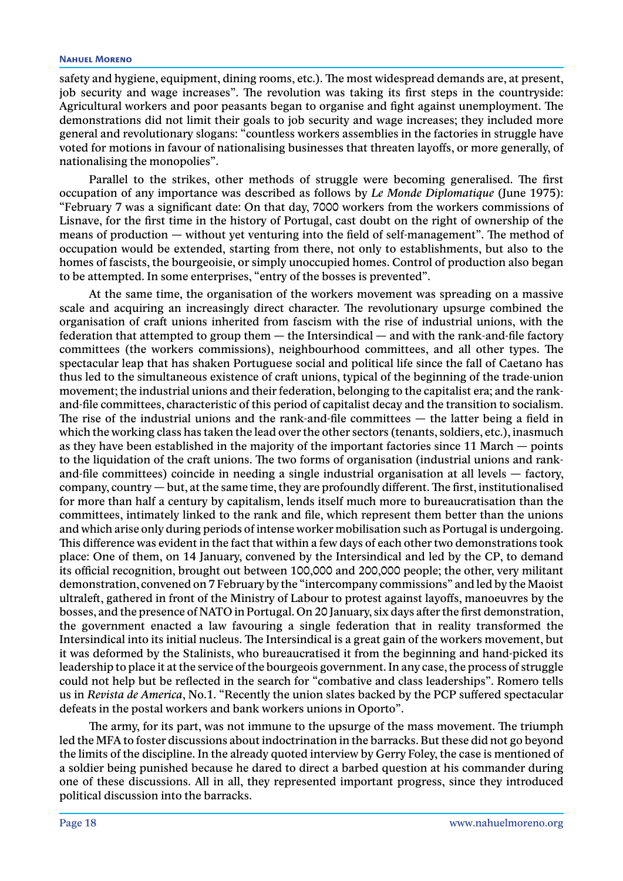safety and hygiene, equipment, dining rooms, etc.). The most widespread demands are, at present, job security and wage increases". The revolution was taking its first steps in the countryside: Agricultural workers and poor peasants began to organise and fight against unemployment. The demonstrations did not limit their goals to job security and wage increases; they included more general and revolutionary slogans: "countless workers assemblies in the factories in struggle have voted for motions in favour of nationalising businesses that threaten layoffs, or more generally, of nationalising the monopolies".

Parallel to the strikes, other methods of struggle were becoming generalised. The first occupation of any importance was described as follows by *Le Monde Diplomatique* (June 1975): "February 7 was a significant date: On that day, 7000 workers from the workers commissions of Lisnave, for the first time in the history of Portugal, cast doubt on the right of ownership of the means of production — without yet venturing into the field of self-management". The method of occupation would be extended, starting from there, not only to establishments, but also to the homes of fascists, the bourgeoisie, or simply unoccupied homes. Control of production also began to be attempted. In some enterprises, "entry of the bosses is prevented".

At the same time, the organisation of the workers movement was spreading on a massive scale and acquiring an increasingly direct character. The revolutionary upsurge combined the organisation of craft unions inherited from fascism with the rise of industrial unions, with the federation that attempted to group them — the Intersindical — and with the rank-and-file factory committees (the workers commissions), neighbourhood committees, and all other types. The spectacular leap that has shaken Portuguese social and political life since the fall of Caetano has thus led to the simultaneous existence of craft unions, typical of the beginning of the trade-union movement; the industrial unions and their federation, belonging to the capitalist era; and the rank-and-file committees, characteristic of this period of capitalist decay and the transition to socialism. The rise of the industrial unions and the rank-and-file committees — the latter being a field in which the working class has taken the lead over the other sectors (tenants, soldiers, etc.), inasmuch as they have been established in the majority of the important factories since 11 March — points to the liquidation of the craft unions. The two forms of organisation (industrial unions and rank-and-file committees) coincide in needing a single industrial organisation at all levels — factory, company, country — but, at the same time, they are profoundly different. The first, institutionalised for more than half a century by capitalism, lends itself much more to bureaucratisation than the committees, intimately linked to the rank and file, which represent them better than the unions and which arise only during periods of intense worker mobilisation such as Portugal is undergoing. This difference was evident in the fact that within a few days of each other two demonstrations took place: One of them, on 14 January, convened by the Intersindical and led by the CP, to demand its official recognition, brought out between 100,000 and 200,000 people; the other, very militant demonstration, convened on 7 February by the "intercompany commissions" and led by the Maoist ultraleft, gathered in front of the Ministry of Labour to protest against layoffs, manoeuvres by the bosses, and the presence of NATO in Portugal. On 20 January, six days after the first demonstration, the government enacted a law favouring a single federation that in reality transformed the Intersindical into its initial nucleus. The Intersindical is a great gain of the workers movement, but it was deformed by the Stalinists, who bureaucratised it from the beginning and hand-picked its leadership to place it at the service of the bourgeois government. In any case, the process of struggle could not help but be reflected in the search for "combative and class leaderships". Romero tells us in *Revista de America*, No.1. "Recently the union slates backed by the PCP suffered spectacular defeats in the postal workers and bank workers unions in Oporto".

The army, for its part, was not immune to the upsurge of the mass movement. The triumph led the MFA to foster discussions about indoctrination in the barracks. But these did not go beyond the limits of the discipline. In the already quoted interview by Gerry Foley, the case is mentioned of a soldier being punished because he dared to direct a barbed question at his commander during one of these discussions. All in all, they represented important progress, since they introduced political discussion into the barracks.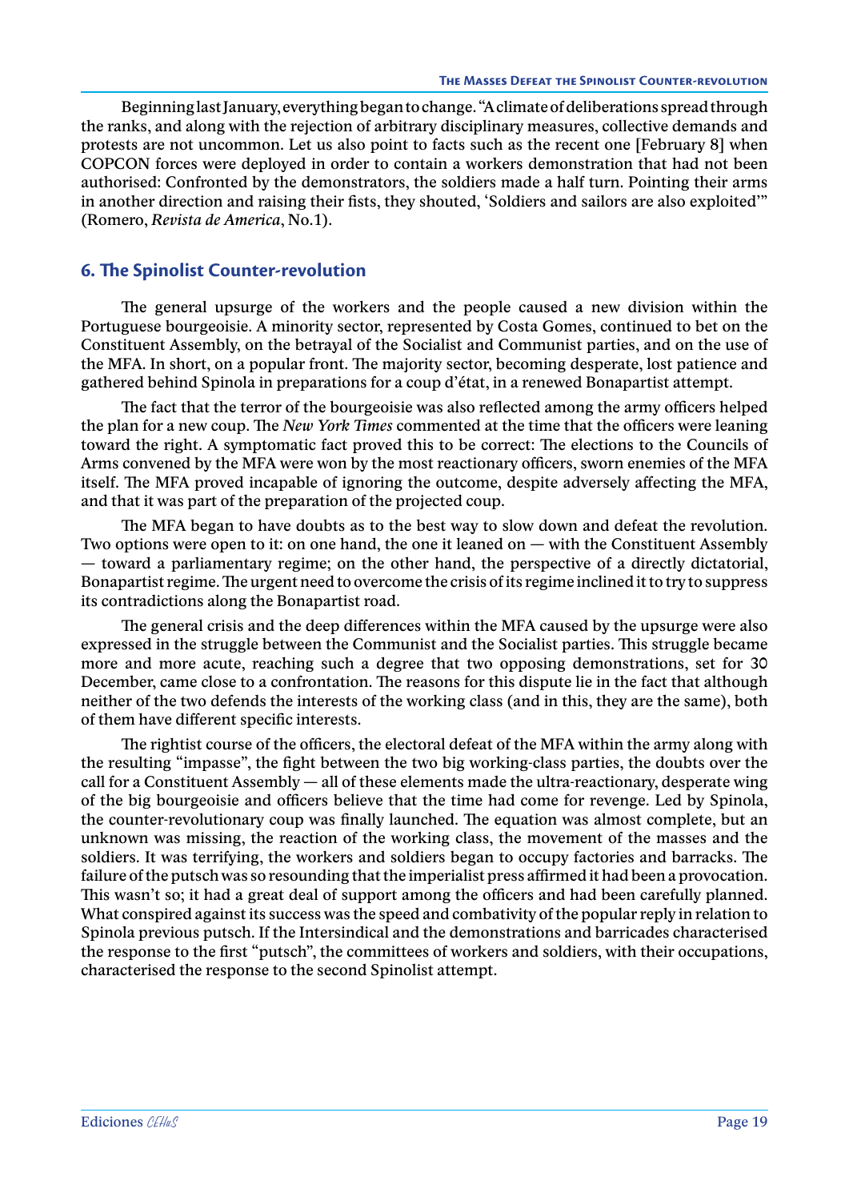Beginning last January, everything began to change. "A climate of deliberations spread through the ranks, and along with the rejection of arbitrary disciplinary measures, collective demands and protests are not uncommon. Let us also point to facts such as the recent one [February 8] when COPCON forces were deployed in order to contain a workers demonstration that had not been authorised: Confronted by the demonstrators, the soldiers made a half turn. Pointing their arms in another direction and raising their fists, they shouted, 'Soldiers and sailors are also exploited'" (Romero, *Revista de America*, No.1).

## 6. The Spinolist Counter-revolution

The general upsurge of the workers and the people caused a new division within the Portuguese bourgeoisie. A minority sector, represented by Costa Gomes, continued to bet on the Constituent Assembly, on the betrayal of the Socialist and Communist parties, and on the use of the MFA. In short, on a popular front. The majority sector, becoming desperate, lost patience and gathered behind Spinola in preparations for a coup d'état, in a renewed Bonapartist attempt.

The fact that the terror of the bourgeoisie was also reflected among the army officers helped the plan for a new coup. The *New York Times* commented at the time that the officers were leaning toward the right. A symptomatic fact proved this to be correct: The elections to the Councils of Arms convened by the MFA were won by the most reactionary officers, sworn enemies of the MFA itself. The MFA proved incapable of ignoring the outcome, despite adversely affecting the MFA, and that it was part of the preparation of the projected coup.

The MFA began to have doubts as to the best way to slow down and defeat the revolution. Two options were open to it: on one hand, the one it leaned on — with the Constituent Assembly — toward a parliamentary regime; on the other hand, the perspective of a directly dictatorial, Bonapartist regime. The urgent need to overcome the crisis of its regime inclined it to try to suppress its contradictions along the Bonapartist road.

The general crisis and the deep differences within the MFA caused by the upsurge were also expressed in the struggle between the Communist and the Socialist parties. This struggle became more and more acute, reaching such a degree that two opposing demonstrations, set for 30 December, came close to a confrontation. The reasons for this dispute lie in the fact that although neither of the two defends the interests of the working class (and in this, they are the same), both of them have different specific interests.

The rightist course of the officers, the electoral defeat of the MFA within the army along with the resulting "impasse", the fight between the two big working-class parties, the doubts over the call for a Constituent Assembly — all of these elements made the ultra-reactionary, desperate wing of the big bourgeoisie and officers believe that the time had come for revenge. Led by Spinola, the counter-revolutionary coup was finally launched. The equation was almost complete, but an unknown was missing, the reaction of the working class, the movement of the masses and the soldiers. It was terrifying, the workers and soldiers began to occupy factories and barracks. The failure of the putsch was so resounding that the imperialist press affirmed it had been a provocation. This wasn't so; it had a great deal of support among the officers and had been carefully planned. What conspired against its success was the speed and combativity of the popular reply in relation to Spinola previous putsch. If the Intersindical and the demonstrations and barricades characterised the response to the first "putsch", the committees of workers and soldiers, with their occupations, characterised the response to the second Spinolist attempt.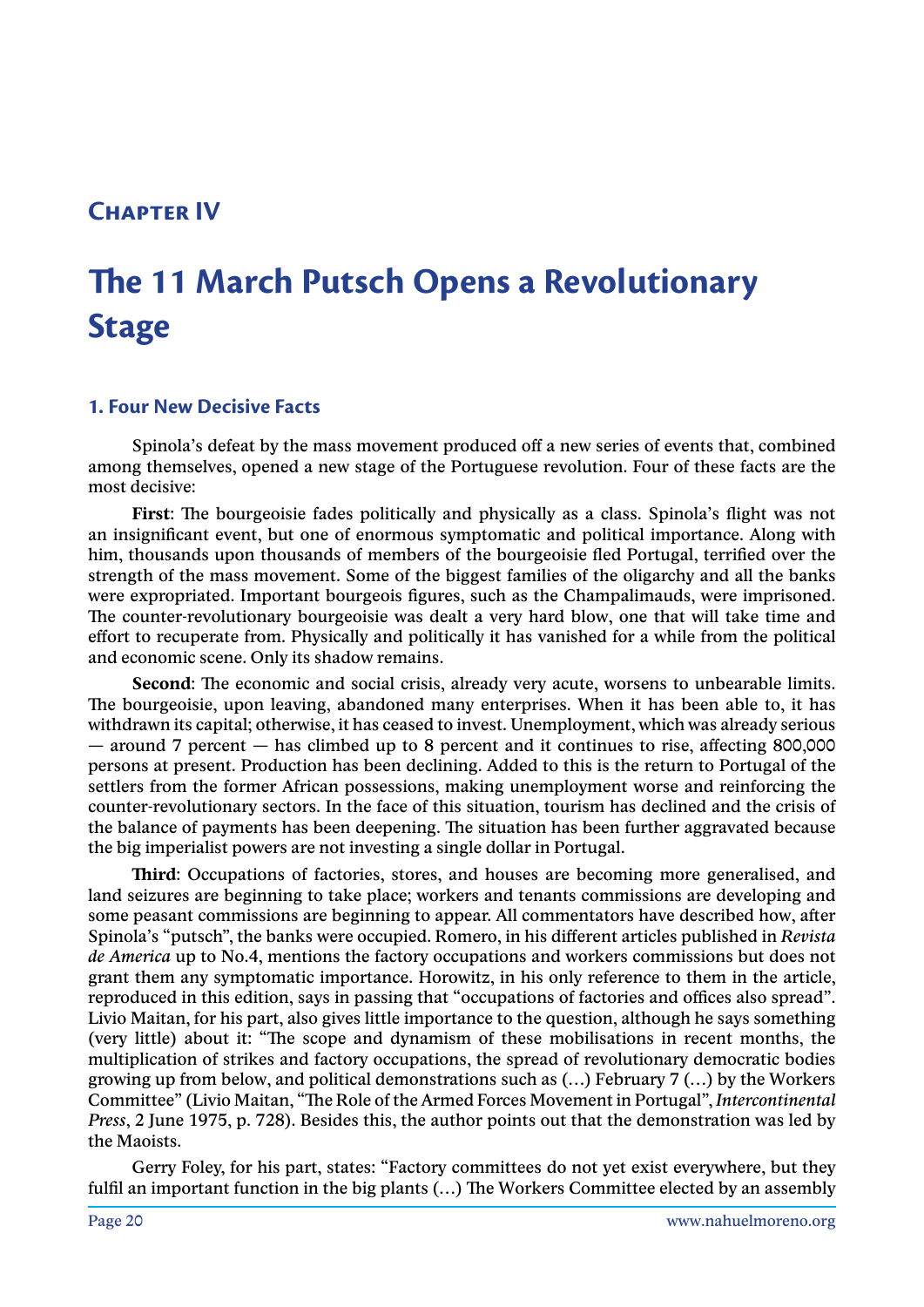## Chapter IV

# The 11 March Putsch Opens a Revolutionary Stage

### 1. Four New Decisive Facts

Spinola's defeat by the mass movement produced off a new series of events that, combined among themselves, opened a new stage of the Portuguese revolution. Four of these facts are the most decisive:

**First**: The bourgeoisie fades politically and physically as a class. Spinola's flight was not an insignificant event, but one of enormous symptomatic and political importance. Along with him, thousands upon thousands of members of the bourgeoisie fled Portugal, terrified over the strength of the mass movement. Some of the biggest families of the oligarchy and all the banks were expropriated. Important bourgeois figures, such as the Champalimauds, were imprisoned. The counter-revolutionary bourgeoisie was dealt a very hard blow, one that will take time and effort to recuperate from. Physically and politically it has vanished for a while from the political and economic scene. Only its shadow remains.

**Second**: The economic and social crisis, already very acute, worsens to unbearable limits. The bourgeoisie, upon leaving, abandoned many enterprises. When it has been able to, it has withdrawn its capital; otherwise, it has ceased to invest. Unemployment, which was already serious — around 7 percent — has climbed up to 8 percent and it continues to rise, affecting 800,000 persons at present. Production has been declining. Added to this is the return to Portugal of the settlers from the former African possessions, making unemployment worse and reinforcing the counter-revolutionary sectors. In the face of this situation, tourism has declined and the crisis of the balance of payments has been deepening. The situation has been further aggravated because the big imperialist powers are not investing a single dollar in Portugal.

**Third**: Occupations of factories, stores, and houses are becoming more generalised, and land seizures are beginning to take place; workers and tenants commissions are developing and some peasant commissions are beginning to appear. All commentators have described how, after Spinola's "putsch", the banks were occupied. Romero, in his different articles published in *Revista de America* up to No.4, mentions the factory occupations and workers commissions but does not grant them any symptomatic importance. Horowitz, in his only reference to them in the article, reproduced in this edition, says in passing that "occupations of factories and offices also spread". Livio Maitan, for his part, also gives little importance to the question, although he says something (very little) about it: "The scope and dynamism of these mobilisations in recent months, the multiplication of strikes and factory occupations, the spread of revolutionary democratic bodies growing up from below, and political demonstrations such as (…) February 7 (…) by the Workers Committee" (Livio Maitan, "The Role of the Armed Forces Movement in Portugal", *Intercontinental Press*, 2 June 1975, p. 728). Besides this, the author points out that the demonstration was led by the Maoists.

Gerry Foley, for his part, states: "Factory committees do not yet exist everywhere, but they fulfil an important function in the big plants (…) The Workers Committee elected by an assembly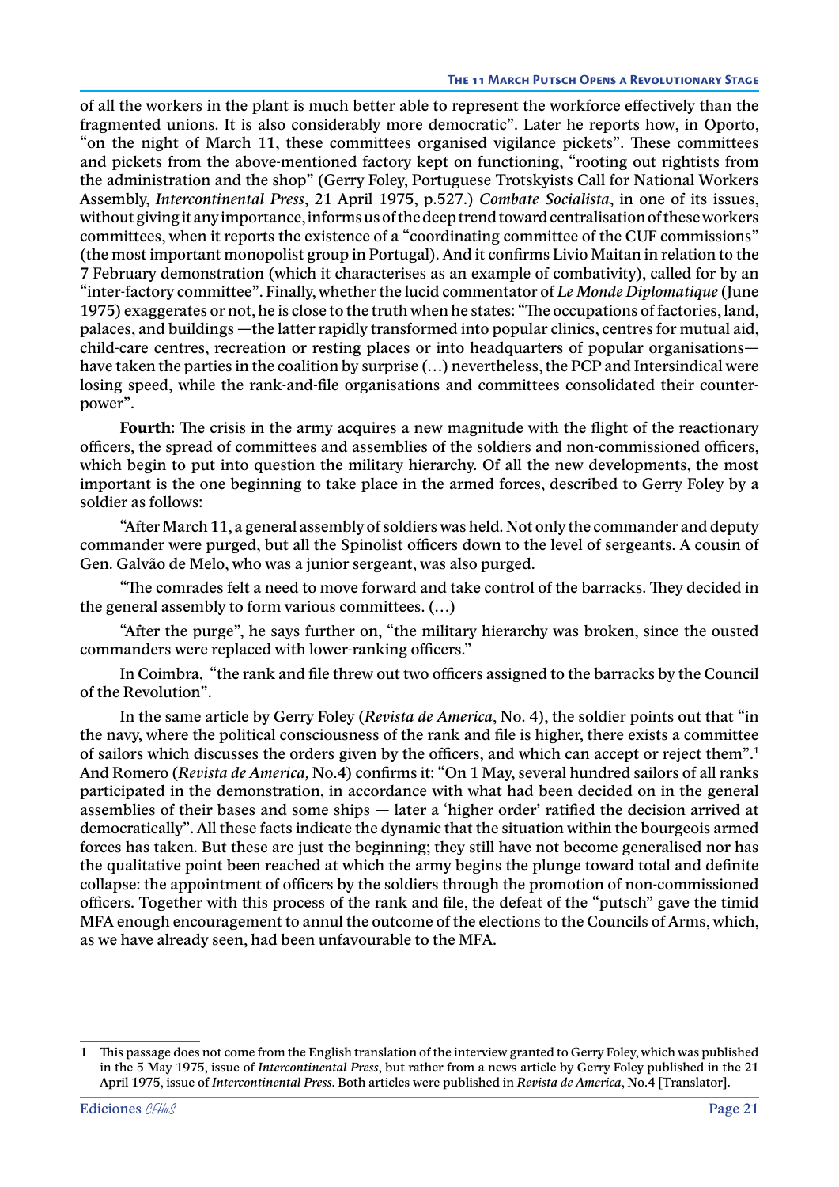of all the workers in the plant is much better able to represent the workforce effectively than the fragmented unions. It is also considerably more democratic". Later he reports how, in Oporto, "on the night of March 11, these committees organised vigilance pickets". These committees and pickets from the above-mentioned factory kept on functioning, "rooting out rightists from the administration and the shop" (Gerry Foley, Portuguese Trotskyists Call for National Workers Assembly, *Intercontinental Press*, 21 April 1975, p.527.) *Combate Socialista*, in one of its issues, without giving it any importance, informs us of the deep trend toward centralisation of these workers committees, when it reports the existence of a "coordinating committee of the CUF commissions" (the most important monopolist group in Portugal). And it confirms Livio Maitan in relation to the 7 February demonstration (which it characterises as an example of combativity), called for by an "inter-factory committee". Finally, whether the lucid commentator of *Le Monde Diplomatique* (June 1975) exaggerates or not, he is close to the truth when he states: "The occupations of factories, land, palaces, and buildings —the latter rapidly transformed into popular clinics, centres for mutual aid, child-care centres, recreation or resting places or into headquarters of popular organisations— have taken the parties in the coalition by surprise (…) nevertheless, the PCP and Intersindical were losing speed, while the rank-and-file organisations and committees consolidated their counter-power".

**Fourth**: The crisis in the army acquires a new magnitude with the flight of the reactionary officers, the spread of committees and assemblies of the soldiers and non-commissioned officers, which begin to put into question the military hierarchy. Of all the new developments, the most important is the one beginning to take place in the armed forces, described to Gerry Foley by a soldier as follows:

"After March 11, a general assembly of soldiers was held. Not only the commander and deputy commander were purged, but all the Spinolist officers down to the level of sergeants. A cousin of Gen. Galvão de Melo, who was a junior sergeant, was also purged.

"The comrades felt a need to move forward and take control of the barracks. They decided in the general assembly to form various committees. (…)

"After the purge", he says further on, "the military hierarchy was broken, since the ousted commanders were replaced with lower-ranking officers."

In Coimbra, "the rank and file threw out two officers assigned to the barracks by the Council of the Revolution".

In the same article by Gerry Foley (*Revista de America*, No. 4), the soldier points out that "in the navy, where the political consciousness of the rank and file is higher, there exists a committee of sailors which discusses the orders given by the officers, and which can accept or reject them".[1] And Romero (*Revista de America,* No.4) confirms it: "On 1 May, several hundred sailors of all ranks participated in the demonstration, in accordance with what had been decided on in the general assemblies of their bases and some ships — later a 'higher order' ratified the decision arrived at democratically". All these facts indicate the dynamic that the situation within the bourgeois armed forces has taken. But these are just the beginning; they still have not become generalised nor has the qualitative point been reached at which the army begins the plunge toward total and definite collapse: the appointment of officers by the soldiers through the promotion of non-commissioned officers. Together with this process of the rank and file, the defeat of the "putsch" gave the timid MFA enough encouragement to annul the outcome of the elections to the Councils of Arms, which, as we have already seen, had been unfavourable to the MFA.

---

[1] This passage does not come from the English translation of the interview granted to Gerry Foley, which was published in the 5 May 1975, issue of *Intercontinental Press*, but rather from a news article by Gerry Foley published in the 21 April 1975, issue of *Intercontinental Press*. Both articles were published in *Revista de America*, No.4 [Translator].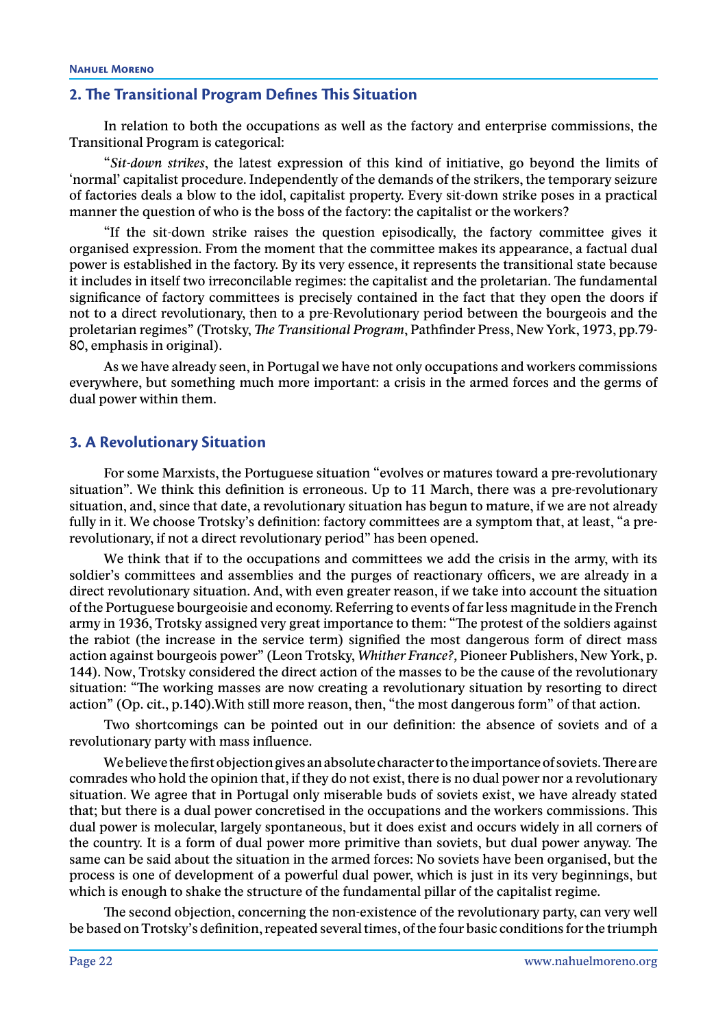## 2. The Transitional Program Defines This Situation

In relation to both the occupations as well as the factory and enterprise commissions, the Transitional Program is categorical:

"*Sit-down strikes*, the latest expression of this kind of initiative, go beyond the limits of 'normal' capitalist procedure. Independently of the demands of the strikers, the temporary seizure of factories deals a blow to the idol, capitalist property. Every sit-down strike poses in a practical manner the question of who is the boss of the factory: the capitalist or the workers?

"If the sit-down strike raises the question episodically, the factory committee gives it organised expression. From the moment that the committee makes its appearance, a factual dual power is established in the factory. By its very essence, it represents the transitional state because it includes in itself two irreconcilable regimes: the capitalist and the proletarian. The fundamental significance of factory committees is precisely contained in the fact that they open the doors if not to a direct revolutionary, then to a pre-Revolutionary period between the bourgeois and the proletarian regimes" (Trotsky, *The Transitional Program*, Pathfinder Press, New York, 1973, pp.79-80, emphasis in original).

As we have already seen, in Portugal we have not only occupations and workers commissions everywhere, but something much more important: a crisis in the armed forces and the germs of dual power within them.

## 3. A Revolutionary Situation

For some Marxists, the Portuguese situation "evolves or matures toward a pre-revolutionary situation". We think this definition is erroneous. Up to 11 March, there was a pre-revolutionary situation, and, since that date, a revolutionary situation has begun to mature, if we are not already fully in it. We choose Trotsky's definition: factory committees are a symptom that, at least, "a pre-revolutionary, if not a direct revolutionary period" has been opened.

We think that if to the occupations and committees we add the crisis in the army, with its soldier's committees and assemblies and the purges of reactionary officers, we are already in a direct revolutionary situation. And, with even greater reason, if we take into account the situation of the Portuguese bourgeoisie and economy. Referring to events of far less magnitude in the French army in 1936, Trotsky assigned very great importance to them: "The protest of the soldiers against the rabiot (the increase in the service term) signified the most dangerous form of direct mass action against bourgeois power" (Leon Trotsky, *Whither France?,* Pioneer Publishers, New York, p. 144). Now, Trotsky considered the direct action of the masses to be the cause of the revolutionary situation: "The working masses are now creating a revolutionary situation by resorting to direct action" (Op. cit., p.140).With still more reason, then, "the most dangerous form" of that action.

Two shortcomings can be pointed out in our definition: the absence of soviets and of a revolutionary party with mass influence.

We believe the first objection gives an absolute character to the importance of soviets. There are comrades who hold the opinion that, if they do not exist, there is no dual power nor a revolutionary situation. We agree that in Portugal only miserable buds of soviets exist, we have already stated that; but there is a dual power concretised in the occupations and the workers commissions. This dual power is molecular, largely spontaneous, but it does exist and occurs widely in all corners of the country. It is a form of dual power more primitive than soviets, but dual power anyway. The same can be said about the situation in the armed forces: No soviets have been organised, but the process is one of development of a powerful dual power, which is just in its very beginnings, but which is enough to shake the structure of the fundamental pillar of the capitalist regime.

The second objection, concerning the non-existence of the revolutionary party, can very well be based on Trotsky's definition, repeated several times, of the four basic conditions for the triumph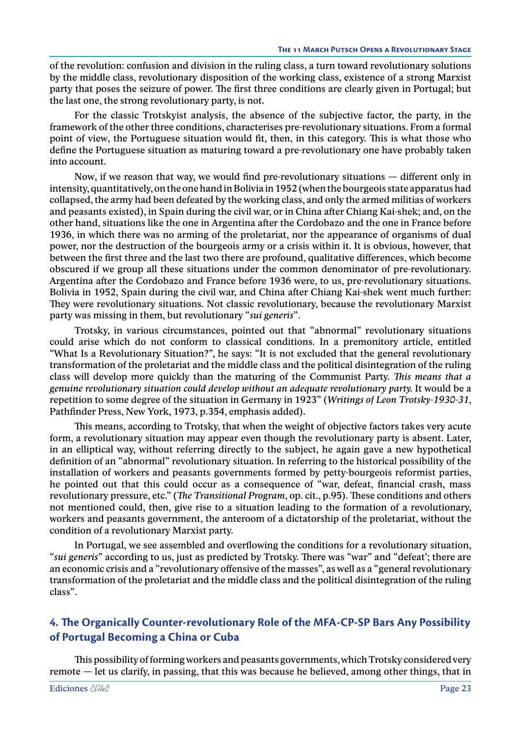of the revolution: confusion and division in the ruling class, a turn toward revolutionary solutions by the middle class, revolutionary disposition of the working class, existence of a strong Marxist party that poses the seizure of power. The first three conditions are clearly given in Portugal; but the last one, the strong revolutionary party, is not.

For the classic Trotskyist analysis, the absence of the subjective factor, the party, in the framework of the other three conditions, characterises pre-revolutionary situations. From a formal point of view, the Portuguese situation would fit, then, in this category. This is what those who define the Portuguese situation as maturing toward a pre-revolutionary one have probably taken into account.

Now, if we reason that way, we would find pre-revolutionary situations — different only in intensity, quantitatively, on the one hand in Bolivia in 1952 (when the bourgeois state apparatus had collapsed, the army had been defeated by the working class, and only the armed militias of workers and peasants existed), in Spain during the civil war, or in China after Chiang Kai-shek; and, on the other hand, situations like the one in Argentina after the Cordobazo and the one in France before 1936, in which there was no arming of the proletariat, nor the appearance of organisms of dual power, nor the destruction of the bourgeois army or a crisis within it. It is obvious, however, that between the first three and the last two there are profound, qualitative differences, which become obscured if we group all these situations under the common denominator of pre-revolutionary. Argentina after the Cordobazo and France before 1936 were, to us, pre-revolutionary situations. Bolivia in 1952, Spain during the civil war, and China after Chiang Kai-shek went much further: They were revolutionary situations. Not classic revolutionary, because the revolutionary Marxist party was missing in them, but revolutionary "*sui generis*".

Trotsky, in various circumstances, pointed out that "abnormal" revolutionary situations could arise which do not conform to classical conditions. In a premonitory article, entitled "What Is a Revolutionary Situation?", he says: "It is not excluded that the general revolutionary transformation of the proletariat and the middle class and the political disintegration of the ruling class will develop more quickly than the maturing of the Communist Party. *This means that a genuine revolutionary situation could develop without an adequate revolutionary party.* It would be a repetition to some degree of the situation in Germany in 1923" (*Writings of Leon Trotsky-1930-31*, Pathfinder Press, New York, 1973, p.354, emphasis added).

This means, according to Trotsky, that when the weight of objective factors takes very acute form, a revolutionary situation may appear even though the revolutionary party is absent. Later, in an elliptical way, without referring directly to the subject, he again gave a new hypothetical definition of an "abnormal" revolutionary situation. In referring to the historical possibility of the installation of workers and peasants governments formed by petty-bourgeois reformist parties, he pointed out that this could occur as a consequence of "war, defeat, financial crash, mass revolutionary pressure, etc." (*The Transitional Program*, op. cit., p.95). These conditions and others not mentioned could, then, give rise to a situation leading to the formation of a revolutionary, workers and peasants government, the anteroom of a dictatorship of the proletariat, without the condition of a revolutionary Marxist party.

In Portugal, we see assembled and overflowing the conditions for a revolutionary situation, "*sui generis*" according to us, just as predicted by Trotsky. There was "war" and "defeat'; there are an economic crisis and a "revolutionary offensive of the masses", as well as a "general revolutionary transformation of the proletariat and the middle class and the political disintegration of the ruling class".

## 4. The Organically Counter-revolutionary Role of the MFA-CP-SP Bars Any Possibility of Portugal Becoming a China or Cuba

This possibility of forming workers and peasants governments, which Trotsky considered very remote — let us clarify, in passing, that this was because he believed, among other things, that in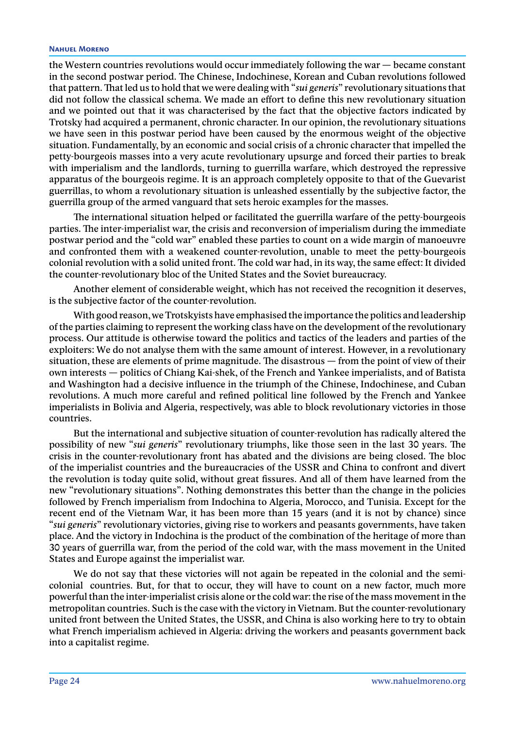the Western countries revolutions would occur immediately following the war — became constant in the second postwar period. The Chinese, Indochinese, Korean and Cuban revolutions followed that pattern. That led us to hold that we were dealing with "*sui generis*" revolutionary situations that did not follow the classical schema. We made an effort to define this new revolutionary situation and we pointed out that it was characterised by the fact that the objective factors indicated by Trotsky had acquired a permanent, chronic character. In our opinion, the revolutionary situations we have seen in this postwar period have been caused by the enormous weight of the objective situation. Fundamentally, by an economic and social crisis of a chronic character that impelled the petty-bourgeois masses into a very acute revolutionary upsurge and forced their parties to break with imperialism and the landlords, turning to guerrilla warfare, which destroyed the repressive apparatus of the bourgeois regime. It is an approach completely opposite to that of the Guevarist guerrillas, to whom a revolutionary situation is unleashed essentially by the subjective factor, the guerrilla group of the armed vanguard that sets heroic examples for the masses.

The international situation helped or facilitated the guerrilla warfare of the petty-bourgeois parties. The inter-imperialist war, the crisis and reconversion of imperialism during the immediate postwar period and the "cold war" enabled these parties to count on a wide margin of manoeuvre and confronted them with a weakened counter-revolution, unable to meet the petty-bourgeois colonial revolution with a solid united front. The cold war had, in its way, the same effect: It divided the counter-revolutionary bloc of the United States and the Soviet bureaucracy.

Another element of considerable weight, which has not received the recognition it deserves, is the subjective factor of the counter-revolution.

With good reason, we Trotskyists have emphasised the importance the politics and leadership of the parties claiming to represent the working class have on the development of the revolutionary process. Our attitude is otherwise toward the politics and tactics of the leaders and parties of the exploiters: We do not analyse them with the same amount of interest. However, in a revolutionary situation, these are elements of prime magnitude. The disastrous — from the point of view of their own interests — politics of Chiang Kai-shek, of the French and Yankee imperialists, and of Batista and Washington had a decisive influence in the triumph of the Chinese, Indochinese, and Cuban revolutions. A much more careful and refined political line followed by the French and Yankee imperialists in Bolivia and Algeria, respectively, was able to block revolutionary victories in those countries.

But the international and subjective situation of counter-revolution has radically altered the possibility of new "*sui generis*" revolutionary triumphs, like those seen in the last 30 years. The crisis in the counter-revolutionary front has abated and the divisions are being closed. The bloc of the imperialist countries and the bureaucracies of the USSR and China to confront and divert the revolution is today quite solid, without great fissures. And all of them have learned from the new "revolutionary situations". Nothing demonstrates this better than the change in the policies followed by French imperialism from Indochina to Algeria, Morocco, and Tunisia. Except for the recent end of the Vietnam War, it has been more than 15 years (and it is not by chance) since "*sui generis*" revolutionary victories, giving rise to workers and peasants governments, have taken place. And the victory in Indochina is the product of the combination of the heritage of more than 30 years of guerrilla war, from the period of the cold war, with the mass movement in the United States and Europe against the imperialist war.

We do not say that these victories will not again be repeated in the colonial and the semi-colonial countries. But, for that to occur, they will have to count on a new factor, much more powerful than the inter-imperialist crisis alone or the cold war: the rise of the mass movement in the metropolitan countries. Such is the case with the victory in Vietnam. But the counter-revolutionary united front between the United States, the USSR, and China is also working here to try to obtain what French imperialism achieved in Algeria: driving the workers and peasants government back into a capitalist regime.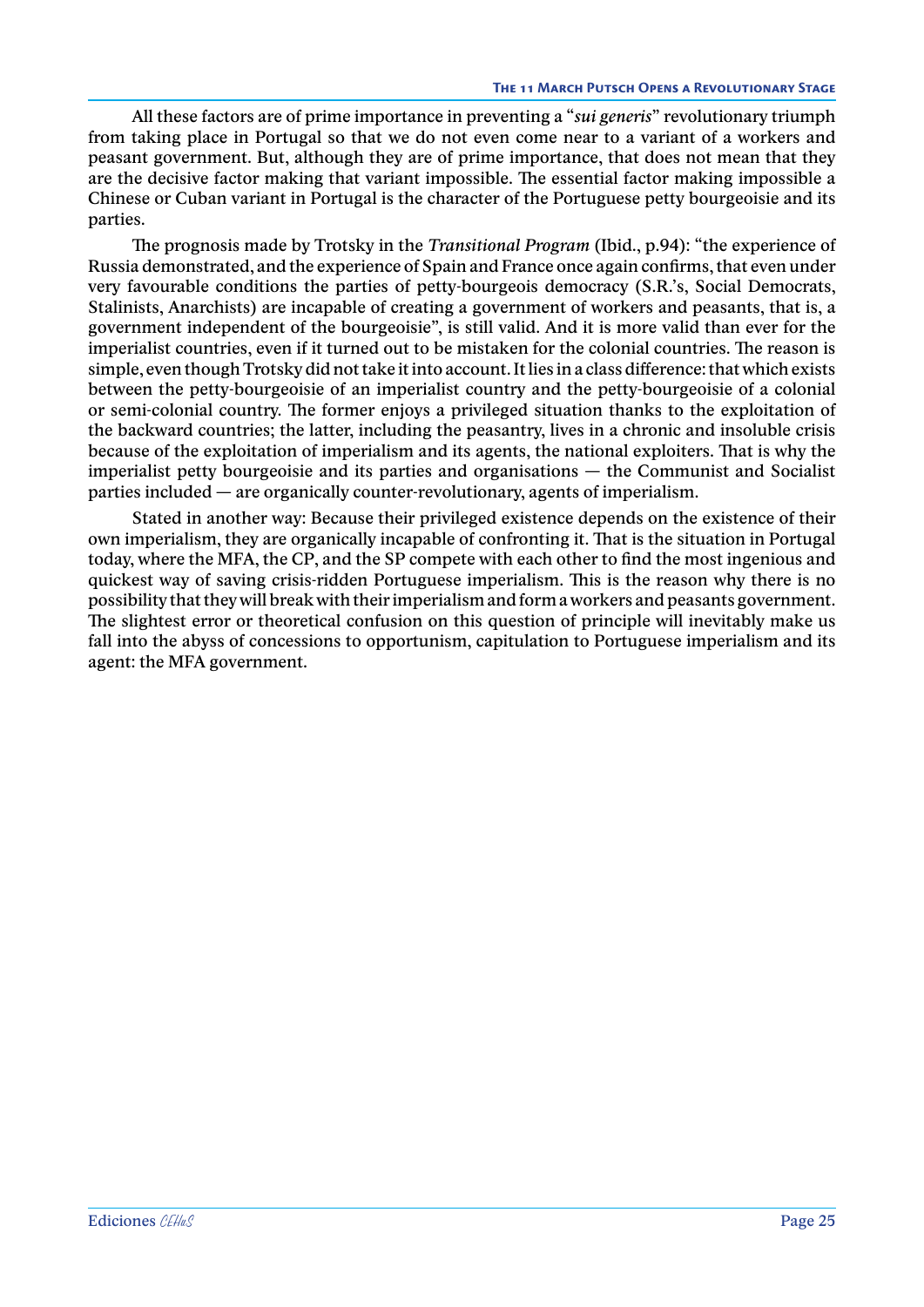All these factors are of prime importance in preventing a "*sui generis*" revolutionary triumph from taking place in Portugal so that we do not even come near to a variant of a workers and peasant government. But, although they are of prime importance, that does not mean that they are the decisive factor making that variant impossible. The essential factor making impossible a Chinese or Cuban variant in Portugal is the character of the Portuguese petty bourgeoisie and its parties.

The prognosis made by Trotsky in the *Transitional Program* (Ibid., p.94): "the experience of Russia demonstrated, and the experience of Spain and France once again confirms, that even under very favourable conditions the parties of petty-bourgeois democracy (S.R.'s, Social Democrats, Stalinists, Anarchists) are incapable of creating a government of workers and peasants, that is, a government independent of the bourgeoisie", is still valid. And it is more valid than ever for the imperialist countries, even if it turned out to be mistaken for the colonial countries. The reason is simple, even though Trotsky did not take it into account. It lies in a class difference: that which exists between the petty-bourgeoisie of an imperialist country and the petty-bourgeoisie of a colonial or semi-colonial country. The former enjoys a privileged situation thanks to the exploitation of the backward countries; the latter, including the peasantry, lives in a chronic and insoluble crisis because of the exploitation of imperialism and its agents, the national exploiters. That is why the imperialist petty bourgeoisie and its parties and organisations — the Communist and Socialist parties included — are organically counter-revolutionary, agents of imperialism.

Stated in another way: Because their privileged existence depends on the existence of their own imperialism, they are organically incapable of confronting it. That is the situation in Portugal today, where the MFA, the CP, and the SP compete with each other to find the most ingenious and quickest way of saving crisis-ridden Portuguese imperialism. This is the reason why there is no possibility that they will break with their imperialism and form a workers and peasants government. The slightest error or theoretical confusion on this question of principle will inevitably make us fall into the abyss of concessions to opportunism, capitulation to Portuguese imperialism and its agent: the MFA government.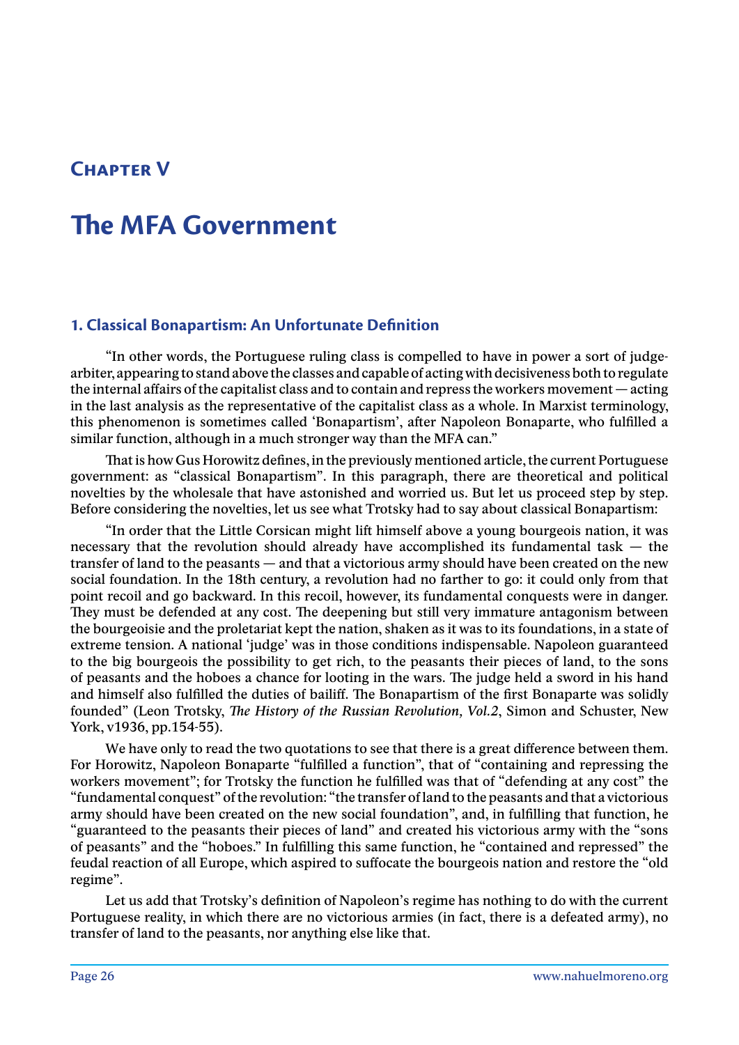# Chapter V

# The MFA Government

## 1. Classical Bonapartism: An Unfortunate Definition

"In other words, the Portuguese ruling class is compelled to have in power a sort of judge-arbiter, appearing to stand above the classes and capable of acting with decisiveness both to regulate the internal affairs of the capitalist class and to contain and repress the workers movement — acting in the last analysis as the representative of the capitalist class as a whole. In Marxist terminology, this phenomenon is sometimes called 'Bonapartism', after Napoleon Bonaparte, who fulfilled a similar function, although in a much stronger way than the MFA can."

That is how Gus Horowitz defines, in the previously mentioned article, the current Portuguese government: as "classical Bonapartism". In this paragraph, there are theoretical and political novelties by the wholesale that have astonished and worried us. But let us proceed step by step. Before considering the novelties, let us see what Trotsky had to say about classical Bonapartism:

"In order that the Little Corsican might lift himself above a young bourgeois nation, it was necessary that the revolution should already have accomplished its fundamental task — the transfer of land to the peasants — and that a victorious army should have been created on the new social foundation. In the 18th century, a revolution had no farther to go: it could only from that point recoil and go backward. In this recoil, however, its fundamental conquests were in danger. They must be defended at any cost. The deepening but still very immature antagonism between the bourgeoisie and the proletariat kept the nation, shaken as it was to its foundations, in a state of extreme tension. A national 'judge' was in those conditions indispensable. Napoleon guaranteed to the big bourgeois the possibility to get rich, to the peasants their pieces of land, to the sons of peasants and the hoboes a chance for looting in the wars. The judge held a sword in his hand and himself also fulfilled the duties of bailiff. The Bonapartism of the first Bonaparte was solidly founded" (Leon Trotsky, *The History of the Russian Revolution, Vol.2*, Simon and Schuster, New York, v1936, pp.154-55).

We have only to read the two quotations to see that there is a great difference between them. For Horowitz, Napoleon Bonaparte "fulfilled a function", that of "containing and repressing the workers movement"; for Trotsky the function he fulfilled was that of "defending at any cost" the "fundamental conquest" of the revolution: "the transfer of land to the peasants and that a victorious army should have been created on the new social foundation", and, in fulfilling that function, he "guaranteed to the peasants their pieces of land" and created his victorious army with the "sons of peasants" and the "hoboes." In fulfilling this same function, he "contained and repressed" the feudal reaction of all Europe, which aspired to suffocate the bourgeois nation and restore the "old regime".

Let us add that Trotsky's definition of Napoleon's regime has nothing to do with the current Portuguese reality, in which there are no victorious armies (in fact, there is a defeated army), no transfer of land to the peasants, nor anything else like that.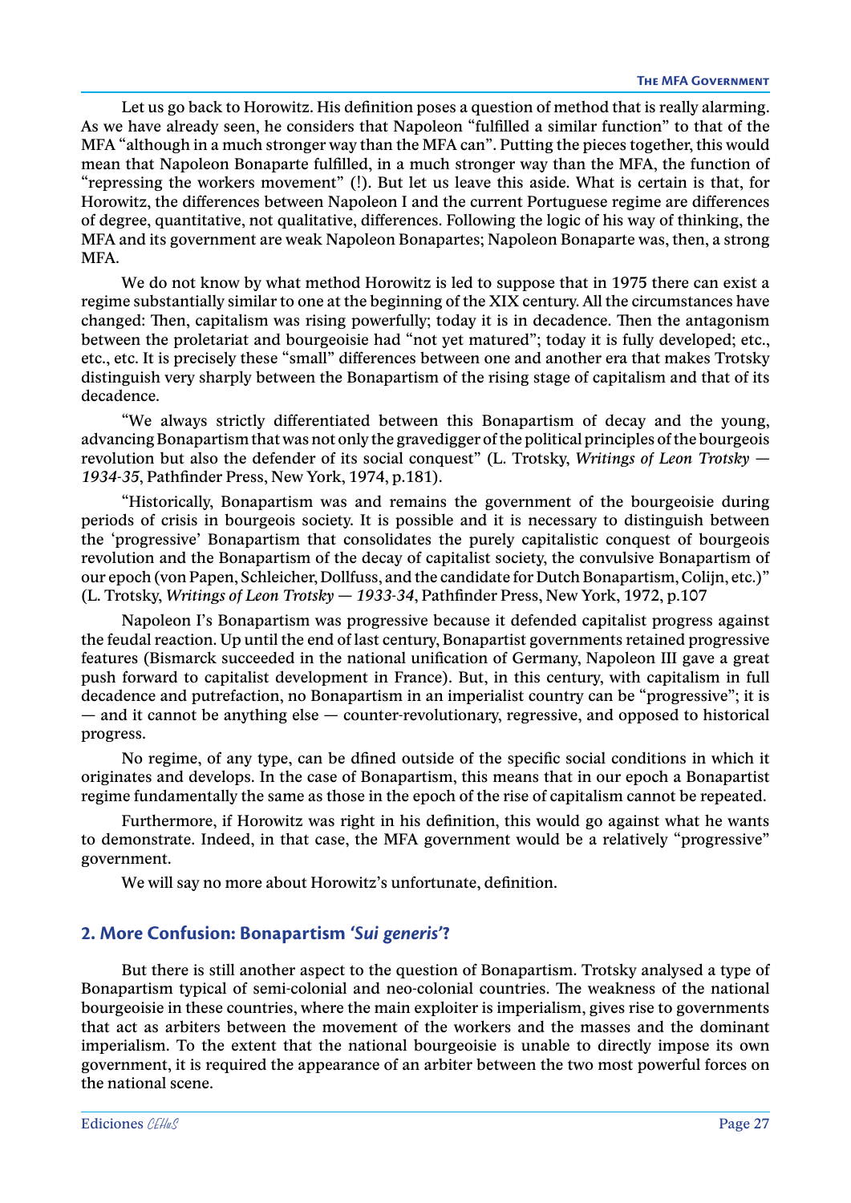Let us go back to Horowitz. His definition poses a question of method that is really alarming. As we have already seen, he considers that Napoleon "fulfilled a similar function" to that of the MFA "although in a much stronger way than the MFA can". Putting the pieces together, this would mean that Napoleon Bonaparte fulfilled, in a much stronger way than the MFA, the function of "repressing the workers movement" (!). But let us leave this aside. What is certain is that, for Horowitz, the differences between Napoleon I and the current Portuguese regime are differences of degree, quantitative, not qualitative, differences. Following the logic of his way of thinking, the MFA and its government are weak Napoleon Bonapartes; Napoleon Bonaparte was, then, a strong MFA.

We do not know by what method Horowitz is led to suppose that in 1975 there can exist a regime substantially similar to one at the beginning of the XIX century. All the circumstances have changed: Then, capitalism was rising powerfully; today it is in decadence. Then the antagonism between the proletariat and bourgeoisie had "not yet matured"; today it is fully developed; etc., etc., etc. It is precisely these "small" differences between one and another era that makes Trotsky distinguish very sharply between the Bonapartism of the rising stage of capitalism and that of its decadence.

"We always strictly differentiated between this Bonapartism of decay and the young, advancing Bonapartism that was not only the gravedigger of the political principles of the bourgeois revolution but also the defender of its social conquest" (L. Trotsky, *Writings of Leon Trotsky — 1934-35*, Pathfinder Press, New York, 1974, p.181).

"Historically, Bonapartism was and remains the government of the bourgeoisie during periods of crisis in bourgeois society. It is possible and it is necessary to distinguish between the 'progressive' Bonapartism that consolidates the purely capitalistic conquest of bourgeois revolution and the Bonapartism of the decay of capitalist society, the convulsive Bonapartism of our epoch (von Papen, Schleicher, Dollfuss, and the candidate for Dutch Bonapartism, Colijn, etc.)" (L. Trotsky, *Writings of Leon Trotsky — 1933-34*, Pathfinder Press, New York, 1972, p.107

Napoleon I's Bonapartism was progressive because it defended capitalist progress against the feudal reaction. Up until the end of last century, Bonapartist governments retained progressive features (Bismarck succeeded in the national unification of Germany, Napoleon III gave a great push forward to capitalist development in France). But, in this century, with capitalism in full decadence and putrefaction, no Bonapartism in an imperialist country can be "progressive"; it is — and it cannot be anything else — counter-revolutionary, regressive, and opposed to historical progress.

No regime, of any type, can be dfined outside of the specific social conditions in which it originates and develops. In the case of Bonapartism, this means that in our epoch a Bonapartist regime fundamentally the same as those in the epoch of the rise of capitalism cannot be repeated.

Furthermore, if Horowitz was right in his definition, this would go against what he wants to demonstrate. Indeed, in that case, the MFA government would be a relatively "progressive" government.

We will say no more about Horowitz's unfortunate, definition.

## 2. More Confusion: Bonapartism *'Sui generis'*?

But there is still another aspect to the question of Bonapartism. Trotsky analysed a type of Bonapartism typical of semi-colonial and neo-colonial countries. The weakness of the national bourgeoisie in these countries, where the main exploiter is imperialism, gives rise to governments that act as arbiters between the movement of the workers and the masses and the dominant imperialism. To the extent that the national bourgeoisie is unable to directly impose its own government, it is required the appearance of an arbiter between the two most powerful forces on the national scene.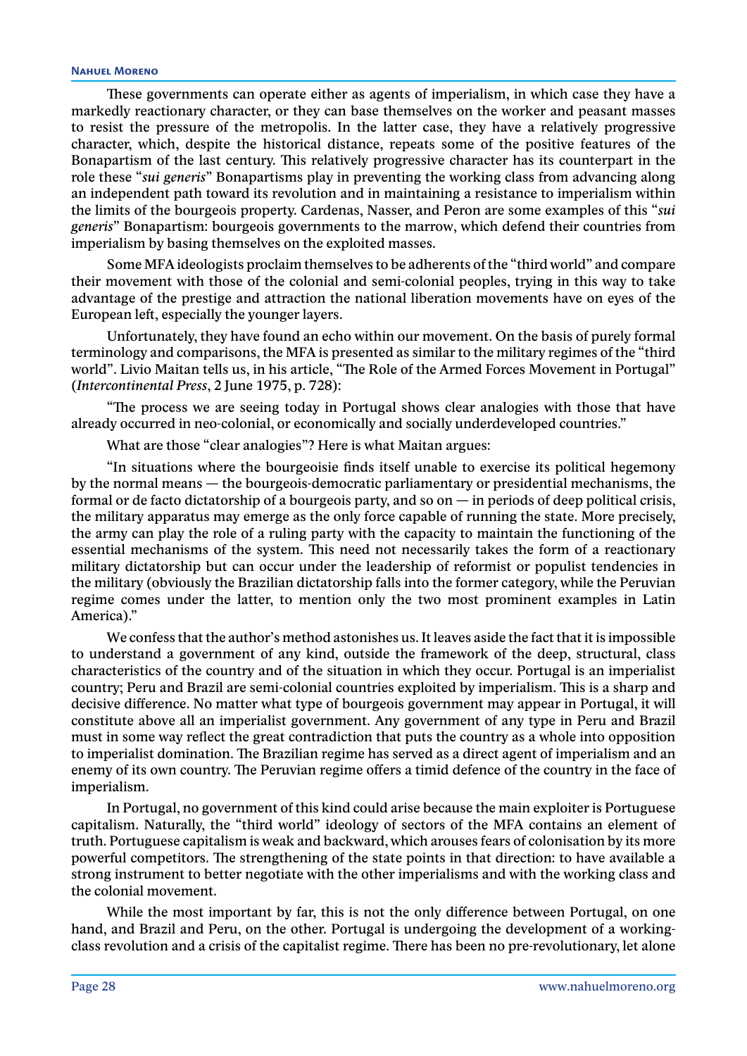These governments can operate either as agents of imperialism, in which case they have a markedly reactionary character, or they can base themselves on the worker and peasant masses to resist the pressure of the metropolis. In the latter case, they have a relatively progressive character, which, despite the historical distance, repeats some of the positive features of the Bonapartism of the last century. This relatively progressive character has its counterpart in the role these "*sui generis*" Bonapartisms play in preventing the working class from advancing along an independent path toward its revolution and in maintaining a resistance to imperialism within the limits of the bourgeois property. Cardenas, Nasser, and Peron are some examples of this "*sui generis*" Bonapartism: bourgeois governments to the marrow, which defend their countries from imperialism by basing themselves on the exploited masses.

Some MFA ideologists proclaim themselves to be adherents of the "third world" and compare their movement with those of the colonial and semi-colonial peoples, trying in this way to take advantage of the prestige and attraction the national liberation movements have on eyes of the European left, especially the younger layers.

Unfortunately, they have found an echo within our movement. On the basis of purely formal terminology and comparisons, the MFA is presented as similar to the military regimes of the "third world". Livio Maitan tells us, in his article, "The Role of the Armed Forces Movement in Portugal" (*Intercontinental Press*, 2 June 1975, p. 728):

"The process we are seeing today in Portugal shows clear analogies with those that have already occurred in neo-colonial, or economically and socially underdeveloped countries."

What are those "clear analogies"? Here is what Maitan argues:

"In situations where the bourgeoisie finds itself unable to exercise its political hegemony by the normal means — the bourgeois-democratic parliamentary or presidential mechanisms, the formal or de facto dictatorship of a bourgeois party, and so on — in periods of deep political crisis, the military apparatus may emerge as the only force capable of running the state. More precisely, the army can play the role of a ruling party with the capacity to maintain the functioning of the essential mechanisms of the system. This need not necessarily takes the form of a reactionary military dictatorship but can occur under the leadership of reformist or populist tendencies in the military (obviously the Brazilian dictatorship falls into the former category, while the Peruvian regime comes under the latter, to mention only the two most prominent examples in Latin America)."

We confess that the author's method astonishes us. It leaves aside the fact that it is impossible to understand a government of any kind, outside the framework of the deep, structural, class characteristics of the country and of the situation in which they occur. Portugal is an imperialist country; Peru and Brazil are semi-colonial countries exploited by imperialism. This is a sharp and decisive difference. No matter what type of bourgeois government may appear in Portugal, it will constitute above all an imperialist government. Any government of any type in Peru and Brazil must in some way reflect the great contradiction that puts the country as a whole into opposition to imperialist domination. The Brazilian regime has served as a direct agent of imperialism and an enemy of its own country. The Peruvian regime offers a timid defence of the country in the face of imperialism.

In Portugal, no government of this kind could arise because the main exploiter is Portuguese capitalism. Naturally, the "third world" ideology of sectors of the MFA contains an element of truth. Portuguese capitalism is weak and backward, which arouses fears of colonisation by its more powerful competitors. The strengthening of the state points in that direction: to have available a strong instrument to better negotiate with the other imperialisms and with the working class and the colonial movement.

While the most important by far, this is not the only difference between Portugal, on one hand, and Brazil and Peru, on the other. Portugal is undergoing the development of a working-class revolution and a crisis of the capitalist regime. There has been no pre-revolutionary, let alone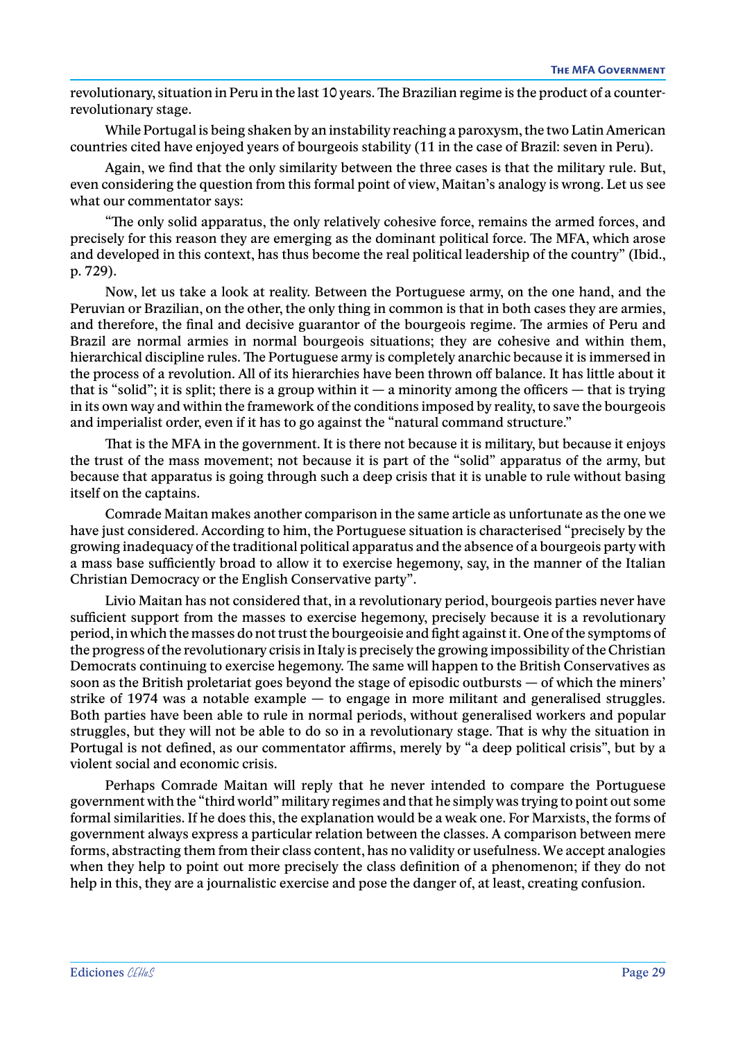revolutionary, situation in Peru in the last 10 years. The Brazilian regime is the product of a counter-revolutionary stage.

While Portugal is being shaken by an instability reaching a paroxysm, the two Latin American countries cited have enjoyed years of bourgeois stability (11 in the case of Brazil: seven in Peru).

Again, we find that the only similarity between the three cases is that the military rule. But, even considering the question from this formal point of view, Maitan's analogy is wrong. Let us see what our commentator says:

"The only solid apparatus, the only relatively cohesive force, remains the armed forces, and precisely for this reason they are emerging as the dominant political force. The MFA, which arose and developed in this context, has thus become the real political leadership of the country" (Ibid., p. 729).

Now, let us take a look at reality. Between the Portuguese army, on the one hand, and the Peruvian or Brazilian, on the other, the only thing in common is that in both cases they are armies, and therefore, the final and decisive guarantor of the bourgeois regime. The armies of Peru and Brazil are normal armies in normal bourgeois situations; they are cohesive and within them, hierarchical discipline rules. The Portuguese army is completely anarchic because it is immersed in the process of a revolution. All of its hierarchies have been thrown off balance. It has little about it that is "solid"; it is split; there is a group within it — a minority among the officers — that is trying in its own way and within the framework of the conditions imposed by reality, to save the bourgeois and imperialist order, even if it has to go against the "natural command structure."

That is the MFA in the government. It is there not because it is military, but because it enjoys the trust of the mass movement; not because it is part of the "solid" apparatus of the army, but because that apparatus is going through such a deep crisis that it is unable to rule without basing itself on the captains.

Comrade Maitan makes another comparison in the same article as unfortunate as the one we have just considered. According to him, the Portuguese situation is characterised "precisely by the growing inadequacy of the traditional political apparatus and the absence of a bourgeois party with a mass base sufficiently broad to allow it to exercise hegemony, say, in the manner of the Italian Christian Democracy or the English Conservative party".

Livio Maitan has not considered that, in a revolutionary period, bourgeois parties never have sufficient support from the masses to exercise hegemony, precisely because it is a revolutionary period, in which the masses do not trust the bourgeoisie and fight against it. One of the symptoms of the progress of the revolutionary crisis in Italy is precisely the growing impossibility of the Christian Democrats continuing to exercise hegemony. The same will happen to the British Conservatives as soon as the British proletariat goes beyond the stage of episodic outbursts — of which the miners' strike of 1974 was a notable example — to engage in more militant and generalised struggles. Both parties have been able to rule in normal periods, without generalised workers and popular struggles, but they will not be able to do so in a revolutionary stage. That is why the situation in Portugal is not defined, as our commentator affirms, merely by "a deep political crisis", but by a violent social and economic crisis.

Perhaps Comrade Maitan will reply that he never intended to compare the Portuguese government with the "third world" military regimes and that he simply was trying to point out some formal similarities. If he does this, the explanation would be a weak one. For Marxists, the forms of government always express a particular relation between the classes. A comparison between mere forms, abstracting them from their class content, has no validity or usefulness. We accept analogies when they help to point out more precisely the class definition of a phenomenon; if they do not help in this, they are a journalistic exercise and pose the danger of, at least, creating confusion.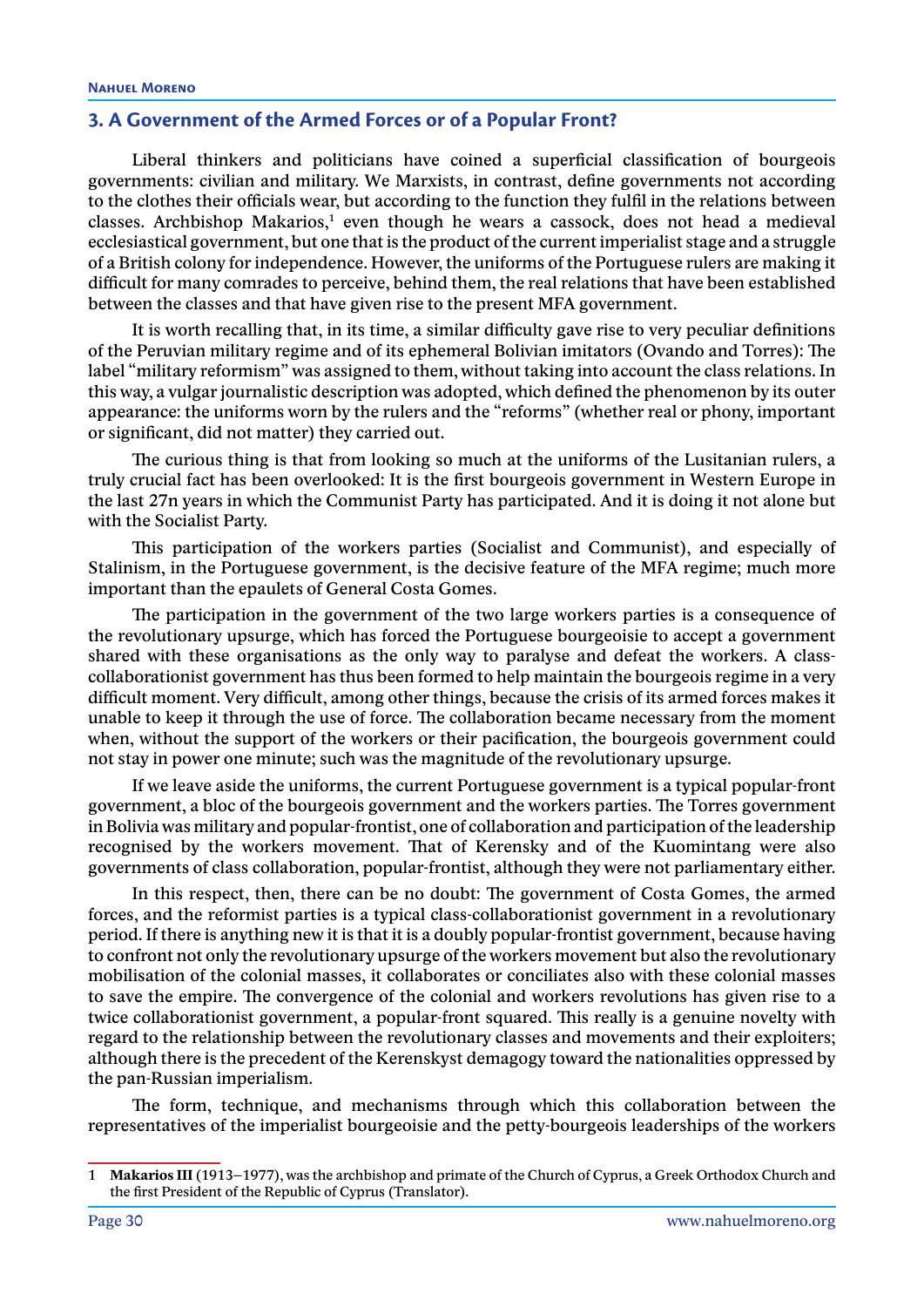## 3. A Government of the Armed Forces or of a Popular Front?

Liberal thinkers and politicians have coined a superficial classification of bourgeois governments: civilian and military. We Marxists, in contrast, define governments not according to the clothes their officials wear, but according to the function they fulfil in the relations between classes. Archbishop Makarios,[1] even though he wears a cassock, does not head a medieval ecclesiastical government, but one that is the product of the current imperialist stage and a struggle of a British colony for independence. However, the uniforms of the Portuguese rulers are making it difficult for many comrades to perceive, behind them, the real relations that have been established between the classes and that have given rise to the present MFA government.

It is worth recalling that, in its time, a similar difficulty gave rise to very peculiar definitions of the Peruvian military regime and of its ephemeral Bolivian imitators (Ovando and Torres): The label "military reformism" was assigned to them, without taking into account the class relations. In this way, a vulgar journalistic description was adopted, which defined the phenomenon by its outer appearance: the uniforms worn by the rulers and the "reforms" (whether real or phony, important or significant, did not matter) they carried out.

The curious thing is that from looking so much at the uniforms of the Lusitanian rulers, a truly crucial fact has been overlooked: It is the first bourgeois government in Western Europe in the last 27n years in which the Communist Party has participated. And it is doing it not alone but with the Socialist Party.

This participation of the workers parties (Socialist and Communist), and especially of Stalinism, in the Portuguese government, is the decisive feature of the MFA regime; much more important than the epaulets of General Costa Gomes.

The participation in the government of the two large workers parties is a consequence of the revolutionary upsurge, which has forced the Portuguese bourgeoisie to accept a government shared with these organisations as the only way to paralyse and defeat the workers. A class-collaborationist government has thus been formed to help maintain the bourgeois regime in a very difficult moment. Very difficult, among other things, because the crisis of its armed forces makes it unable to keep it through the use of force. The collaboration became necessary from the moment when, without the support of the workers or their pacification, the bourgeois government could not stay in power one minute; such was the magnitude of the revolutionary upsurge.

If we leave aside the uniforms, the current Portuguese government is a typical popular-front government, a bloc of the bourgeois government and the workers parties. The Torres government in Bolivia was military and popular-frontist, one of collaboration and participation of the leadership recognised by the workers movement. That of Kerensky and of the Kuomintang were also governments of class collaboration, popular-frontist, although they were not parliamentary either.

In this respect, then, there can be no doubt: The government of Costa Gomes, the armed forces, and the reformist parties is a typical class-collaborationist government in a revolutionary period. If there is anything new it is that it is a doubly popular-frontist government, because having to confront not only the revolutionary upsurge of the workers movement but also the revolutionary mobilisation of the colonial masses, it collaborates or conciliates also with these colonial masses to save the empire. The convergence of the colonial and workers revolutions has given rise to a twice collaborationist government, a popular-front squared. This really is a genuine novelty with regard to the relationship between the revolutionary classes and movements and their exploiters; although there is the precedent of the Kerenskyst demagogy toward the nationalities oppressed by the pan-Russian imperialism.

The form, technique, and mechanisms through which this collaboration between the representatives of the imperialist bourgeoisie and the petty-bourgeois leaderships of the workers

---

[1] **Makarios III** (1913–1977), was the archbishop and primate of the Church of Cyprus, a Greek Orthodox Church and the first President of the Republic of Cyprus (Translator).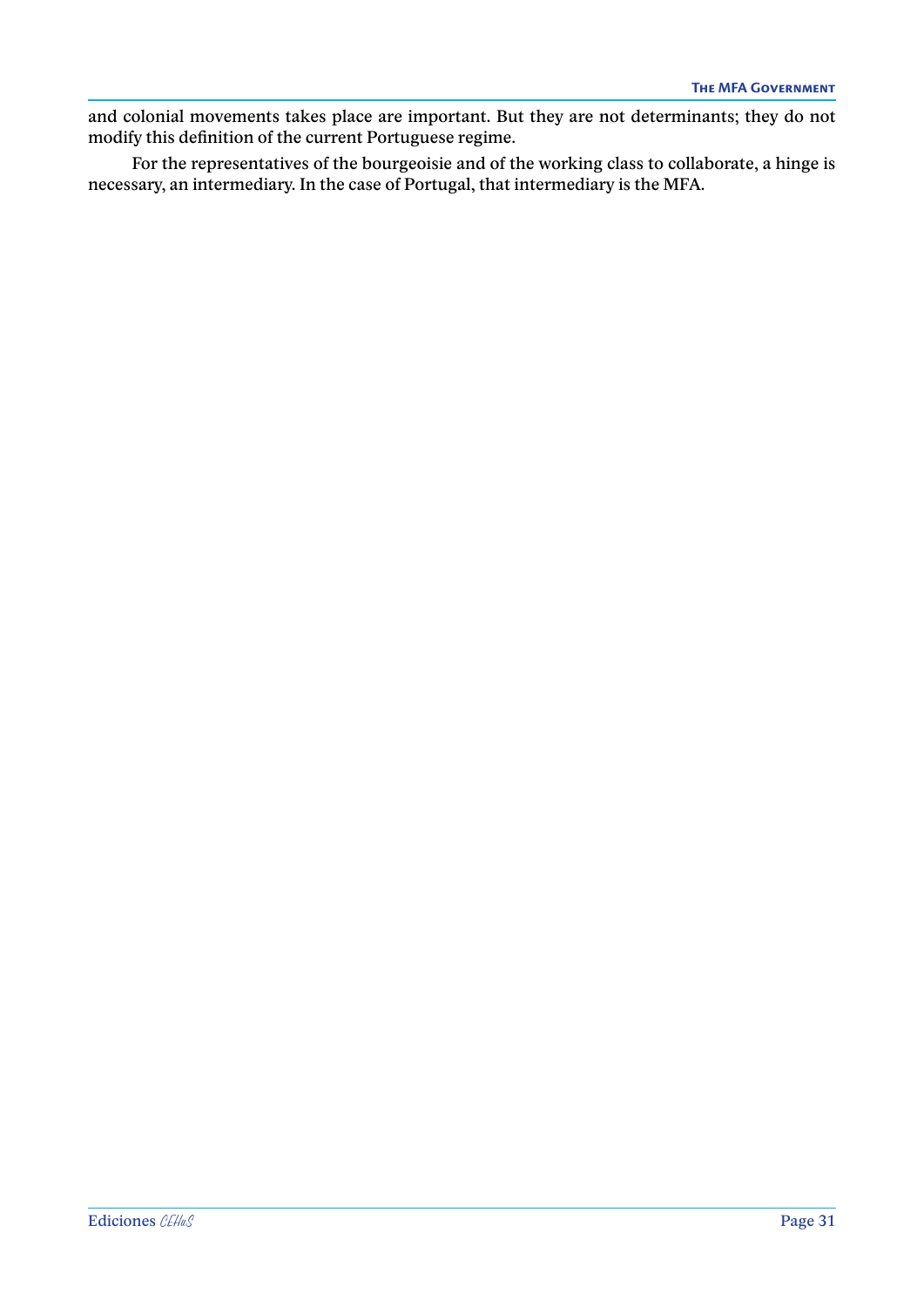and colonial movements takes place are important. But they are not determinants; they do not modify this definition of the current Portuguese regime.

For the representatives of the bourgeoisie and of the working class to collaborate, a hinge is necessary, an intermediary. In the case of Portugal, that intermediary is the MFA.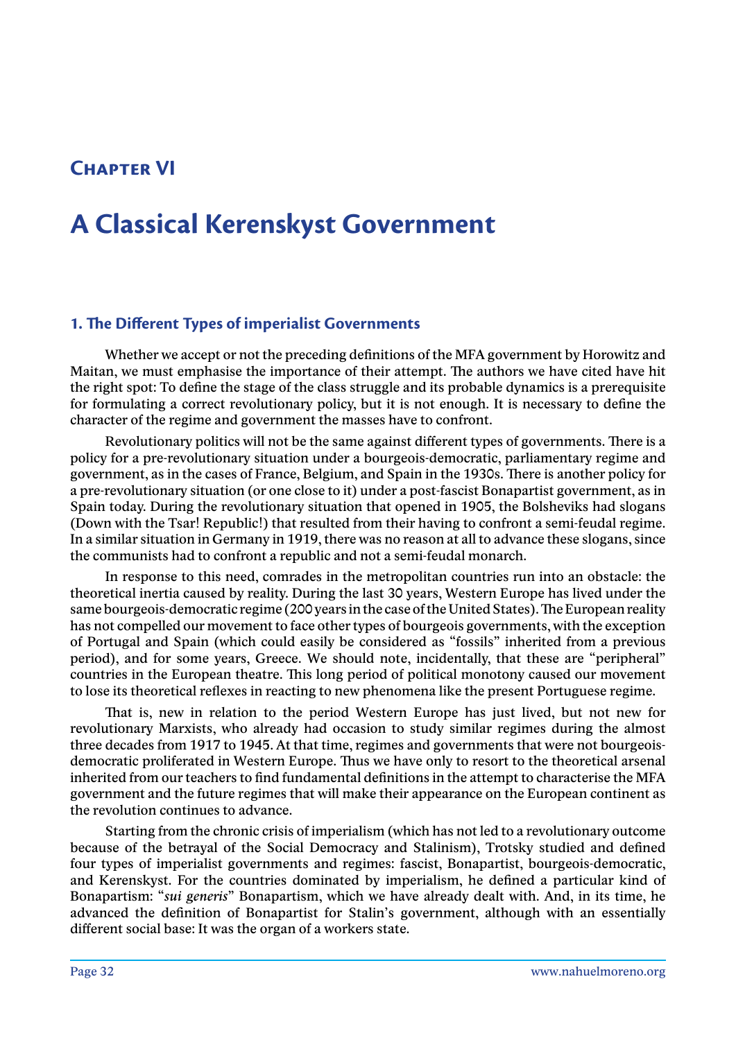# Chapter VI

# A Classical Kerenskyst Government

## 1. The Different Types of imperialist Governments

Whether we accept or not the preceding definitions of the MFA government by Horowitz and Maitan, we must emphasise the importance of their attempt. The authors we have cited have hit the right spot: To define the stage of the class struggle and its probable dynamics is a prerequisite for formulating a correct revolutionary policy, but it is not enough. It is necessary to define the character of the regime and government the masses have to confront.

Revolutionary politics will not be the same against different types of governments. There is a policy for a pre-revolutionary situation under a bourgeois-democratic, parliamentary regime and government, as in the cases of France, Belgium, and Spain in the 1930s. There is another policy for a pre-revolutionary situation (or one close to it) under a post-fascist Bonapartist government, as in Spain today. During the revolutionary situation that opened in 1905, the Bolsheviks had slogans (Down with the Tsar! Republic!) that resulted from their having to confront a semi-feudal regime. In a similar situation in Germany in 1919, there was no reason at all to advance these slogans, since the communists had to confront a republic and not a semi-feudal monarch.

In response to this need, comrades in the metropolitan countries run into an obstacle: the theoretical inertia caused by reality. During the last 30 years, Western Europe has lived under the same bourgeois-democratic regime (200 years in the case of the United States). The European reality has not compelled our movement to face other types of bourgeois governments, with the exception of Portugal and Spain (which could easily be considered as "fossils" inherited from a previous period), and for some years, Greece. We should note, incidentally, that these are "peripheral" countries in the European theatre. This long period of political monotony caused our movement to lose its theoretical reflexes in reacting to new phenomena like the present Portuguese regime.

That is, new in relation to the period Western Europe has just lived, but not new for revolutionary Marxists, who already had occasion to study similar regimes during the almost three decades from 1917 to 1945. At that time, regimes and governments that were not bourgeois-democratic proliferated in Western Europe. Thus we have only to resort to the theoretical arsenal inherited from our teachers to find fundamental definitions in the attempt to characterise the MFA government and the future regimes that will make their appearance on the European continent as the revolution continues to advance.

Starting from the chronic crisis of imperialism (which has not led to a revolutionary outcome because of the betrayal of the Social Democracy and Stalinism), Trotsky studied and defined four types of imperialist governments and regimes: fascist, Bonapartist, bourgeois-democratic, and Kerenskyst. For the countries dominated by imperialism, he defined a particular kind of Bonapartism: "*sui generis*" Bonapartism, which we have already dealt with. And, in its time, he advanced the definition of Bonapartist for Stalin's government, although with an essentially different social base: It was the organ of a workers state.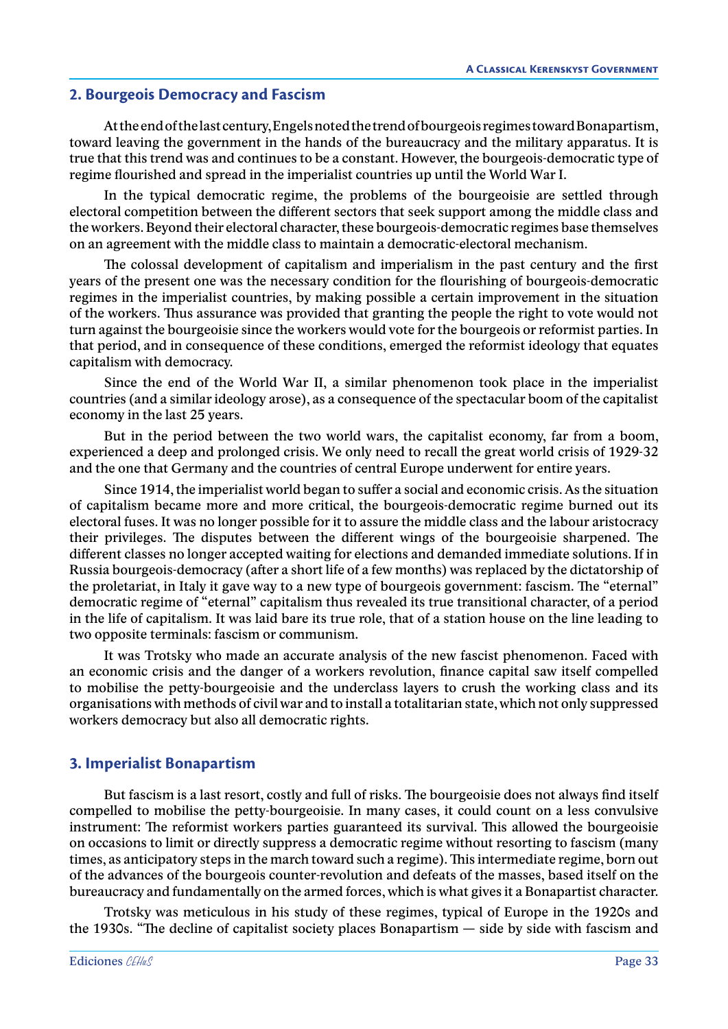## 2. Bourgeois Democracy and Fascism

At the end of the last century, Engels noted the trend of bourgeois regimes toward Bonapartism, toward leaving the government in the hands of the bureaucracy and the military apparatus. It is true that this trend was and continues to be a constant. However, the bourgeois-democratic type of regime flourished and spread in the imperialist countries up until the World War I.

In the typical democratic regime, the problems of the bourgeoisie are settled through electoral competition between the different sectors that seek support among the middle class and the workers. Beyond their electoral character, these bourgeois-democratic regimes base themselves on an agreement with the middle class to maintain a democratic-electoral mechanism.

The colossal development of capitalism and imperialism in the past century and the first years of the present one was the necessary condition for the flourishing of bourgeois-democratic regimes in the imperialist countries, by making possible a certain improvement in the situation of the workers. Thus assurance was provided that granting the people the right to vote would not turn against the bourgeoisie since the workers would vote for the bourgeois or reformist parties. In that period, and in consequence of these conditions, emerged the reformist ideology that equates capitalism with democracy.

Since the end of the World War II, a similar phenomenon took place in the imperialist countries (and a similar ideology arose), as a consequence of the spectacular boom of the capitalist economy in the last 25 years.

But in the period between the two world wars, the capitalist economy, far from a boom, experienced a deep and prolonged crisis. We only need to recall the great world crisis of 1929-32 and the one that Germany and the countries of central Europe underwent for entire years.

Since 1914, the imperialist world began to suffer a social and economic crisis. As the situation of capitalism became more and more critical, the bourgeois-democratic regime burned out its electoral fuses. It was no longer possible for it to assure the middle class and the labour aristocracy their privileges. The disputes between the different wings of the bourgeoisie sharpened. The different classes no longer accepted waiting for elections and demanded immediate solutions. If in Russia bourgeois-democracy (after a short life of a few months) was replaced by the dictatorship of the proletariat, in Italy it gave way to a new type of bourgeois government: fascism. The "eternal" democratic regime of "eternal" capitalism thus revealed its true transitional character, of a period in the life of capitalism. It was laid bare its true role, that of a station house on the line leading to two opposite terminals: fascism or communism.

It was Trotsky who made an accurate analysis of the new fascist phenomenon. Faced with an economic crisis and the danger of a workers revolution, finance capital saw itself compelled to mobilise the petty-bourgeoisie and the underclass layers to crush the working class and its organisations with methods of civil war and to install a totalitarian state, which not only suppressed workers democracy but also all democratic rights.

## 3. Imperialist Bonapartism

But fascism is a last resort, costly and full of risks. The bourgeoisie does not always find itself compelled to mobilise the petty-bourgeoisie. In many cases, it could count on a less convulsive instrument: The reformist workers parties guaranteed its survival. This allowed the bourgeoisie on occasions to limit or directly suppress a democratic regime without resorting to fascism (many times, as anticipatory steps in the march toward such a regime). This intermediate regime, born out of the advances of the bourgeois counter-revolution and defeats of the masses, based itself on the bureaucracy and fundamentally on the armed forces, which is what gives it a Bonapartist character.

Trotsky was meticulous in his study of these regimes, typical of Europe in the 1920s and the 1930s. "The decline of capitalist society places Bonapartism — side by side with fascism and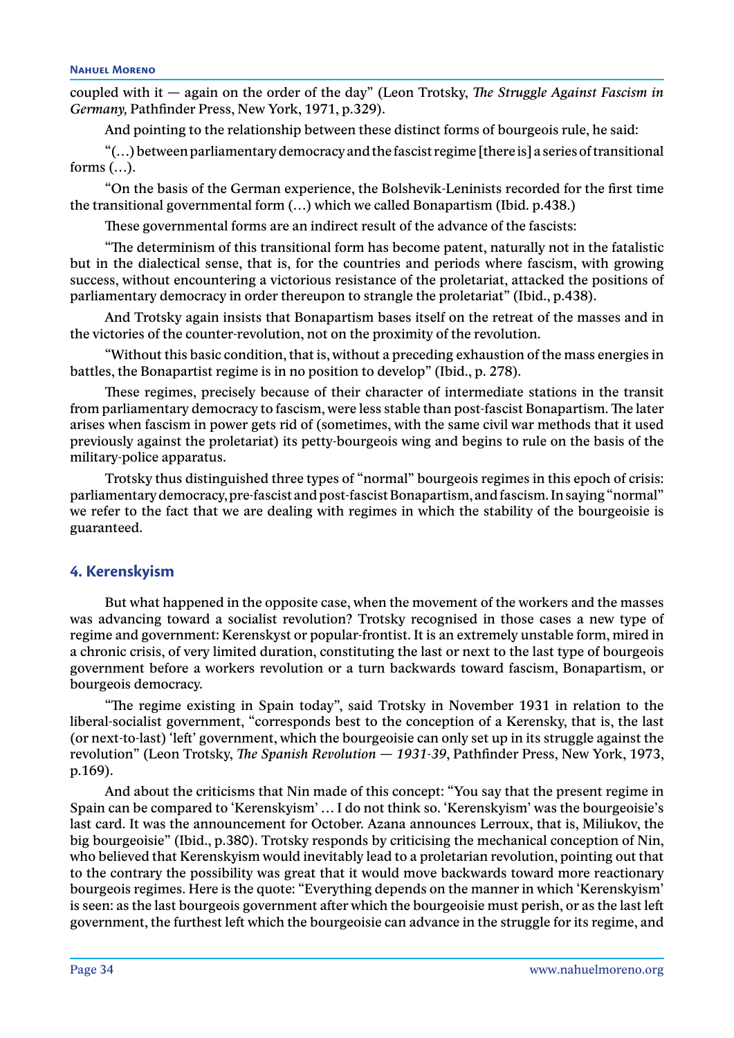coupled with it — again on the order of the day" (Leon Trotsky, *The Struggle Against Fascism in Germany,* Pathfinder Press, New York, 1971, p.329).

And pointing to the relationship between these distinct forms of bourgeois rule, he said:

"(…) between parliamentary democracy and the fascist regime [there is] a series of transitional forms (…).

"On the basis of the German experience, the Bolshevik-Leninists recorded for the first time the transitional governmental form (…) which we called Bonapartism (Ibid. p.438.)

These governmental forms are an indirect result of the advance of the fascists:

"The determinism of this transitional form has become patent, naturally not in the fatalistic but in the dialectical sense, that is, for the countries and periods where fascism, with growing success, without encountering a victorious resistance of the proletariat, attacked the positions of parliamentary democracy in order thereupon to strangle the proletariat" (Ibid., p.438).

And Trotsky again insists that Bonapartism bases itself on the retreat of the masses and in the victories of the counter-revolution, not on the proximity of the revolution.

"Without this basic condition, that is, without a preceding exhaustion of the mass energies in battles, the Bonapartist regime is in no position to develop" (Ibid., p. 278).

These regimes, precisely because of their character of intermediate stations in the transit from parliamentary democracy to fascism, were less stable than post-fascist Bonapartism. The later arises when fascism in power gets rid of (sometimes, with the same civil war methods that it used previously against the proletariat) its petty-bourgeois wing and begins to rule on the basis of the military-police apparatus.

Trotsky thus distinguished three types of "normal" bourgeois regimes in this epoch of crisis: parliamentary democracy, pre-fascist and post-fascist Bonapartism, and fascism. In saying "normal" we refer to the fact that we are dealing with regimes in which the stability of the bourgeoisie is guaranteed.

## 4. Kerenskyism

But what happened in the opposite case, when the movement of the workers and the masses was advancing toward a socialist revolution? Trotsky recognised in those cases a new type of regime and government: Kerenskyst or popular-frontist. It is an extremely unstable form, mired in a chronic crisis, of very limited duration, constituting the last or next to the last type of bourgeois government before a workers revolution or a turn backwards toward fascism, Bonapartism, or bourgeois democracy.

"The regime existing in Spain today", said Trotsky in November 1931 in relation to the liberal-socialist government, "corresponds best to the conception of a Kerensky, that is, the last (or next-to-last) 'left' government, which the bourgeoisie can only set up in its struggle against the revolution" (Leon Trotsky, *The Spanish Revolution — 1931-39*, Pathfinder Press, New York, 1973, p.169).

And about the criticisms that Nin made of this concept: "You say that the present regime in Spain can be compared to 'Kerenskyism' … I do not think so. 'Kerenskyism' was the bourgeoisie's last card. It was the announcement for October. Azana announces Lerroux, that is, Miliukov, the big bourgeoisie" (Ibid., p.380). Trotsky responds by criticising the mechanical conception of Nin, who believed that Kerenskyism would inevitably lead to a proletarian revolution, pointing out that to the contrary the possibility was great that it would move backwards toward more reactionary bourgeois regimes. Here is the quote: "Everything depends on the manner in which 'Kerenskyism' is seen: as the last bourgeois government after which the bourgeoisie must perish, or as the last left government, the furthest left which the bourgeoisie can advance in the struggle for its regime, and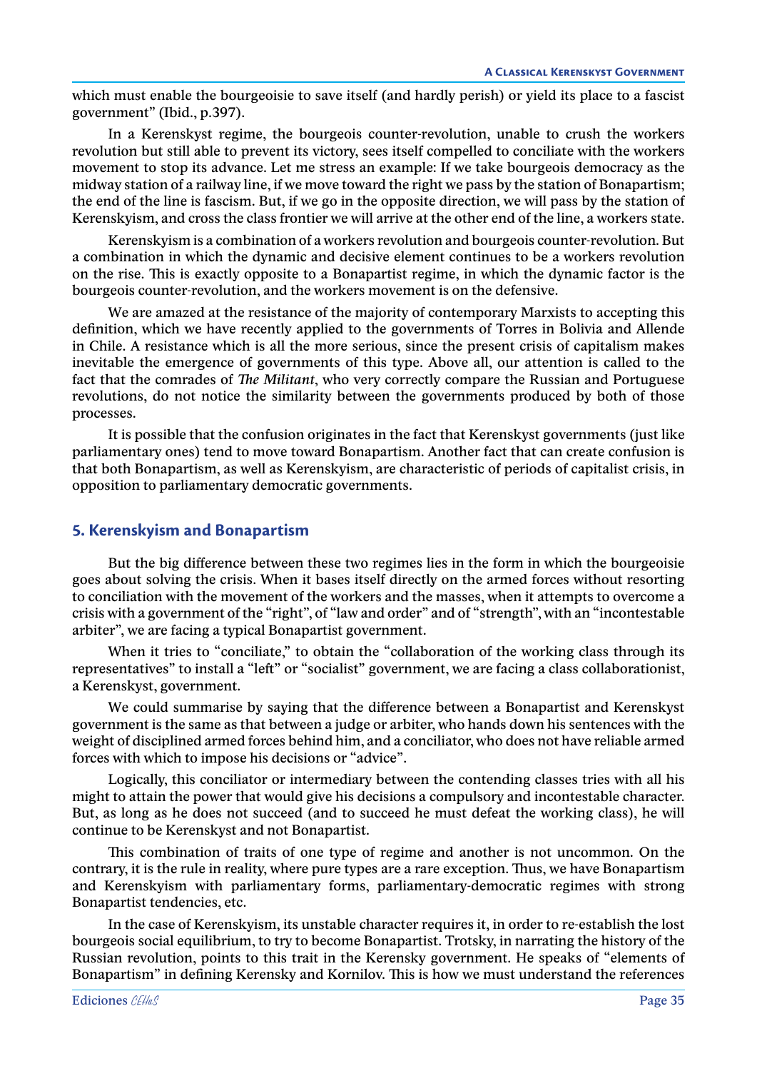which must enable the bourgeoisie to save itself (and hardly perish) or yield its place to a fascist government" (Ibid., p.397).

In a Kerenskyst regime, the bourgeois counter-revolution, unable to crush the workers revolution but still able to prevent its victory, sees itself compelled to conciliate with the workers movement to stop its advance. Let me stress an example: If we take bourgeois democracy as the midway station of a railway line, if we move toward the right we pass by the station of Bonapartism; the end of the line is fascism. But, if we go in the opposite direction, we will pass by the station of Kerenskyism, and cross the class frontier we will arrive at the other end of the line, a workers state.

Kerenskyism is a combination of a workers revolution and bourgeois counter-revolution. But a combination in which the dynamic and decisive element continues to be a workers revolution on the rise. This is exactly opposite to a Bonapartist regime, in which the dynamic factor is the bourgeois counter-revolution, and the workers movement is on the defensive.

We are amazed at the resistance of the majority of contemporary Marxists to accepting this definition, which we have recently applied to the governments of Torres in Bolivia and Allende in Chile. A resistance which is all the more serious, since the present crisis of capitalism makes inevitable the emergence of governments of this type. Above all, our attention is called to the fact that the comrades of *The Militant*, who very correctly compare the Russian and Portuguese revolutions, do not notice the similarity between the governments produced by both of those processes.

It is possible that the confusion originates in the fact that Kerenskyst governments (just like parliamentary ones) tend to move toward Bonapartism. Another fact that can create confusion is that both Bonapartism, as well as Kerenskyism, are characteristic of periods of capitalist crisis, in opposition to parliamentary democratic governments.

## 5. Kerenskyism and Bonapartism

But the big difference between these two regimes lies in the form in which the bourgeoisie goes about solving the crisis. When it bases itself directly on the armed forces without resorting to conciliation with the movement of the workers and the masses, when it attempts to overcome a crisis with a government of the "right", of "law and order" and of "strength", with an "incontestable arbiter", we are facing a typical Bonapartist government.

When it tries to "conciliate," to obtain the "collaboration of the working class through its representatives" to install a "left" or "socialist" government, we are facing a class collaborationist, a Kerenskyst, government.

We could summarise by saying that the difference between a Bonapartist and Kerenskyst government is the same as that between a judge or arbiter, who hands down his sentences with the weight of disciplined armed forces behind him, and a conciliator, who does not have reliable armed forces with which to impose his decisions or "advice".

Logically, this conciliator or intermediary between the contending classes tries with all his might to attain the power that would give his decisions a compulsory and incontestable character. But, as long as he does not succeed (and to succeed he must defeat the working class), he will continue to be Kerenskyst and not Bonapartist.

This combination of traits of one type of regime and another is not uncommon. On the contrary, it is the rule in reality, where pure types are a rare exception. Thus, we have Bonapartism and Kerenskyism with parliamentary forms, parliamentary-democratic regimes with strong Bonapartist tendencies, etc.

In the case of Kerenskyism, its unstable character requires it, in order to re-establish the lost bourgeois social equilibrium, to try to become Bonapartist. Trotsky, in narrating the history of the Russian revolution, points to this trait in the Kerensky government. He speaks of "elements of Bonapartism" in defining Kerensky and Kornilov. This is how we must understand the references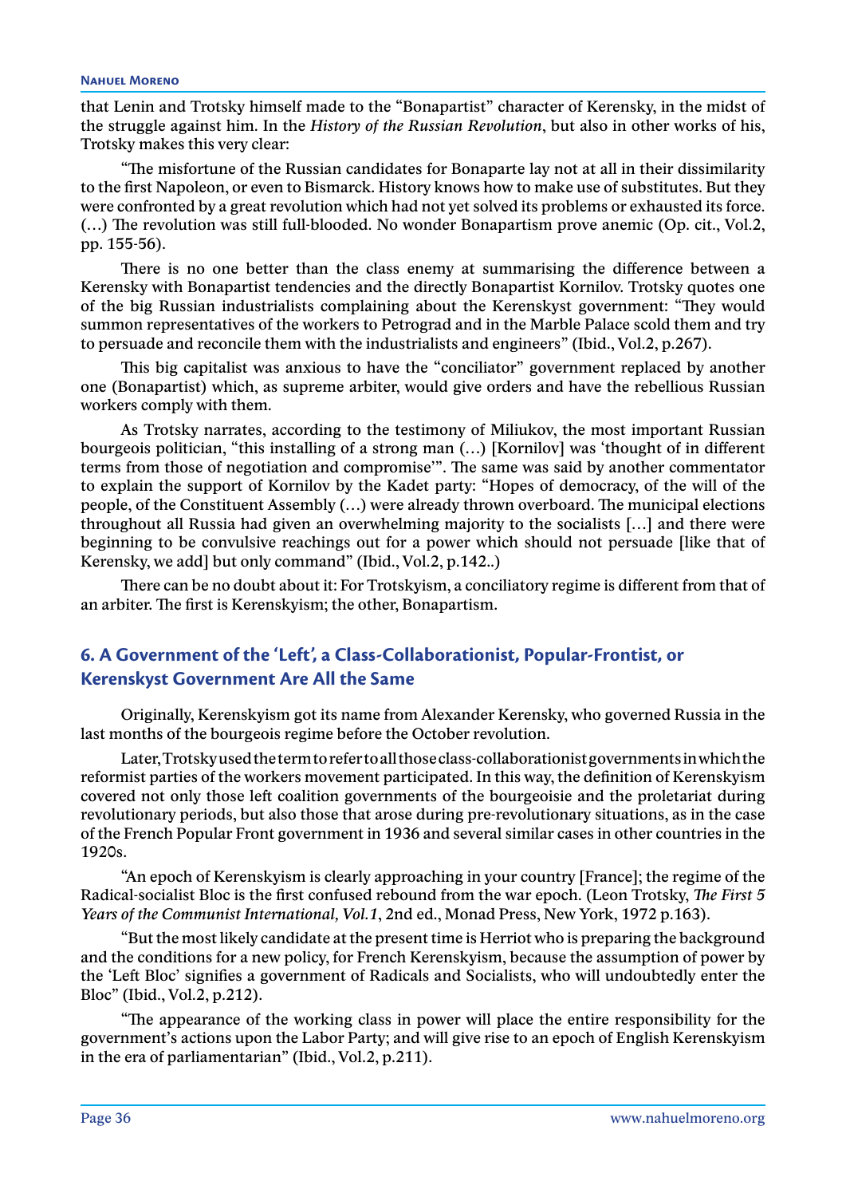that Lenin and Trotsky himself made to the "Bonapartist" character of Kerensky, in the midst of the struggle against him. In the *History of the Russian Revolution*, but also in other works of his, Trotsky makes this very clear:

"The misfortune of the Russian candidates for Bonaparte lay not at all in their dissimilarity to the first Napoleon, or even to Bismarck. History knows how to make use of substitutes. But they were confronted by a great revolution which had not yet solved its problems or exhausted its force. (…) The revolution was still full-blooded. No wonder Bonapartism prove anemic (Op. cit., Vol.2, pp. 155-56).

There is no one better than the class enemy at summarising the difference between a Kerensky with Bonapartist tendencies and the directly Bonapartist Kornilov. Trotsky quotes one of the big Russian industrialists complaining about the Kerenskyst government: "They would summon representatives of the workers to Petrograd and in the Marble Palace scold them and try to persuade and reconcile them with the industrialists and engineers" (Ibid., Vol.2, p.267).

This big capitalist was anxious to have the "conciliator" government replaced by another one (Bonapartist) which, as supreme arbiter, would give orders and have the rebellious Russian workers comply with them.

As Trotsky narrates, according to the testimony of Miliukov, the most important Russian bourgeois politician, "this installing of a strong man (…) [Kornilov] was 'thought of in different terms from those of negotiation and compromise'". The same was said by another commentator to explain the support of Kornilov by the Kadet party: "Hopes of democracy, of the will of the people, of the Constituent Assembly (…) were already thrown overboard. The municipal elections throughout all Russia had given an overwhelming majority to the socialists […] and there were beginning to be convulsive reachings out for a power which should not persuade [like that of Kerensky, we add] but only command" (Ibid., Vol.2, p.142..)

There can be no doubt about it: For Trotskyism, a conciliatory regime is different from that of an arbiter. The first is Kerenskyism; the other, Bonapartism.

## 6. A Government of the 'Left', a Class-Collaborationist, Popular-Frontist, or Kerenskyst Government Are All the Same

Originally, Kerenskyism got its name from Alexander Kerensky, who governed Russia in the last months of the bourgeois regime before the October revolution.

Later, Trotsky used the term to refer to all those class-collaborationist governments in which the reformist parties of the workers movement participated. In this way, the definition of Kerenskyism covered not only those left coalition governments of the bourgeoisie and the proletariat during revolutionary periods, but also those that arose during pre-revolutionary situations, as in the case of the French Popular Front government in 1936 and several similar cases in other countries in the 1920s.

"An epoch of Kerenskyism is clearly approaching in your country [France]; the regime of the Radical-socialist Bloc is the first confused rebound from the war epoch. (Leon Trotsky, *The First 5 Years of the Communist International, Vol.1*, 2nd ed., Monad Press, New York, 1972 p.163).

"But the most likely candidate at the present time is Herriot who is preparing the background and the conditions for a new policy, for French Kerenskyism, because the assumption of power by the 'Left Bloc' signifies a government of Radicals and Socialists, who will undoubtedly enter the Bloc" (Ibid., Vol.2, p.212).

"The appearance of the working class in power will place the entire responsibility for the government's actions upon the Labor Party; and will give rise to an epoch of English Kerenskyism in the era of parliamentarian" (Ibid., Vol.2, p.211).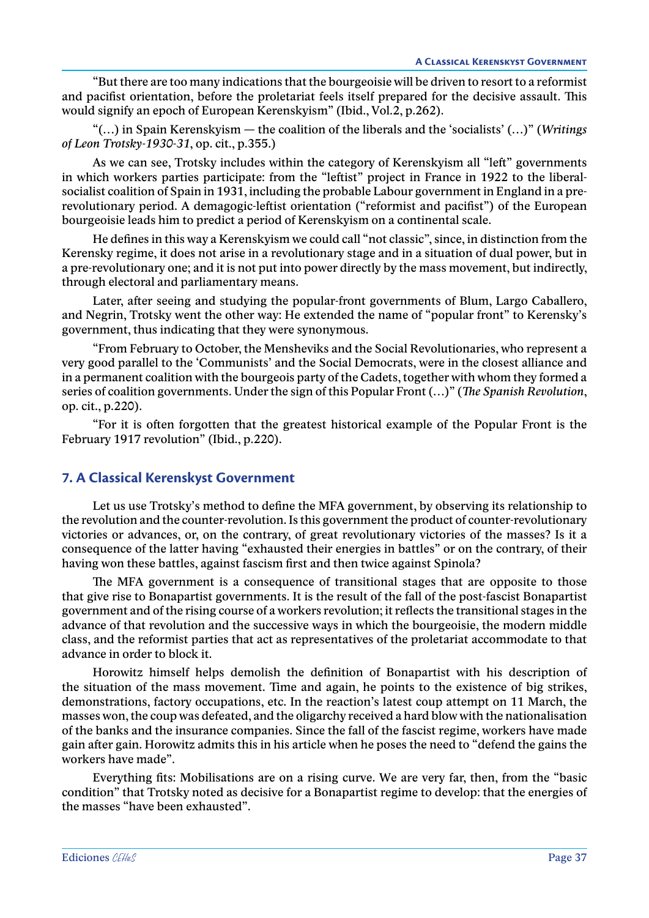"But there are too many indications that the bourgeoisie will be driven to resort to a reformist and pacifist orientation, before the proletariat feels itself prepared for the decisive assault. This would signify an epoch of European Kerenskyism" (Ibid., Vol.2, p.262).

"(…) in Spain Kerenskyism — the coalition of the liberals and the 'socialists' (…)" (*Writings of Leon Trotsky-1930-31*, op. cit., p.355.)

As we can see, Trotsky includes within the category of Kerenskyism all "left" governments in which workers parties participate: from the "leftist" project in France in 1922 to the liberal-socialist coalition of Spain in 1931, including the probable Labour government in England in a pre-revolutionary period. A demagogic-leftist orientation ("reformist and pacifist") of the European bourgeoisie leads him to predict a period of Kerenskyism on a continental scale.

He defines in this way a Kerenskyism we could call "not classic", since, in distinction from the Kerensky regime, it does not arise in a revolutionary stage and in a situation of dual power, but in a pre-revolutionary one; and it is not put into power directly by the mass movement, but indirectly, through electoral and parliamentary means.

Later, after seeing and studying the popular-front governments of Blum, Largo Caballero, and Negrin, Trotsky went the other way: He extended the name of "popular front" to Kerensky's government, thus indicating that they were synonymous.

"From February to October, the Mensheviks and the Social Revolutionaries, who represent a very good parallel to the 'Communists' and the Social Democrats, were in the closest alliance and in a permanent coalition with the bourgeois party of the Cadets, together with whom they formed a series of coalition governments. Under the sign of this Popular Front (…)" (*The Spanish Revolution*, op. cit., p.220).

"For it is often forgotten that the greatest historical example of the Popular Front is the February 1917 revolution" (Ibid., p.220).

## 7. A Classical Kerenskyst Government

Let us use Trotsky's method to define the MFA government, by observing its relationship to the revolution and the counter-revolution. Is this government the product of counter-revolutionary victories or advances, or, on the contrary, of great revolutionary victories of the masses? Is it a consequence of the latter having "exhausted their energies in battles" or on the contrary, of their having won these battles, against fascism first and then twice against Spinola?

The MFA government is a consequence of transitional stages that are opposite to those that give rise to Bonapartist governments. It is the result of the fall of the post-fascist Bonapartist government and of the rising course of a workers revolution; it reflects the transitional stages in the advance of that revolution and the successive ways in which the bourgeoisie, the modern middle class, and the reformist parties that act as representatives of the proletariat accommodate to that advance in order to block it.

Horowitz himself helps demolish the definition of Bonapartist with his description of the situation of the mass movement. Time and again, he points to the existence of big strikes, demonstrations, factory occupations, etc. In the reaction's latest coup attempt on 11 March, the masses won, the coup was defeated, and the oligarchy received a hard blow with the nationalisation of the banks and the insurance companies. Since the fall of the fascist regime, workers have made gain after gain. Horowitz admits this in his article when he poses the need to "defend the gains the workers have made".

Everything fits: Mobilisations are on a rising curve. We are very far, then, from the "basic condition" that Trotsky noted as decisive for a Bonapartist regime to develop: that the energies of the masses "have been exhausted".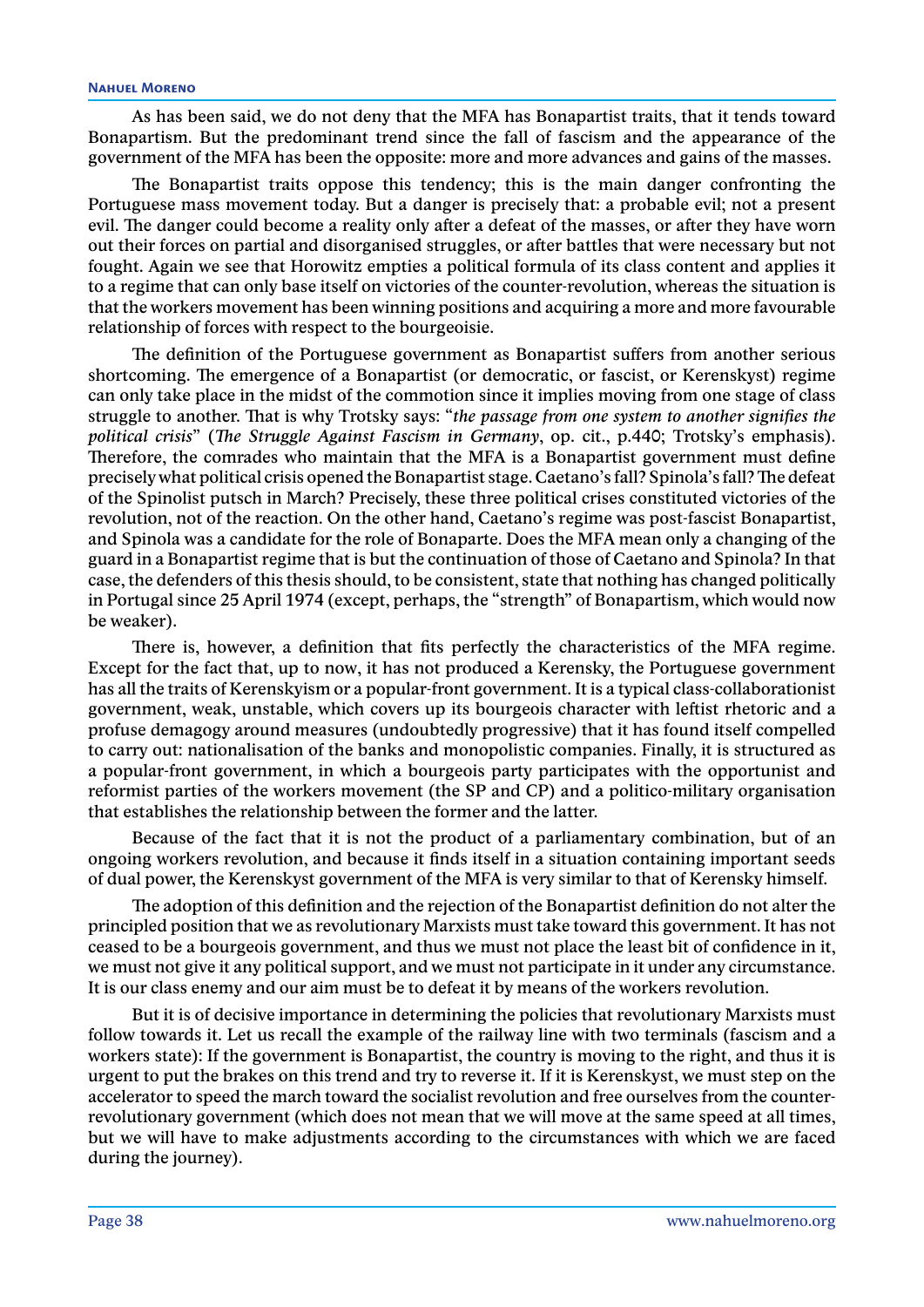As has been said, we do not deny that the MFA has Bonapartist traits, that it tends toward Bonapartism. But the predominant trend since the fall of fascism and the appearance of the government of the MFA has been the opposite: more and more advances and gains of the masses.

The Bonapartist traits oppose this tendency; this is the main danger confronting the Portuguese mass movement today. But a danger is precisely that: a probable evil; not a present evil. The danger could become a reality only after a defeat of the masses, or after they have worn out their forces on partial and disorganised struggles, or after battles that were necessary but not fought. Again we see that Horowitz empties a political formula of its class content and applies it to a regime that can only base itself on victories of the counter-revolution, whereas the situation is that the workers movement has been winning positions and acquiring a more and more favourable relationship of forces with respect to the bourgeoisie.

The definition of the Portuguese government as Bonapartist suffers from another serious shortcoming. The emergence of a Bonapartist (or democratic, or fascist, or Kerenskyst) regime can only take place in the midst of the commotion since it implies moving from one stage of class struggle to another. That is why Trotsky says: "*the passage from one system to another signifies the political crisis*" (*The Struggle Against Fascism in Germany*, op. cit., p.440; Trotsky's emphasis). Therefore, the comrades who maintain that the MFA is a Bonapartist government must define precisely what political crisis opened the Bonapartist stage. Caetano's fall? Spinola's fall? The defeat of the Spinolist putsch in March? Precisely, these three political crises constituted victories of the revolution, not of the reaction. On the other hand, Caetano's regime was post-fascist Bonapartist, and Spinola was a candidate for the role of Bonaparte. Does the MFA mean only a changing of the guard in a Bonapartist regime that is but the continuation of those of Caetano and Spinola? In that case, the defenders of this thesis should, to be consistent, state that nothing has changed politically in Portugal since 25 April 1974 (except, perhaps, the "strength" of Bonapartism, which would now be weaker).

There is, however, a definition that fits perfectly the characteristics of the MFA regime. Except for the fact that, up to now, it has not produced a Kerensky, the Portuguese government has all the traits of Kerenskyism or a popular-front government. It is a typical class-collaborationist government, weak, unstable, which covers up its bourgeois character with leftist rhetoric and a profuse demagogy around measures (undoubtedly progressive) that it has found itself compelled to carry out: nationalisation of the banks and monopolistic companies. Finally, it is structured as a popular-front government, in which a bourgeois party participates with the opportunist and reformist parties of the workers movement (the SP and CP) and a politico-military organisation that establishes the relationship between the former and the latter.

Because of the fact that it is not the product of a parliamentary combination, but of an ongoing workers revolution, and because it finds itself in a situation containing important seeds of dual power, the Kerenskyst government of the MFA is very similar to that of Kerensky himself.

The adoption of this definition and the rejection of the Bonapartist definition do not alter the principled position that we as revolutionary Marxists must take toward this government. It has not ceased to be a bourgeois government, and thus we must not place the least bit of confidence in it, we must not give it any political support, and we must not participate in it under any circumstance. It is our class enemy and our aim must be to defeat it by means of the workers revolution.

But it is of decisive importance in determining the policies that revolutionary Marxists must follow towards it. Let us recall the example of the railway line with two terminals (fascism and a workers state): If the government is Bonapartist, the country is moving to the right, and thus it is urgent to put the brakes on this trend and try to reverse it. If it is Kerenskyst, we must step on the accelerator to speed the march toward the socialist revolution and free ourselves from the counter-revolutionary government (which does not mean that we will move at the same speed at all times, but we will have to make adjustments according to the circumstances with which we are faced during the journey).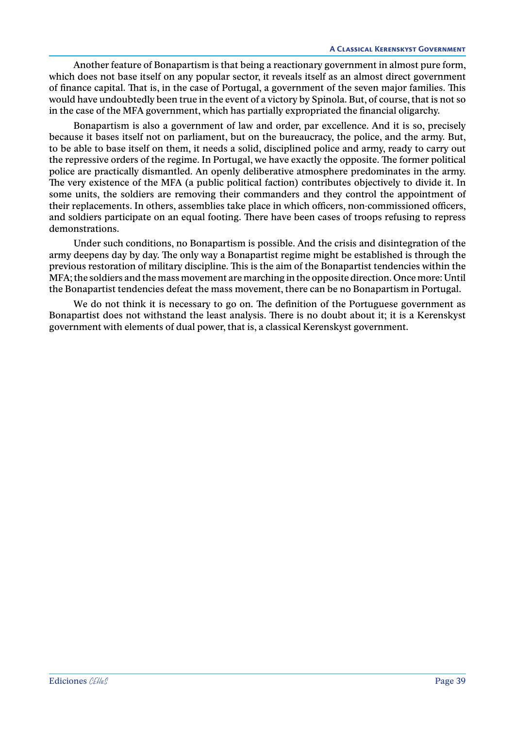Another feature of Bonapartism is that being a reactionary government in almost pure form, which does not base itself on any popular sector, it reveals itself as an almost direct government of finance capital. That is, in the case of Portugal, a government of the seven major families. This would have undoubtedly been true in the event of a victory by Spinola. But, of course, that is not so in the case of the MFA government, which has partially expropriated the financial oligarchy.

Bonapartism is also a government of law and order, par excellence. And it is so, precisely because it bases itself not on parliament, but on the bureaucracy, the police, and the army. But, to be able to base itself on them, it needs a solid, disciplined police and army, ready to carry out the repressive orders of the regime. In Portugal, we have exactly the opposite. The former political police are practically dismantled. An openly deliberative atmosphere predominates in the army. The very existence of the MFA (a public political faction) contributes objectively to divide it. In some units, the soldiers are removing their commanders and they control the appointment of their replacements. In others, assemblies take place in which officers, non-commissioned officers, and soldiers participate on an equal footing. There have been cases of troops refusing to repress demonstrations.

Under such conditions, no Bonapartism is possible. And the crisis and disintegration of the army deepens day by day. The only way a Bonapartist regime might be established is through the previous restoration of military discipline. This is the aim of the Bonapartist tendencies within the MFA; the soldiers and the mass movement are marching in the opposite direction. Once more: Until the Bonapartist tendencies defeat the mass movement, there can be no Bonapartism in Portugal.

We do not think it is necessary to go on. The definition of the Portuguese government as Bonapartist does not withstand the least analysis. There is no doubt about it; it is a Kerenskyst government with elements of dual power, that is, a classical Kerenskyst government.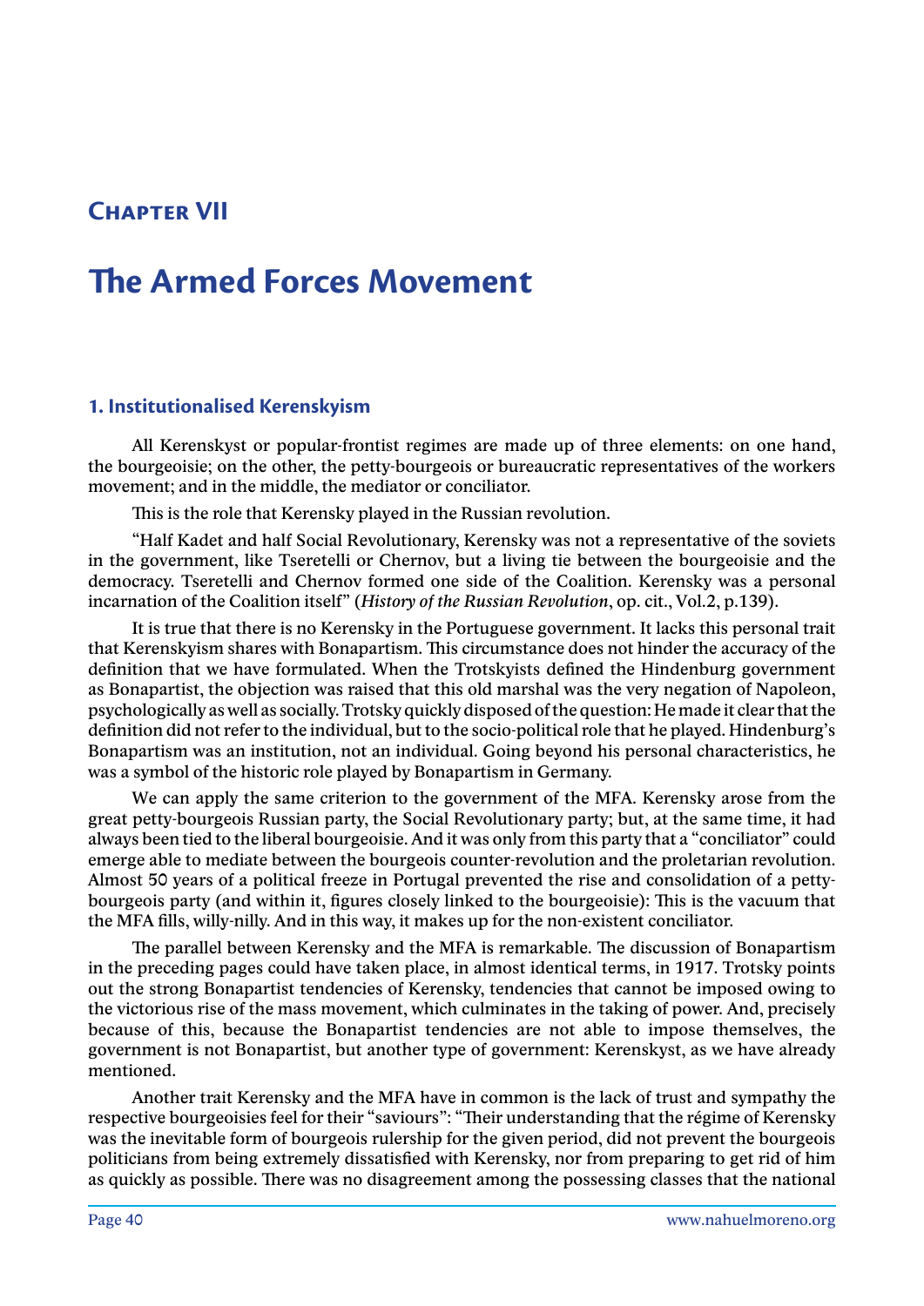# Chapter VII

# The Armed Forces Movement

## 1. Institutionalised Kerenskyism

All Kerenskyst or popular-frontist regimes are made up of three elements: on one hand, the bourgeoisie; on the other, the petty-bourgeois or bureaucratic representatives of the workers movement; and in the middle, the mediator or conciliator.

This is the role that Kerensky played in the Russian revolution.

"Half Kadet and half Social Revolutionary, Kerensky was not a representative of the soviets in the government, like Tseretelli or Chernov, but a living tie between the bourgeoisie and the democracy. Tseretelli and Chernov formed one side of the Coalition. Kerensky was a personal incarnation of the Coalition itself" (*History of the Russian Revolution*, op. cit., Vol.2, p.139).

It is true that there is no Kerensky in the Portuguese government. It lacks this personal trait that Kerenskyism shares with Bonapartism. This circumstance does not hinder the accuracy of the definition that we have formulated. When the Trotskyists defined the Hindenburg government as Bonapartist, the objection was raised that this old marshal was the very negation of Napoleon, psychologically as well as socially. Trotsky quickly disposed of the question: He made it clear that the definition did not refer to the individual, but to the socio-political role that he played. Hindenburg's Bonapartism was an institution, not an individual. Going beyond his personal characteristics, he was a symbol of the historic role played by Bonapartism in Germany.

We can apply the same criterion to the government of the MFA. Kerensky arose from the great petty-bourgeois Russian party, the Social Revolutionary party; but, at the same time, it had always been tied to the liberal bourgeoisie. And it was only from this party that a "conciliator" could emerge able to mediate between the bourgeois counter-revolution and the proletarian revolution. Almost 50 years of a political freeze in Portugal prevented the rise and consolidation of a petty-bourgeois party (and within it, figures closely linked to the bourgeoisie): This is the vacuum that the MFA fills, willy-nilly. And in this way, it makes up for the non-existent conciliator.

The parallel between Kerensky and the MFA is remarkable. The discussion of Bonapartism in the preceding pages could have taken place, in almost identical terms, in 1917. Trotsky points out the strong Bonapartist tendencies of Kerensky, tendencies that cannot be imposed owing to the victorious rise of the mass movement, which culminates in the taking of power. And, precisely because of this, because the Bonapartist tendencies are not able to impose themselves, the government is not Bonapartist, but another type of government: Kerenskyst, as we have already mentioned.

Another trait Kerensky and the MFA have in common is the lack of trust and sympathy the respective bourgeoisies feel for their "saviours": "Their understanding that the régime of Kerensky was the inevitable form of bourgeois rulership for the given period, did not prevent the bourgeois politicians from being extremely dissatisfied with Kerensky, nor from preparing to get rid of him as quickly as possible. There was no disagreement among the possessing classes that the national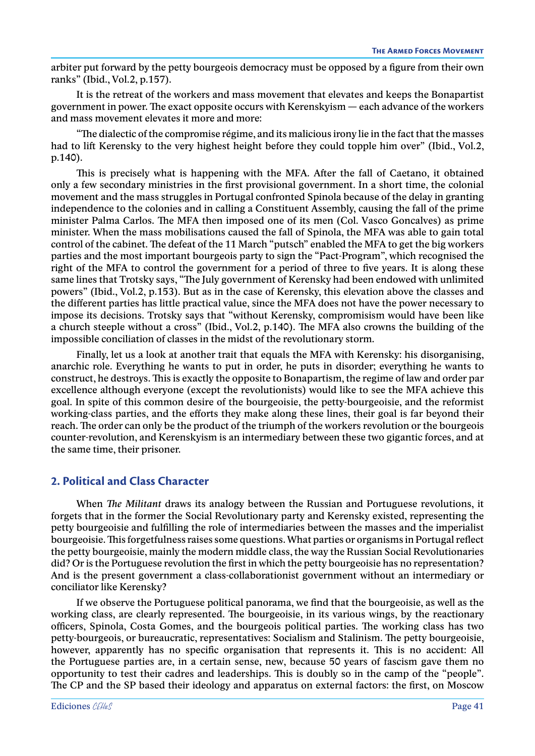arbiter put forward by the petty bourgeois democracy must be opposed by a figure from their own ranks" (Ibid., Vol.2, p.157).

It is the retreat of the workers and mass movement that elevates and keeps the Bonapartist government in power. The exact opposite occurs with Kerenskyism — each advance of the workers and mass movement elevates it more and more:

"The dialectic of the compromise régime, and its malicious irony lie in the fact that the masses had to lift Kerensky to the very highest height before they could topple him over" (Ibid., Vol.2, p.140).

This is precisely what is happening with the MFA. After the fall of Caetano, it obtained only a few secondary ministries in the first provisional government. In a short time, the colonial movement and the mass struggles in Portugal confronted Spinola because of the delay in granting independence to the colonies and in calling a Constituent Assembly, causing the fall of the prime minister Palma Carlos. The MFA then imposed one of its men (Col. Vasco Goncalves) as prime minister. When the mass mobilisations caused the fall of Spinola, the MFA was able to gain total control of the cabinet. The defeat of the 11 March "putsch" enabled the MFA to get the big workers parties and the most important bourgeois party to sign the "Pact-Program", which recognised the right of the MFA to control the government for a period of three to five years. It is along these same lines that Trotsky says, "The July government of Kerensky had been endowed with unlimited powers" (Ibid., Vol.2, p.153). But as in the case of Kerensky, this elevation above the classes and the different parties has little practical value, since the MFA does not have the power necessary to impose its decisions. Trotsky says that "without Kerensky, compromisism would have been like a church steeple without a cross" (Ibid., Vol.2, p.140). The MFA also crowns the building of the impossible conciliation of classes in the midst of the revolutionary storm.

Finally, let us a look at another trait that equals the MFA with Kerensky: his disorganising, anarchic role. Everything he wants to put in order, he puts in disorder; everything he wants to construct, he destroys. This is exactly the opposite to Bonapartism, the regime of law and order par excellence although everyone (except the revolutionists) would like to see the MFA achieve this goal. In spite of this common desire of the bourgeoisie, the petty-bourgeoisie, and the reformist working-class parties, and the efforts they make along these lines, their goal is far beyond their reach. The order can only be the product of the triumph of the workers revolution or the bourgeois counter-revolution, and Kerenskyism is an intermediary between these two gigantic forces, and at the same time, their prisoner.

## 2. Political and Class Character

When *The Militant* draws its analogy between the Russian and Portuguese revolutions, it forgets that in the former the Social Revolutionary party and Kerensky existed, representing the petty bourgeoisie and fulfilling the role of intermediaries between the masses and the imperialist bourgeoisie. This forgetfulness raises some questions. What parties or organisms in Portugal reflect the petty bourgeoisie, mainly the modern middle class, the way the Russian Social Revolutionaries did? Or is the Portuguese revolution the first in which the petty bourgeoisie has no representation? And is the present government a class-collaborationist government without an intermediary or conciliator like Kerensky?

If we observe the Portuguese political panorama, we find that the bourgeoisie, as well as the working class, are clearly represented. The bourgeoisie, in its various wings, by the reactionary officers, Spinola, Costa Gomes, and the bourgeois political parties. The working class has two petty-bourgeois, or bureaucratic, representatives: Socialism and Stalinism. The petty bourgeoisie, however, apparently has no specific organisation that represents it. This is no accident: All the Portuguese parties are, in a certain sense, new, because 50 years of fascism gave them no opportunity to test their cadres and leaderships. This is doubly so in the camp of the "people". The CP and the SP based their ideology and apparatus on external factors: the first, on Moscow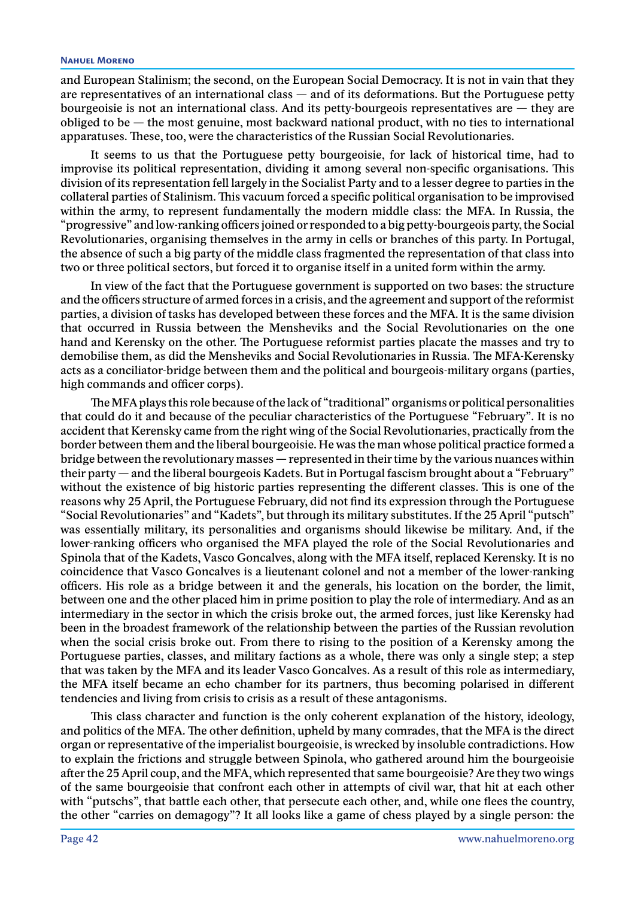and European Stalinism; the second, on the European Social Democracy. It is not in vain that they are representatives of an international class — and of its deformations. But the Portuguese petty bourgeoisie is not an international class. And its petty-bourgeois representatives are — they are obliged to be — the most genuine, most backward national product, with no ties to international apparatuses. These, too, were the characteristics of the Russian Social Revolutionaries.

It seems to us that the Portuguese petty bourgeoisie, for lack of historical time, had to improvise its political representation, dividing it among several non-specific organisations. This division of its representation fell largely in the Socialist Party and to a lesser degree to parties in the collateral parties of Stalinism. This vacuum forced a specific political organisation to be improvised within the army, to represent fundamentally the modern middle class: the MFA. In Russia, the "progressive" and low-ranking officers joined or responded to a big petty-bourgeois party, the Social Revolutionaries, organising themselves in the army in cells or branches of this party. In Portugal, the absence of such a big party of the middle class fragmented the representation of that class into two or three political sectors, but forced it to organise itself in a united form within the army.

In view of the fact that the Portuguese government is supported on two bases: the structure and the officers structure of armed forces in a crisis, and the agreement and support of the reformist parties, a division of tasks has developed between these forces and the MFA. It is the same division that occurred in Russia between the Mensheviks and the Social Revolutionaries on the one hand and Kerensky on the other. The Portuguese reformist parties placate the masses and try to demobilise them, as did the Mensheviks and Social Revolutionaries in Russia. The MFA-Kerensky acts as a conciliator-bridge between them and the political and bourgeois-military organs (parties, high commands and officer corps).

The MFA plays this role because of the lack of "traditional" organisms or political personalities that could do it and because of the peculiar characteristics of the Portuguese "February". It is no accident that Kerensky came from the right wing of the Social Revolutionaries, practically from the border between them and the liberal bourgeoisie. He was the man whose political practice formed a bridge between the revolutionary masses — represented in their time by the various nuances within their party — and the liberal bourgeois Kadets. But in Portugal fascism brought about a "February" without the existence of big historic parties representing the different classes. This is one of the reasons why 25 April, the Portuguese February, did not find its expression through the Portuguese "Social Revolutionaries" and "Kadets", but through its military substitutes. If the 25 April "putsch" was essentially military, its personalities and organisms should likewise be military. And, if the lower-ranking officers who organised the MFA played the role of the Social Revolutionaries and Spinola that of the Kadets, Vasco Goncalves, along with the MFA itself, replaced Kerensky. It is no coincidence that Vasco Goncalves is a lieutenant colonel and not a member of the lower-ranking officers. His role as a bridge between it and the generals, his location on the border, the limit, between one and the other placed him in prime position to play the role of intermediary. And as an intermediary in the sector in which the crisis broke out, the armed forces, just like Kerensky had been in the broadest framework of the relationship between the parties of the Russian revolution when the social crisis broke out. From there to rising to the position of a Kerensky among the Portuguese parties, classes, and military factions as a whole, there was only a single step; a step that was taken by the MFA and its leader Vasco Goncalves. As a result of this role as intermediary, the MFA itself became an echo chamber for its partners, thus becoming polarised in different tendencies and living from crisis to crisis as a result of these antagonisms.

This class character and function is the only coherent explanation of the history, ideology, and politics of the MFA. The other definition, upheld by many comrades, that the MFA is the direct organ or representative of the imperialist bourgeoisie, is wrecked by insoluble contradictions. How to explain the frictions and struggle between Spinola, who gathered around him the bourgeoisie after the 25 April coup, and the MFA, which represented that same bourgeoisie? Are they two wings of the same bourgeoisie that confront each other in attempts of civil war, that hit at each other with "putschs", that battle each other, that persecute each other, and, while one flees the country, the other "carries on demagogy"? It all looks like a game of chess played by a single person: the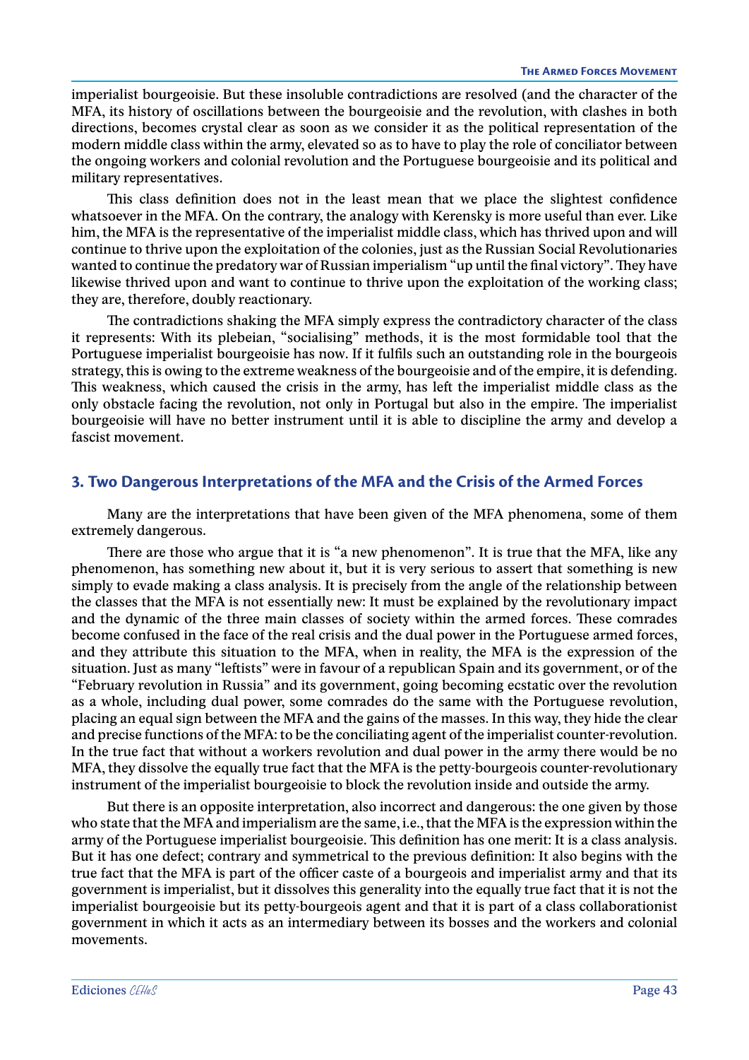imperialist bourgeoisie. But these insoluble contradictions are resolved (and the character of the MFA, its history of oscillations between the bourgeoisie and the revolution, with clashes in both directions, becomes crystal clear as soon as we consider it as the political representation of the modern middle class within the army, elevated so as to have to play the role of conciliator between the ongoing workers and colonial revolution and the Portuguese bourgeoisie and its political and military representatives.

This class definition does not in the least mean that we place the slightest confidence whatsoever in the MFA. On the contrary, the analogy with Kerensky is more useful than ever. Like him, the MFA is the representative of the imperialist middle class, which has thrived upon and will continue to thrive upon the exploitation of the colonies, just as the Russian Social Revolutionaries wanted to continue the predatory war of Russian imperialism "up until the final victory". They have likewise thrived upon and want to continue to thrive upon the exploitation of the working class; they are, therefore, doubly reactionary.

The contradictions shaking the MFA simply express the contradictory character of the class it represents: With its plebeian, "socialising" methods, it is the most formidable tool that the Portuguese imperialist bourgeoisie has now. If it fulfils such an outstanding role in the bourgeois strategy, this is owing to the extreme weakness of the bourgeoisie and of the empire, it is defending. This weakness, which caused the crisis in the army, has left the imperialist middle class as the only obstacle facing the revolution, not only in Portugal but also in the empire. The imperialist bourgeoisie will have no better instrument until it is able to discipline the army and develop a fascist movement.

## 3. Two Dangerous Interpretations of the MFA and the Crisis of the Armed Forces

Many are the interpretations that have been given of the MFA phenomena, some of them extremely dangerous.

There are those who argue that it is "a new phenomenon". It is true that the MFA, like any phenomenon, has something new about it, but it is very serious to assert that something is new simply to evade making a class analysis. It is precisely from the angle of the relationship between the classes that the MFA is not essentially new: It must be explained by the revolutionary impact and the dynamic of the three main classes of society within the armed forces. These comrades become confused in the face of the real crisis and the dual power in the Portuguese armed forces, and they attribute this situation to the MFA, when in reality, the MFA is the expression of the situation. Just as many "leftists" were in favour of a republican Spain and its government, or of the "February revolution in Russia" and its government, going becoming ecstatic over the revolution as a whole, including dual power, some comrades do the same with the Portuguese revolution, placing an equal sign between the MFA and the gains of the masses. In this way, they hide the clear and precise functions of the MFA: to be the conciliating agent of the imperialist counter-revolution. In the true fact that without a workers revolution and dual power in the army there would be no MFA, they dissolve the equally true fact that the MFA is the petty-bourgeois counter-revolutionary instrument of the imperialist bourgeoisie to block the revolution inside and outside the army.

But there is an opposite interpretation, also incorrect and dangerous: the one given by those who state that the MFA and imperialism are the same, i.e., that the MFA is the expression within the army of the Portuguese imperialist bourgeoisie. This definition has one merit: It is a class analysis. But it has one defect; contrary and symmetrical to the previous definition: It also begins with the true fact that the MFA is part of the officer caste of a bourgeois and imperialist army and that its government is imperialist, but it dissolves this generality into the equally true fact that it is not the imperialist bourgeoisie but its petty-bourgeois agent and that it is part of a class collaborationist government in which it acts as an intermediary between its bosses and the workers and colonial movements.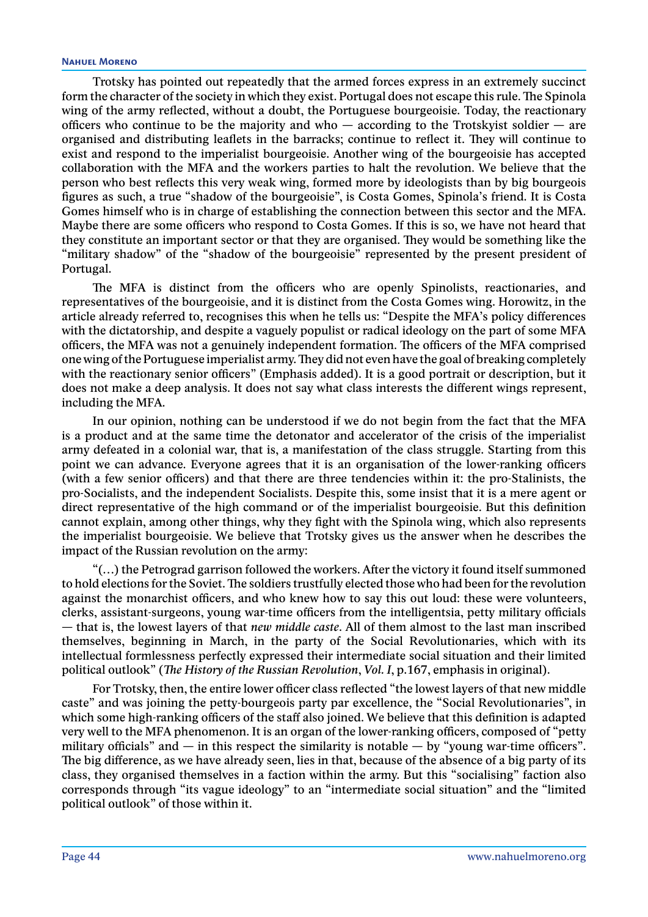Trotsky has pointed out repeatedly that the armed forces express in an extremely succinct form the character of the society in which they exist. Portugal does not escape this rule. The Spinola wing of the army reflected, without a doubt, the Portuguese bourgeoisie. Today, the reactionary officers who continue to be the majority and who — according to the Trotskyist soldier — are organised and distributing leaflets in the barracks; continue to reflect it. They will continue to exist and respond to the imperialist bourgeoisie. Another wing of the bourgeoisie has accepted collaboration with the MFA and the workers parties to halt the revolution. We believe that the person who best reflects this very weak wing, formed more by ideologists than by big bourgeois figures as such, a true "shadow of the bourgeoisie", is Costa Gomes, Spinola's friend. It is Costa Gomes himself who is in charge of establishing the connection between this sector and the MFA. Maybe there are some officers who respond to Costa Gomes. If this is so, we have not heard that they constitute an important sector or that they are organised. They would be something like the "military shadow" of the "shadow of the bourgeoisie" represented by the present president of Portugal.

The MFA is distinct from the officers who are openly Spinolists, reactionaries, and representatives of the bourgeoisie, and it is distinct from the Costa Gomes wing. Horowitz, in the article already referred to, recognises this when he tells us: "Despite the MFA's policy differences with the dictatorship, and despite a vaguely populist or radical ideology on the part of some MFA officers, the MFA was not a genuinely independent formation. The officers of the MFA comprised one wing of the Portuguese imperialist army. They did not even have the goal of breaking completely with the reactionary senior officers" (Emphasis added). It is a good portrait or description, but it does not make a deep analysis. It does not say what class interests the different wings represent, including the MFA.

In our opinion, nothing can be understood if we do not begin from the fact that the MFA is a product and at the same time the detonator and accelerator of the crisis of the imperialist army defeated in a colonial war, that is, a manifestation of the class struggle. Starting from this point we can advance. Everyone agrees that it is an organisation of the lower-ranking officers (with a few senior officers) and that there are three tendencies within it: the pro-Stalinists, the pro-Socialists, and the independent Socialists. Despite this, some insist that it is a mere agent or direct representative of the high command or of the imperialist bourgeoisie. But this definition cannot explain, among other things, why they fight with the Spinola wing, which also represents the imperialist bourgeoisie. We believe that Trotsky gives us the answer when he describes the impact of the Russian revolution on the army:

"(…) the Petrograd garrison followed the workers. After the victory it found itself summoned to hold elections for the Soviet. The soldiers trustfully elected those who had been for the revolution against the monarchist officers, and who knew how to say this out loud: these were volunteers, clerks, assistant-surgeons, young war-time officers from the intelligentsia, petty military officials — that is, the lowest layers of that *new middle caste*. All of them almost to the last man inscribed themselves, beginning in March, in the party of the Social Revolutionaries, which with its intellectual formlessness perfectly expressed their intermediate social situation and their limited political outlook" (*The History of the Russian Revolution*, *Vol. I*, p.167, emphasis in original).

For Trotsky, then, the entire lower officer class reflected "the lowest layers of that new middle caste" and was joining the petty-bourgeois party par excellence, the "Social Revolutionaries", in which some high-ranking officers of the staff also joined. We believe that this definition is adapted very well to the MFA phenomenon. It is an organ of the lower-ranking officers, composed of "petty military officials" and — in this respect the similarity is notable — by "young war-time officers". The big difference, as we have already seen, lies in that, because of the absence of a big party of its class, they organised themselves in a faction within the army. But this "socialising" faction also corresponds through "its vague ideology" to an "intermediate social situation" and the "limited political outlook" of those within it.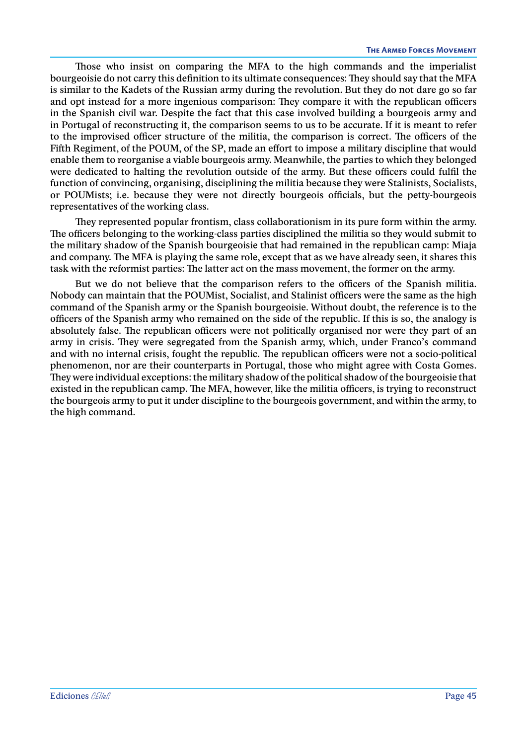Those who insist on comparing the MFA to the high commands and the imperialist bourgeoisie do not carry this definition to its ultimate consequences: They should say that the MFA is similar to the Kadets of the Russian army during the revolution. But they do not dare go so far and opt instead for a more ingenious comparison: They compare it with the republican officers in the Spanish civil war. Despite the fact that this case involved building a bourgeois army and in Portugal of reconstructing it, the comparison seems to us to be accurate. If it is meant to refer to the improvised officer structure of the militia, the comparison is correct. The officers of the Fifth Regiment, of the POUM, of the SP, made an effort to impose a military discipline that would enable them to reorganise a viable bourgeois army. Meanwhile, the parties to which they belonged were dedicated to halting the revolution outside of the army. But these officers could fulfil the function of convincing, organising, disciplining the militia because they were Stalinists, Socialists, or POUMists; i.e. because they were not directly bourgeois officials, but the petty-bourgeois representatives of the working class.

They represented popular frontism, class collaborationism in its pure form within the army. The officers belonging to the working-class parties disciplined the militia so they would submit to the military shadow of the Spanish bourgeoisie that had remained in the republican camp: Miaja and company. The MFA is playing the same role, except that as we have already seen, it shares this task with the reformist parties: The latter act on the mass movement, the former on the army.

But we do not believe that the comparison refers to the officers of the Spanish militia. Nobody can maintain that the POUMist, Socialist, and Stalinist officers were the same as the high command of the Spanish army or the Spanish bourgeoisie. Without doubt, the reference is to the officers of the Spanish army who remained on the side of the republic. If this is so, the analogy is absolutely false. The republican officers were not politically organised nor were they part of an army in crisis. They were segregated from the Spanish army, which, under Franco's command and with no internal crisis, fought the republic. The republican officers were not a socio-political phenomenon, nor are their counterparts in Portugal, those who might agree with Costa Gomes. They were individual exceptions: the military shadow of the political shadow of the bourgeoisie that existed in the republican camp. The MFA, however, like the militia officers, is trying to reconstruct the bourgeois army to put it under discipline to the bourgeois government, and within the army, to the high command.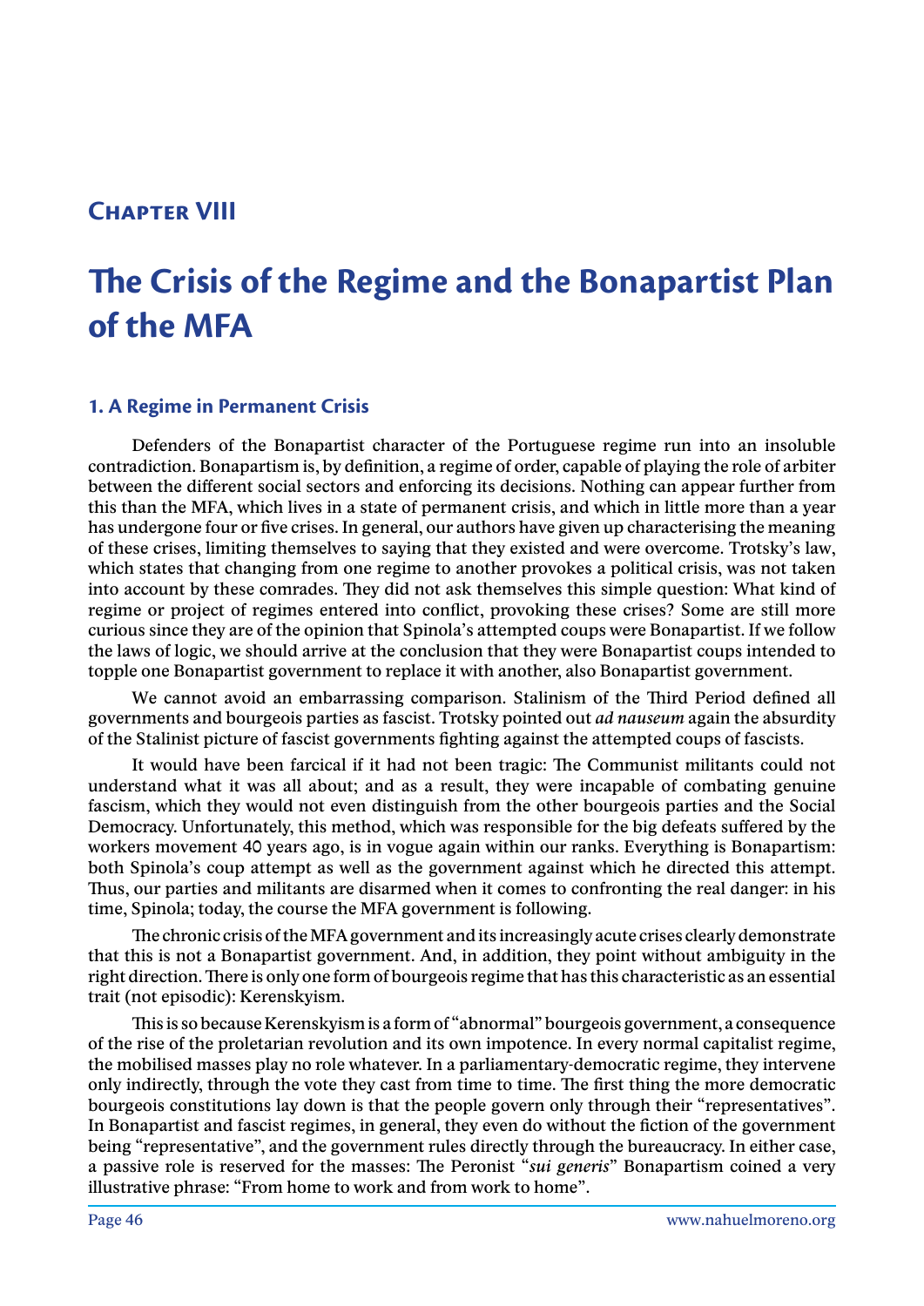# Chapter VIII

# The Crisis of the Regime and the Bonapartist Plan of the MFA

## 1. A Regime in Permanent Crisis

Defenders of the Bonapartist character of the Portuguese regime run into an insoluble contradiction. Bonapartism is, by definition, a regime of order, capable of playing the role of arbiter between the different social sectors and enforcing its decisions. Nothing can appear further from this than the MFA, which lives in a state of permanent crisis, and which in little more than a year has undergone four or five crises. In general, our authors have given up characterising the meaning of these crises, limiting themselves to saying that they existed and were overcome. Trotsky's law, which states that changing from one regime to another provokes a political crisis, was not taken into account by these comrades. They did not ask themselves this simple question: What kind of regime or project of regimes entered into conflict, provoking these crises? Some are still more curious since they are of the opinion that Spinola's attempted coups were Bonapartist. If we follow the laws of logic, we should arrive at the conclusion that they were Bonapartist coups intended to topple one Bonapartist government to replace it with another, also Bonapartist government.

We cannot avoid an embarrassing comparison. Stalinism of the Third Period defined all governments and bourgeois parties as fascist. Trotsky pointed out *ad nauseum* again the absurdity of the Stalinist picture of fascist governments fighting against the attempted coups of fascists.

It would have been farcical if it had not been tragic: The Communist militants could not understand what it was all about; and as a result, they were incapable of combating genuine fascism, which they would not even distinguish from the other bourgeois parties and the Social Democracy. Unfortunately, this method, which was responsible for the big defeats suffered by the workers movement 40 years ago, is in vogue again within our ranks. Everything is Bonapartism: both Spinola's coup attempt as well as the government against which he directed this attempt. Thus, our parties and militants are disarmed when it comes to confronting the real danger: in his time, Spinola; today, the course the MFA government is following.

The chronic crisis of the MFA government and its increasingly acute crises clearly demonstrate that this is not a Bonapartist government. And, in addition, they point without ambiguity in the right direction. There is only one form of bourgeois regime that has this characteristic as an essential trait (not episodic): Kerenskyism.

This is so because Kerenskyism is a form of "abnormal" bourgeois government, a consequence of the rise of the proletarian revolution and its own impotence. In every normal capitalist regime, the mobilised masses play no role whatever. In a parliamentary-democratic regime, they intervene only indirectly, through the vote they cast from time to time. The first thing the more democratic bourgeois constitutions lay down is that the people govern only through their "representatives". In Bonapartist and fascist regimes, in general, they even do without the fiction of the government being "representative", and the government rules directly through the bureaucracy. In either case, a passive role is reserved for the masses: The Peronist "*sui generis*" Bonapartism coined a very illustrative phrase: "From home to work and from work to home".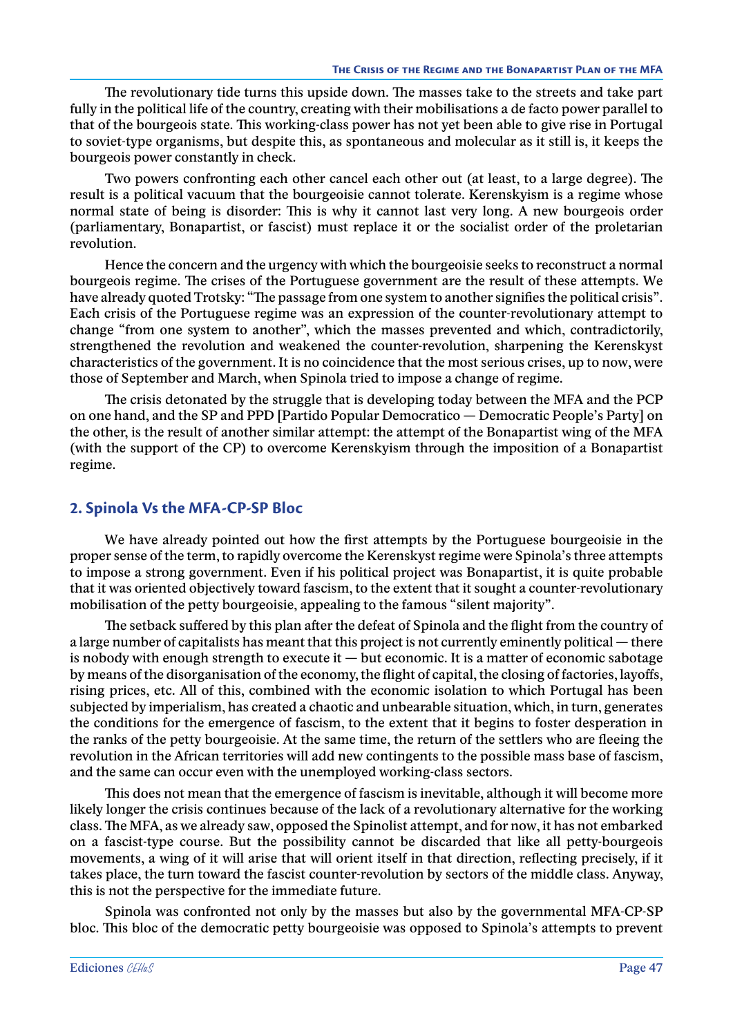The revolutionary tide turns this upside down. The masses take to the streets and take part fully in the political life of the country, creating with their mobilisations a de facto power parallel to that of the bourgeois state. This working-class power has not yet been able to give rise in Portugal to soviet-type organisms, but despite this, as spontaneous and molecular as it still is, it keeps the bourgeois power constantly in check.

Two powers confronting each other cancel each other out (at least, to a large degree). The result is a political vacuum that the bourgeoisie cannot tolerate. Kerenskyism is a regime whose normal state of being is disorder: This is why it cannot last very long. A new bourgeois order (parliamentary, Bonapartist, or fascist) must replace it or the socialist order of the proletarian revolution.

Hence the concern and the urgency with which the bourgeoisie seeks to reconstruct a normal bourgeois regime. The crises of the Portuguese government are the result of these attempts. We have already quoted Trotsky: "The passage from one system to another signifies the political crisis". Each crisis of the Portuguese regime was an expression of the counter-revolutionary attempt to change "from one system to another", which the masses prevented and which, contradictorily, strengthened the revolution and weakened the counter-revolution, sharpening the Kerenskyst characteristics of the government. It is no coincidence that the most serious crises, up to now, were those of September and March, when Spinola tried to impose a change of regime.

The crisis detonated by the struggle that is developing today between the MFA and the PCP on one hand, and the SP and PPD [Partido Popular Democratico — Democratic People's Party] on the other, is the result of another similar attempt: the attempt of the Bonapartist wing of the MFA (with the support of the CP) to overcome Kerenskyism through the imposition of a Bonapartist regime.

## 2. Spinola Vs the MFA-CP-SP Bloc

We have already pointed out how the first attempts by the Portuguese bourgeoisie in the proper sense of the term, to rapidly overcome the Kerenskyst regime were Spinola's three attempts to impose a strong government. Even if his political project was Bonapartist, it is quite probable that it was oriented objectively toward fascism, to the extent that it sought a counter-revolutionary mobilisation of the petty bourgeoisie, appealing to the famous "silent majority".

The setback suffered by this plan after the defeat of Spinola and the flight from the country of a large number of capitalists has meant that this project is not currently eminently political — there is nobody with enough strength to execute it — but economic. It is a matter of economic sabotage by means of the disorganisation of the economy, the flight of capital, the closing of factories, layoffs, rising prices, etc. All of this, combined with the economic isolation to which Portugal has been subjected by imperialism, has created a chaotic and unbearable situation, which, in turn, generates the conditions for the emergence of fascism, to the extent that it begins to foster desperation in the ranks of the petty bourgeoisie. At the same time, the return of the settlers who are fleeing the revolution in the African territories will add new contingents to the possible mass base of fascism, and the same can occur even with the unemployed working-class sectors.

This does not mean that the emergence of fascism is inevitable, although it will become more likely longer the crisis continues because of the lack of a revolutionary alternative for the working class. The MFA, as we already saw, opposed the Spinolist attempt, and for now, it has not embarked on a fascist-type course. But the possibility cannot be discarded that like all petty-bourgeois movements, a wing of it will arise that will orient itself in that direction, reflecting precisely, if it takes place, the turn toward the fascist counter-revolution by sectors of the middle class. Anyway, this is not the perspective for the immediate future.

Spinola was confronted not only by the masses but also by the governmental MFA-CP-SP bloc. This bloc of the democratic petty bourgeoisie was opposed to Spinola's attempts to prevent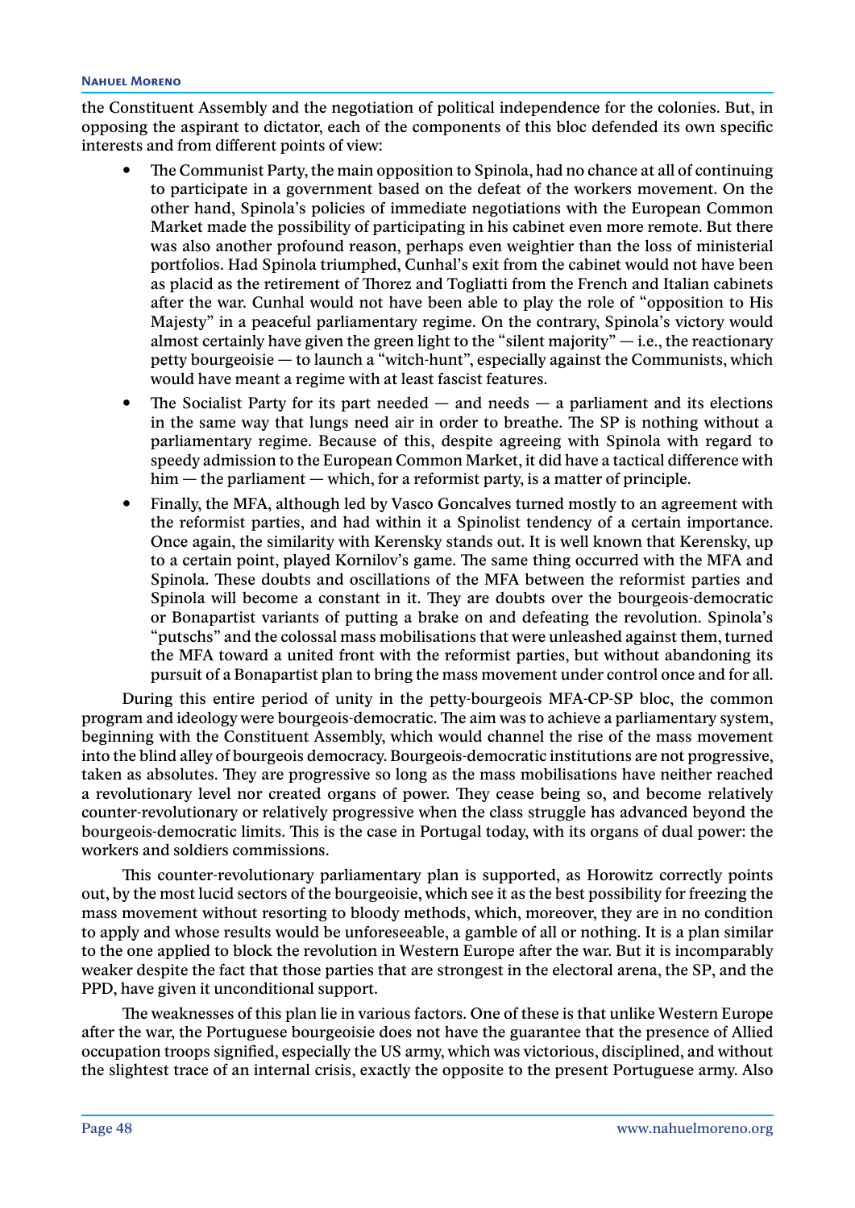the Constituent Assembly and the negotiation of political independence for the colonies. But, in opposing the aspirant to dictator, each of the components of this bloc defended its own specific interests and from different points of view:

- The Communist Party, the main opposition to Spinola, had no chance at all of continuing to participate in a government based on the defeat of the workers movement. On the other hand, Spinola's policies of immediate negotiations with the European Common Market made the possibility of participating in his cabinet even more remote. But there was also another profound reason, perhaps even weightier than the loss of ministerial portfolios. Had Spinola triumphed, Cunhal's exit from the cabinet would not have been as placid as the retirement of Thorez and Togliatti from the French and Italian cabinets after the war. Cunhal would not have been able to play the role of "opposition to His Majesty" in a peaceful parliamentary regime. On the contrary, Spinola's victory would almost certainly have given the green light to the "silent majority" — i.e., the reactionary petty bourgeoisie — to launch a "witch-hunt", especially against the Communists, which would have meant a regime with at least fascist features.
- The Socialist Party for its part needed — and needs — a parliament and its elections in the same way that lungs need air in order to breathe. The SP is nothing without a parliamentary regime. Because of this, despite agreeing with Spinola with regard to speedy admission to the European Common Market, it did have a tactical difference with him — the parliament — which, for a reformist party, is a matter of principle.
- Finally, the MFA, although led by Vasco Goncalves turned mostly to an agreement with the reformist parties, and had within it a Spinolist tendency of a certain importance. Once again, the similarity with Kerensky stands out. It is well known that Kerensky, up to a certain point, played Kornilov's game. The same thing occurred with the MFA and Spinola. These doubts and oscillations of the MFA between the reformist parties and Spinola will become a constant in it. They are doubts over the bourgeois-democratic or Bonapartist variants of putting a brake on and defeating the revolution. Spinola's "putschs" and the colossal mass mobilisations that were unleashed against them, turned the MFA toward a united front with the reformist parties, but without abandoning its pursuit of a Bonapartist plan to bring the mass movement under control once and for all.

During this entire period of unity in the petty-bourgeois MFA-CP-SP bloc, the common program and ideology were bourgeois-democratic. The aim was to achieve a parliamentary system, beginning with the Constituent Assembly, which would channel the rise of the mass movement into the blind alley of bourgeois democracy. Bourgeois-democratic institutions are not progressive, taken as absolutes. They are progressive so long as the mass mobilisations have neither reached a revolutionary level nor created organs of power. They cease being so, and become relatively counter-revolutionary or relatively progressive when the class struggle has advanced beyond the bourgeois-democratic limits. This is the case in Portugal today, with its organs of dual power: the workers and soldiers commissions.

This counter-revolutionary parliamentary plan is supported, as Horowitz correctly points out, by the most lucid sectors of the bourgeoisie, which see it as the best possibility for freezing the mass movement without resorting to bloody methods, which, moreover, they are in no condition to apply and whose results would be unforeseeable, a gamble of all or nothing. It is a plan similar to the one applied to block the revolution in Western Europe after the war. But it is incomparably weaker despite the fact that those parties that are strongest in the electoral arena, the SP, and the PPD, have given it unconditional support.

The weaknesses of this plan lie in various factors. One of these is that unlike Western Europe after the war, the Portuguese bourgeoisie does not have the guarantee that the presence of Allied occupation troops signified, especially the US army, which was victorious, disciplined, and without the slightest trace of an internal crisis, exactly the opposite to the present Portuguese army. Also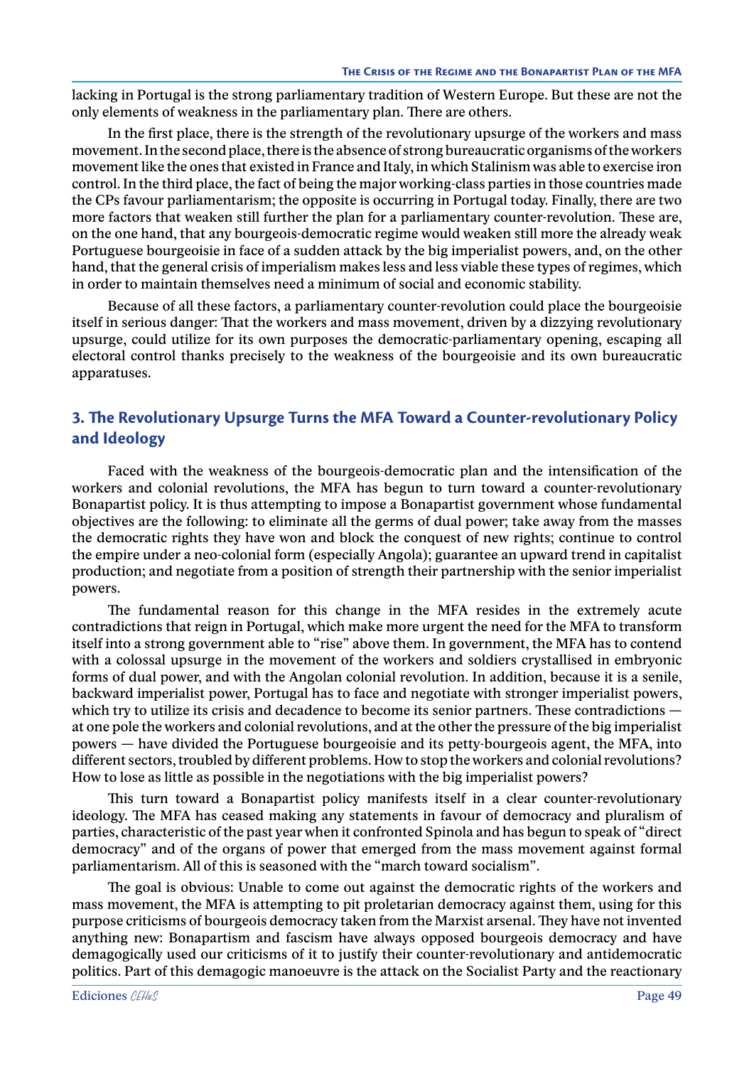lacking in Portugal is the strong parliamentary tradition of Western Europe. But these are not the only elements of weakness in the parliamentary plan. There are others.

In the first place, there is the strength of the revolutionary upsurge of the workers and mass movement. In the second place, there is the absence of strong bureaucratic organisms of the workers movement like the ones that existed in France and Italy, in which Stalinism was able to exercise iron control. In the third place, the fact of being the major working-class parties in those countries made the CPs favour parliamentarism; the opposite is occurring in Portugal today. Finally, there are two more factors that weaken still further the plan for a parliamentary counter-revolution. These are, on the one hand, that any bourgeois-democratic regime would weaken still more the already weak Portuguese bourgeoisie in face of a sudden attack by the big imperialist powers, and, on the other hand, that the general crisis of imperialism makes less and less viable these types of regimes, which in order to maintain themselves need a minimum of social and economic stability.

Because of all these factors, a parliamentary counter-revolution could place the bourgeoisie itself in serious danger: That the workers and mass movement, driven by a dizzying revolutionary upsurge, could utilize for its own purposes the democratic-parliamentary opening, escaping all electoral control thanks precisely to the weakness of the bourgeoisie and its own bureaucratic apparatuses.

## 3. The Revolutionary Upsurge Turns the MFA Toward a Counter-revolutionary Policy and Ideology

Faced with the weakness of the bourgeois-democratic plan and the intensification of the workers and colonial revolutions, the MFA has begun to turn toward a counter-revolutionary Bonapartist policy. It is thus attempting to impose a Bonapartist government whose fundamental objectives are the following: to eliminate all the germs of dual power; take away from the masses the democratic rights they have won and block the conquest of new rights; continue to control the empire under a neo-colonial form (especially Angola); guarantee an upward trend in capitalist production; and negotiate from a position of strength their partnership with the senior imperialist powers.

The fundamental reason for this change in the MFA resides in the extremely acute contradictions that reign in Portugal, which make more urgent the need for the MFA to transform itself into a strong government able to "rise" above them. In government, the MFA has to contend with a colossal upsurge in the movement of the workers and soldiers crystallised in embryonic forms of dual power, and with the Angolan colonial revolution. In addition, because it is a senile, backward imperialist power, Portugal has to face and negotiate with stronger imperialist powers, which try to utilize its crisis and decadence to become its senior partners. These contradictions — at one pole the workers and colonial revolutions, and at the other the pressure of the big imperialist powers — have divided the Portuguese bourgeoisie and its petty-bourgeois agent, the MFA, into different sectors, troubled by different problems. How to stop the workers and colonial revolutions? How to lose as little as possible in the negotiations with the big imperialist powers?

This turn toward a Bonapartist policy manifests itself in a clear counter-revolutionary ideology. The MFA has ceased making any statements in favour of democracy and pluralism of parties, characteristic of the past year when it confronted Spinola and has begun to speak of "direct democracy" and of the organs of power that emerged from the mass movement against formal parliamentarism. All of this is seasoned with the "march toward socialism".

The goal is obvious: Unable to come out against the democratic rights of the workers and mass movement, the MFA is attempting to pit proletarian democracy against them, using for this purpose criticisms of bourgeois democracy taken from the Marxist arsenal. They have not invented anything new: Bonapartism and fascism have always opposed bourgeois democracy and have demagogically used our criticisms of it to justify their counter-revolutionary and antidemocratic politics. Part of this demagogic manoeuvre is the attack on the Socialist Party and the reactionary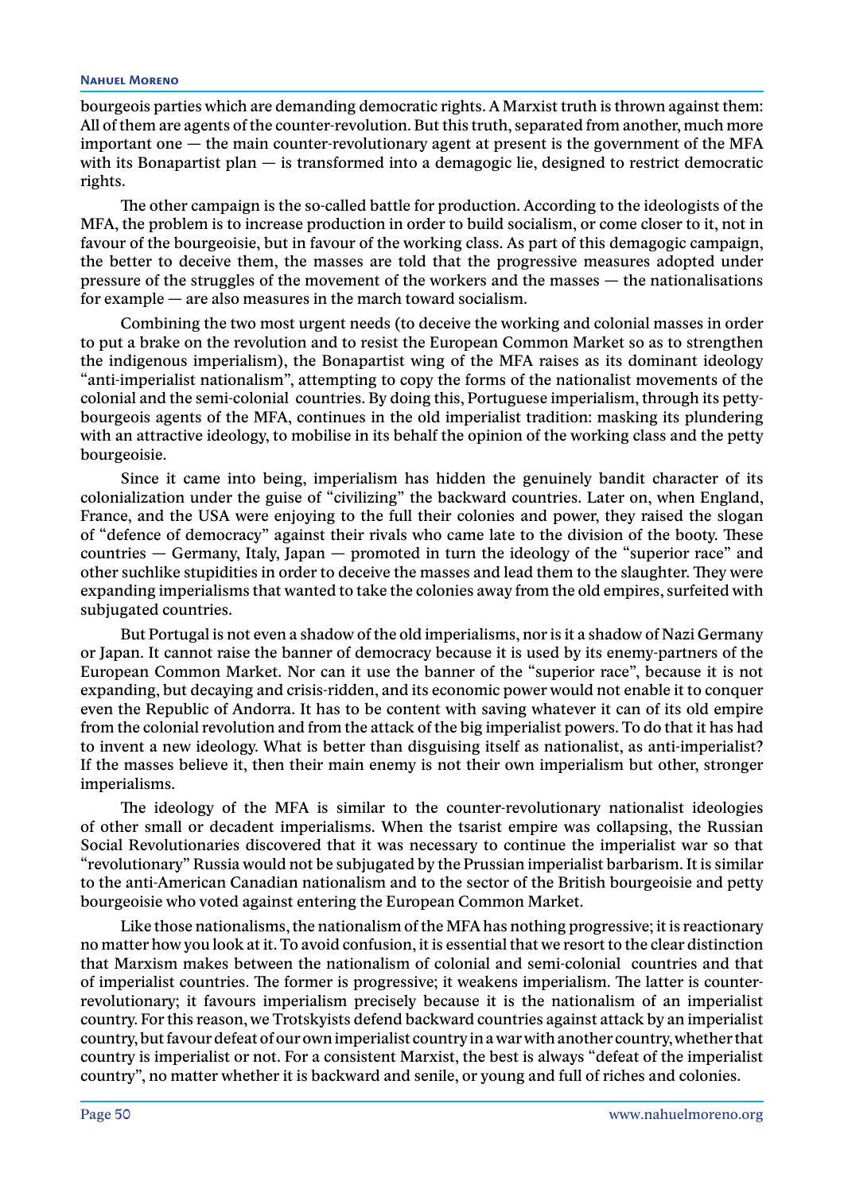bourgeois parties which are demanding democratic rights. A Marxist truth is thrown against them: All of them are agents of the counter-revolution. But this truth, separated from another, much more important one — the main counter-revolutionary agent at present is the government of the MFA with its Bonapartist plan — is transformed into a demagogic lie, designed to restrict democratic rights.

The other campaign is the so-called battle for production. According to the ideologists of the MFA, the problem is to increase production in order to build socialism, or come closer to it, not in favour of the bourgeoisie, but in favour of the working class. As part of this demagogic campaign, the better to deceive them, the masses are told that the progressive measures adopted under pressure of the struggles of the movement of the workers and the masses — the nationalisations for example — are also measures in the march toward socialism.

Combining the two most urgent needs (to deceive the working and colonial masses in order to put a brake on the revolution and to resist the European Common Market so as to strengthen the indigenous imperialism), the Bonapartist wing of the MFA raises as its dominant ideology "anti-imperialist nationalism", attempting to copy the forms of the nationalist movements of the colonial and the semi-colonial countries. By doing this, Portuguese imperialism, through its petty-bourgeois agents of the MFA, continues in the old imperialist tradition: masking its plundering with an attractive ideology, to mobilise in its behalf the opinion of the working class and the petty bourgeoisie.

Since it came into being, imperialism has hidden the genuinely bandit character of its colonialization under the guise of "civilizing" the backward countries. Later on, when England, France, and the USA were enjoying to the full their colonies and power, they raised the slogan of "defence of democracy" against their rivals who came late to the division of the booty. These countries — Germany, Italy, Japan — promoted in turn the ideology of the "superior race" and other suchlike stupidities in order to deceive the masses and lead them to the slaughter. They were expanding imperialisms that wanted to take the colonies away from the old empires, surfeited with subjugated countries.

But Portugal is not even a shadow of the old imperialisms, nor is it a shadow of Nazi Germany or Japan. It cannot raise the banner of democracy because it is used by its enemy-partners of the European Common Market. Nor can it use the banner of the "superior race", because it is not expanding, but decaying and crisis-ridden, and its economic power would not enable it to conquer even the Republic of Andorra. It has to be content with saving whatever it can of its old empire from the colonial revolution and from the attack of the big imperialist powers. To do that it has had to invent a new ideology. What is better than disguising itself as nationalist, as anti-imperialist? If the masses believe it, then their main enemy is not their own imperialism but other, stronger imperialisms.

The ideology of the MFA is similar to the counter-revolutionary nationalist ideologies of other small or decadent imperialisms. When the tsarist empire was collapsing, the Russian Social Revolutionaries discovered that it was necessary to continue the imperialist war so that "revolutionary" Russia would not be subjugated by the Prussian imperialist barbarism. It is similar to the anti-American Canadian nationalism and to the sector of the British bourgeoisie and petty bourgeoisie who voted against entering the European Common Market.

Like those nationalisms, the nationalism of the MFA has nothing progressive; it is reactionary no matter how you look at it. To avoid confusion, it is essential that we resort to the clear distinction that Marxism makes between the nationalism of colonial and semi-colonial countries and that of imperialist countries. The former is progressive; it weakens imperialism. The latter is counter-revolutionary; it favours imperialism precisely because it is the nationalism of an imperialist country. For this reason, we Trotskyists defend backward countries against attack by an imperialist country, but favour defeat of our own imperialist country in a war with another country, whether that country is imperialist or not. For a consistent Marxist, the best is always "defeat of the imperialist country", no matter whether it is backward and senile, or young and full of riches and colonies.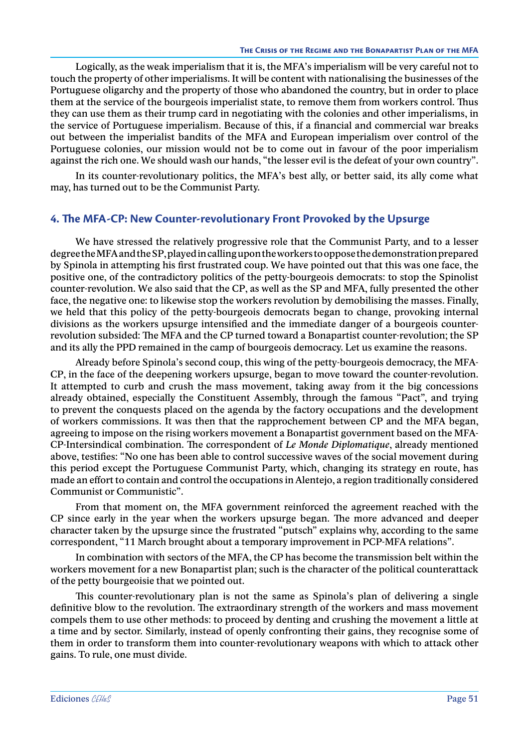Logically, as the weak imperialism that it is, the MFA's imperialism will be very careful not to touch the property of other imperialisms. It will be content with nationalising the businesses of the Portuguese oligarchy and the property of those who abandoned the country, but in order to place them at the service of the bourgeois imperialist state, to remove them from workers control. Thus they can use them as their trump card in negotiating with the colonies and other imperialisms, in the service of Portuguese imperialism. Because of this, if a financial and commercial war breaks out between the imperialist bandits of the MFA and European imperialism over control of the Portuguese colonies, our mission would not be to come out in favour of the poor imperialism against the rich one. We should wash our hands, "the lesser evil is the defeat of your own country".

In its counter-revolutionary politics, the MFA's best ally, or better said, its ally come what may, has turned out to be the Communist Party.

## 4. The MFA-CP: New Counter-revolutionary Front Provoked by the Upsurge

We have stressed the relatively progressive role that the Communist Party, and to a lesser degree the MFA and the SP, played in calling upon the workers to oppose the demonstration prepared by Spinola in attempting his first frustrated coup. We have pointed out that this was one face, the positive one, of the contradictory politics of the petty-bourgeois democrats: to stop the Spinolist counter-revolution. We also said that the CP, as well as the SP and MFA, fully presented the other face, the negative one: to likewise stop the workers revolution by demobilising the masses. Finally, we held that this policy of the petty-bourgeois democrats began to change, provoking internal divisions as the workers upsurge intensified and the immediate danger of a bourgeois counter-revolution subsided: The MFA and the CP turned toward a Bonapartist counter-revolution; the SP and its ally the PPD remained in the camp of bourgeois democracy. Let us examine the reasons.

Already before Spinola's second coup, this wing of the petty-bourgeois democracy, the MFA-CP, in the face of the deepening workers upsurge, began to move toward the counter-revolution. It attempted to curb and crush the mass movement, taking away from it the big concessions already obtained, especially the Constituent Assembly, through the famous "Pact", and trying to prevent the conquests placed on the agenda by the factory occupations and the development of workers commissions. It was then that the rapprochement between CP and the MFA began, agreeing to impose on the rising workers movement a Bonapartist government based on the MFA-CP-Intersindical combination. The correspondent of *Le Monde Diplomatique*, already mentioned above, testifies: "No one has been able to control successive waves of the social movement during this period except the Portuguese Communist Party, which, changing its strategy en route, has made an effort to contain and control the occupations in Alentejo, a region traditionally considered Communist or Communistic".

From that moment on, the MFA government reinforced the agreement reached with the CP since early in the year when the workers upsurge began. The more advanced and deeper character taken by the upsurge since the frustrated "putsch" explains why, according to the same correspondent, "11 March brought about a temporary improvement in PCP-MFA relations".

In combination with sectors of the MFA, the CP has become the transmission belt within the workers movement for a new Bonapartist plan; such is the character of the political counterattack of the petty bourgeoisie that we pointed out.

This counter-revolutionary plan is not the same as Spinola's plan of delivering a single definitive blow to the revolution. The extraordinary strength of the workers and mass movement compels them to use other methods: to proceed by denting and crushing the movement a little at a time and by sector. Similarly, instead of openly confronting their gains, they recognise some of them in order to transform them into counter-revolutionary weapons with which to attack other gains. To rule, one must divide.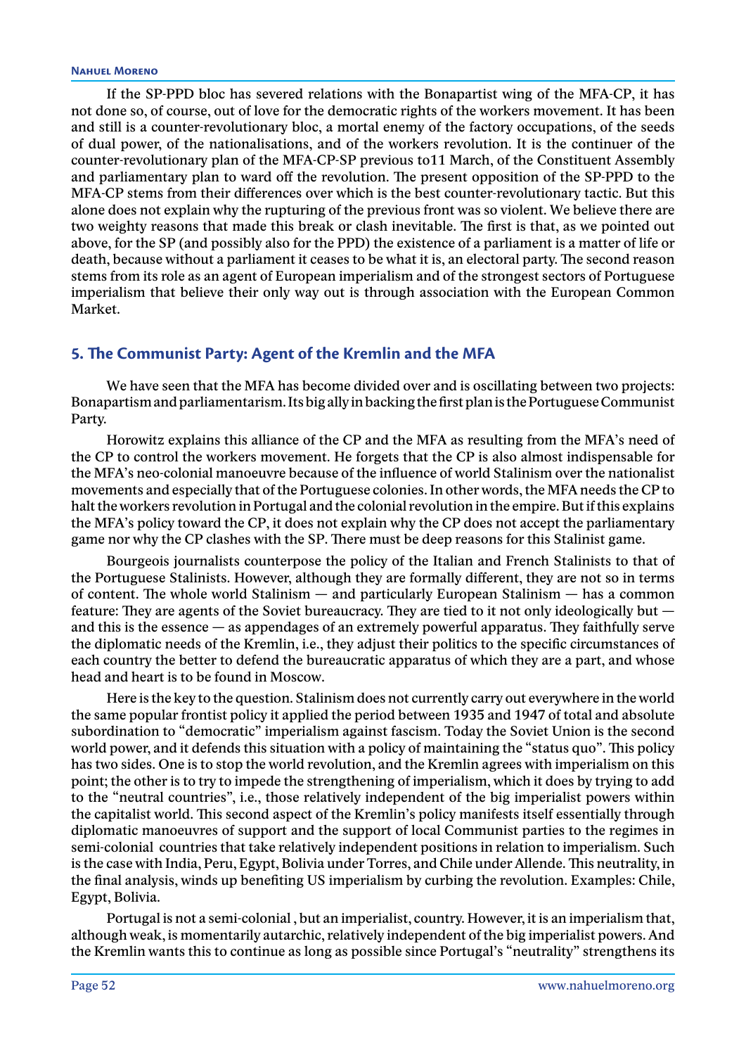If the SP-PPD bloc has severed relations with the Bonapartist wing of the MFA-CP, it has not done so, of course, out of love for the democratic rights of the workers movement. It has been and still is a counter-revolutionary bloc, a mortal enemy of the factory occupations, of the seeds of dual power, of the nationalisations, and of the workers revolution. It is the continuer of the counter-revolutionary plan of the MFA-CP-SP previous to11 March, of the Constituent Assembly and parliamentary plan to ward off the revolution. The present opposition of the SP-PPD to the MFA-CP stems from their differences over which is the best counter-revolutionary tactic. But this alone does not explain why the rupturing of the previous front was so violent. We believe there are two weighty reasons that made this break or clash inevitable. The first is that, as we pointed out above, for the SP (and possibly also for the PPD) the existence of a parliament is a matter of life or death, because without a parliament it ceases to be what it is, an electoral party. The second reason stems from its role as an agent of European imperialism and of the strongest sectors of Portuguese imperialism that believe their only way out is through association with the European Common Market.

## 5. The Communist Party: Agent of the Kremlin and the MFA

We have seen that the MFA has become divided over and is oscillating between two projects: Bonapartism and parliamentarism. Its big ally in backing the first plan is the Portuguese Communist Party.

Horowitz explains this alliance of the CP and the MFA as resulting from the MFA's need of the CP to control the workers movement. He forgets that the CP is also almost indispensable for the MFA's neo-colonial manoeuvre because of the influence of world Stalinism over the nationalist movements and especially that of the Portuguese colonies. In other words, the MFA needs the CP to halt the workers revolution in Portugal and the colonial revolution in the empire. But if this explains the MFA's policy toward the CP, it does not explain why the CP does not accept the parliamentary game nor why the CP clashes with the SP. There must be deep reasons for this Stalinist game.

Bourgeois journalists counterpose the policy of the Italian and French Stalinists to that of the Portuguese Stalinists. However, although they are formally different, they are not so in terms of content. The whole world Stalinism — and particularly European Stalinism — has a common feature: They are agents of the Soviet bureaucracy. They are tied to it not only ideologically but — and this is the essence — as appendages of an extremely powerful apparatus. They faithfully serve the diplomatic needs of the Kremlin, i.e., they adjust their politics to the specific circumstances of each country the better to defend the bureaucratic apparatus of which they are a part, and whose head and heart is to be found in Moscow.

Here is the key to the question. Stalinism does not currently carry out everywhere in the world the same popular frontist policy it applied the period between 1935 and 1947 of total and absolute subordination to "democratic" imperialism against fascism. Today the Soviet Union is the second world power, and it defends this situation with a policy of maintaining the "status quo". This policy has two sides. One is to stop the world revolution, and the Kremlin agrees with imperialism on this point; the other is to try to impede the strengthening of imperialism, which it does by trying to add to the "neutral countries", i.e., those relatively independent of the big imperialist powers within the capitalist world. This second aspect of the Kremlin's policy manifests itself essentially through diplomatic manoeuvres of support and the support of local Communist parties to the regimes in semi-colonial countries that take relatively independent positions in relation to imperialism. Such is the case with India, Peru, Egypt, Bolivia under Torres, and Chile under Allende. This neutrality, in the final analysis, winds up benefiting US imperialism by curbing the revolution. Examples: Chile, Egypt, Bolivia.

Portugal is not a semi-colonial , but an imperialist, country. However, it is an imperialism that, although weak, is momentarily autarchic, relatively independent of the big imperialist powers. And the Kremlin wants this to continue as long as possible since Portugal's "neutrality" strengthens its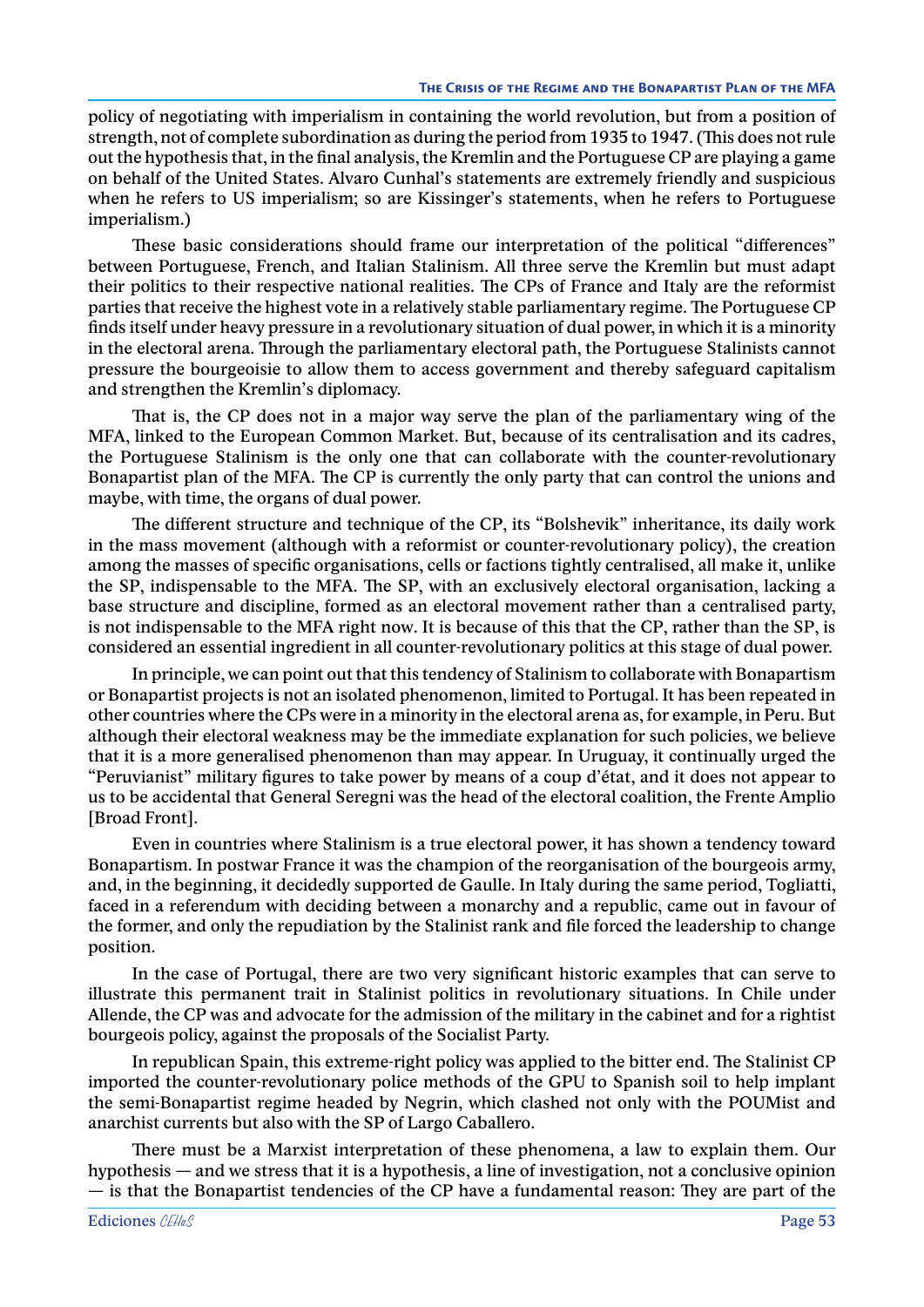policy of negotiating with imperialism in containing the world revolution, but from a position of strength, not of complete subordination as during the period from 1935 to 1947. (This does not rule out the hypothesis that, in the final analysis, the Kremlin and the Portuguese CP are playing a game on behalf of the United States. Alvaro Cunhal's statements are extremely friendly and suspicious when he refers to US imperialism; so are Kissinger's statements, when he refers to Portuguese imperialism.)

These basic considerations should frame our interpretation of the political "differences" between Portuguese, French, and Italian Stalinism. All three serve the Kremlin but must adapt their politics to their respective national realities. The CPs of France and Italy are the reformist parties that receive the highest vote in a relatively stable parliamentary regime. The Portuguese CP finds itself under heavy pressure in a revolutionary situation of dual power, in which it is a minority in the electoral arena. Through the parliamentary electoral path, the Portuguese Stalinists cannot pressure the bourgeoisie to allow them to access government and thereby safeguard capitalism and strengthen the Kremlin's diplomacy.

That is, the CP does not in a major way serve the plan of the parliamentary wing of the MFA, linked to the European Common Market. But, because of its centralisation and its cadres, the Portuguese Stalinism is the only one that can collaborate with the counter-revolutionary Bonapartist plan of the MFA. The CP is currently the only party that can control the unions and maybe, with time, the organs of dual power.

The different structure and technique of the CP, its "Bolshevik" inheritance, its daily work in the mass movement (although with a reformist or counter-revolutionary policy), the creation among the masses of specific organisations, cells or factions tightly centralised, all make it, unlike the SP, indispensable to the MFA. The SP, with an exclusively electoral organisation, lacking a base structure and discipline, formed as an electoral movement rather than a centralised party, is not indispensable to the MFA right now. It is because of this that the CP, rather than the SP, is considered an essential ingredient in all counter-revolutionary politics at this stage of dual power.

In principle, we can point out that this tendency of Stalinism to collaborate with Bonapartism or Bonapartist projects is not an isolated phenomenon, limited to Portugal. It has been repeated in other countries where the CPs were in a minority in the electoral arena as, for example, in Peru. But although their electoral weakness may be the immediate explanation for such policies, we believe that it is a more generalised phenomenon than may appear. In Uruguay, it continually urged the "Peruvianist" military figures to take power by means of a coup d'état, and it does not appear to us to be accidental that General Seregni was the head of the electoral coalition, the Frente Amplio [Broad Front].

Even in countries where Stalinism is a true electoral power, it has shown a tendency toward Bonapartism. In postwar France it was the champion of the reorganisation of the bourgeois army, and, in the beginning, it decidedly supported de Gaulle. In Italy during the same period, Togliatti, faced in a referendum with deciding between a monarchy and a republic, came out in favour of the former, and only the repudiation by the Stalinist rank and file forced the leadership to change position.

In the case of Portugal, there are two very significant historic examples that can serve to illustrate this permanent trait in Stalinist politics in revolutionary situations. In Chile under Allende, the CP was and advocate for the admission of the military in the cabinet and for a rightist bourgeois policy, against the proposals of the Socialist Party.

In republican Spain, this extreme-right policy was applied to the bitter end. The Stalinist CP imported the counter-revolutionary police methods of the GPU to Spanish soil to help implant the semi-Bonapartist regime headed by Negrin, which clashed not only with the POUMist and anarchist currents but also with the SP of Largo Caballero.

There must be a Marxist interpretation of these phenomena, a law to explain them. Our hypothesis — and we stress that it is a hypothesis, a line of investigation, not a conclusive opinion — is that the Bonapartist tendencies of the CP have a fundamental reason: They are part of the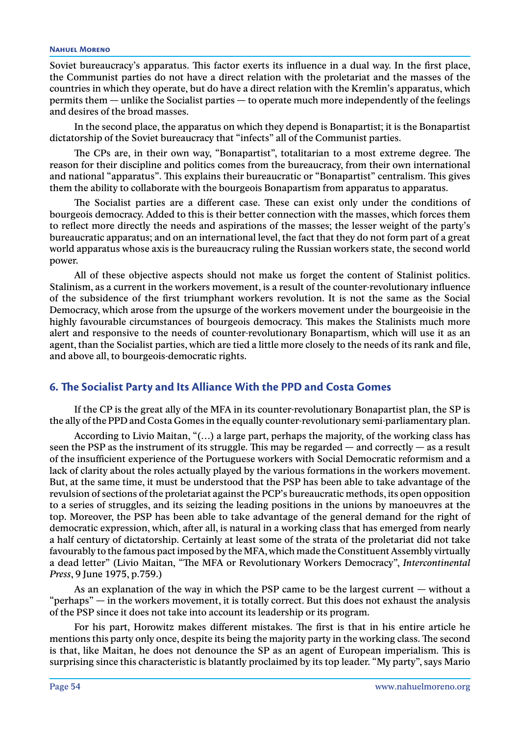Soviet bureaucracy's apparatus. This factor exerts its influence in a dual way. In the first place, the Communist parties do not have a direct relation with the proletariat and the masses of the countries in which they operate, but do have a direct relation with the Kremlin's apparatus, which permits them — unlike the Socialist parties — to operate much more independently of the feelings and desires of the broad masses.

In the second place, the apparatus on which they depend is Bonapartist; it is the Bonapartist dictatorship of the Soviet bureaucracy that "infects" all of the Communist parties.

The CPs are, in their own way, "Bonapartist", totalitarian to a most extreme degree. The reason for their discipline and politics comes from the bureaucracy, from their own international and national "apparatus". This explains their bureaucratic or "Bonapartist" centralism. This gives them the ability to collaborate with the bourgeois Bonapartism from apparatus to apparatus.

The Socialist parties are a different case. These can exist only under the conditions of bourgeois democracy. Added to this is their better connection with the masses, which forces them to reflect more directly the needs and aspirations of the masses; the lesser weight of the party's bureaucratic apparatus; and on an international level, the fact that they do not form part of a great world apparatus whose axis is the bureaucracy ruling the Russian workers state, the second world power.

All of these objective aspects should not make us forget the content of Stalinist politics. Stalinism, as a current in the workers movement, is a result of the counter-revolutionary influence of the subsidence of the first triumphant workers revolution. It is not the same as the Social Democracy, which arose from the upsurge of the workers movement under the bourgeoisie in the highly favourable circumstances of bourgeois democracy. This makes the Stalinists much more alert and responsive to the needs of counter-revolutionary Bonapartism, which will use it as an agent, than the Socialist parties, which are tied a little more closely to the needs of its rank and file, and above all, to bourgeois-democratic rights.

## 6. The Socialist Party and Its Alliance With the PPD and Costa Gomes

If the CP is the great ally of the MFA in its counter-revolutionary Bonapartist plan, the SP is the ally of the PPD and Costa Gomes in the equally counter-revolutionary semi-parliamentary plan.

According to Livio Maitan, "(…) a large part, perhaps the majority, of the working class has seen the PSP as the instrument of its struggle. This may be regarded — and correctly — as a result of the insufficient experience of the Portuguese workers with Social Democratic reformism and a lack of clarity about the roles actually played by the various formations in the workers movement. But, at the same time, it must be understood that the PSP has been able to take advantage of the revulsion of sections of the proletariat against the PCP's bureaucratic methods, its open opposition to a series of struggles, and its seizing the leading positions in the unions by manoeuvres at the top. Moreover, the PSP has been able to take advantage of the general demand for the right of democratic expression, which, after all, is natural in a working class that has emerged from nearly a half century of dictatorship. Certainly at least some of the strata of the proletariat did not take favourably to the famous pact imposed by the MFA, which made the Constituent Assembly virtually a dead letter" (Livio Maitan, "The MFA or Revolutionary Workers Democracy", *Intercontinental Press*, 9 June 1975, p.759.)

As an explanation of the way in which the PSP came to be the largest current — without a "perhaps" — in the workers movement, it is totally correct. But this does not exhaust the analysis of the PSP since it does not take into account its leadership or its program.

For his part, Horowitz makes different mistakes. The first is that in his entire article he mentions this party only once, despite its being the majority party in the working class. The second is that, like Maitan, he does not denounce the SP as an agent of European imperialism. This is surprising since this characteristic is blatantly proclaimed by its top leader. "My party", says Mario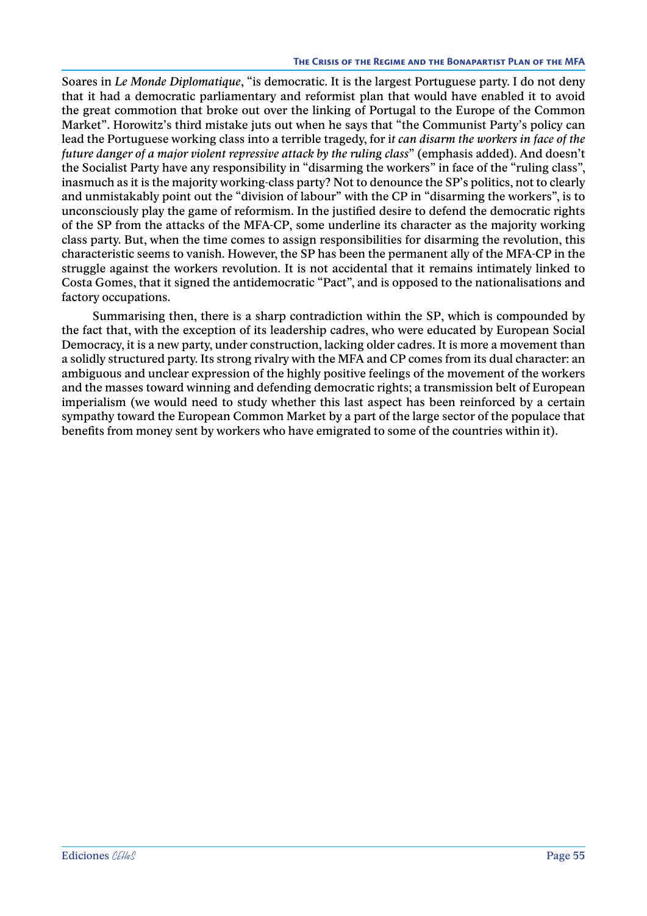Soares in *Le Monde Diplomatique*, "is democratic. It is the largest Portuguese party. I do not deny that it had a democratic parliamentary and reformist plan that would have enabled it to avoid the great commotion that broke out over the linking of Portugal to the Europe of the Common Market". Horowitz's third mistake juts out when he says that "the Communist Party's policy can lead the Portuguese working class into a terrible tragedy, for i*t can disarm the workers in face of the future danger of a major violent repressive attack by the ruling class*" (emphasis added). And doesn't the Socialist Party have any responsibility in "disarming the workers" in face of the "ruling class", inasmuch as it is the majority working-class party? Not to denounce the SP's politics, not to clearly and unmistakably point out the "division of labour" with the CP in "disarming the workers", is to unconsciously play the game of reformism. In the justified desire to defend the democratic rights of the SP from the attacks of the MFA-CP, some underline its character as the majority working class party. But, when the time comes to assign responsibilities for disarming the revolution, this characteristic seems to vanish. However, the SP has been the permanent ally of the MFA-CP in the struggle against the workers revolution. It is not accidental that it remains intimately linked to Costa Gomes, that it signed the antidemocratic "Pact", and is opposed to the nationalisations and factory occupations.

Summarising then, there is a sharp contradiction within the SP, which is compounded by the fact that, with the exception of its leadership cadres, who were educated by European Social Democracy, it is a new party, under construction, lacking older cadres. It is more a movement than a solidly structured party. Its strong rivalry with the MFA and CP comes from its dual character: an ambiguous and unclear expression of the highly positive feelings of the movement of the workers and the masses toward winning and defending democratic rights; a transmission belt of European imperialism (we would need to study whether this last aspect has been reinforced by a certain sympathy toward the European Common Market by a part of the large sector of the populace that benefits from money sent by workers who have emigrated to some of the countries within it).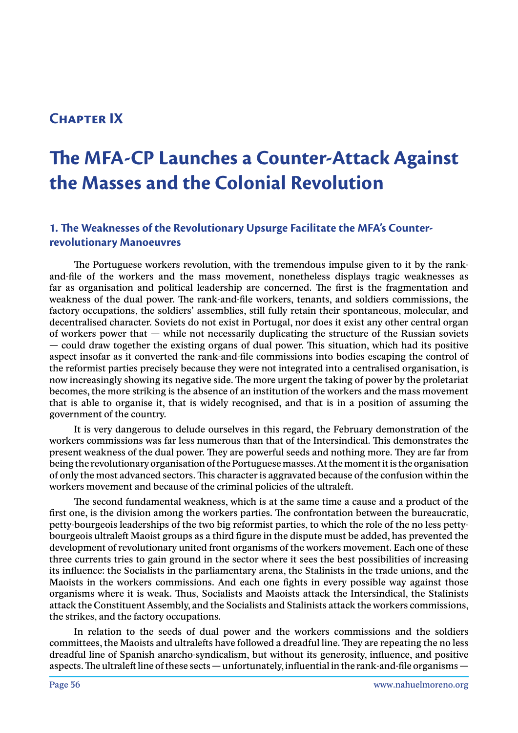# Chapter IX

# The MFA-CP Launches a Counter-Attack Against the Masses and the Colonial Revolution

## 1. The Weaknesses of the Revolutionary Upsurge Facilitate the MFA's Counter-revolutionary Manoeuvres

The Portuguese workers revolution, with the tremendous impulse given to it by the rank-and-file of the workers and the mass movement, nonetheless displays tragic weaknesses as far as organisation and political leadership are concerned. The first is the fragmentation and weakness of the dual power. The rank-and-file workers, tenants, and soldiers commissions, the factory occupations, the soldiers' assemblies, still fully retain their spontaneous, molecular, and decentralised character. Soviets do not exist in Portugal, nor does it exist any other central organ of workers power that — while not necessarily duplicating the structure of the Russian soviets — could draw together the existing organs of dual power. This situation, which had its positive aspect insofar as it converted the rank-and-file commissions into bodies escaping the control of the reformist parties precisely because they were not integrated into a centralised organisation, is now increasingly showing its negative side. The more urgent the taking of power by the proletariat becomes, the more striking is the absence of an institution of the workers and the mass movement that is able to organise it, that is widely recognised, and that is in a position of assuming the government of the country.

It is very dangerous to delude ourselves in this regard, the February demonstration of the workers commissions was far less numerous than that of the Intersindical. This demonstrates the present weakness of the dual power. They are powerful seeds and nothing more. They are far from being the revolutionary organisation of the Portuguese masses. At the moment it is the organisation of only the most advanced sectors. This character is aggravated because of the confusion within the workers movement and because of the criminal policies of the ultraleft.

The second fundamental weakness, which is at the same time a cause and a product of the first one, is the division among the workers parties. The confrontation between the bureaucratic, petty-bourgeois leaderships of the two big reformist parties, to which the role of the no less petty-bourgeois ultraleft Maoist groups as a third figure in the dispute must be added, has prevented the development of revolutionary united front organisms of the workers movement. Each one of these three currents tries to gain ground in the sector where it sees the best possibilities of increasing its influence: the Socialists in the parliamentary arena, the Stalinists in the trade unions, and the Maoists in the workers commissions. And each one fights in every possible way against those organisms where it is weak. Thus, Socialists and Maoists attack the Intersindical, the Stalinists attack the Constituent Assembly, and the Socialists and Stalinists attack the workers commissions, the strikes, and the factory occupations.

In relation to the seeds of dual power and the workers commissions and the soldiers committees, the Maoists and ultralefts have followed a dreadful line. They are repeating the no less dreadful line of Spanish anarcho-syndicalism, but without its generosity, influence, and positive aspects. The ultraleft line of these sects — unfortunately, influential in the rank-and-file organisms —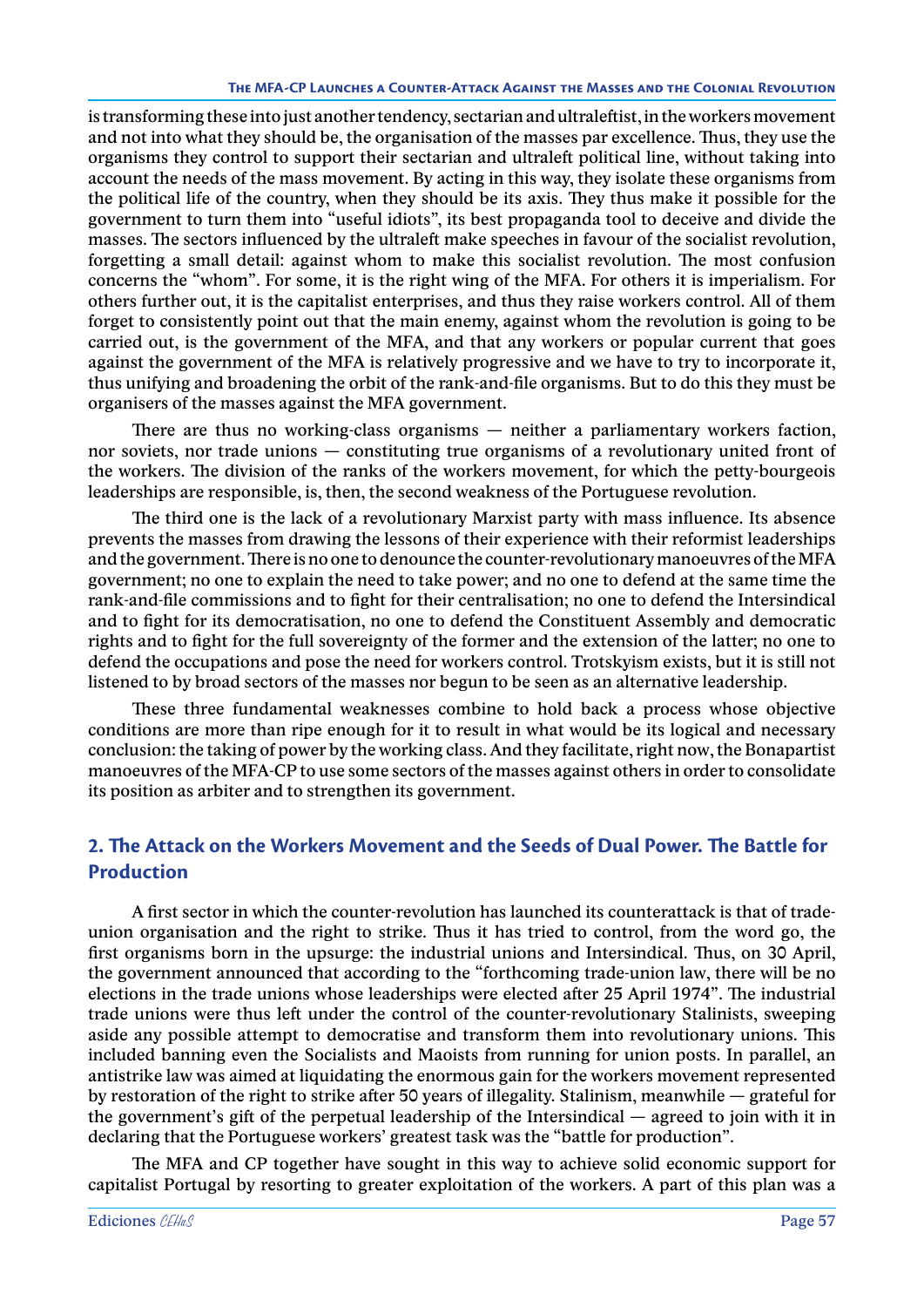is transforming these into just another tendency, sectarian and ultraleftist, in the workers movement and not into what they should be, the organisation of the masses par excellence. Thus, they use the organisms they control to support their sectarian and ultraleft political line, without taking into account the needs of the mass movement. By acting in this way, they isolate these organisms from the political life of the country, when they should be its axis. They thus make it possible for the government to turn them into "useful idiots", its best propaganda tool to deceive and divide the masses. The sectors influenced by the ultraleft make speeches in favour of the socialist revolution, forgetting a small detail: against whom to make this socialist revolution. The most confusion concerns the "whom". For some, it is the right wing of the MFA. For others it is imperialism. For others further out, it is the capitalist enterprises, and thus they raise workers control. All of them forget to consistently point out that the main enemy, against whom the revolution is going to be carried out, is the government of the MFA, and that any workers or popular current that goes against the government of the MFA is relatively progressive and we have to try to incorporate it, thus unifying and broadening the orbit of the rank-and-file organisms. But to do this they must be organisers of the masses against the MFA government.

There are thus no working-class organisms — neither a parliamentary workers faction, nor soviets, nor trade unions — constituting true organisms of a revolutionary united front of the workers. The division of the ranks of the workers movement, for which the petty-bourgeois leaderships are responsible, is, then, the second weakness of the Portuguese revolution.

The third one is the lack of a revolutionary Marxist party with mass influence. Its absence prevents the masses from drawing the lessons of their experience with their reformist leaderships and the government. There is no one to denounce the counter-revolutionary manoeuvres of the MFA government; no one to explain the need to take power; and no one to defend at the same time the rank-and-file commissions and to fight for their centralisation; no one to defend the Intersindical and to fight for its democratisation, no one to defend the Constituent Assembly and democratic rights and to fight for the full sovereignty of the former and the extension of the latter; no one to defend the occupations and pose the need for workers control. Trotskyism exists, but it is still not listened to by broad sectors of the masses nor begun to be seen as an alternative leadership.

These three fundamental weaknesses combine to hold back a process whose objective conditions are more than ripe enough for it to result in what would be its logical and necessary conclusion: the taking of power by the working class. And they facilitate, right now, the Bonapartist manoeuvres of the MFA-CP to use some sectors of the masses against others in order to consolidate its position as arbiter and to strengthen its government.

## 2. The Attack on the Workers Movement and the Seeds of Dual Power. The Battle for Production

A first sector in which the counter-revolution has launched its counterattack is that of trade-union organisation and the right to strike. Thus it has tried to control, from the word go, the first organisms born in the upsurge: the industrial unions and Intersindical. Thus, on 30 April, the government announced that according to the "forthcoming trade-union law, there will be no elections in the trade unions whose leaderships were elected after 25 April 1974". The industrial trade unions were thus left under the control of the counter-revolutionary Stalinists, sweeping aside any possible attempt to democratise and transform them into revolutionary unions. This included banning even the Socialists and Maoists from running for union posts. In parallel, an antistrike law was aimed at liquidating the enormous gain for the workers movement represented by restoration of the right to strike after 50 years of illegality. Stalinism, meanwhile — grateful for the government's gift of the perpetual leadership of the Intersindical — agreed to join with it in declaring that the Portuguese workers' greatest task was the "battle for production".

The MFA and CP together have sought in this way to achieve solid economic support for capitalist Portugal by resorting to greater exploitation of the workers. A part of this plan was a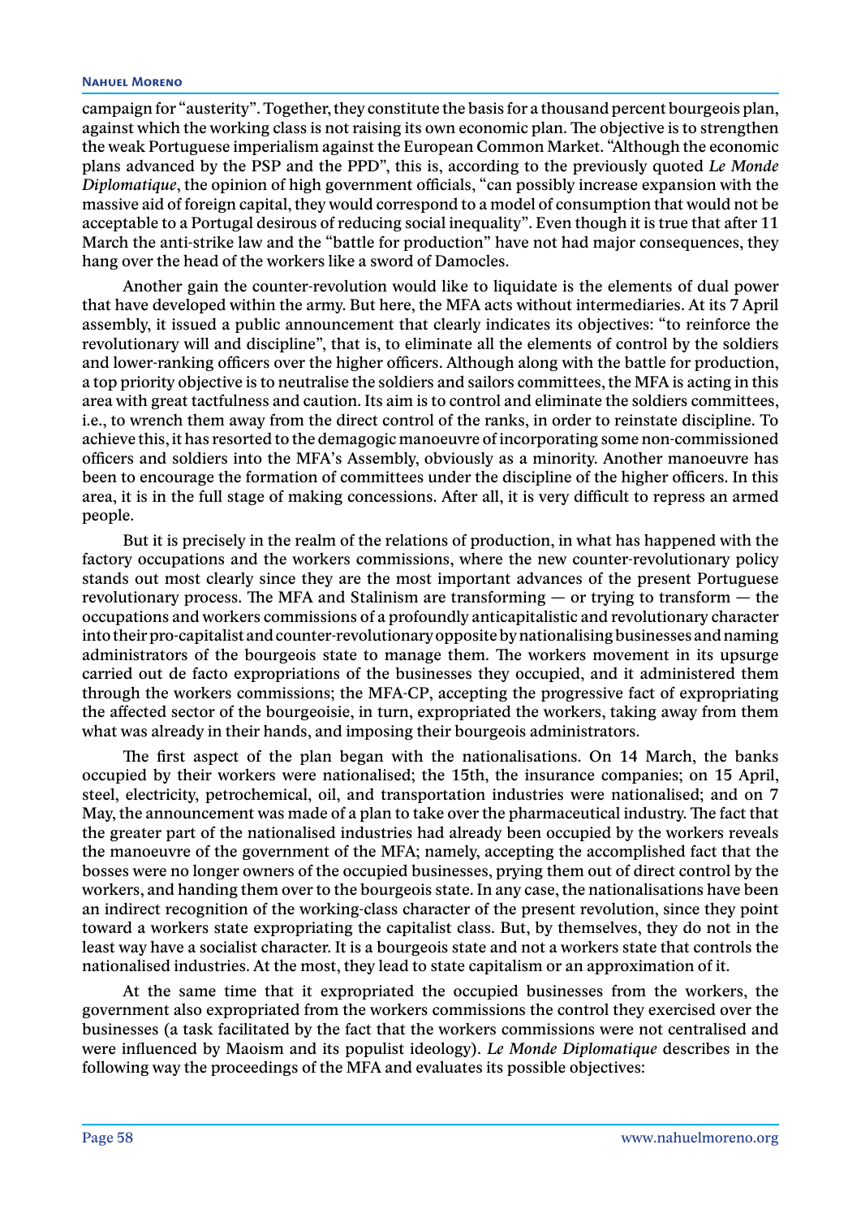campaign for "austerity". Together, they constitute the basis for a thousand percent bourgeois plan, against which the working class is not raising its own economic plan. The objective is to strengthen the weak Portuguese imperialism against the European Common Market. "Although the economic plans advanced by the PSP and the PPD", this is, according to the previously quoted *Le Monde Diplomatique*, the opinion of high government officials, "can possibly increase expansion with the massive aid of foreign capital, they would correspond to a model of consumption that would not be acceptable to a Portugal desirous of reducing social inequality". Even though it is true that after 11 March the anti-strike law and the "battle for production" have not had major consequences, they hang over the head of the workers like a sword of Damocles.

Another gain the counter-revolution would like to liquidate is the elements of dual power that have developed within the army. But here, the MFA acts without intermediaries. At its 7 April assembly, it issued a public announcement that clearly indicates its objectives: "to reinforce the revolutionary will and discipline", that is, to eliminate all the elements of control by the soldiers and lower-ranking officers over the higher officers. Although along with the battle for production, a top priority objective is to neutralise the soldiers and sailors committees, the MFA is acting in this area with great tactfulness and caution. Its aim is to control and eliminate the soldiers committees, i.e., to wrench them away from the direct control of the ranks, in order to reinstate discipline. To achieve this, it has resorted to the demagogic manoeuvre of incorporating some non-commissioned officers and soldiers into the MFA's Assembly, obviously as a minority. Another manoeuvre has been to encourage the formation of committees under the discipline of the higher officers. In this area, it is in the full stage of making concessions. After all, it is very difficult to repress an armed people.

But it is precisely in the realm of the relations of production, in what has happened with the factory occupations and the workers commissions, where the new counter-revolutionary policy stands out most clearly since they are the most important advances of the present Portuguese revolutionary process. The MFA and Stalinism are transforming — or trying to transform — the occupations and workers commissions of a profoundly anticapitalistic and revolutionary character into their pro-capitalist and counter-revolutionary opposite by nationalising businesses and naming administrators of the bourgeois state to manage them. The workers movement in its upsurge carried out de facto expropriations of the businesses they occupied, and it administered them through the workers commissions; the MFA-CP, accepting the progressive fact of expropriating the affected sector of the bourgeoisie, in turn, expropriated the workers, taking away from them what was already in their hands, and imposing their bourgeois administrators.

The first aspect of the plan began with the nationalisations. On 14 March, the banks occupied by their workers were nationalised; the 15th, the insurance companies; on 15 April, steel, electricity, petrochemical, oil, and transportation industries were nationalised; and on 7 May, the announcement was made of a plan to take over the pharmaceutical industry. The fact that the greater part of the nationalised industries had already been occupied by the workers reveals the manoeuvre of the government of the MFA; namely, accepting the accomplished fact that the bosses were no longer owners of the occupied businesses, prying them out of direct control by the workers, and handing them over to the bourgeois state. In any case, the nationalisations have been an indirect recognition of the working-class character of the present revolution, since they point toward a workers state expropriating the capitalist class. But, by themselves, they do not in the least way have a socialist character. It is a bourgeois state and not a workers state that controls the nationalised industries. At the most, they lead to state capitalism or an approximation of it.

At the same time that it expropriated the occupied businesses from the workers, the government also expropriated from the workers commissions the control they exercised over the businesses (a task facilitated by the fact that the workers commissions were not centralised and were influenced by Maoism and its populist ideology). *Le Monde Diplomatique* describes in the following way the proceedings of the MFA and evaluates its possible objectives: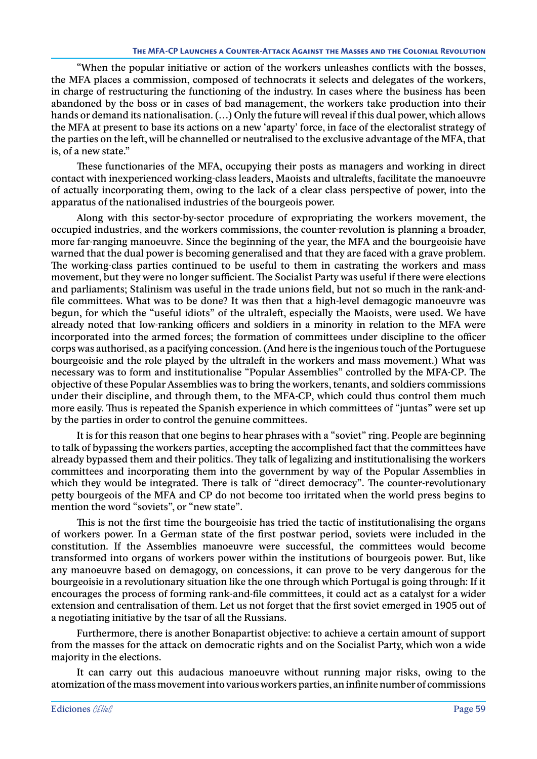"When the popular initiative or action of the workers unleashes conflicts with the bosses, the MFA places a commission, composed of technocrats it selects and delegates of the workers, in charge of restructuring the functioning of the industry. In cases where the business has been abandoned by the boss or in cases of bad management, the workers take production into their hands or demand its nationalisation. (…) Only the future will reveal if this dual power, which allows the MFA at present to base its actions on a new 'aparty' force, in face of the electoralist strategy of the parties on the left, will be channelled or neutralised to the exclusive advantage of the MFA, that is, of a new state."

These functionaries of the MFA, occupying their posts as managers and working in direct contact with inexperienced working-class leaders, Maoists and ultralefts, facilitate the manoeuvre of actually incorporating them, owing to the lack of a clear class perspective of power, into the apparatus of the nationalised industries of the bourgeois power.

Along with this sector-by-sector procedure of expropriating the workers movement, the occupied industries, and the workers commissions, the counter-revolution is planning a broader, more far-ranging manoeuvre. Since the beginning of the year, the MFA and the bourgeoisie have warned that the dual power is becoming generalised and that they are faced with a grave problem. The working-class parties continued to be useful to them in castrating the workers and mass movement, but they were no longer sufficient. The Socialist Party was useful if there were elections and parliaments; Stalinism was useful in the trade unions field, but not so much in the rank-and-file committees. What was to be done? It was then that a high-level demagogic manoeuvre was begun, for which the "useful idiots" of the ultraleft, especially the Maoists, were used. We have already noted that low-ranking officers and soldiers in a minority in relation to the MFA were incorporated into the armed forces; the formation of committees under discipline to the officer corps was authorised, as a pacifying concession. (And here is the ingenious touch of the Portuguese bourgeoisie and the role played by the ultraleft in the workers and mass movement.) What was necessary was to form and institutionalise "Popular Assemblies" controlled by the MFA-CP. The objective of these Popular Assemblies was to bring the workers, tenants, and soldiers commissions under their discipline, and through them, to the MFA-CP, which could thus control them much more easily. Thus is repeated the Spanish experience in which committees of "juntas" were set up by the parties in order to control the genuine committees.

It is for this reason that one begins to hear phrases with a "soviet" ring. People are beginning to talk of bypassing the workers parties, accepting the accomplished fact that the committees have already bypassed them and their politics. They talk of legalizing and institutionalising the workers committees and incorporating them into the government by way of the Popular Assemblies in which they would be integrated. There is talk of "direct democracy". The counter-revolutionary petty bourgeois of the MFA and CP do not become too irritated when the world press begins to mention the word "soviets", or "new state".

This is not the first time the bourgeoisie has tried the tactic of institutionalising the organs of workers power. In a German state of the first postwar period, soviets were included in the constitution. If the Assemblies manoeuvre were successful, the committees would become transformed into organs of workers power within the institutions of bourgeois power. But, like any manoeuvre based on demagogy, on concessions, it can prove to be very dangerous for the bourgeoisie in a revolutionary situation like the one through which Portugal is going through: If it encourages the process of forming rank-and-file committees, it could act as a catalyst for a wider extension and centralisation of them. Let us not forget that the first soviet emerged in 1905 out of a negotiating initiative by the tsar of all the Russians.

Furthermore, there is another Bonapartist objective: to achieve a certain amount of support from the masses for the attack on democratic rights and on the Socialist Party, which won a wide majority in the elections.

It can carry out this audacious manoeuvre without running major risks, owing to the atomization of the mass movement into various workers parties, an infinite number of commissions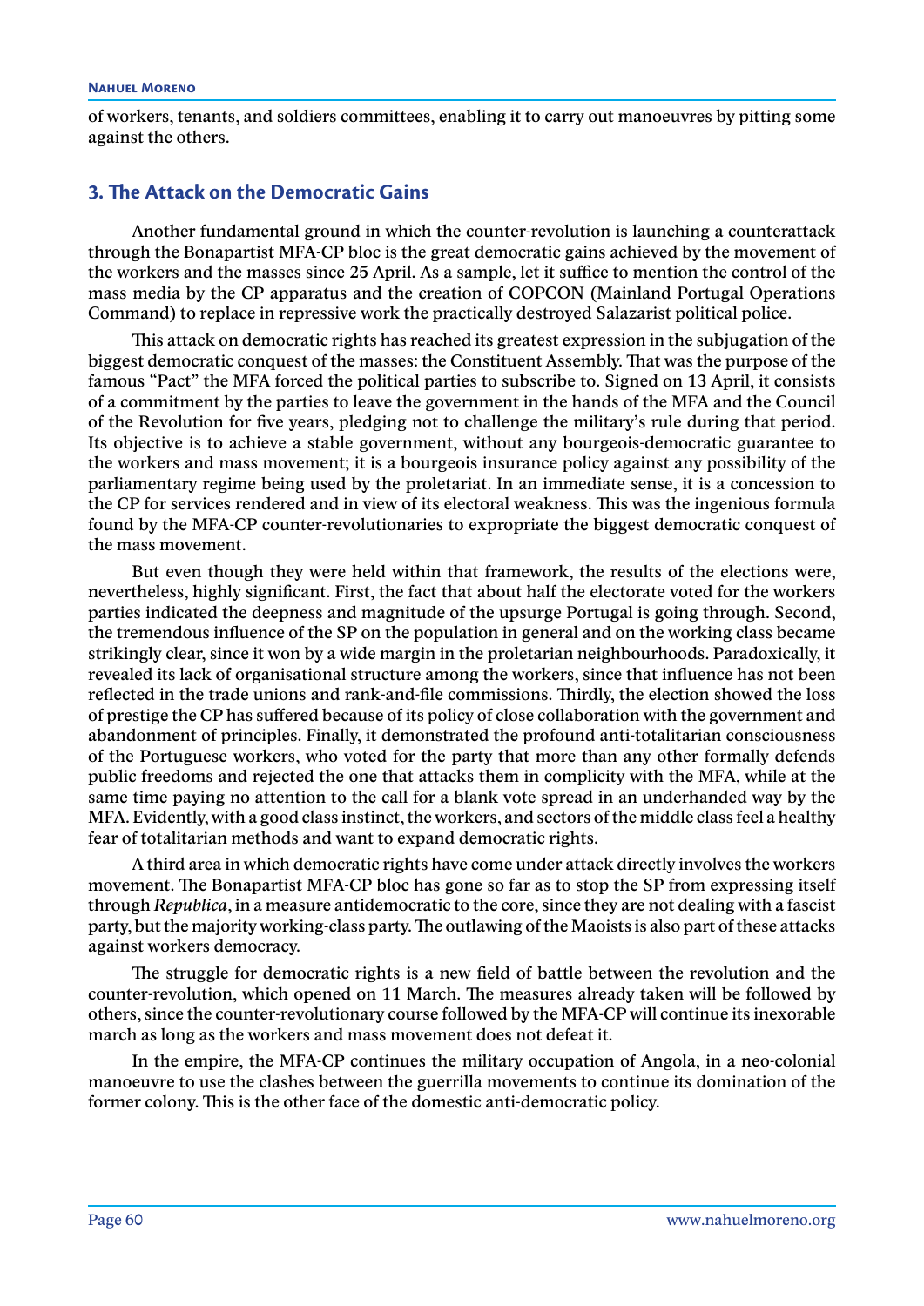of workers, tenants, and soldiers committees, enabling it to carry out manoeuvres by pitting some against the others.

## 3. The Attack on the Democratic Gains

Another fundamental ground in which the counter-revolution is launching a counterattack through the Bonapartist MFA-CP bloc is the great democratic gains achieved by the movement of the workers and the masses since 25 April. As a sample, let it suffice to mention the control of the mass media by the CP apparatus and the creation of COPCON (Mainland Portugal Operations Command) to replace in repressive work the practically destroyed Salazarist political police.

This attack on democratic rights has reached its greatest expression in the subjugation of the biggest democratic conquest of the masses: the Constituent Assembly. That was the purpose of the famous "Pact" the MFA forced the political parties to subscribe to. Signed on 13 April, it consists of a commitment by the parties to leave the government in the hands of the MFA and the Council of the Revolution for five years, pledging not to challenge the military's rule during that period. Its objective is to achieve a stable government, without any bourgeois-democratic guarantee to the workers and mass movement; it is a bourgeois insurance policy against any possibility of the parliamentary regime being used by the proletariat. In an immediate sense, it is a concession to the CP for services rendered and in view of its electoral weakness. This was the ingenious formula found by the MFA-CP counter-revolutionaries to expropriate the biggest democratic conquest of the mass movement.

But even though they were held within that framework, the results of the elections were, nevertheless, highly significant. First, the fact that about half the electorate voted for the workers parties indicated the deepness and magnitude of the upsurge Portugal is going through. Second, the tremendous influence of the SP on the population in general and on the working class became strikingly clear, since it won by a wide margin in the proletarian neighbourhoods. Paradoxically, it revealed its lack of organisational structure among the workers, since that influence has not been reflected in the trade unions and rank-and-file commissions. Thirdly, the election showed the loss of prestige the CP has suffered because of its policy of close collaboration with the government and abandonment of principles. Finally, it demonstrated the profound anti-totalitarian consciousness of the Portuguese workers, who voted for the party that more than any other formally defends public freedoms and rejected the one that attacks them in complicity with the MFA, while at the same time paying no attention to the call for a blank vote spread in an underhanded way by the MFA. Evidently, with a good class instinct, the workers, and sectors of the middle class feel a healthy fear of totalitarian methods and want to expand democratic rights.

A third area in which democratic rights have come under attack directly involves the workers movement. The Bonapartist MFA-CP bloc has gone so far as to stop the SP from expressing itself through *Republica*, in a measure antidemocratic to the core, since they are not dealing with a fascist party, but the majority working-class party. The outlawing of the Maoists is also part of these attacks against workers democracy.

The struggle for democratic rights is a new field of battle between the revolution and the counter-revolution, which opened on 11 March. The measures already taken will be followed by others, since the counter-revolutionary course followed by the MFA-CP will continue its inexorable march as long as the workers and mass movement does not defeat it.

In the empire, the MFA-CP continues the military occupation of Angola, in a neo-colonial manoeuvre to use the clashes between the guerrilla movements to continue its domination of the former colony. This is the other face of the domestic anti-democratic policy.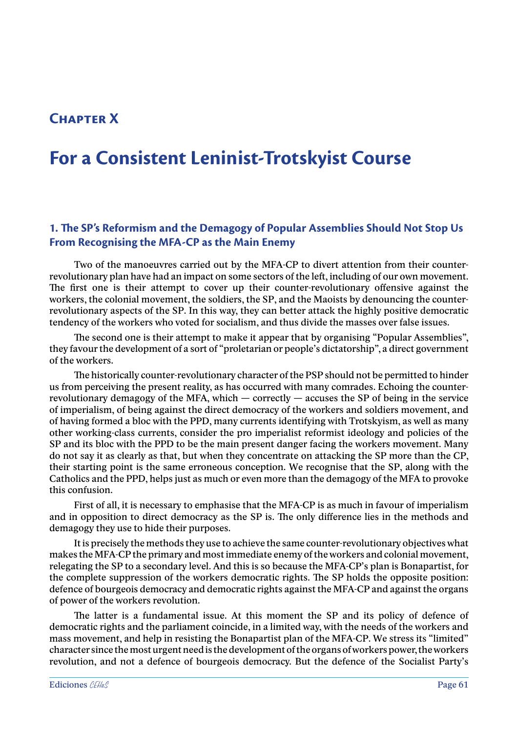## Chapter X

# For a Consistent Leninist-Trotskyist Course

### 1. The SP's Reformism and the Demagogy of Popular Assemblies Should Not Stop Us From Recognising the MFA-CP as the Main Enemy

Two of the manoeuvres carried out by the MFA-CP to divert attention from their counter-revolutionary plan have had an impact on some sectors of the left, including of our own movement. The first one is their attempt to cover up their counter-revolutionary offensive against the workers, the colonial movement, the soldiers, the SP, and the Maoists by denouncing the counter-revolutionary aspects of the SP. In this way, they can better attack the highly positive democratic tendency of the workers who voted for socialism, and thus divide the masses over false issues.

The second one is their attempt to make it appear that by organising "Popular Assemblies", they favour the development of a sort of "proletarian or people's dictatorship", a direct government of the workers.

The historically counter-revolutionary character of the PSP should not be permitted to hinder us from perceiving the present reality, as has occurred with many comrades. Echoing the counter-revolutionary demagogy of the MFA, which — correctly — accuses the SP of being in the service of imperialism, of being against the direct democracy of the workers and soldiers movement, and of having formed a bloc with the PPD, many currents identifying with Trotskyism, as well as many other working-class currents, consider the pro imperialist reformist ideology and policies of the SP and its bloc with the PPD to be the main present danger facing the workers movement. Many do not say it as clearly as that, but when they concentrate on attacking the SP more than the CP, their starting point is the same erroneous conception. We recognise that the SP, along with the Catholics and the PPD, helps just as much or even more than the demagogy of the MFA to provoke this confusion.

First of all, it is necessary to emphasise that the MFA-CP is as much in favour of imperialism and in opposition to direct democracy as the SP is. The only difference lies in the methods and demagogy they use to hide their purposes.

It is precisely the methods they use to achieve the same counter-revolutionary objectives what makes the MFA-CP the primary and most immediate enemy of the workers and colonial movement, relegating the SP to a secondary level. And this is so because the MFA-CP's plan is Bonapartist, for the complete suppression of the workers democratic rights. The SP holds the opposite position: defence of bourgeois democracy and democratic rights against the MFA-CP and against the organs of power of the workers revolution.

The latter is a fundamental issue. At this moment the SP and its policy of defence of democratic rights and the parliament coincide, in a limited way, with the needs of the workers and mass movement, and help in resisting the Bonapartist plan of the MFA-CP. We stress its "limited" character since the most urgent need is the development of the organs of workers power, the workers revolution, and not a defence of bourgeois democracy. But the defence of the Socialist Party's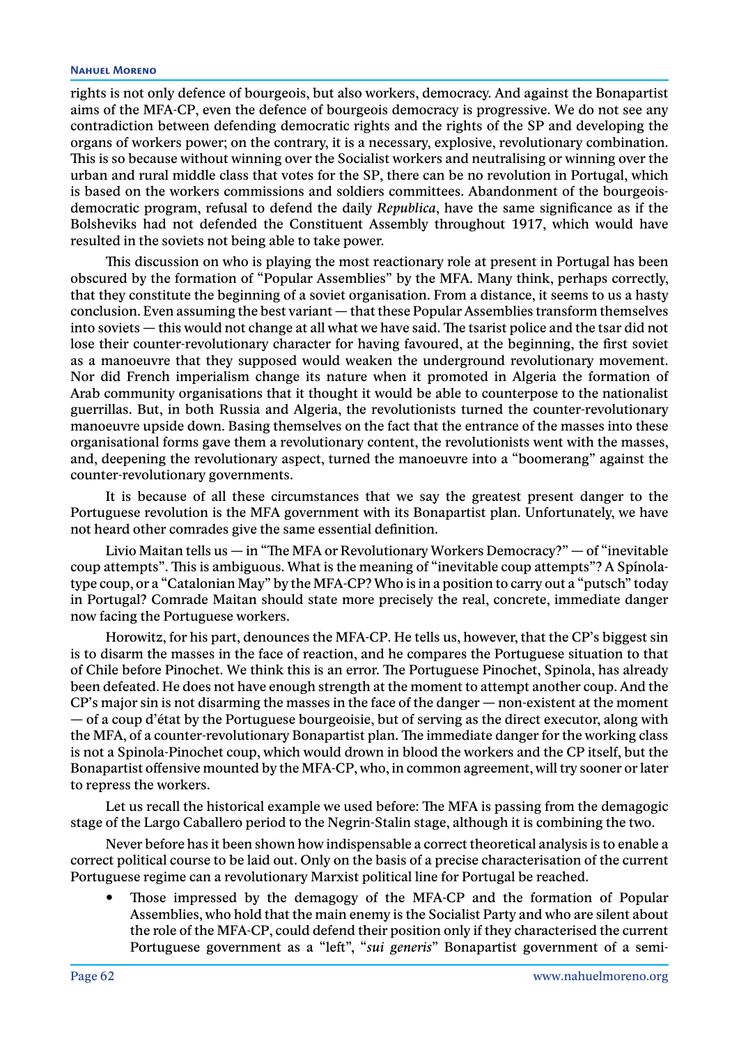rights is not only defence of bourgeois, but also workers, democracy. And against the Bonapartist aims of the MFA-CP, even the defence of bourgeois democracy is progressive. We do not see any contradiction between defending democratic rights and the rights of the SP and developing the organs of workers power; on the contrary, it is a necessary, explosive, revolutionary combination. This is so because without winning over the Socialist workers and neutralising or winning over the urban and rural middle class that votes for the SP, there can be no revolution in Portugal, which is based on the workers commissions and soldiers committees. Abandonment of the bourgeois-democratic program, refusal to defend the daily *Republica*, have the same significance as if the Bolsheviks had not defended the Constituent Assembly throughout 1917, which would have resulted in the soviets not being able to take power.

This discussion on who is playing the most reactionary role at present in Portugal has been obscured by the formation of "Popular Assemblies" by the MFA. Many think, perhaps correctly, that they constitute the beginning of a soviet organisation. From a distance, it seems to us a hasty conclusion. Even assuming the best variant — that these Popular Assemblies transform themselves into soviets — this would not change at all what we have said. The tsarist police and the tsar did not lose their counter-revolutionary character for having favoured, at the beginning, the first soviet as a manoeuvre that they supposed would weaken the underground revolutionary movement. Nor did French imperialism change its nature when it promoted in Algeria the formation of Arab community organisations that it thought it would be able to counterpose to the nationalist guerrillas. But, in both Russia and Algeria, the revolutionists turned the counter-revolutionary manoeuvre upside down. Basing themselves on the fact that the entrance of the masses into these organisational forms gave them a revolutionary content, the revolutionists went with the masses, and, deepening the revolutionary aspect, turned the manoeuvre into a "boomerang" against the counter-revolutionary governments.

It is because of all these circumstances that we say the greatest present danger to the Portuguese revolution is the MFA government with its Bonapartist plan. Unfortunately, we have not heard other comrades give the same essential definition.

Livio Maitan tells us — in "The MFA or Revolutionary Workers Democracy?" — of "inevitable coup attempts". This is ambiguous. What is the meaning of "inevitable coup attempts"? A Spínola-type coup, or a "Catalonian May" by the MFA-CP? Who is in a position to carry out a "putsch" today in Portugal? Comrade Maitan should state more precisely the real, concrete, immediate danger now facing the Portuguese workers.

Horowitz, for his part, denounces the MFA-CP. He tells us, however, that the CP's biggest sin is to disarm the masses in the face of reaction, and he compares the Portuguese situation to that of Chile before Pinochet. We think this is an error. The Portuguese Pinochet, Spinola, has already been defeated. He does not have enough strength at the moment to attempt another coup. And the CP's major sin is not disarming the masses in the face of the danger — non-existent at the moment — of a coup d'état by the Portuguese bourgeoisie, but of serving as the direct executor, along with the MFA, of a counter-revolutionary Bonapartist plan. The immediate danger for the working class is not a Spinola-Pinochet coup, which would drown in blood the workers and the CP itself, but the Bonapartist offensive mounted by the MFA-CP, who, in common agreement, will try sooner or later to repress the workers.

Let us recall the historical example we used before: The MFA is passing from the demagogic stage of the Largo Caballero period to the Negrin-Stalin stage, although it is combining the two.

Never before has it been shown how indispensable a correct theoretical analysis is to enable a correct political course to be laid out. Only on the basis of a precise characterisation of the current Portuguese regime can a revolutionary Marxist political line for Portugal be reached.

- Those impressed by the demagogy of the MFA-CP and the formation of Popular Assemblies, who hold that the main enemy is the Socialist Party and who are silent about the role of the MFA-CP, could defend their position only if they characterised the current Portuguese government as a "left", "*sui generis*" Bonapartist government of a semi-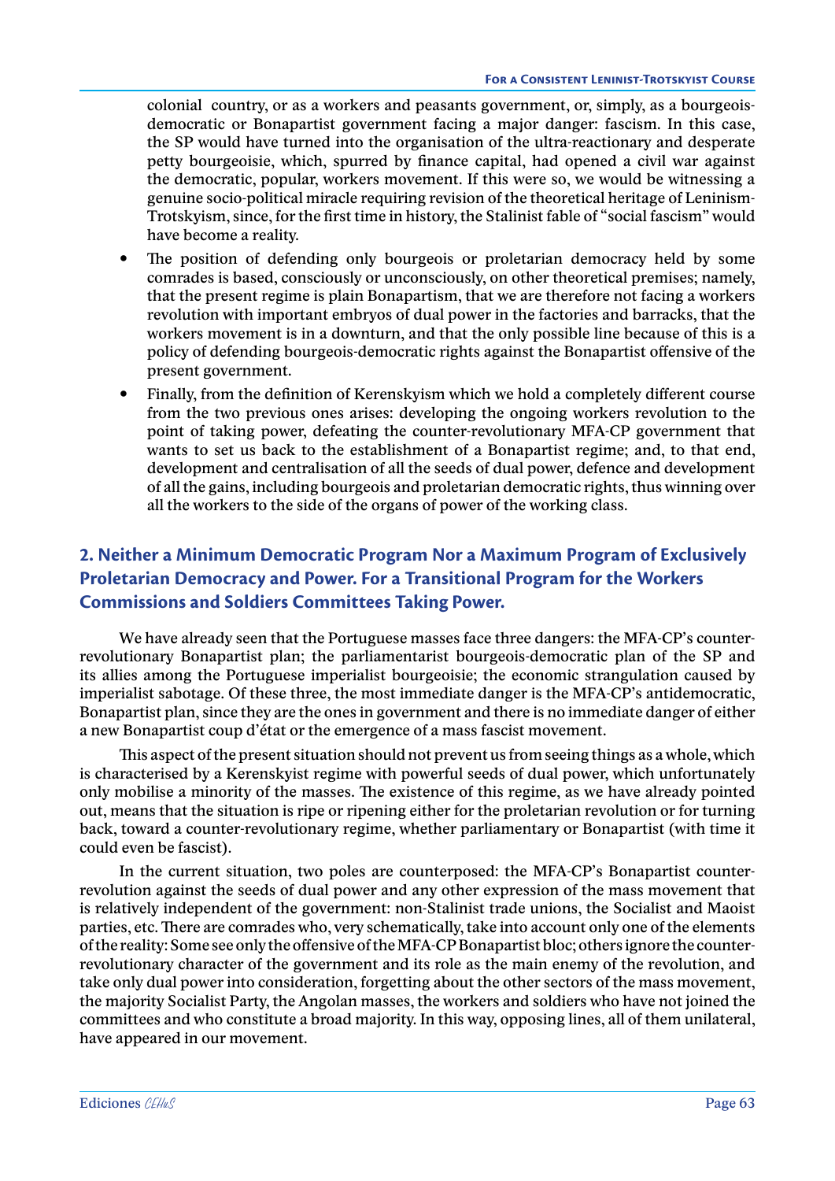colonial country, or as a workers and peasants government, or, simply, as a bourgeois-democratic or Bonapartist government facing a major danger: fascism. In this case, the SP would have turned into the organisation of the ultra-reactionary and desperate petty bourgeoisie, which, spurred by finance capital, had opened a civil war against the democratic, popular, workers movement. If this were so, we would be witnessing a genuine socio-political miracle requiring revision of the theoretical heritage of Leninism-Trotskyism, since, for the first time in history, the Stalinist fable of "social fascism" would have become a reality.

- The position of defending only bourgeois or proletarian democracy held by some comrades is based, consciously or unconsciously, on other theoretical premises; namely, that the present regime is plain Bonapartism, that we are therefore not facing a workers revolution with important embryos of dual power in the factories and barracks, that the workers movement is in a downturn, and that the only possible line because of this is a policy of defending bourgeois-democratic rights against the Bonapartist offensive of the present government.
- Finally, from the definition of Kerenskyism which we hold a completely different course from the two previous ones arises: developing the ongoing workers revolution to the point of taking power, defeating the counter-revolutionary MFA-CP government that wants to set us back to the establishment of a Bonapartist regime; and, to that end, development and centralisation of all the seeds of dual power, defence and development of all the gains, including bourgeois and proletarian democratic rights, thus winning over all the workers to the side of the organs of power of the working class.

## 2. Neither a Minimum Democratic Program Nor a Maximum Program of Exclusively Proletarian Democracy and Power. For a Transitional Program for the Workers Commissions and Soldiers Committees Taking Power.

We have already seen that the Portuguese masses face three dangers: the MFA-CP's counter-revolutionary Bonapartist plan; the parliamentarist bourgeois-democratic plan of the SP and its allies among the Portuguese imperialist bourgeoisie; the economic strangulation caused by imperialist sabotage. Of these three, the most immediate danger is the MFA-CP's antidemocratic, Bonapartist plan, since they are the ones in government and there is no immediate danger of either a new Bonapartist coup d'état or the emergence of a mass fascist movement.

This aspect of the present situation should not prevent us from seeing things as a whole, which is characterised by a Kerenskyist regime with powerful seeds of dual power, which unfortunately only mobilise a minority of the masses. The existence of this regime, as we have already pointed out, means that the situation is ripe or ripening either for the proletarian revolution or for turning back, toward a counter-revolutionary regime, whether parliamentary or Bonapartist (with time it could even be fascist).

In the current situation, two poles are counterposed: the MFA-CP's Bonapartist counter-revolution against the seeds of dual power and any other expression of the mass movement that is relatively independent of the government: non-Stalinist trade unions, the Socialist and Maoist parties, etc. There are comrades who, very schematically, take into account only one of the elements of the reality: Some see only the offensive of the MFA-CP Bonapartist bloc; others ignore the counter-revolutionary character of the government and its role as the main enemy of the revolution, and take only dual power into consideration, forgetting about the other sectors of the mass movement, the majority Socialist Party, the Angolan masses, the workers and soldiers who have not joined the committees and who constitute a broad majority. In this way, opposing lines, all of them unilateral, have appeared in our movement.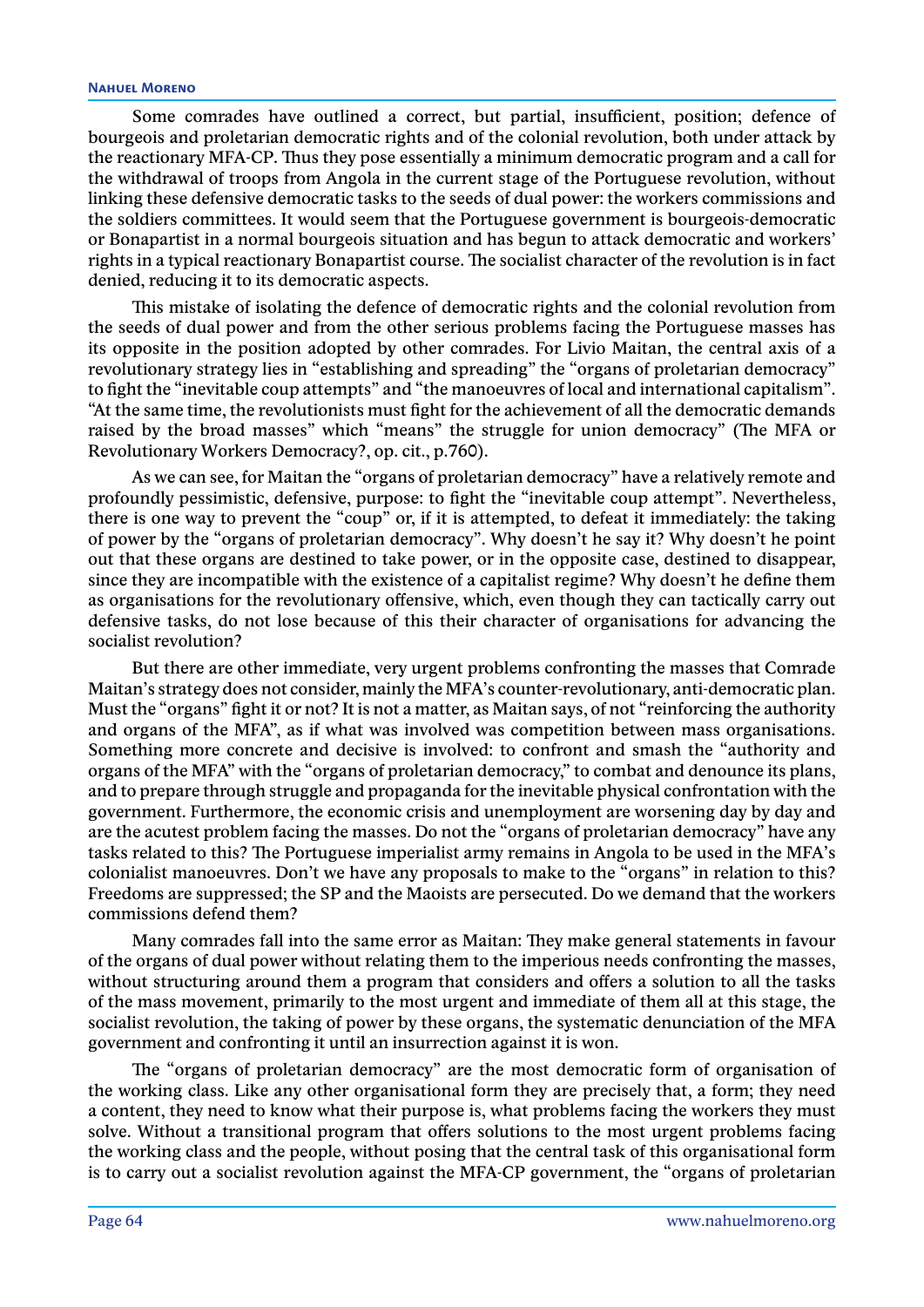Some comrades have outlined a correct, but partial, insufficient, position; defence of bourgeois and proletarian democratic rights and of the colonial revolution, both under attack by the reactionary MFA-CP. Thus they pose essentially a minimum democratic program and a call for the withdrawal of troops from Angola in the current stage of the Portuguese revolution, without linking these defensive democratic tasks to the seeds of dual power: the workers commissions and the soldiers committees. It would seem that the Portuguese government is bourgeois-democratic or Bonapartist in a normal bourgeois situation and has begun to attack democratic and workers' rights in a typical reactionary Bonapartist course. The socialist character of the revolution is in fact denied, reducing it to its democratic aspects.

This mistake of isolating the defence of democratic rights and the colonial revolution from the seeds of dual power and from the other serious problems facing the Portuguese masses has its opposite in the position adopted by other comrades. For Livio Maitan, the central axis of a revolutionary strategy lies in "establishing and spreading" the "organs of proletarian democracy" to fight the "inevitable coup attempts" and "the manoeuvres of local and international capitalism". "At the same time, the revolutionists must fight for the achievement of all the democratic demands raised by the broad masses" which "means" the struggle for union democracy" (The MFA or Revolutionary Workers Democracy?, op. cit., p.760).

As we can see, for Maitan the "organs of proletarian democracy" have a relatively remote and profoundly pessimistic, defensive, purpose: to fight the "inevitable coup attempt". Nevertheless, there is one way to prevent the "coup" or, if it is attempted, to defeat it immediately: the taking of power by the "organs of proletarian democracy". Why doesn't he say it? Why doesn't he point out that these organs are destined to take power, or in the opposite case, destined to disappear, since they are incompatible with the existence of a capitalist regime? Why doesn't he define them as organisations for the revolutionary offensive, which, even though they can tactically carry out defensive tasks, do not lose because of this their character of organisations for advancing the socialist revolution?

But there are other immediate, very urgent problems confronting the masses that Comrade Maitan's strategy does not consider, mainly the MFA's counter-revolutionary, anti-democratic plan. Must the "organs" fight it or not? It is not a matter, as Maitan says, of not "reinforcing the authority and organs of the MFA", as if what was involved was competition between mass organisations. Something more concrete and decisive is involved: to confront and smash the "authority and organs of the MFA" with the "organs of proletarian democracy," to combat and denounce its plans, and to prepare through struggle and propaganda for the inevitable physical confrontation with the government. Furthermore, the economic crisis and unemployment are worsening day by day and are the acutest problem facing the masses. Do not the "organs of proletarian democracy" have any tasks related to this? The Portuguese imperialist army remains in Angola to be used in the MFA's colonialist manoeuvres. Don't we have any proposals to make to the "organs" in relation to this? Freedoms are suppressed; the SP and the Maoists are persecuted. Do we demand that the workers commissions defend them?

Many comrades fall into the same error as Maitan: They make general statements in favour of the organs of dual power without relating them to the imperious needs confronting the masses, without structuring around them a program that considers and offers a solution to all the tasks of the mass movement, primarily to the most urgent and immediate of them all at this stage, the socialist revolution, the taking of power by these organs, the systematic denunciation of the MFA government and confronting it until an insurrection against it is won.

The "organs of proletarian democracy" are the most democratic form of organisation of the working class. Like any other organisational form they are precisely that, a form; they need a content, they need to know what their purpose is, what problems facing the workers they must solve. Without a transitional program that offers solutions to the most urgent problems facing the working class and the people, without posing that the central task of this organisational form is to carry out a socialist revolution against the MFA-CP government, the "organs of proletarian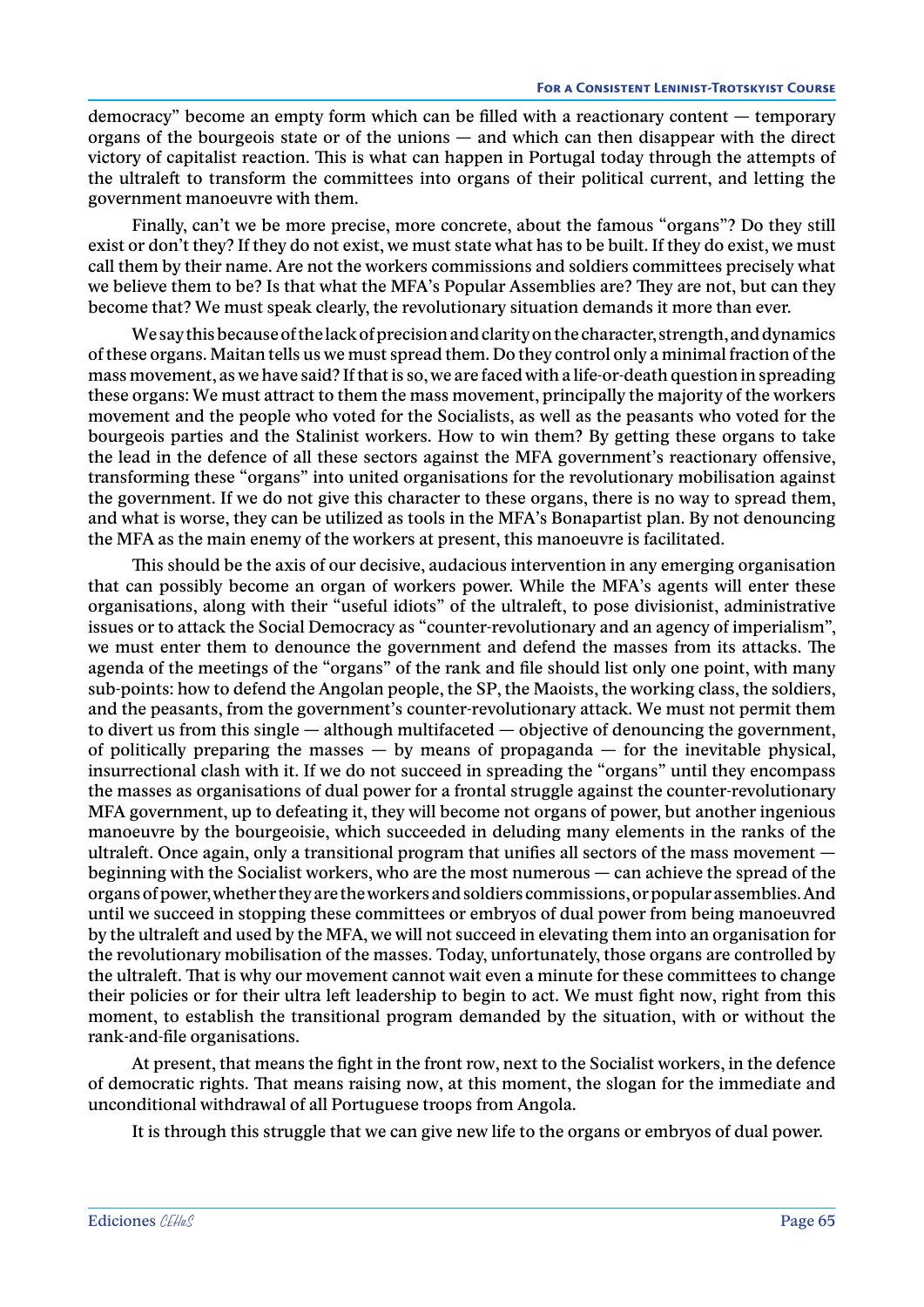democracy" become an empty form which can be filled with a reactionary content — temporary organs of the bourgeois state or of the unions — and which can then disappear with the direct victory of capitalist reaction. This is what can happen in Portugal today through the attempts of the ultraleft to transform the committees into organs of their political current, and letting the government manoeuvre with them.

Finally, can't we be more precise, more concrete, about the famous "organs"? Do they still exist or don't they? If they do not exist, we must state what has to be built. If they do exist, we must call them by their name. Are not the workers commissions and soldiers committees precisely what we believe them to be? Is that what the MFA's Popular Assemblies are? They are not, but can they become that? We must speak clearly, the revolutionary situation demands it more than ever.

We say this because of the lack of precision and clarity on the character, strength, and dynamics of these organs. Maitan tells us we must spread them. Do they control only a minimal fraction of the mass movement, as we have said? If that is so, we are faced with a life-or-death question in spreading these organs: We must attract to them the mass movement, principally the majority of the workers movement and the people who voted for the Socialists, as well as the peasants who voted for the bourgeois parties and the Stalinist workers. How to win them? By getting these organs to take the lead in the defence of all these sectors against the MFA government's reactionary offensive, transforming these "organs" into united organisations for the revolutionary mobilisation against the government. If we do not give this character to these organs, there is no way to spread them, and what is worse, they can be utilized as tools in the MFA's Bonapartist plan. By not denouncing the MFA as the main enemy of the workers at present, this manoeuvre is facilitated.

This should be the axis of our decisive, audacious intervention in any emerging organisation that can possibly become an organ of workers power. While the MFA's agents will enter these organisations, along with their "useful idiots" of the ultraleft, to pose divisionist, administrative issues or to attack the Social Democracy as "counter-revolutionary and an agency of imperialism", we must enter them to denounce the government and defend the masses from its attacks. The agenda of the meetings of the "organs" of the rank and file should list only one point, with many sub-points: how to defend the Angolan people, the SP, the Maoists, the working class, the soldiers, and the peasants, from the government's counter-revolutionary attack. We must not permit them to divert us from this single — although multifaceted — objective of denouncing the government, of politically preparing the masses — by means of propaganda — for the inevitable physical, insurrectional clash with it. If we do not succeed in spreading the "organs" until they encompass the masses as organisations of dual power for a frontal struggle against the counter-revolutionary MFA government, up to defeating it, they will become not organs of power, but another ingenious manoeuvre by the bourgeoisie, which succeeded in deluding many elements in the ranks of the ultraleft. Once again, only a transitional program that unifies all sectors of the mass movement — beginning with the Socialist workers, who are the most numerous — can achieve the spread of the organs of power, whether they are the workers and soldiers commissions, or popular assemblies. And until we succeed in stopping these committees or embryos of dual power from being manoeuvred by the ultraleft and used by the MFA, we will not succeed in elevating them into an organisation for the revolutionary mobilisation of the masses. Today, unfortunately, those organs are controlled by the ultraleft. That is why our movement cannot wait even a minute for these committees to change their policies or for their ultra left leadership to begin to act. We must fight now, right from this moment, to establish the transitional program demanded by the situation, with or without the rank-and-file organisations.

At present, that means the fight in the front row, next to the Socialist workers, in the defence of democratic rights. That means raising now, at this moment, the slogan for the immediate and unconditional withdrawal of all Portuguese troops from Angola.

It is through this struggle that we can give new life to the organs or embryos of dual power.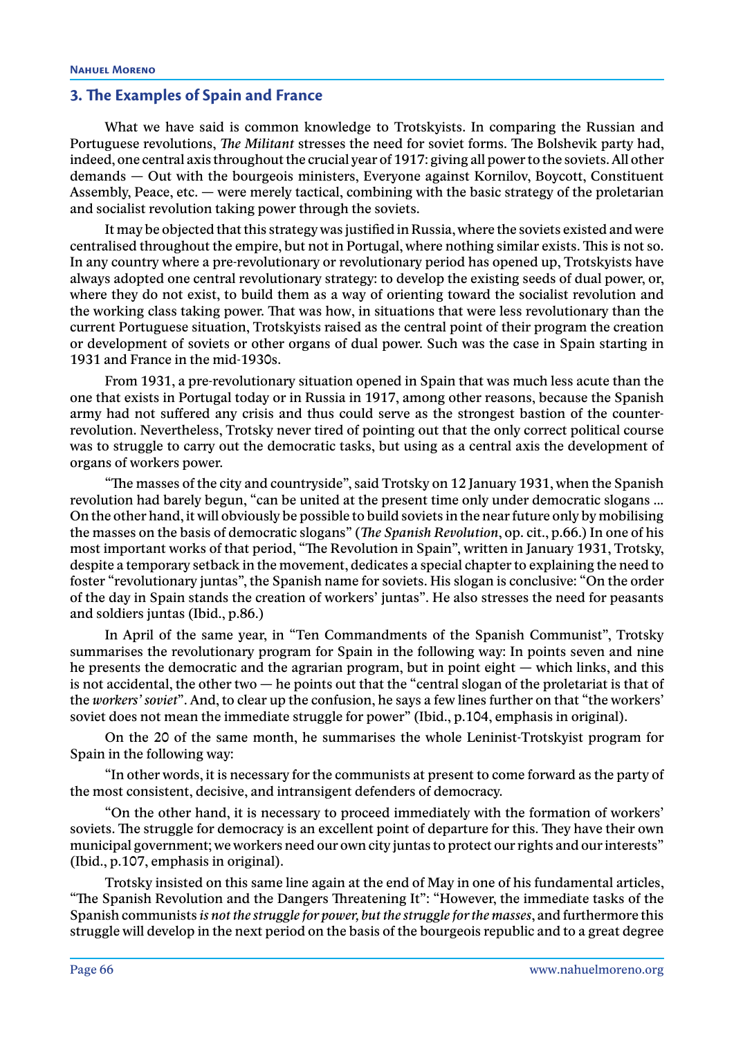## 3. The Examples of Spain and France

What we have said is common knowledge to Trotskyists. In comparing the Russian and Portuguese revolutions, *The Militant* stresses the need for soviet forms. The Bolshevik party had, indeed, one central axis throughout the crucial year of 1917: giving all power to the soviets. All other demands — Out with the bourgeois ministers, Everyone against Kornilov, Boycott, Constituent Assembly, Peace, etc. — were merely tactical, combining with the basic strategy of the proletarian and socialist revolution taking power through the soviets.

It may be objected that this strategy was justified in Russia, where the soviets existed and were centralised throughout the empire, but not in Portugal, where nothing similar exists. This is not so. In any country where a pre-revolutionary or revolutionary period has opened up, Trotskyists have always adopted one central revolutionary strategy: to develop the existing seeds of dual power, or, where they do not exist, to build them as a way of orienting toward the socialist revolution and the working class taking power. That was how, in situations that were less revolutionary than the current Portuguese situation, Trotskyists raised as the central point of their program the creation or development of soviets or other organs of dual power. Such was the case in Spain starting in 1931 and France in the mid-1930s.

From 1931, a pre-revolutionary situation opened in Spain that was much less acute than the one that exists in Portugal today or in Russia in 1917, among other reasons, because the Spanish army had not suffered any crisis and thus could serve as the strongest bastion of the counter-revolution. Nevertheless, Trotsky never tired of pointing out that the only correct political course was to struggle to carry out the democratic tasks, but using as a central axis the development of organs of workers power.

"The masses of the city and countryside", said Trotsky on 12 January 1931, when the Spanish revolution had barely begun, "can be united at the present time only under democratic slogans ... On the other hand, it will obviously be possible to build soviets in the near future only by mobilising the masses on the basis of democratic slogans" (*The Spanish Revolution*, op. cit., p.66.) In one of his most important works of that period, "The Revolution in Spain", written in January 1931, Trotsky, despite a temporary setback in the movement, dedicates a special chapter to explaining the need to foster "revolutionary juntas", the Spanish name for soviets. His slogan is conclusive: "On the order of the day in Spain stands the creation of workers' juntas". He also stresses the need for peasants and soldiers juntas (Ibid., p.86.)

In April of the same year, in "Ten Commandments of the Spanish Communist", Trotsky summarises the revolutionary program for Spain in the following way: In points seven and nine he presents the democratic and the agrarian program, but in point eight — which links, and this is not accidental, the other two — he points out that the "central slogan of the proletariat is that of the *workers' soviet*". And, to clear up the confusion, he says a few lines further on that "the workers' soviet does not mean the immediate struggle for power" (Ibid., p.104, emphasis in original).

On the 20 of the same month, he summarises the whole Leninist-Trotskyist program for Spain in the following way:

"In other words, it is necessary for the communists at present to come forward as the party of the most consistent, decisive, and intransigent defenders of democracy.

"On the other hand, it is necessary to proceed immediately with the formation of workers' soviets. The struggle for democracy is an excellent point of departure for this. They have their own municipal government; we workers need our own city juntas to protect our rights and our interests" (Ibid., p.107, emphasis in original).

Trotsky insisted on this same line again at the end of May in one of his fundamental articles, "The Spanish Revolution and the Dangers Threatening It": "However, the immediate tasks of the Spanish communists *is not the struggle for power, but the struggle for the masses*, and furthermore this struggle will develop in the next period on the basis of the bourgeois republic and to a great degree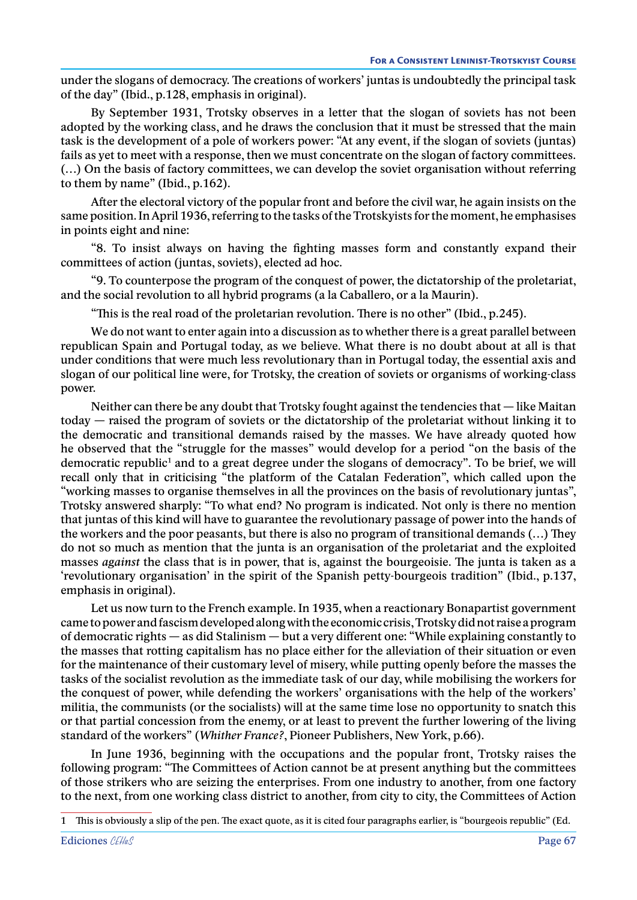under the slogans of democracy. The creations of workers' juntas is undoubtedly the principal task of the day" (Ibid., p.128, emphasis in original).

By September 1931, Trotsky observes in a letter that the slogan of soviets has not been adopted by the working class, and he draws the conclusion that it must be stressed that the main task is the development of a pole of workers power: "At any event, if the slogan of soviets (juntas) fails as yet to meet with a response, then we must concentrate on the slogan of factory committees. (…) On the basis of factory committees, we can develop the soviet organisation without referring to them by name" (Ibid., p.162).

After the electoral victory of the popular front and before the civil war, he again insists on the same position. In April 1936, referring to the tasks of the Trotskyists for the moment, he emphasises in points eight and nine:

"8. To insist always on having the fighting masses form and constantly expand their committees of action (juntas, soviets), elected ad hoc.

"9. To counterpose the program of the conquest of power, the dictatorship of the proletariat, and the social revolution to all hybrid programs (a la Caballero, or a la Maurin).

"This is the real road of the proletarian revolution. There is no other" (Ibid., p.245).

We do not want to enter again into a discussion as to whether there is a great parallel between republican Spain and Portugal today, as we believe. What there is no doubt about at all is that under conditions that were much less revolutionary than in Portugal today, the essential axis and slogan of our political line were, for Trotsky, the creation of soviets or organisms of working-class power.

Neither can there be any doubt that Trotsky fought against the tendencies that — like Maitan today — raised the program of soviets or the dictatorship of the proletariat without linking it to the democratic and transitional demands raised by the masses. We have already quoted how he observed that the "struggle for the masses" would develop for a period "on the basis of the democratic republic[1] and to a great degree under the slogans of democracy". To be brief, we will recall only that in criticising "the platform of the Catalan Federation", which called upon the "working masses to organise themselves in all the provinces on the basis of revolutionary juntas", Trotsky answered sharply: "To what end? No program is indicated. Not only is there no mention that juntas of this kind will have to guarantee the revolutionary passage of power into the hands of the workers and the poor peasants, but there is also no program of transitional demands (…) They do not so much as mention that the junta is an organisation of the proletariat and the exploited masses *against* the class that is in power, that is, against the bourgeoisie. The junta is taken as a 'revolutionary organisation' in the spirit of the Spanish petty-bourgeois tradition" (Ibid., p.137, emphasis in original).

Let us now turn to the French example. In 1935, when a reactionary Bonapartist government came to power and fascism developed along with the economic crisis, Trotsky did not raise a program of democratic rights — as did Stalinism — but a very different one: "While explaining constantly to the masses that rotting capitalism has no place either for the alleviation of their situation or even for the maintenance of their customary level of misery, while putting openly before the masses the tasks of the socialist revolution as the immediate task of our day, while mobilising the workers for the conquest of power, while defending the workers' organisations with the help of the workers' militia, the communists (or the socialists) will at the same time lose no opportunity to snatch this or that partial concession from the enemy, or at least to prevent the further lowering of the living standard of the workers" (*Whither France?*, Pioneer Publishers, New York, p.66).

In June 1936, beginning with the occupations and the popular front, Trotsky raises the following program: "The Committees of Action cannot be at present anything but the committees of those strikers who are seizing the enterprises. From one industry to another, from one factory to the next, from one working class district to another, from city to city, the Committees of Action

---

1 This is obviously a slip of the pen. The exact quote, as it is cited four paragraphs earlier, is "bourgeois republic" (Ed.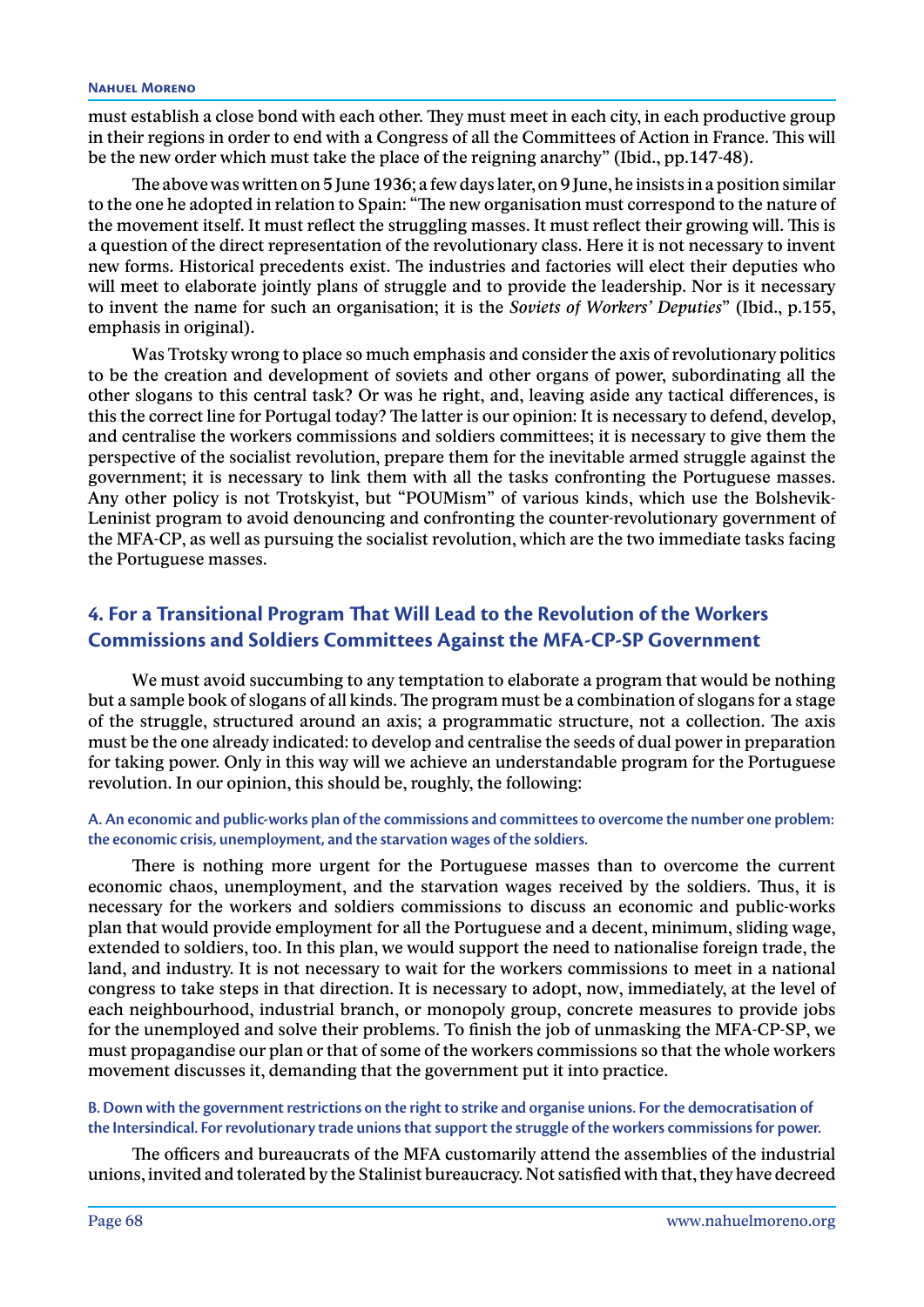must establish a close bond with each other. They must meet in each city, in each productive group in their regions in order to end with a Congress of all the Committees of Action in France. This will be the new order which must take the place of the reigning anarchy" (Ibid., pp.147-48).

The above was written on 5 June 1936; a few days later, on 9 June, he insists in a position similar to the one he adopted in relation to Spain: "The new organisation must correspond to the nature of the movement itself. It must reflect the struggling masses. It must reflect their growing will. This is a question of the direct representation of the revolutionary class. Here it is not necessary to invent new forms. Historical precedents exist. The industries and factories will elect their deputies who will meet to elaborate jointly plans of struggle and to provide the leadership. Nor is it necessary to invent the name for such an organisation; it is the *Soviets of Workers' Deputies*" (Ibid., p.155, emphasis in original).

Was Trotsky wrong to place so much emphasis and consider the axis of revolutionary politics to be the creation and development of soviets and other organs of power, subordinating all the other slogans to this central task? Or was he right, and, leaving aside any tactical differences, is this the correct line for Portugal today? The latter is our opinion: It is necessary to defend, develop, and centralise the workers commissions and soldiers committees; it is necessary to give them the perspective of the socialist revolution, prepare them for the inevitable armed struggle against the government; it is necessary to link them with all the tasks confronting the Portuguese masses. Any other policy is not Trotskyist, but "POUMism" of various kinds, which use the Bolshevik-Leninist program to avoid denouncing and confronting the counter-revolutionary government of the MFA-CP, as well as pursuing the socialist revolution, which are the two immediate tasks facing the Portuguese masses.

## 4. For a Transitional Program That Will Lead to the Revolution of the Workers Commissions and Soldiers Committees Against the MFA-CP-SP Government

We must avoid succumbing to any temptation to elaborate a program that would be nothing but a sample book of slogans of all kinds. The program must be a combination of slogans for a stage of the struggle, structured around an axis; a programmatic structure, not a collection. The axis must be the one already indicated: to develop and centralise the seeds of dual power in preparation for taking power. Only in this way will we achieve an understandable program for the Portuguese revolution. In our opinion, this should be, roughly, the following:

#### A. An economic and public-works plan of the commissions and committees to overcome the number one problem: the economic crisis, unemployment, and the starvation wages of the soldiers.

There is nothing more urgent for the Portuguese masses than to overcome the current economic chaos, unemployment, and the starvation wages received by the soldiers. Thus, it is necessary for the workers and soldiers commissions to discuss an economic and public-works plan that would provide employment for all the Portuguese and a decent, minimum, sliding wage, extended to soldiers, too. In this plan, we would support the need to nationalise foreign trade, the land, and industry. It is not necessary to wait for the workers commissions to meet in a national congress to take steps in that direction. It is necessary to adopt, now, immediately, at the level of each neighbourhood, industrial branch, or monopoly group, concrete measures to provide jobs for the unemployed and solve their problems. To finish the job of unmasking the MFA-CP-SP, we must propagandise our plan or that of some of the workers commissions so that the whole workers movement discusses it, demanding that the government put it into practice.

#### B. Down with the government restrictions on the right to strike and organise unions. For the democratisation of the Intersindical. For revolutionary trade unions that support the struggle of the workers commissions for power.

The officers and bureaucrats of the MFA customarily attend the assemblies of the industrial unions, invited and tolerated by the Stalinist bureaucracy. Not satisfied with that, they have decreed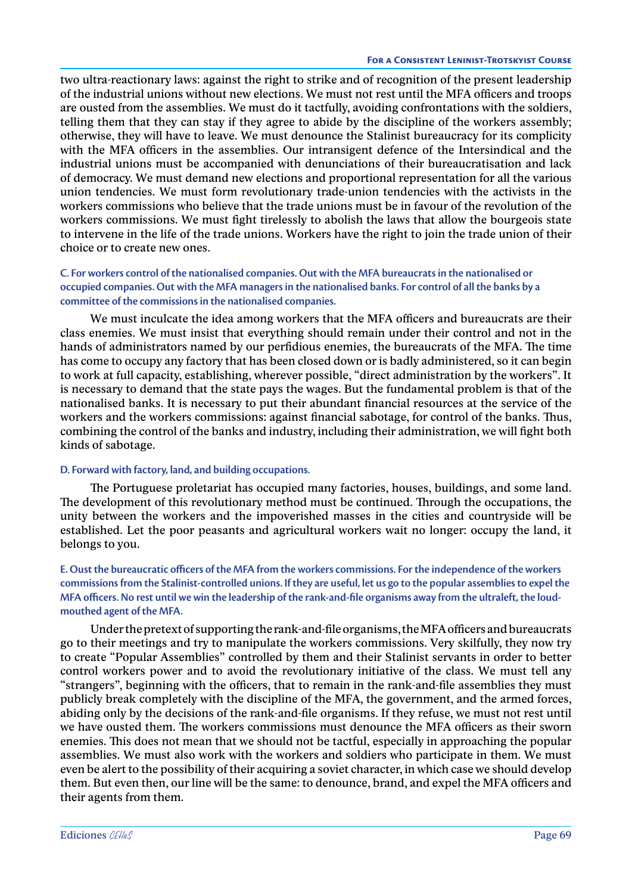two ultra-reactionary laws: against the right to strike and of recognition of the present leadership of the industrial unions without new elections. We must not rest until the MFA officers and troops are ousted from the assemblies. We must do it tactfully, avoiding confrontations with the soldiers, telling them that they can stay if they agree to abide by the discipline of the workers assembly; otherwise, they will have to leave. We must denounce the Stalinist bureaucracy for its complicity with the MFA officers in the assemblies. Our intransigent defence of the Intersindical and the industrial unions must be accompanied with denunciations of their bureaucratisation and lack of democracy. We must demand new elections and proportional representation for all the various union tendencies. We must form revolutionary trade-union tendencies with the activists in the workers commissions who believe that the trade unions must be in favour of the revolution of the workers commissions. We must fight tirelessly to abolish the laws that allow the bourgeois state to intervene in the life of the trade unions. Workers have the right to join the trade union of their choice or to create new ones.

#### C. For workers control of the nationalised companies. Out with the MFA bureaucrats in the nationalised or occupied companies. Out with the MFA managers in the nationalised banks. For control of all the banks by a committee of the commissions in the nationalised companies.

We must inculcate the idea among workers that the MFA officers and bureaucrats are their class enemies. We must insist that everything should remain under their control and not in the hands of administrators named by our perfidious enemies, the bureaucrats of the MFA. The time has come to occupy any factory that has been closed down or is badly administered, so it can begin to work at full capacity, establishing, wherever possible, "direct administration by the workers". It is necessary to demand that the state pays the wages. But the fundamental problem is that of the nationalised banks. It is necessary to put their abundant financial resources at the service of the workers and the workers commissions: against financial sabotage, for control of the banks. Thus, combining the control of the banks and industry, including their administration, we will fight both kinds of sabotage.

#### D. Forward with factory, land, and building occupations.

The Portuguese proletariat has occupied many factories, houses, buildings, and some land. The development of this revolutionary method must be continued. Through the occupations, the unity between the workers and the impoverished masses in the cities and countryside will be established. Let the poor peasants and agricultural workers wait no longer: occupy the land, it belongs to you.

#### E. Oust the bureaucratic officers of the MFA from the workers commissions. For the independence of the workers commissions from the Stalinist-controlled unions. If they are useful, let us go to the popular assemblies to expel the MFA officers. No rest until we win the leadership of the rank-and-file organisms away from the ultraleft, the loud-mouthed agent of the MFA.

Under the pretext of supporting the rank-and-file organisms, the MFA officers and bureaucrats go to their meetings and try to manipulate the workers commissions. Very skilfully, they now try to create "Popular Assemblies" controlled by them and their Stalinist servants in order to better control workers power and to avoid the revolutionary initiative of the class. We must tell any "strangers", beginning with the officers, that to remain in the rank-and-file assemblies they must publicly break completely with the discipline of the MFA, the government, and the armed forces, abiding only by the decisions of the rank-and-file organisms. If they refuse, we must not rest until we have ousted them. The workers commissions must denounce the MFA officers as their sworn enemies. This does not mean that we should not be tactful, especially in approaching the popular assemblies. We must also work with the workers and soldiers who participate in them. We must even be alert to the possibility of their acquiring a soviet character, in which case we should develop them. But even then, our line will be the same: to denounce, brand, and expel the MFA officers and their agents from them.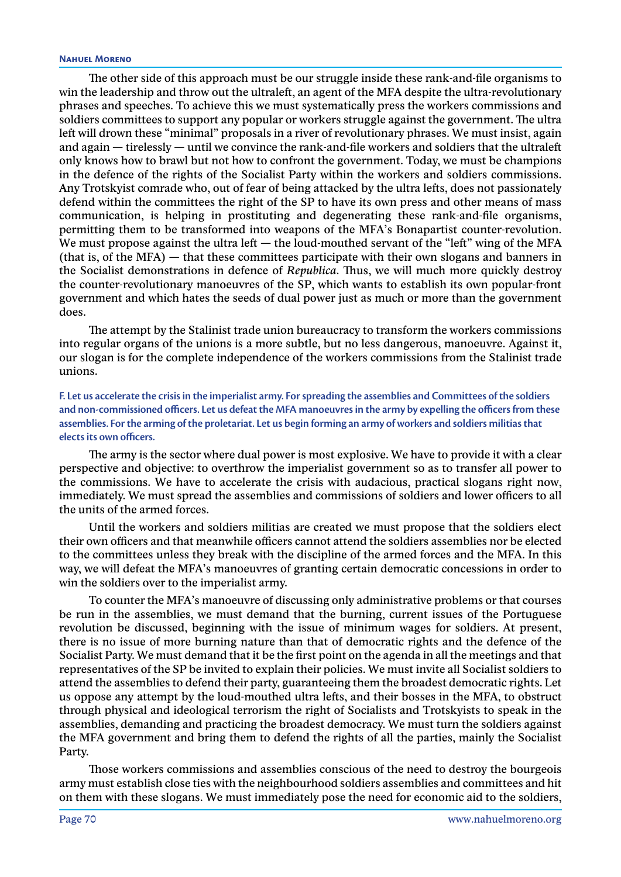The other side of this approach must be our struggle inside these rank-and-file organisms to win the leadership and throw out the ultraleft, an agent of the MFA despite the ultra-revolutionary phrases and speeches. To achieve this we must systematically press the workers commissions and soldiers committees to support any popular or workers struggle against the government. The ultra left will drown these "minimal" proposals in a river of revolutionary phrases. We must insist, again and again — tirelessly — until we convince the rank-and-file workers and soldiers that the ultraleft only knows how to brawl but not how to confront the government. Today, we must be champions in the defence of the rights of the Socialist Party within the workers and soldiers commissions. Any Trotskyist comrade who, out of fear of being attacked by the ultra lefts, does not passionately defend within the committees the right of the SP to have its own press and other means of mass communication, is helping in prostituting and degenerating these rank-and-file organisms, permitting them to be transformed into weapons of the MFA's Bonapartist counter-revolution. We must propose against the ultra left — the loud-mouthed servant of the "left" wing of the MFA (that is, of the MFA) — that these committees participate with their own slogans and banners in the Socialist demonstrations in defence of *Republica*. Thus, we will much more quickly destroy the counter-revolutionary manoeuvres of the SP, which wants to establish its own popular-front government and which hates the seeds of dual power just as much or more than the government does.

The attempt by the Stalinist trade union bureaucracy to transform the workers commissions into regular organs of the unions is a more subtle, but no less dangerous, manoeuvre. Against it, our slogan is for the complete independence of the workers commissions from the Stalinist trade unions.

#### F. Let us accelerate the crisis in the imperialist army. For spreading the assemblies and Committees of the soldiers and non-commissioned officers. Let us defeat the MFA manoeuvres in the army by expelling the officers from these assemblies. For the arming of the proletariat. Let us begin forming an army of workers and soldiers militias that elects its own officers.

The army is the sector where dual power is most explosive. We have to provide it with a clear perspective and objective: to overthrow the imperialist government so as to transfer all power to the commissions. We have to accelerate the crisis with audacious, practical slogans right now, immediately. We must spread the assemblies and commissions of soldiers and lower officers to all the units of the armed forces.

Until the workers and soldiers militias are created we must propose that the soldiers elect their own officers and that meanwhile officers cannot attend the soldiers assemblies nor be elected to the committees unless they break with the discipline of the armed forces and the MFA. In this way, we will defeat the MFA's manoeuvres of granting certain democratic concessions in order to win the soldiers over to the imperialist army.

To counter the MFA's manoeuvre of discussing only administrative problems or that courses be run in the assemblies, we must demand that the burning, current issues of the Portuguese revolution be discussed, beginning with the issue of minimum wages for soldiers. At present, there is no issue of more burning nature than that of democratic rights and the defence of the Socialist Party. We must demand that it be the first point on the agenda in all the meetings and that representatives of the SP be invited to explain their policies. We must invite all Socialist soldiers to attend the assemblies to defend their party, guaranteeing them the broadest democratic rights. Let us oppose any attempt by the loud-mouthed ultra lefts, and their bosses in the MFA, to obstruct through physical and ideological terrorism the right of Socialists and Trotskyists to speak in the assemblies, demanding and practicing the broadest democracy. We must turn the soldiers against the MFA government and bring them to defend the rights of all the parties, mainly the Socialist Party.

Those workers commissions and assemblies conscious of the need to destroy the bourgeois army must establish close ties with the neighbourhood soldiers assemblies and committees and hit on them with these slogans. We must immediately pose the need for economic aid to the soldiers,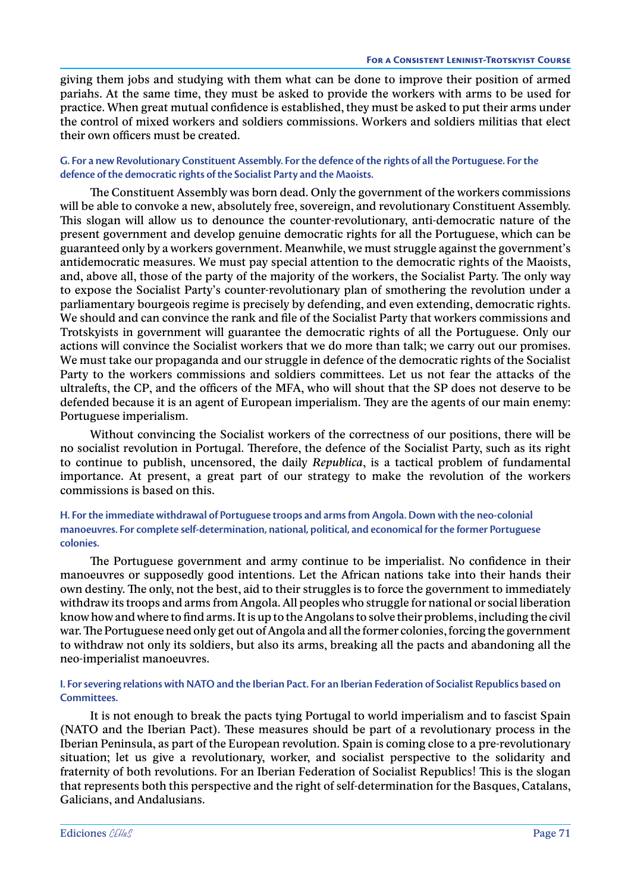giving them jobs and studying with them what can be done to improve their position of armed pariahs. At the same time, they must be asked to provide the workers with arms to be used for practice. When great mutual confidence is established, they must be asked to put their arms under the control of mixed workers and soldiers commissions. Workers and soldiers militias that elect their own officers must be created.

#### G. For a new Revolutionary Constituent Assembly. For the defence of the rights of all the Portuguese. For the defence of the democratic rights of the Socialist Party and the Maoists.

The Constituent Assembly was born dead. Only the government of the workers commissions will be able to convoke a new, absolutely free, sovereign, and revolutionary Constituent Assembly. This slogan will allow us to denounce the counter-revolutionary, anti-democratic nature of the present government and develop genuine democratic rights for all the Portuguese, which can be guaranteed only by a workers government. Meanwhile, we must struggle against the government's antidemocratic measures. We must pay special attention to the democratic rights of the Maoists, and, above all, those of the party of the majority of the workers, the Socialist Party. The only way to expose the Socialist Party's counter-revolutionary plan of smothering the revolution under a parliamentary bourgeois regime is precisely by defending, and even extending, democratic rights. We should and can convince the rank and file of the Socialist Party that workers commissions and Trotskyists in government will guarantee the democratic rights of all the Portuguese. Only our actions will convince the Socialist workers that we do more than talk; we carry out our promises. We must take our propaganda and our struggle in defence of the democratic rights of the Socialist Party to the workers commissions and soldiers committees. Let us not fear the attacks of the ultralefts, the CP, and the officers of the MFA, who will shout that the SP does not deserve to be defended because it is an agent of European imperialism. They are the agents of our main enemy: Portuguese imperialism.

Without convincing the Socialist workers of the correctness of our positions, there will be no socialist revolution in Portugal. Therefore, the defence of the Socialist Party, such as its right to continue to publish, uncensored, the daily *Republica*, is a tactical problem of fundamental importance. At present, a great part of our strategy to make the revolution of the workers commissions is based on this.

#### H. For the immediate withdrawal of Portuguese troops and arms from Angola. Down with the neo-colonial manoeuvres. For complete self-determination, national, political, and economical for the former Portuguese colonies.

The Portuguese government and army continue to be imperialist. No confidence in their manoeuvres or supposedly good intentions. Let the African nations take into their hands their own destiny. The only, not the best, aid to their struggles is to force the government to immediately withdraw its troops and arms from Angola. All peoples who struggle for national or social liberation know how and where to find arms. It is up to the Angolans to solve their problems, including the civil war. The Portuguese need only get out of Angola and all the former colonies, forcing the government to withdraw not only its soldiers, but also its arms, breaking all the pacts and abandoning all the neo-imperialist manoeuvres.

#### I. For severing relations with NATO and the Iberian Pact. For an Iberian Federation of Socialist Republics based on Committees.

It is not enough to break the pacts tying Portugal to world imperialism and to fascist Spain (NATO and the Iberian Pact). These measures should be part of a revolutionary process in the Iberian Peninsula, as part of the European revolution. Spain is coming close to a pre-revolutionary situation; let us give a revolutionary, worker, and socialist perspective to the solidarity and fraternity of both revolutions. For an Iberian Federation of Socialist Republics! This is the slogan that represents both this perspective and the right of self-determination for the Basques, Catalans, Galicians, and Andalusians.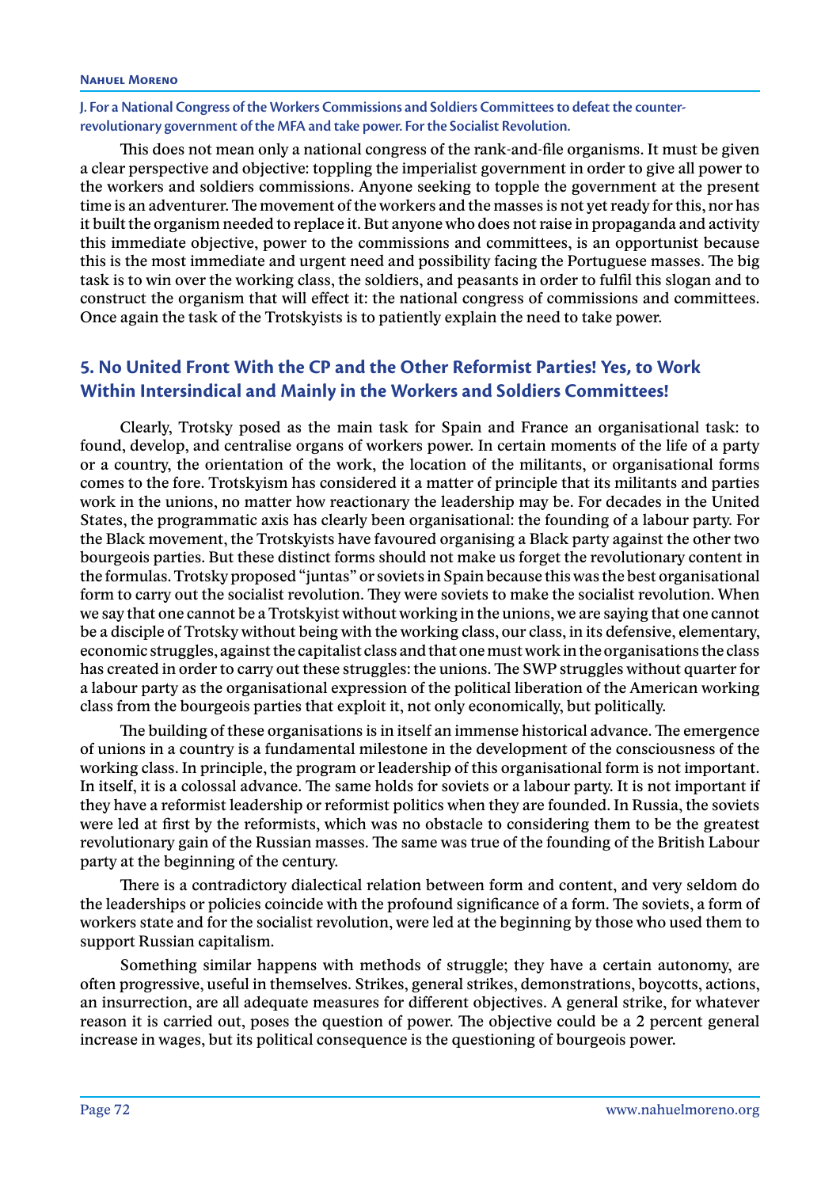### J. For a National Congress of the Workers Commissions and Soldiers Committees to defeat the counter-revolutionary government of the MFA and take power. For the Socialist Revolution.

This does not mean only a national congress of the rank-and-file organisms. It must be given a clear perspective and objective: toppling the imperialist government in order to give all power to the workers and soldiers commissions. Anyone seeking to topple the government at the present time is an adventurer. The movement of the workers and the masses is not yet ready for this, nor has it built the organism needed to replace it. But anyone who does not raise in propaganda and activity this immediate objective, power to the commissions and committees, is an opportunist because this is the most immediate and urgent need and possibility facing the Portuguese masses. The big task is to win over the working class, the soldiers, and peasants in order to fulfil this slogan and to construct the organism that will effect it: the national congress of commissions and committees. Once again the task of the Trotskyists is to patiently explain the need to take power.

## 5. No United Front With the CP and the Other Reformist Parties! Yes, to Work Within Intersindical and Mainly in the Workers and Soldiers Committees!

Clearly, Trotsky posed as the main task for Spain and France an organisational task: to found, develop, and centralise organs of workers power. In certain moments of the life of a party or a country, the orientation of the work, the location of the militants, or organisational forms comes to the fore. Trotskyism has considered it a matter of principle that its militants and parties work in the unions, no matter how reactionary the leadership may be. For decades in the United States, the programmatic axis has clearly been organisational: the founding of a labour party. For the Black movement, the Trotskyists have favoured organising a Black party against the other two bourgeois parties. But these distinct forms should not make us forget the revolutionary content in the formulas. Trotsky proposed "juntas" or soviets in Spain because this was the best organisational form to carry out the socialist revolution. They were soviets to make the socialist revolution. When we say that one cannot be a Trotskyist without working in the unions, we are saying that one cannot be a disciple of Trotsky without being with the working class, our class, in its defensive, elementary, economic struggles, against the capitalist class and that one must work in the organisations the class has created in order to carry out these struggles: the unions. The SWP struggles without quarter for a labour party as the organisational expression of the political liberation of the American working class from the bourgeois parties that exploit it, not only economically, but politically.

The building of these organisations is in itself an immense historical advance. The emergence of unions in a country is a fundamental milestone in the development of the consciousness of the working class. In principle, the program or leadership of this organisational form is not important. In itself, it is a colossal advance. The same holds for soviets or a labour party. It is not important if they have a reformist leadership or reformist politics when they are founded. In Russia, the soviets were led at first by the reformists, which was no obstacle to considering them to be the greatest revolutionary gain of the Russian masses. The same was true of the founding of the British Labour party at the beginning of the century.

There is a contradictory dialectical relation between form and content, and very seldom do the leaderships or policies coincide with the profound significance of a form. The soviets, a form of workers state and for the socialist revolution, were led at the beginning by those who used them to support Russian capitalism.

Something similar happens with methods of struggle; they have a certain autonomy, are often progressive, useful in themselves. Strikes, general strikes, demonstrations, boycotts, actions, an insurrection, are all adequate measures for different objectives. A general strike, for whatever reason it is carried out, poses the question of power. The objective could be a 2 percent general increase in wages, but its political consequence is the questioning of bourgeois power.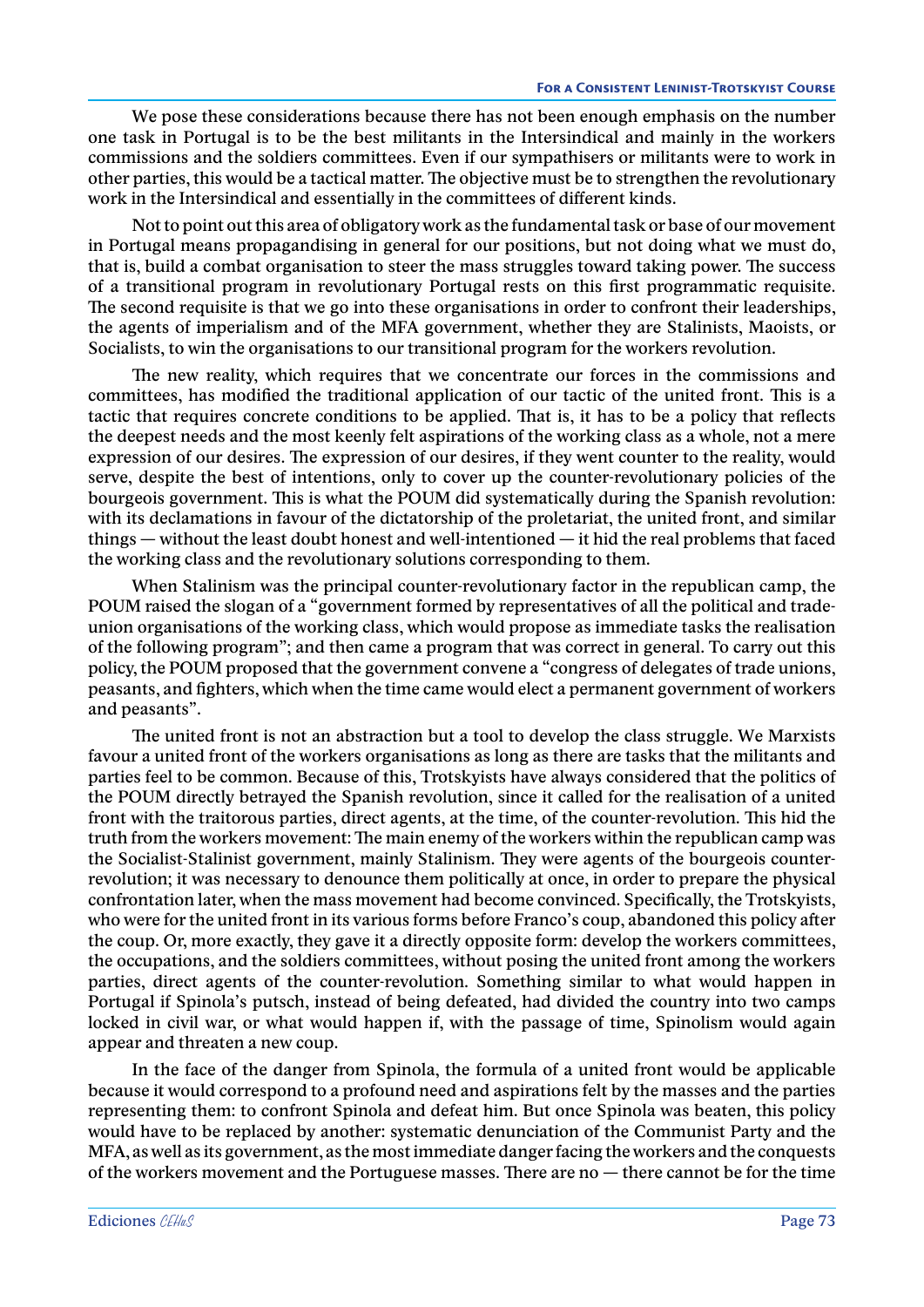We pose these considerations because there has not been enough emphasis on the number one task in Portugal is to be the best militants in the Intersindical and mainly in the workers commissions and the soldiers committees. Even if our sympathisers or militants were to work in other parties, this would be a tactical matter. The objective must be to strengthen the revolutionary work in the Intersindical and essentially in the committees of different kinds.

Not to point out this area of obligatory work as the fundamental task or base of our movement in Portugal means propagandising in general for our positions, but not doing what we must do, that is, build a combat organisation to steer the mass struggles toward taking power. The success of a transitional program in revolutionary Portugal rests on this first programmatic requisite. The second requisite is that we go into these organisations in order to confront their leaderships, the agents of imperialism and of the MFA government, whether they are Stalinists, Maoists, or Socialists, to win the organisations to our transitional program for the workers revolution.

The new reality, which requires that we concentrate our forces in the commissions and committees, has modified the traditional application of our tactic of the united front. This is a tactic that requires concrete conditions to be applied. That is, it has to be a policy that reflects the deepest needs and the most keenly felt aspirations of the working class as a whole, not a mere expression of our desires. The expression of our desires, if they went counter to the reality, would serve, despite the best of intentions, only to cover up the counter-revolutionary policies of the bourgeois government. This is what the POUM did systematically during the Spanish revolution: with its declamations in favour of the dictatorship of the proletariat, the united front, and similar things — without the least doubt honest and well-intentioned — it hid the real problems that faced the working class and the revolutionary solutions corresponding to them.

When Stalinism was the principal counter-revolutionary factor in the republican camp, the POUM raised the slogan of a "government formed by representatives of all the political and trade-union organisations of the working class, which would propose as immediate tasks the realisation of the following program"; and then came a program that was correct in general. To carry out this policy, the POUM proposed that the government convene a "congress of delegates of trade unions, peasants, and fighters, which when the time came would elect a permanent government of workers and peasants".

The united front is not an abstraction but a tool to develop the class struggle. We Marxists favour a united front of the workers organisations as long as there are tasks that the militants and parties feel to be common. Because of this, Trotskyists have always considered that the politics of the POUM directly betrayed the Spanish revolution, since it called for the realisation of a united front with the traitorous parties, direct agents, at the time, of the counter-revolution. This hid the truth from the workers movement: The main enemy of the workers within the republican camp was the Socialist-Stalinist government, mainly Stalinism. They were agents of the bourgeois counter-revolution; it was necessary to denounce them politically at once, in order to prepare the physical confrontation later, when the mass movement had become convinced. Specifically, the Trotskyists, who were for the united front in its various forms before Franco's coup, abandoned this policy after the coup. Or, more exactly, they gave it a directly opposite form: develop the workers committees, the occupations, and the soldiers committees, without posing the united front among the workers parties, direct agents of the counter-revolution. Something similar to what would happen in Portugal if Spinola's putsch, instead of being defeated, had divided the country into two camps locked in civil war, or what would happen if, with the passage of time, Spinolism would again appear and threaten a new coup.

In the face of the danger from Spinola, the formula of a united front would be applicable because it would correspond to a profound need and aspirations felt by the masses and the parties representing them: to confront Spinola and defeat him. But once Spinola was beaten, this policy would have to be replaced by another: systematic denunciation of the Communist Party and the MFA, as well as its government, as the most immediate danger facing the workers and the conquests of the workers movement and the Portuguese masses. There are no — there cannot be for the time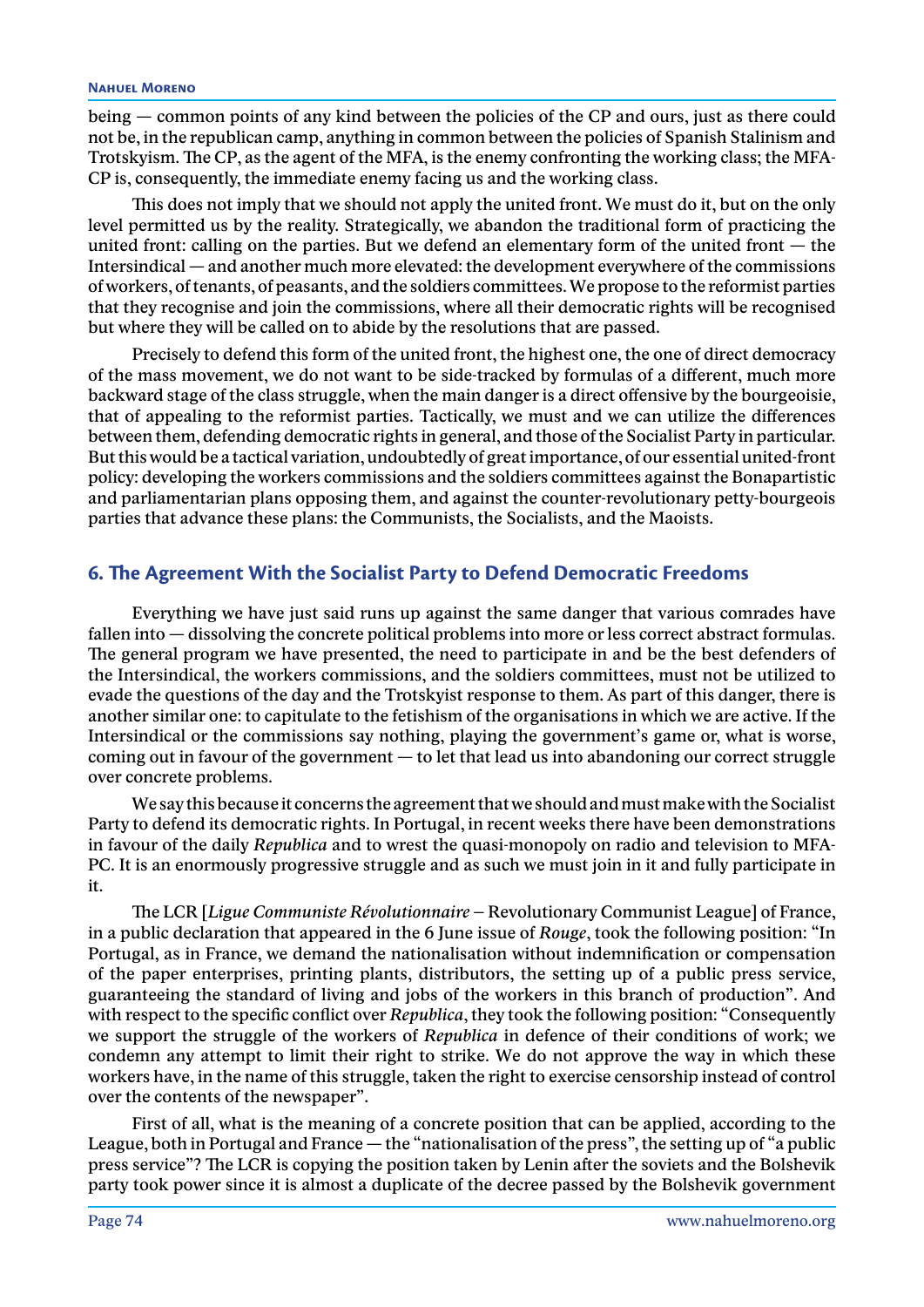being — common points of any kind between the policies of the CP and ours, just as there could not be, in the republican camp, anything in common between the policies of Spanish Stalinism and Trotskyism. The CP, as the agent of the MFA, is the enemy confronting the working class; the MFA-CP is, consequently, the immediate enemy facing us and the working class.

This does not imply that we should not apply the united front. We must do it, but on the only level permitted us by the reality. Strategically, we abandon the traditional form of practicing the united front: calling on the parties. But we defend an elementary form of the united front — the Intersindical — and another much more elevated: the development everywhere of the commissions of workers, of tenants, of peasants, and the soldiers committees. We propose to the reformist parties that they recognise and join the commissions, where all their democratic rights will be recognised but where they will be called on to abide by the resolutions that are passed.

Precisely to defend this form of the united front, the highest one, the one of direct democracy of the mass movement, we do not want to be side-tracked by formulas of a different, much more backward stage of the class struggle, when the main danger is a direct offensive by the bourgeoisie, that of appealing to the reformist parties. Tactically, we must and we can utilize the differences between them, defending democratic rights in general, and those of the Socialist Party in particular. But this would be a tactical variation, undoubtedly of great importance, of our essential united-front policy: developing the workers commissions and the soldiers committees against the Bonapartistic and parliamentarian plans opposing them, and against the counter-revolutionary petty-bourgeois parties that advance these plans: the Communists, the Socialists, and the Maoists.

## 6. The Agreement With the Socialist Party to Defend Democratic Freedoms

Everything we have just said runs up against the same danger that various comrades have fallen into — dissolving the concrete political problems into more or less correct abstract formulas. The general program we have presented, the need to participate in and be the best defenders of the Intersindical, the workers commissions, and the soldiers committees, must not be utilized to evade the questions of the day and the Trotskyist response to them. As part of this danger, there is another similar one: to capitulate to the fetishism of the organisations in which we are active. If the Intersindical or the commissions say nothing, playing the government's game or, what is worse, coming out in favour of the government — to let that lead us into abandoning our correct struggle over concrete problems.

We say this because it concerns the agreement that we should and must make with the Socialist Party to defend its democratic rights. In Portugal, in recent weeks there have been demonstrations in favour of the daily *Republica* and to wrest the quasi-monopoly on radio and television to MFA-PC. It is an enormously progressive struggle and as such we must join in it and fully participate in it.

The LCR [*Ligue Communiste Révolutionnaire* – Revolutionary Communist League] of France, in a public declaration that appeared in the 6 June issue of *Rouge*, took the following position: "In Portugal, as in France, we demand the nationalisation without indemnification or compensation of the paper enterprises, printing plants, distributors, the setting up of a public press service, guaranteeing the standard of living and jobs of the workers in this branch of production". And with respect to the specific conflict over *Republica*, they took the following position: "Consequently we support the struggle of the workers of *Republica* in defence of their conditions of work; we condemn any attempt to limit their right to strike. We do not approve the way in which these workers have, in the name of this struggle, taken the right to exercise censorship instead of control over the contents of the newspaper".

First of all, what is the meaning of a concrete position that can be applied, according to the League, both in Portugal and France — the "nationalisation of the press", the setting up of "a public press service"? The LCR is copying the position taken by Lenin after the soviets and the Bolshevik party took power since it is almost a duplicate of the decree passed by the Bolshevik government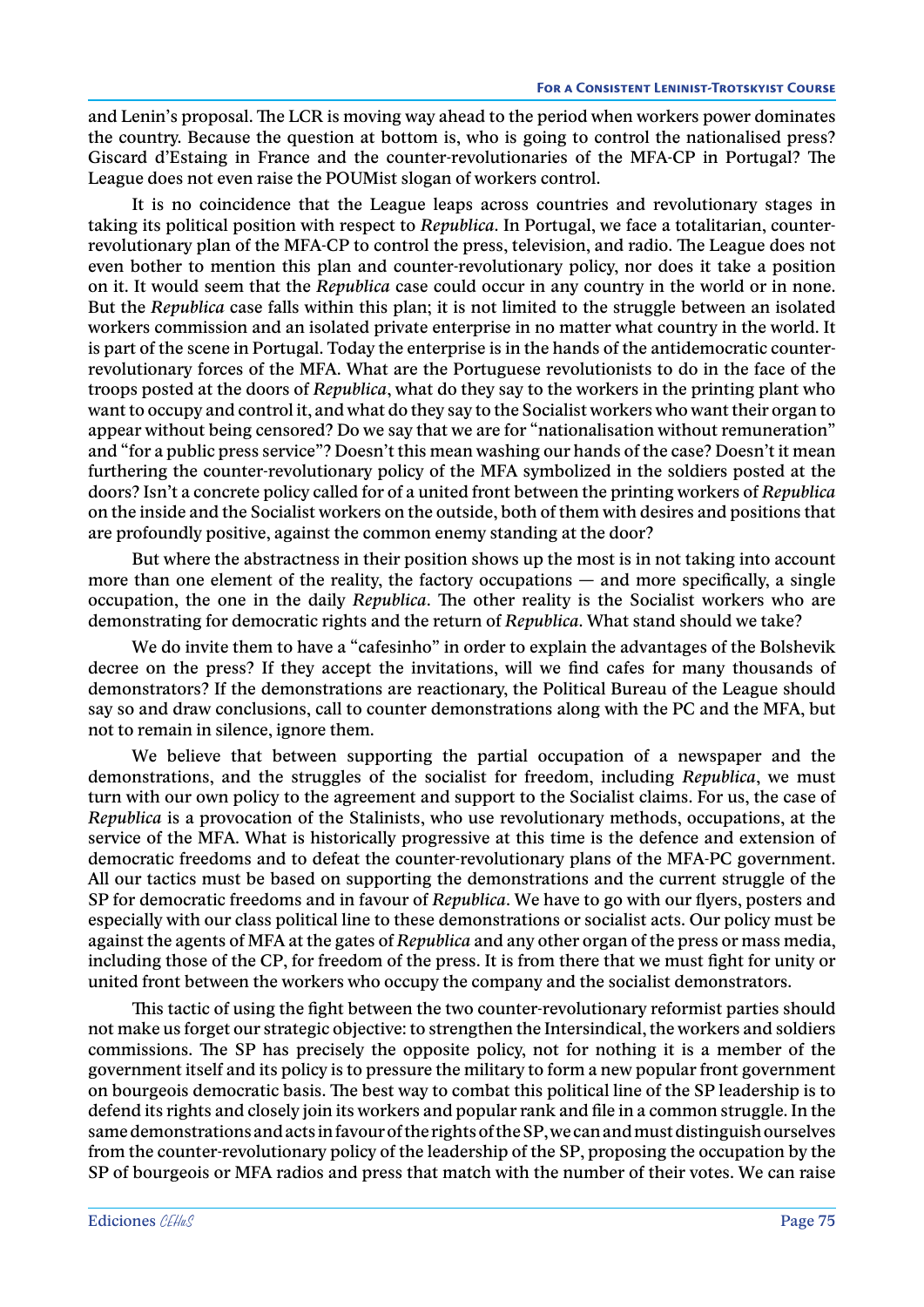and Lenin's proposal. The LCR is moving way ahead to the period when workers power dominates the country. Because the question at bottom is, who is going to control the nationalised press? Giscard d'Estaing in France and the counter-revolutionaries of the MFA-CP in Portugal? The League does not even raise the POUMist slogan of workers control.

It is no coincidence that the League leaps across countries and revolutionary stages in taking its political position with respect to *Republica*. In Portugal, we face a totalitarian, counter-revolutionary plan of the MFA-CP to control the press, television, and radio. The League does not even bother to mention this plan and counter-revolutionary policy, nor does it take a position on it. It would seem that the *Republica* case could occur in any country in the world or in none. But the *Republica* case falls within this plan; it is not limited to the struggle between an isolated workers commission and an isolated private enterprise in no matter what country in the world. It is part of the scene in Portugal. Today the enterprise is in the hands of the antidemocratic counter-revolutionary forces of the MFA. What are the Portuguese revolutionists to do in the face of the troops posted at the doors of *Republica*, what do they say to the workers in the printing plant who want to occupy and control it, and what do they say to the Socialist workers who want their organ to appear without being censored? Do we say that we are for "nationalisation without remuneration" and "for a public press service"? Doesn't this mean washing our hands of the case? Doesn't it mean furthering the counter-revolutionary policy of the MFA symbolized in the soldiers posted at the doors? Isn't a concrete policy called for of a united front between the printing workers of *Republica* on the inside and the Socialist workers on the outside, both of them with desires and positions that are profoundly positive, against the common enemy standing at the door?

But where the abstractness in their position shows up the most is in not taking into account more than one element of the reality, the factory occupations — and more specifically, a single occupation, the one in the daily *Republica*. The other reality is the Socialist workers who are demonstrating for democratic rights and the return of *Republica*. What stand should we take?

We do invite them to have a "cafesinho" in order to explain the advantages of the Bolshevik decree on the press? If they accept the invitations, will we find cafes for many thousands of demonstrators? If the demonstrations are reactionary, the Political Bureau of the League should say so and draw conclusions, call to counter demonstrations along with the PC and the MFA, but not to remain in silence, ignore them.

We believe that between supporting the partial occupation of a newspaper and the demonstrations, and the struggles of the socialist for freedom, including *Republica*, we must turn with our own policy to the agreement and support to the Socialist claims. For us, the case of *Republica* is a provocation of the Stalinists, who use revolutionary methods, occupations, at the service of the MFA. What is historically progressive at this time is the defence and extension of democratic freedoms and to defeat the counter-revolutionary plans of the MFA-PC government. All our tactics must be based on supporting the demonstrations and the current struggle of the SP for democratic freedoms and in favour of *Republica*. We have to go with our flyers, posters and especially with our class political line to these demonstrations or socialist acts. Our policy must be against the agents of MFA at the gates of *Republica* and any other organ of the press or mass media, including those of the CP, for freedom of the press. It is from there that we must fight for unity or united front between the workers who occupy the company and the socialist demonstrators.

This tactic of using the fight between the two counter-revolutionary reformist parties should not make us forget our strategic objective: to strengthen the Intersindical, the workers and soldiers commissions. The SP has precisely the opposite policy, not for nothing it is a member of the government itself and its policy is to pressure the military to form a new popular front government on bourgeois democratic basis. The best way to combat this political line of the SP leadership is to defend its rights and closely join its workers and popular rank and file in a common struggle. In the same demonstrations and acts in favour of the rights of the SP, we can and must distinguish ourselves from the counter-revolutionary policy of the leadership of the SP, proposing the occupation by the SP of bourgeois or MFA radios and press that match with the number of their votes. We can raise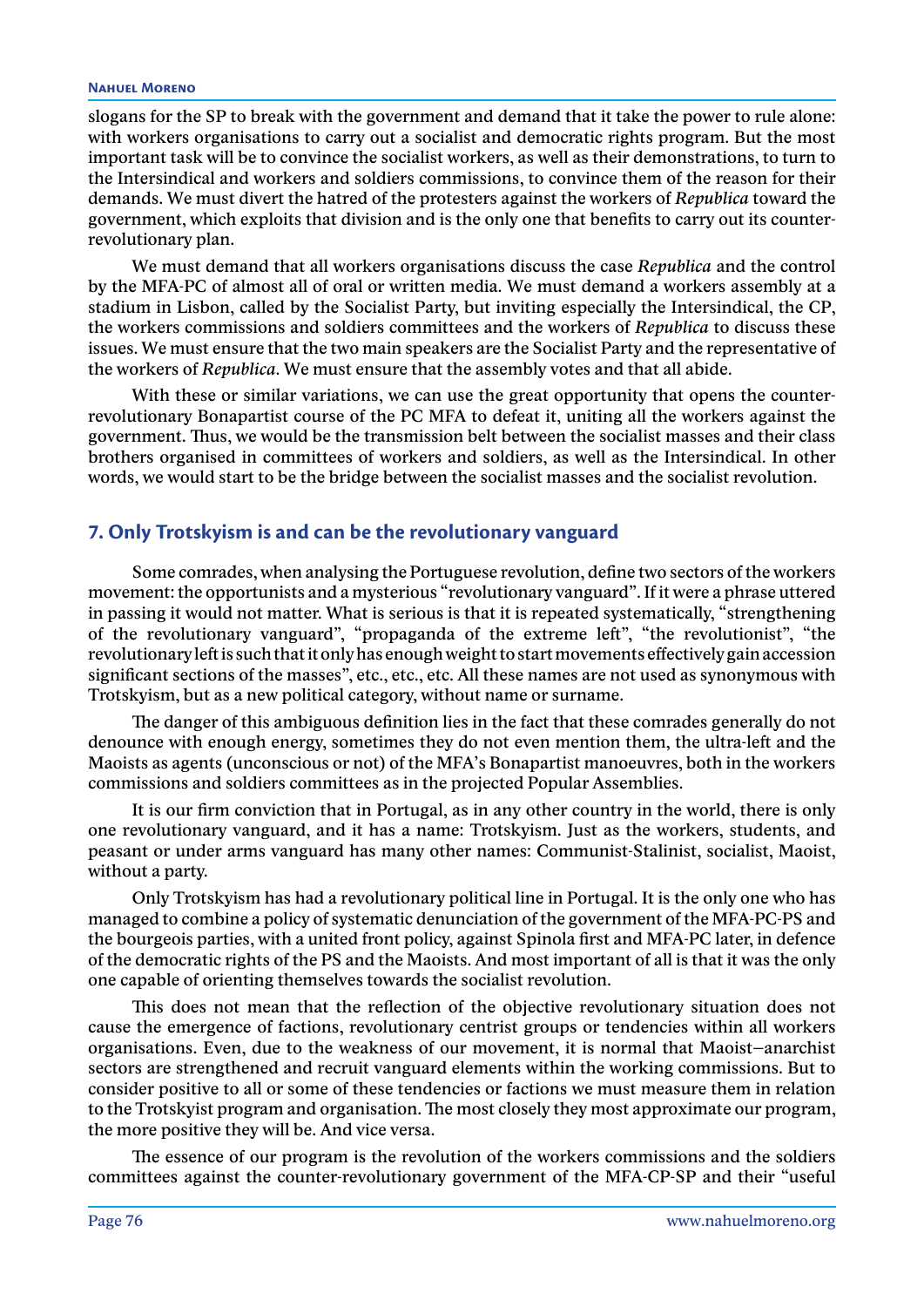slogans for the SP to break with the government and demand that it take the power to rule alone: with workers organisations to carry out a socialist and democratic rights program. But the most important task will be to convince the socialist workers, as well as their demonstrations, to turn to the Intersindical and workers and soldiers commissions, to convince them of the reason for their demands. We must divert the hatred of the protesters against the workers of *Republica* toward the government, which exploits that division and is the only one that benefits to carry out its counter-revolutionary plan.

We must demand that all workers organisations discuss the case *Republica* and the control by the MFA-PC of almost all of oral or written media. We must demand a workers assembly at a stadium in Lisbon, called by the Socialist Party, but inviting especially the Intersindical, the CP, the workers commissions and soldiers committees and the workers of *Republica* to discuss these issues. We must ensure that the two main speakers are the Socialist Party and the representative of the workers of *Republica*. We must ensure that the assembly votes and that all abide.

With these or similar variations, we can use the great opportunity that opens the counter-revolutionary Bonapartist course of the PC MFA to defeat it, uniting all the workers against the government. Thus, we would be the transmission belt between the socialist masses and their class brothers organised in committees of workers and soldiers, as well as the Intersindical. In other words, we would start to be the bridge between the socialist masses and the socialist revolution.

## 7. Only Trotskyism is and can be the revolutionary vanguard

Some comrades, when analysing the Portuguese revolution, define two sectors of the workers movement: the opportunists and a mysterious "revolutionary vanguard". If it were a phrase uttered in passing it would not matter. What is serious is that it is repeated systematically, "strengthening of the revolutionary vanguard", "propaganda of the extreme left", "the revolutionist", "the revolutionary left is such that it only has enough weight to start movements effectively gain accession significant sections of the masses", etc., etc., etc. All these names are not used as synonymous with Trotskyism, but as a new political category, without name or surname.

The danger of this ambiguous definition lies in the fact that these comrades generally do not denounce with enough energy, sometimes they do not even mention them, the ultra-left and the Maoists as agents (unconscious or not) of the MFA's Bonapartist manoeuvres, both in the workers commissions and soldiers committees as in the projected Popular Assemblies.

It is our firm conviction that in Portugal, as in any other country in the world, there is only one revolutionary vanguard, and it has a name: Trotskyism. Just as the workers, students, and peasant or under arms vanguard has many other names: Communist-Stalinist, socialist, Maoist, without a party.

Only Trotskyism has had a revolutionary political line in Portugal. It is the only one who has managed to combine a policy of systematic denunciation of the government of the MFA-PC-PS and the bourgeois parties, with a united front policy, against Spinola first and MFA-PC later, in defence of the democratic rights of the PS and the Maoists. And most important of all is that it was the only one capable of orienting themselves towards the socialist revolution.

This does not mean that the reflection of the objective revolutionary situation does not cause the emergence of factions, revolutionary centrist groups or tendencies within all workers organisations. Even, due to the weakness of our movement, it is normal that Maoist–anarchist sectors are strengthened and recruit vanguard elements within the working commissions. But to consider positive to all or some of these tendencies or factions we must measure them in relation to the Trotskyist program and organisation. The most closely they most approximate our program, the more positive they will be. And vice versa.

The essence of our program is the revolution of the workers commissions and the soldiers committees against the counter-revolutionary government of the MFA-CP-SP and their "useful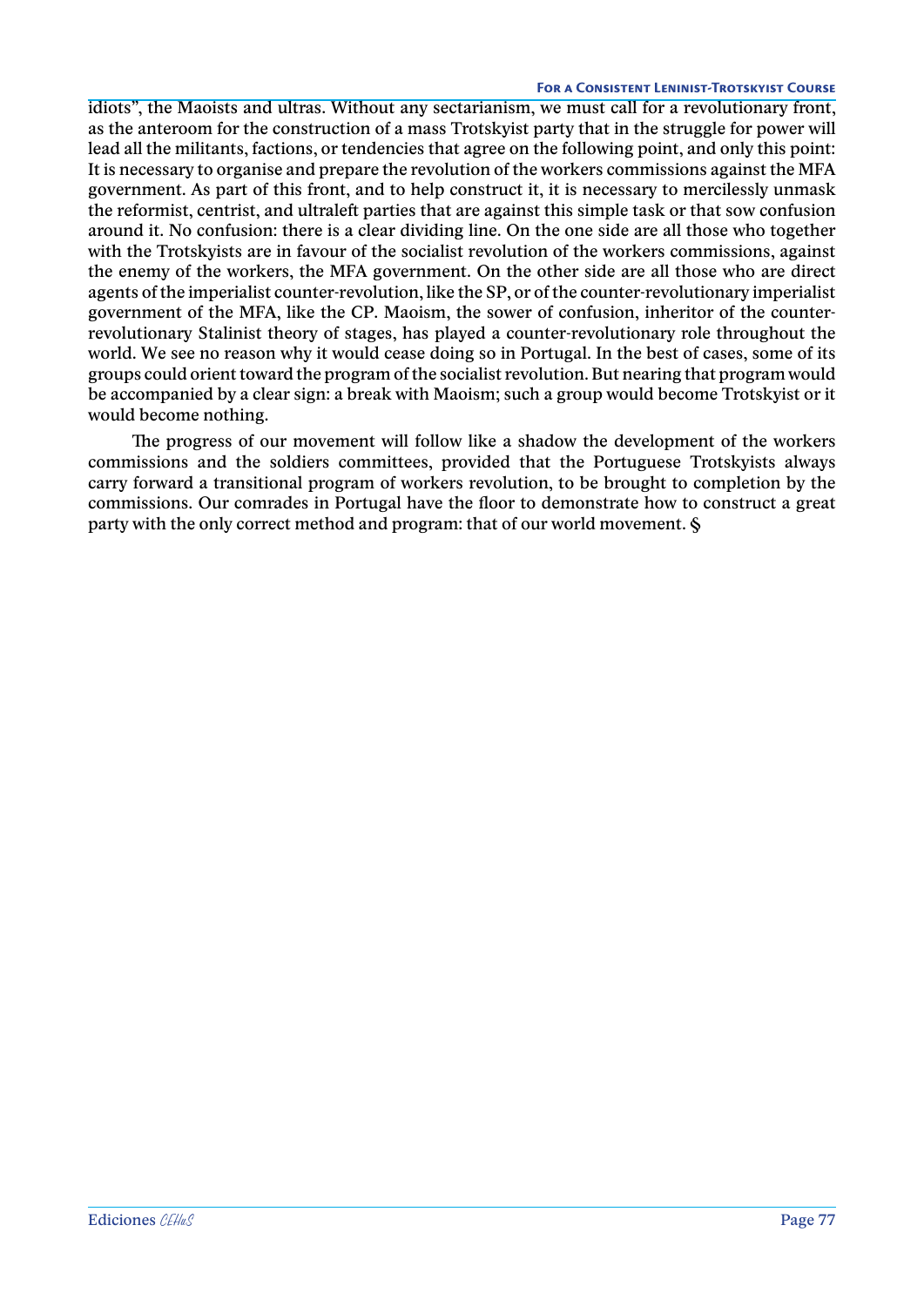idiots", the Maoists and ultras. Without any sectarianism, we must call for a revolutionary front, as the anteroom for the construction of a mass Trotskyist party that in the struggle for power will lead all the militants, factions, or tendencies that agree on the following point, and only this point: It is necessary to organise and prepare the revolution of the workers commissions against the MFA government. As part of this front, and to help construct it, it is necessary to mercilessly unmask the reformist, centrist, and ultraleft parties that are against this simple task or that sow confusion around it. No confusion: there is a clear dividing line. On the one side are all those who together with the Trotskyists are in favour of the socialist revolution of the workers commissions, against the enemy of the workers, the MFA government. On the other side are all those who are direct agents of the imperialist counter-revolution, like the SP, or of the counter-revolutionary imperialist government of the MFA, like the CP. Maoism, the sower of confusion, inheritor of the counter-revolutionary Stalinist theory of stages, has played a counter-revolutionary role throughout the world. We see no reason why it would cease doing so in Portugal. In the best of cases, some of its groups could orient toward the program of the socialist revolution. But nearing that program would be accompanied by a clear sign: a break with Maoism; such a group would become Trotskyist or it would become nothing.

The progress of our movement will follow like a shadow the development of the workers commissions and the soldiers committees, provided that the Portuguese Trotskyists always carry forward a transitional program of workers revolution, to be brought to completion by the commissions. Our comrades in Portugal have the floor to demonstrate how to construct a great party with the only correct method and program: that of our world movement. §